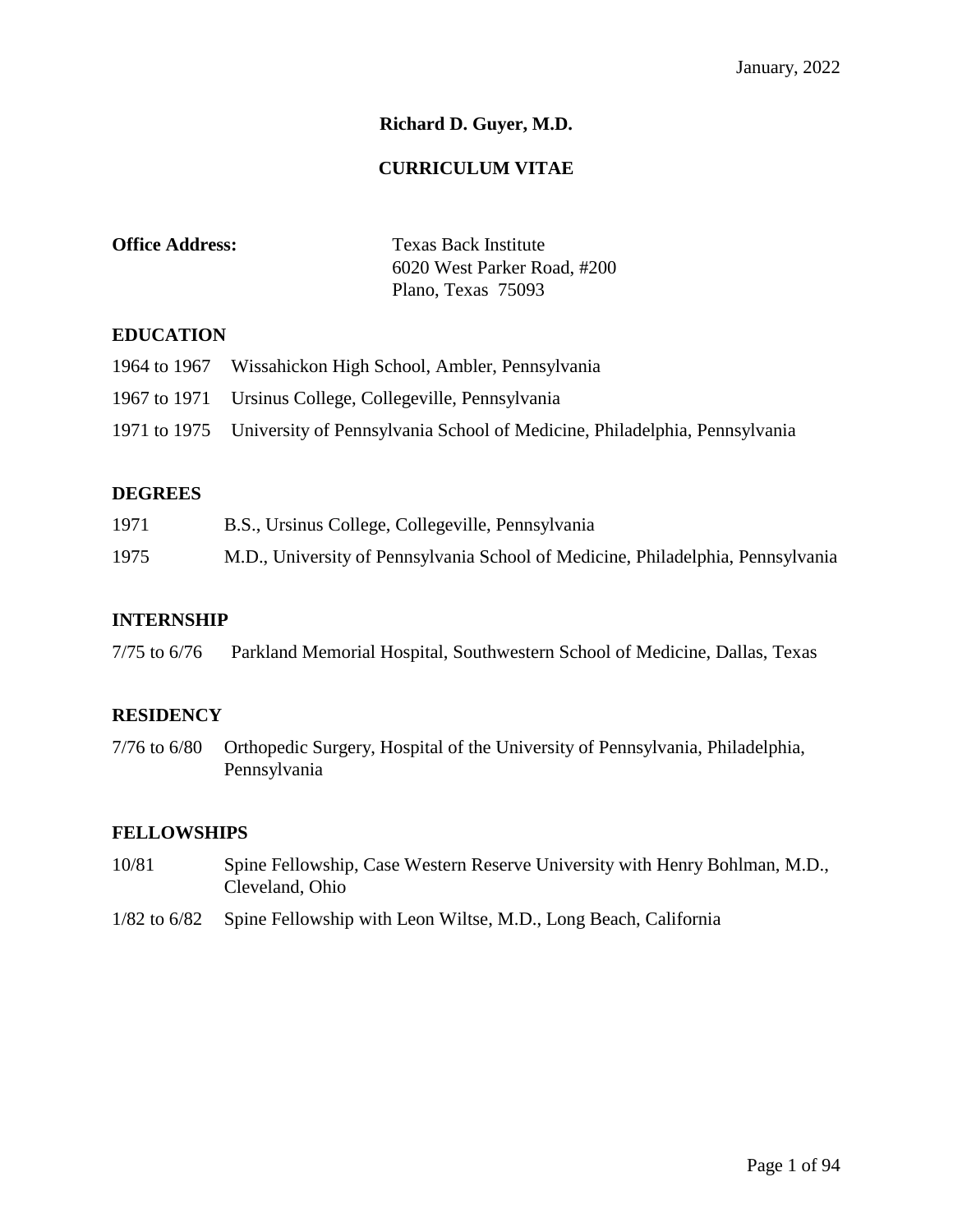January, 2022

# Richard D. Guyer, M.D.

## CURRICULUM VITAE

**Office Address:** Texas Back Institute
6020 West Parker Road, #200
Plano, Texas 75093

### EDUCATION

1964 to 1967 Wissahickon High School, Ambler, Pennsylvania

1967 to 1971 Ursinus College, Collegeville, Pennsylvania

1971 to 1975 University of Pennsylvania School of Medicine, Philadelphia, Pennsylvania

### DEGREES

1971 B.S., Ursinus College, Collegeville, Pennsylvania

1975 M.D., University of Pennsylvania School of Medicine, Philadelphia, Pennsylvania

### INTERNSHIP

7/75 to 6/76 Parkland Memorial Hospital, Southwestern School of Medicine, Dallas, Texas

### RESIDENCY

7/76 to 6/80 Orthopedic Surgery, Hospital of the University of Pennsylvania, Philadelphia, Pennsylvania

### FELLOWSHIPS

10/81 Spine Fellowship, Case Western Reserve University with Henry Bohlman, M.D., Cleveland, Ohio

1/82 to 6/82 Spine Fellowship with Leon Wiltse, M.D., Long Beach, California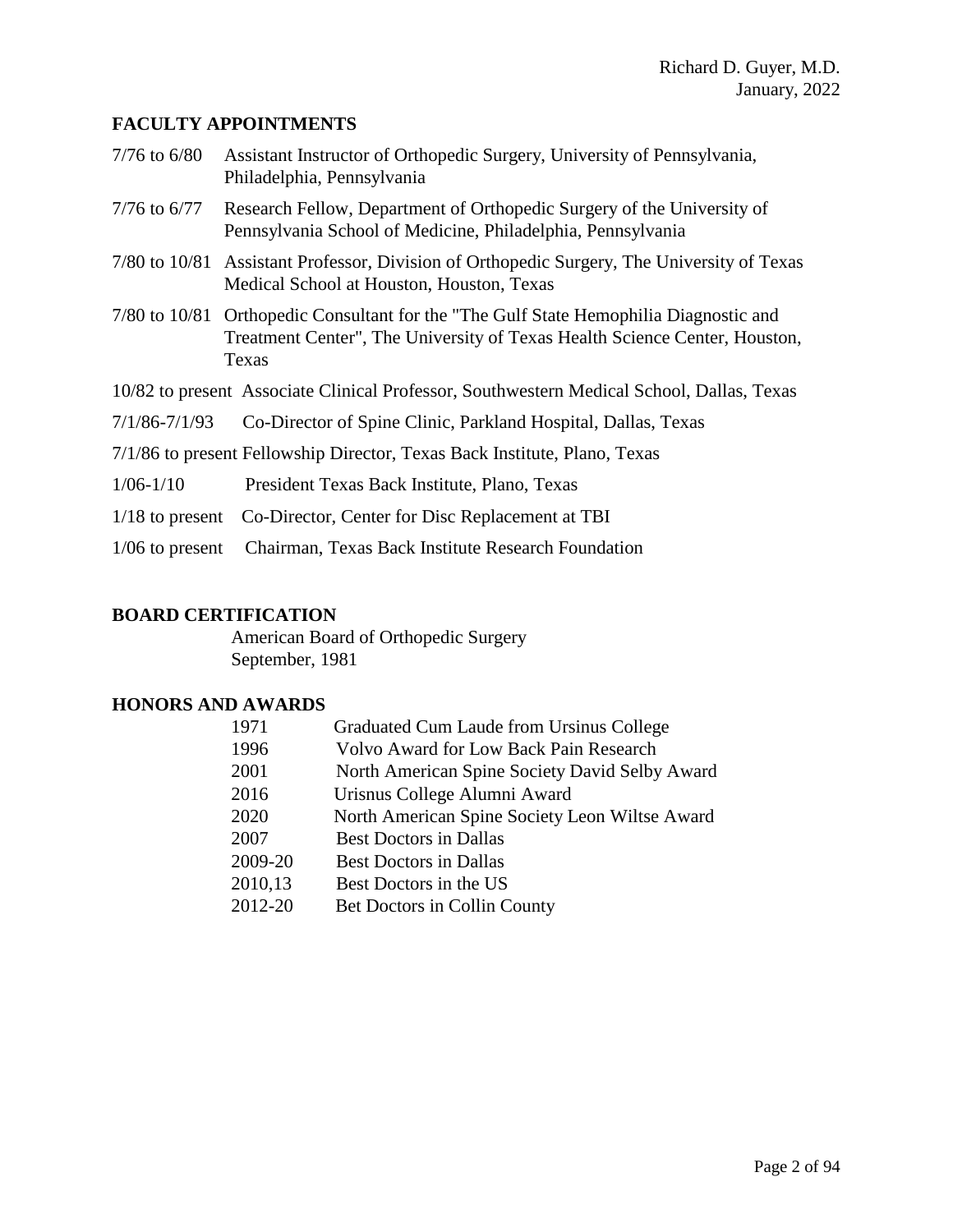## FACULTY APPOINTMENTS

7/76 to 6/80 Assistant Instructor of Orthopedic Surgery, University of Pennsylvania, Philadelphia, Pennsylvania

7/76 to 6/77 Research Fellow, Department of Orthopedic Surgery of the University of Pennsylvania School of Medicine, Philadelphia, Pennsylvania

7/80 to 10/81 Assistant Professor, Division of Orthopedic Surgery, The University of Texas Medical School at Houston, Houston, Texas

7/80 to 10/81 Orthopedic Consultant for the "The Gulf State Hemophilia Diagnostic and Treatment Center", The University of Texas Health Science Center, Houston, Texas

10/82 to present Associate Clinical Professor, Southwestern Medical School, Dallas, Texas

7/1/86-7/1/93 Co-Director of Spine Clinic, Parkland Hospital, Dallas, Texas

7/1/86 to present Fellowship Director, Texas Back Institute, Plano, Texas

1/06-1/10 President Texas Back Institute, Plano, Texas

1/18 to present Co-Director, Center for Disc Replacement at TBI

1/06 to present Chairman, Texas Back Institute Research Foundation

## BOARD CERTIFICATION

American Board of Orthopedic Surgery
September, 1981

## HONORS AND AWARDS

| | |
|---|---|
| 1971 | Graduated Cum Laude from Ursinus College |
| 1996 | Volvo Award for Low Back Pain Research |
| 2001 | North American Spine Society David Selby Award |
| 2016 | Urisnus College Alumni Award |
| 2020 | North American Spine Society Leon Wiltse Award |
| 2007 | Best Doctors in Dallas |
| 2009-20 | Best Doctors in Dallas |
| 2010,13 | Best Doctors in the US |
| 2012-20 | Bet Doctors in Collin County |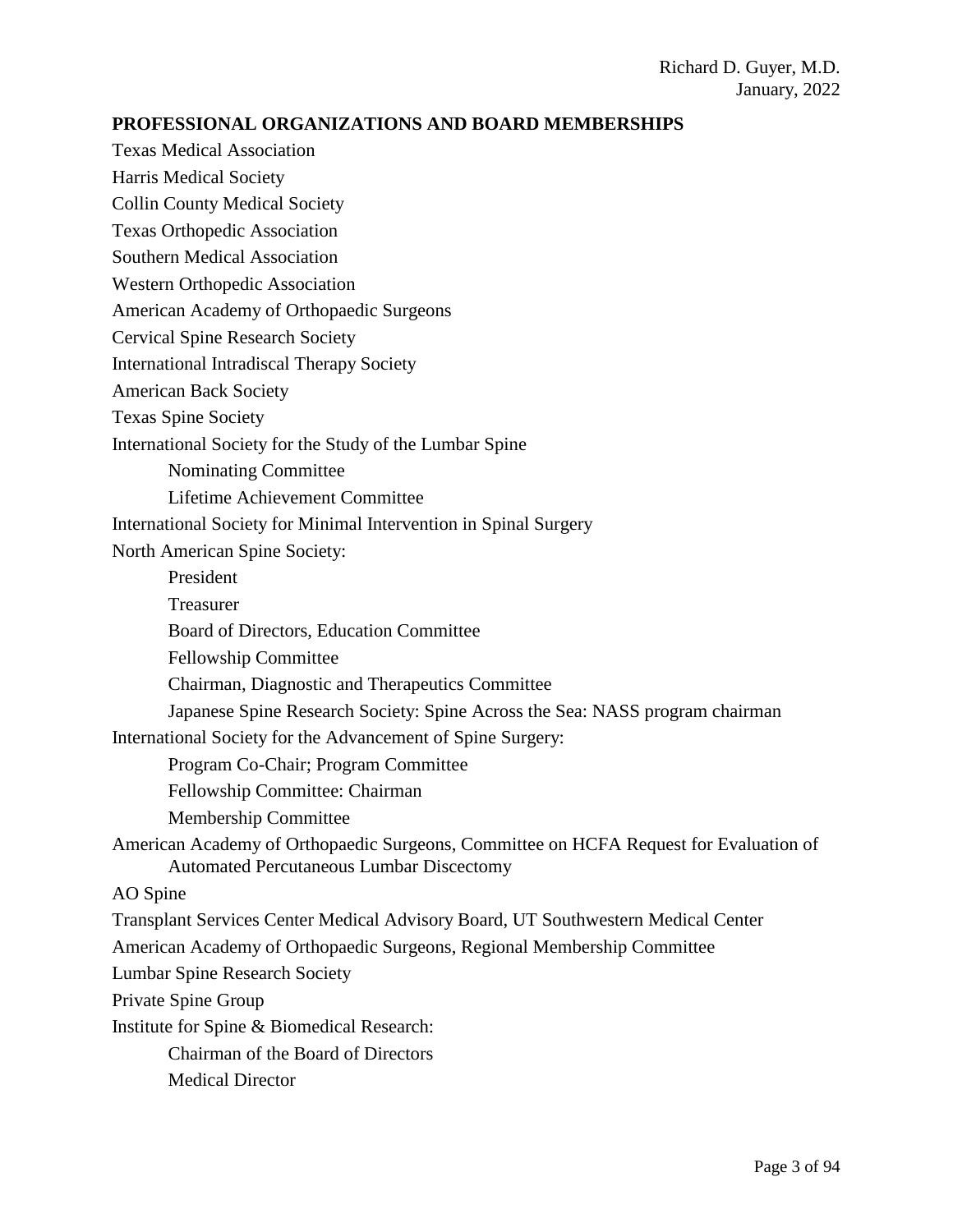## PROFESSIONAL ORGANIZATIONS AND BOARD MEMBERSHIPS

Texas Medical Association

Harris Medical Society

Collin County Medical Society

Texas Orthopedic Association

Southern Medical Association

Western Orthopedic Association

American Academy of Orthopaedic Surgeons

Cervical Spine Research Society

International Intradiscal Therapy Society

American Back Society

Texas Spine Society

International Society for the Study of the Lumbar Spine
- Nominating Committee
- Lifetime Achievement Committee

International Society for Minimal Intervention in Spinal Surgery

North American Spine Society:
- President
- Treasurer
- Board of Directors, Education Committee
- Fellowship Committee
- Chairman, Diagnostic and Therapeutics Committee
- Japanese Spine Research Society: Spine Across the Sea: NASS program chairman

International Society for the Advancement of Spine Surgery:
- Program Co-Chair; Program Committee
- Fellowship Committee: Chairman
- Membership Committee

American Academy of Orthopaedic Surgeons, Committee on HCFA Request for Evaluation of Automated Percutaneous Lumbar Discectomy

AO Spine

Transplant Services Center Medical Advisory Board, UT Southwestern Medical Center

American Academy of Orthopaedic Surgeons, Regional Membership Committee

Lumbar Spine Research Society

Private Spine Group

Institute for Spine & Biomedical Research:
- Chairman of the Board of Directors
- Medical Director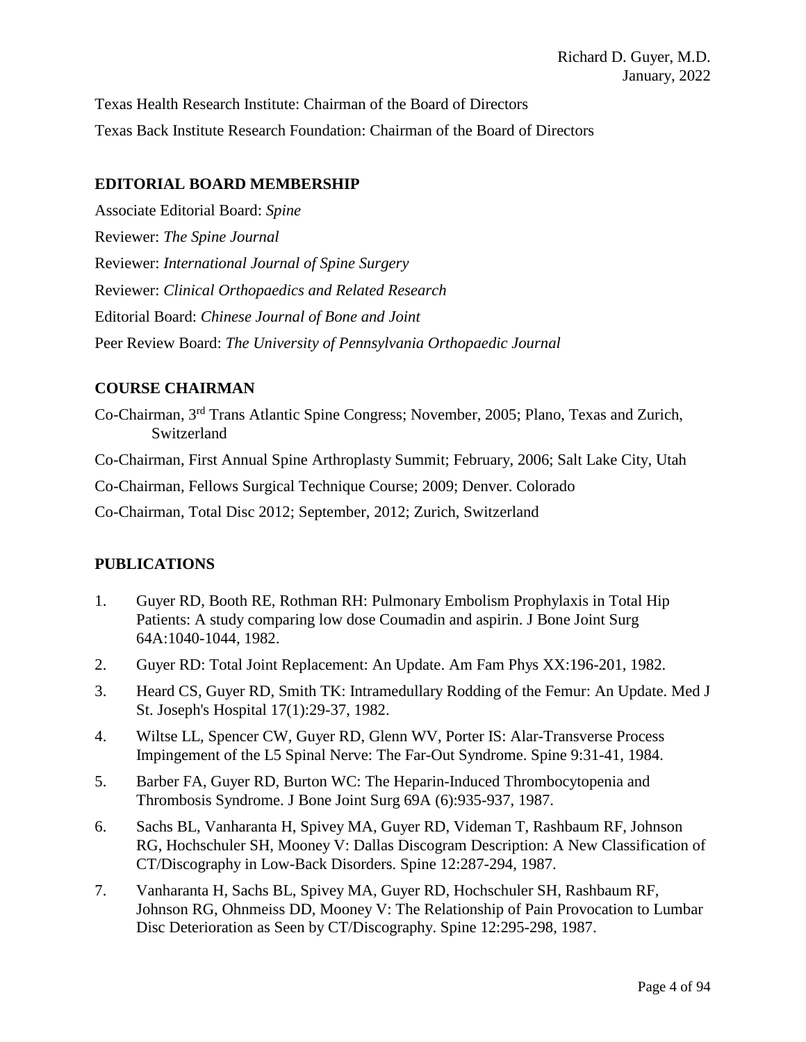Texas Health Research Institute: Chairman of the Board of Directors

Texas Back Institute Research Foundation: Chairman of the Board of Directors

## EDITORIAL BOARD MEMBERSHIP

Associate Editorial Board: *Spine*

Reviewer: *The Spine Journal*

Reviewer: *International Journal of Spine Surgery*

Reviewer: *Clinical Orthopaedics and Related Research*

Editorial Board: *Chinese Journal of Bone and Joint*

Peer Review Board: *The University of Pennsylvania Orthopaedic Journal*

## COURSE CHAIRMAN

Co-Chairman, 3rd Trans Atlantic Spine Congress; November, 2005; Plano, Texas and Zurich, Switzerland

Co-Chairman, First Annual Spine Arthroplasty Summit; February, 2006; Salt Lake City, Utah

Co-Chairman, Fellows Surgical Technique Course; 2009; Denver. Colorado

Co-Chairman, Total Disc 2012; September, 2012; Zurich, Switzerland

## PUBLICATIONS

1. Guyer RD, Booth RE, Rothman RH: Pulmonary Embolism Prophylaxis in Total Hip Patients: A study comparing low dose Coumadin and aspirin. J Bone Joint Surg 64A:1040-1044, 1982.
2. Guyer RD: Total Joint Replacement: An Update. Am Fam Phys XX:196-201, 1982.
3. Heard CS, Guyer RD, Smith TK: Intramedullary Rodding of the Femur: An Update. Med J St. Joseph's Hospital 17(1):29-37, 1982.
4. Wiltse LL, Spencer CW, Guyer RD, Glenn WV, Porter IS: Alar-Transverse Process Impingement of the L5 Spinal Nerve: The Far-Out Syndrome. Spine 9:31-41, 1984.
5. Barber FA, Guyer RD, Burton WC: The Heparin-Induced Thrombocytopenia and Thrombosis Syndrome. J Bone Joint Surg 69A (6):935-937, 1987.
6. Sachs BL, Vanharanta H, Spivey MA, Guyer RD, Videman T, Rashbaum RF, Johnson RG, Hochschuler SH, Mooney V: Dallas Discogram Description: A New Classification of CT/Discography in Low-Back Disorders. Spine 12:287-294, 1987.
7. Vanharanta H, Sachs BL, Spivey MA, Guyer RD, Hochschuler SH, Rashbaum RF, Johnson RG, Ohnmeiss DD, Mooney V: The Relationship of Pain Provocation to Lumbar Disc Deterioration as Seen by CT/Discography. Spine 12:295-298, 1987.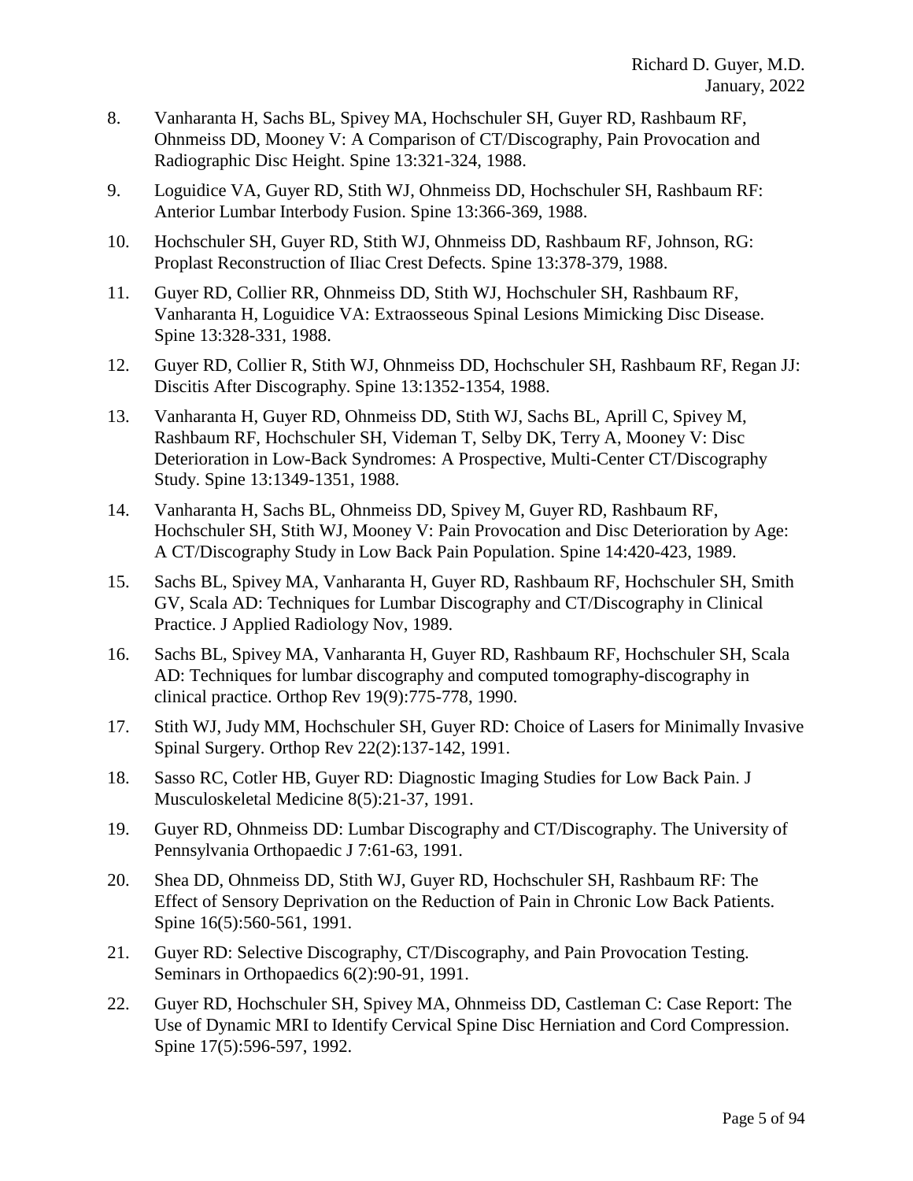8. Vanharanta H, Sachs BL, Spivey MA, Hochschuler SH, Guyer RD, Rashbaum RF, Ohnmeiss DD, Mooney V: A Comparison of CT/Discography, Pain Provocation and Radiographic Disc Height. Spine 13:321-324, 1988.

9. Loguidice VA, Guyer RD, Stith WJ, Ohnmeiss DD, Hochschuler SH, Rashbaum RF: Anterior Lumbar Interbody Fusion. Spine 13:366-369, 1988.

10. Hochschuler SH, Guyer RD, Stith WJ, Ohnmeiss DD, Rashbaum RF, Johnson, RG: Proplast Reconstruction of Iliac Crest Defects. Spine 13:378-379, 1988.

11. Guyer RD, Collier RR, Ohnmeiss DD, Stith WJ, Hochschuler SH, Rashbaum RF, Vanharanta H, Loguidice VA: Extraosseous Spinal Lesions Mimicking Disc Disease. Spine 13:328-331, 1988.

12. Guyer RD, Collier R, Stith WJ, Ohnmeiss DD, Hochschuler SH, Rashbaum RF, Regan JJ: Discitis After Discography. Spine 13:1352-1354, 1988.

13. Vanharanta H, Guyer RD, Ohnmeiss DD, Stith WJ, Sachs BL, Aprill C, Spivey M, Rashbaum RF, Hochschuler SH, Videman T, Selby DK, Terry A, Mooney V: Disc Deterioration in Low-Back Syndromes: A Prospective, Multi-Center CT/Discography Study. Spine 13:1349-1351, 1988.

14. Vanharanta H, Sachs BL, Ohnmeiss DD, Spivey M, Guyer RD, Rashbaum RF, Hochschuler SH, Stith WJ, Mooney V: Pain Provocation and Disc Deterioration by Age: A CT/Discography Study in Low Back Pain Population. Spine 14:420-423, 1989.

15. Sachs BL, Spivey MA, Vanharanta H, Guyer RD, Rashbaum RF, Hochschuler SH, Smith GV, Scala AD: Techniques for Lumbar Discography and CT/Discography in Clinical Practice. J Applied Radiology Nov, 1989.

16. Sachs BL, Spivey MA, Vanharanta H, Guyer RD, Rashbaum RF, Hochschuler SH, Scala AD: Techniques for lumbar discography and computed tomography-discography in clinical practice. Orthop Rev 19(9):775-778, 1990.

17. Stith WJ, Judy MM, Hochschuler SH, Guyer RD: Choice of Lasers for Minimally Invasive Spinal Surgery. Orthop Rev 22(2):137-142, 1991.

18. Sasso RC, Cotler HB, Guyer RD: Diagnostic Imaging Studies for Low Back Pain. J Musculoskeletal Medicine 8(5):21-37, 1991.

19. Guyer RD, Ohnmeiss DD: Lumbar Discography and CT/Discography. The University of Pennsylvania Orthopaedic J 7:61-63, 1991.

20. Shea DD, Ohnmeiss DD, Stith WJ, Guyer RD, Hochschuler SH, Rashbaum RF: The Effect of Sensory Deprivation on the Reduction of Pain in Chronic Low Back Patients. Spine 16(5):560-561, 1991.

21. Guyer RD: Selective Discography, CT/Discography, and Pain Provocation Testing. Seminars in Orthopaedics 6(2):90-91, 1991.

22. Guyer RD, Hochschuler SH, Spivey MA, Ohnmeiss DD, Castleman C: Case Report: The Use of Dynamic MRI to Identify Cervical Spine Disc Herniation and Cord Compression. Spine 17(5):596-597, 1992.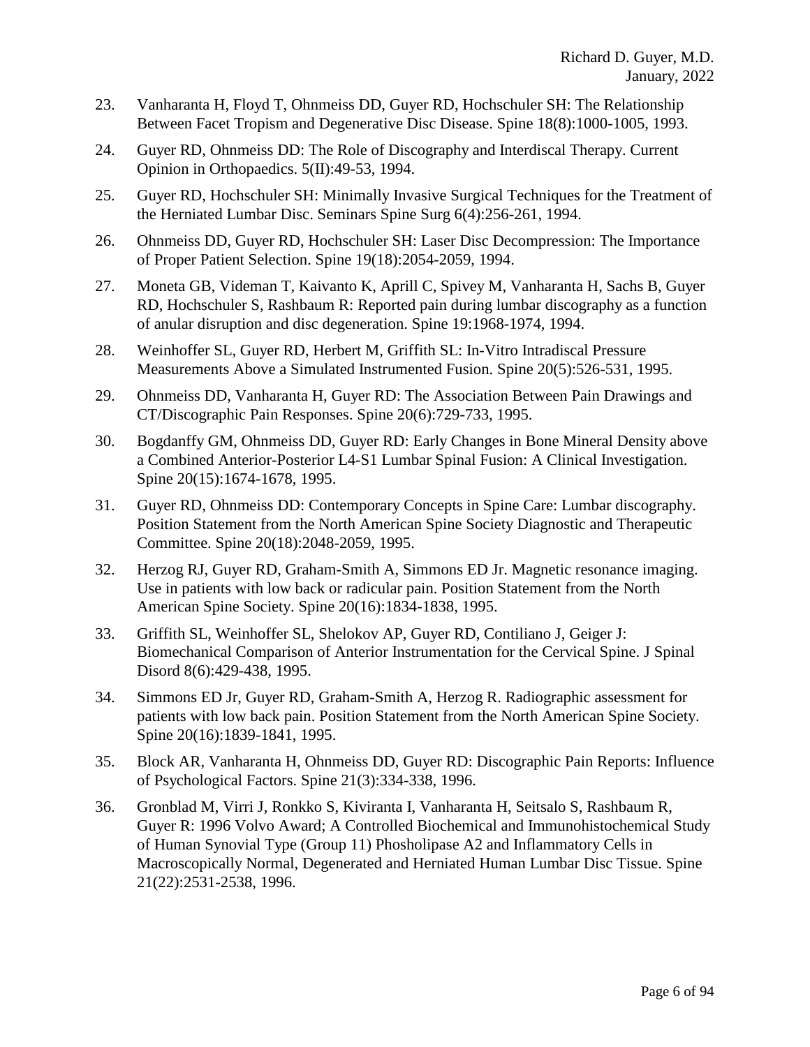23. Vanharanta H, Floyd T, Ohnmeiss DD, Guyer RD, Hochschuler SH: The Relationship Between Facet Tropism and Degenerative Disc Disease. Spine 18(8):1000-1005, 1993.

24. Guyer RD, Ohnmeiss DD: The Role of Discography and Interdiscal Therapy. Current Opinion in Orthopaedics. 5(II):49-53, 1994.

25. Guyer RD, Hochschuler SH: Minimally Invasive Surgical Techniques for the Treatment of the Herniated Lumbar Disc. Seminars Spine Surg 6(4):256-261, 1994.

26. Ohnmeiss DD, Guyer RD, Hochschuler SH: Laser Disc Decompression: The Importance of Proper Patient Selection. Spine 19(18):2054-2059, 1994.

27. Moneta GB, Videman T, Kaivanto K, Aprill C, Spivey M, Vanharanta H, Sachs B, Guyer RD, Hochschuler S, Rashbaum R: Reported pain during lumbar discography as a function of anular disruption and disc degeneration. Spine 19:1968-1974, 1994.

28. Weinhoffer SL, Guyer RD, Herbert M, Griffith SL: In-Vitro Intradiscal Pressure Measurements Above a Simulated Instrumented Fusion. Spine 20(5):526-531, 1995.

29. Ohnmeiss DD, Vanharanta H, Guyer RD: The Association Between Pain Drawings and CT/Discographic Pain Responses. Spine 20(6):729-733, 1995.

30. Bogdanffy GM, Ohnmeiss DD, Guyer RD: Early Changes in Bone Mineral Density above a Combined Anterior-Posterior L4-S1 Lumbar Spinal Fusion: A Clinical Investigation. Spine 20(15):1674-1678, 1995.

31. Guyer RD, Ohnmeiss DD: Contemporary Concepts in Spine Care: Lumbar discography. Position Statement from the North American Spine Society Diagnostic and Therapeutic Committee. Spine 20(18):2048-2059, 1995.

32. Herzog RJ, Guyer RD, Graham-Smith A, Simmons ED Jr. Magnetic resonance imaging. Use in patients with low back or radicular pain. Position Statement from the North American Spine Society. Spine 20(16):1834-1838, 1995.

33. Griffith SL, Weinhoffer SL, Shelokov AP, Guyer RD, Contiliano J, Geiger J: Biomechanical Comparison of Anterior Instrumentation for the Cervical Spine. J Spinal Disord 8(6):429-438, 1995.

34. Simmons ED Jr, Guyer RD, Graham-Smith A, Herzog R. Radiographic assessment for patients with low back pain. Position Statement from the North American Spine Society. Spine 20(16):1839-1841, 1995.

35. Block AR, Vanharanta H, Ohnmeiss DD, Guyer RD: Discographic Pain Reports: Influence of Psychological Factors. Spine 21(3):334-338, 1996.

36. Gronblad M, Virri J, Ronkko S, Kiviranta I, Vanharanta H, Seitsalo S, Rashbaum R, Guyer R: 1996 Volvo Award; A Controlled Biochemical and Immunohistochemical Study of Human Synovial Type (Group 11) Phosholipase A2 and Inflammatory Cells in Macroscopically Normal, Degenerated and Herniated Human Lumbar Disc Tissue. Spine 21(22):2531-2538, 1996.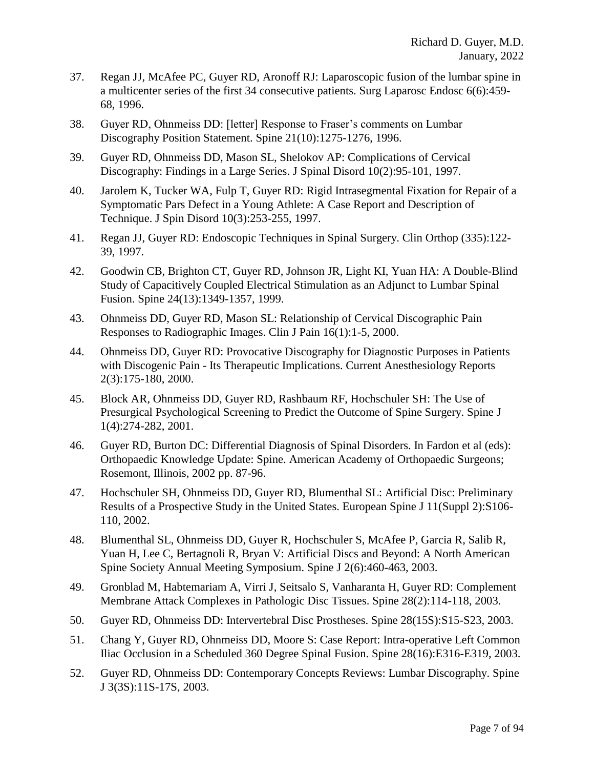37. Regan JJ, McAfee PC, Guyer RD, Aronoff RJ: Laparoscopic fusion of the lumbar spine in a multicenter series of the first 34 consecutive patients. Surg Laparosc Endosc 6(6):459-68, 1996.

38. Guyer RD, Ohnmeiss DD: [letter] Response to Fraser's comments on Lumbar Discography Position Statement. Spine 21(10):1275-1276, 1996.

39. Guyer RD, Ohnmeiss DD, Mason SL, Shelokov AP: Complications of Cervical Discography: Findings in a Large Series. J Spinal Disord 10(2):95-101, 1997.

40. Jarolem K, Tucker WA, Fulp T, Guyer RD: Rigid Intrasegmental Fixation for Repair of a Symptomatic Pars Defect in a Young Athlete: A Case Report and Description of Technique. J Spin Disord 10(3):253-255, 1997.

41. Regan JJ, Guyer RD: Endoscopic Techniques in Spinal Surgery. Clin Orthop (335):122-39, 1997.

42. Goodwin CB, Brighton CT, Guyer RD, Johnson JR, Light KI, Yuan HA: A Double-Blind Study of Capacitively Coupled Electrical Stimulation as an Adjunct to Lumbar Spinal Fusion. Spine 24(13):1349-1357, 1999.

43. Ohnmeiss DD, Guyer RD, Mason SL: Relationship of Cervical Discographic Pain Responses to Radiographic Images. Clin J Pain 16(1):1-5, 2000.

44. Ohnmeiss DD, Guyer RD: Provocative Discography for Diagnostic Purposes in Patients with Discogenic Pain - Its Therapeutic Implications. Current Anesthesiology Reports 2(3):175-180, 2000.

45. Block AR, Ohnmeiss DD, Guyer RD, Rashbaum RF, Hochschuler SH: The Use of Presurgical Psychological Screening to Predict the Outcome of Spine Surgery. Spine J 1(4):274-282, 2001.

46. Guyer RD, Burton DC: Differential Diagnosis of Spinal Disorders. In Fardon et al (eds): Orthopaedic Knowledge Update: Spine. American Academy of Orthopaedic Surgeons; Rosemont, Illinois, 2002 pp. 87-96.

47. Hochschuler SH, Ohnmeiss DD, Guyer RD, Blumenthal SL: Artificial Disc: Preliminary Results of a Prospective Study in the United States. European Spine J 11(Suppl 2):S106-110, 2002.

48. Blumenthal SL, Ohnmeiss DD, Guyer R, Hochschuler S, McAfee P, Garcia R, Salib R, Yuan H, Lee C, Bertagnoli R, Bryan V: Artificial Discs and Beyond: A North American Spine Society Annual Meeting Symposium. Spine J 2(6):460-463, 2003.

49. Gronblad M, Habtemariam A, Virri J, Seitsalo S, Vanharanta H, Guyer RD: Complement Membrane Attack Complexes in Pathologic Disc Tissues. Spine 28(2):114-118, 2003.

50. Guyer RD, Ohnmeiss DD: Intervertebral Disc Prostheses. Spine 28(15S):S15-S23, 2003.

51. Chang Y, Guyer RD, Ohnmeiss DD, Moore S: Case Report: Intra-operative Left Common Iliac Occlusion in a Scheduled 360 Degree Spinal Fusion. Spine 28(16):E316-E319, 2003.

52. Guyer RD, Ohnmeiss DD: Contemporary Concepts Reviews: Lumbar Discography. Spine J 3(3S):11S-17S, 2003.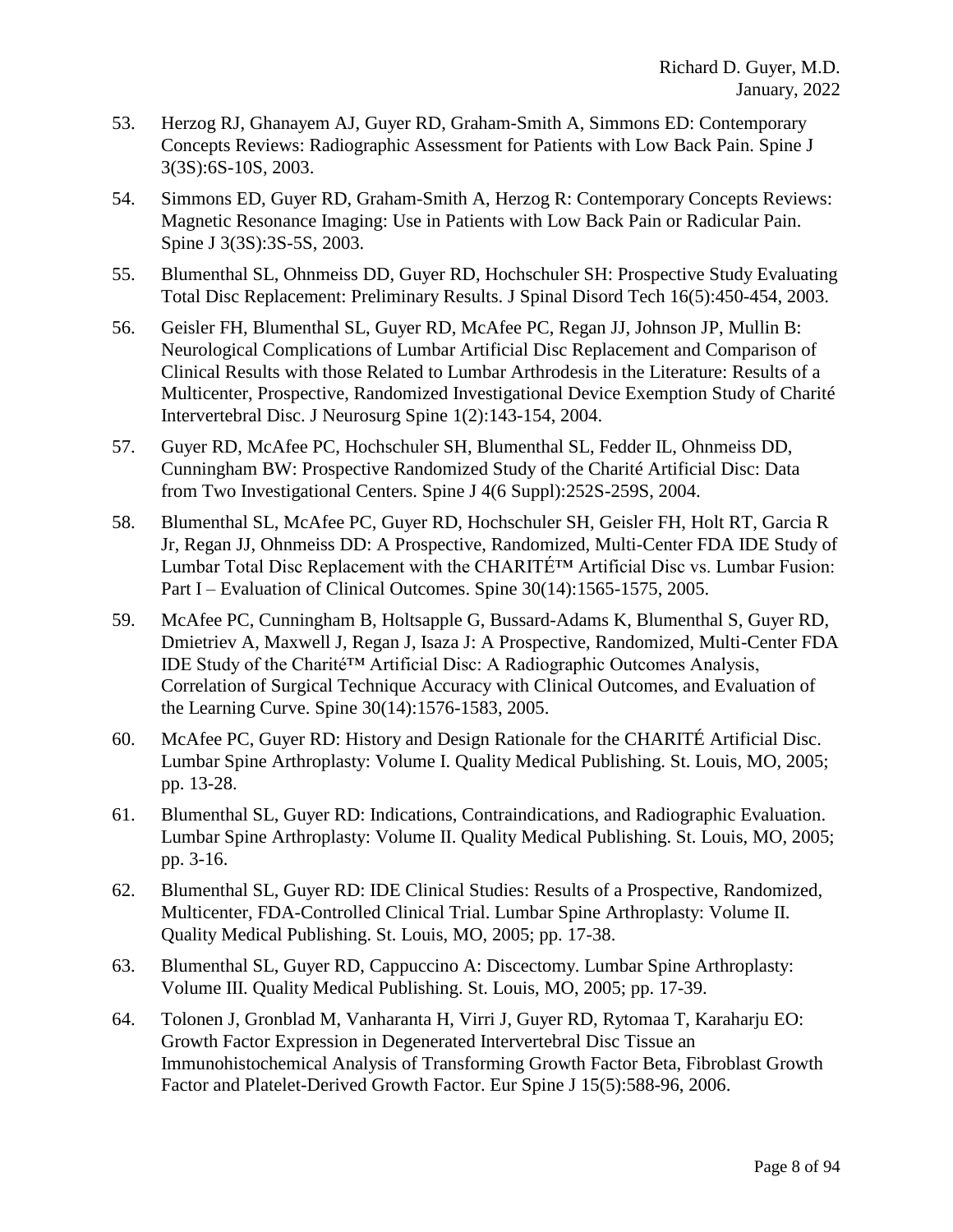53. Herzog RJ, Ghanayem AJ, Guyer RD, Graham-Smith A, Simmons ED: Contemporary Concepts Reviews: Radiographic Assessment for Patients with Low Back Pain. Spine J 3(3S):6S-10S, 2003.

54. Simmons ED, Guyer RD, Graham-Smith A, Herzog R: Contemporary Concepts Reviews: Magnetic Resonance Imaging: Use in Patients with Low Back Pain or Radicular Pain. Spine J 3(3S):3S-5S, 2003.

55. Blumenthal SL, Ohnmeiss DD, Guyer RD, Hochschuler SH: Prospective Study Evaluating Total Disc Replacement: Preliminary Results. J Spinal Disord Tech 16(5):450-454, 2003.

56. Geisler FH, Blumenthal SL, Guyer RD, McAfee PC, Regan JJ, Johnson JP, Mullin B: Neurological Complications of Lumbar Artificial Disc Replacement and Comparison of Clinical Results with those Related to Lumbar Arthrodesis in the Literature: Results of a Multicenter, Prospective, Randomized Investigational Device Exemption Study of Charité Intervertebral Disc. J Neurosurg Spine 1(2):143-154, 2004.

57. Guyer RD, McAfee PC, Hochschuler SH, Blumenthal SL, Fedder IL, Ohnmeiss DD, Cunningham BW: Prospective Randomized Study of the Charité Artificial Disc: Data from Two Investigational Centers. Spine J 4(6 Suppl):252S-259S, 2004.

58. Blumenthal SL, McAfee PC, Guyer RD, Hochschuler SH, Geisler FH, Holt RT, Garcia R Jr, Regan JJ, Ohnmeiss DD: A Prospective, Randomized, Multi-Center FDA IDE Study of Lumbar Total Disc Replacement with the CHARITÉ™ Artificial Disc vs. Lumbar Fusion: Part I – Evaluation of Clinical Outcomes. Spine 30(14):1565-1575, 2005.

59. McAfee PC, Cunningham B, Holtsapple G, Bussard-Adams K, Blumenthal S, Guyer RD, Dmietriev A, Maxwell J, Regan J, Isaza J: A Prospective, Randomized, Multi-Center FDA IDE Study of the Charité™ Artificial Disc: A Radiographic Outcomes Analysis, Correlation of Surgical Technique Accuracy with Clinical Outcomes, and Evaluation of the Learning Curve. Spine 30(14):1576-1583, 2005.

60. McAfee PC, Guyer RD: History and Design Rationale for the CHARITÉ Artificial Disc. Lumbar Spine Arthroplasty: Volume I. Quality Medical Publishing. St. Louis, MO, 2005; pp. 13-28.

61. Blumenthal SL, Guyer RD: Indications, Contraindications, and Radiographic Evaluation. Lumbar Spine Arthroplasty: Volume II. Quality Medical Publishing. St. Louis, MO, 2005; pp. 3-16.

62. Blumenthal SL, Guyer RD: IDE Clinical Studies: Results of a Prospective, Randomized, Multicenter, FDA-Controlled Clinical Trial. Lumbar Spine Arthroplasty: Volume II. Quality Medical Publishing. St. Louis, MO, 2005; pp. 17-38.

63. Blumenthal SL, Guyer RD, Cappuccino A: Discectomy. Lumbar Spine Arthroplasty: Volume III. Quality Medical Publishing. St. Louis, MO, 2005; pp. 17-39.

64. Tolonen J, Gronblad M, Vanharanta H, Virri J, Guyer RD, Rytomaa T, Karaharju EO: Growth Factor Expression in Degenerated Intervertebral Disc Tissue an Immunohistochemical Analysis of Transforming Growth Factor Beta, Fibroblast Growth Factor and Platelet-Derived Growth Factor. Eur Spine J 15(5):588-96, 2006.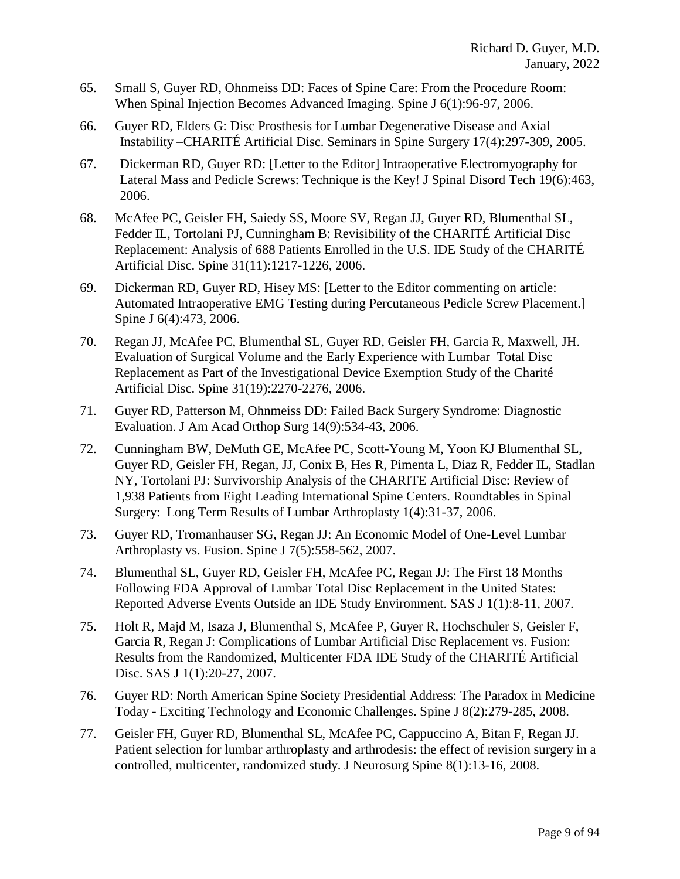65. Small S, Guyer RD, Ohnmeiss DD: Faces of Spine Care: From the Procedure Room: When Spinal Injection Becomes Advanced Imaging. Spine J 6(1):96-97, 2006.

66. Guyer RD, Elders G: Disc Prosthesis for Lumbar Degenerative Disease and Axial Instability –CHARITÉ Artificial Disc. Seminars in Spine Surgery 17(4):297-309, 2005.

67. Dickerman RD, Guyer RD: [Letter to the Editor] Intraoperative Electromyography for Lateral Mass and Pedicle Screws: Technique is the Key! J Spinal Disord Tech 19(6):463, 2006.

68. McAfee PC, Geisler FH, Saiedy SS, Moore SV, Regan JJ, Guyer RD, Blumenthal SL, Fedder IL, Tortolani PJ, Cunningham B: Revisibility of the CHARITÉ Artificial Disc Replacement: Analysis of 688 Patients Enrolled in the U.S. IDE Study of the CHARITÉ Artificial Disc. Spine 31(11):1217-1226, 2006.

69. Dickerman RD, Guyer RD, Hisey MS: [Letter to the Editor commenting on article: Automated Intraoperative EMG Testing during Percutaneous Pedicle Screw Placement.] Spine J 6(4):473, 2006.

70. Regan JJ, McAfee PC, Blumenthal SL, Guyer RD, Geisler FH, Garcia R, Maxwell, JH. Evaluation of Surgical Volume and the Early Experience with Lumbar Total Disc Replacement as Part of the Investigational Device Exemption Study of the Charité Artificial Disc. Spine 31(19):2270-2276, 2006.

71. Guyer RD, Patterson M, Ohnmeiss DD: Failed Back Surgery Syndrome: Diagnostic Evaluation. J Am Acad Orthop Surg 14(9):534-43, 2006.

72. Cunningham BW, DeMuth GE, McAfee PC, Scott-Young M, Yoon KJ Blumenthal SL, Guyer RD, Geisler FH, Regan, JJ, Conix B, Hes R, Pimenta L, Diaz R, Fedder IL, Stadlan NY, Tortolani PJ: Survivorship Analysis of the CHARITE Artificial Disc: Review of 1,938 Patients from Eight Leading International Spine Centers. Roundtables in Spinal Surgery: Long Term Results of Lumbar Arthroplasty 1(4):31-37, 2006.

73. Guyer RD, Tromanhauser SG, Regan JJ: An Economic Model of One-Level Lumbar Arthroplasty vs. Fusion. Spine J 7(5):558-562, 2007.

74. Blumenthal SL, Guyer RD, Geisler FH, McAfee PC, Regan JJ: The First 18 Months Following FDA Approval of Lumbar Total Disc Replacement in the United States: Reported Adverse Events Outside an IDE Study Environment. SAS J 1(1):8-11, 2007.

75. Holt R, Majd M, Isaza J, Blumenthal S, McAfee P, Guyer R, Hochschuler S, Geisler F, Garcia R, Regan J: Complications of Lumbar Artificial Disc Replacement vs. Fusion: Results from the Randomized, Multicenter FDA IDE Study of the CHARITÉ Artificial Disc. SAS J 1(1):20-27, 2007.

76. Guyer RD: North American Spine Society Presidential Address: The Paradox in Medicine Today - Exciting Technology and Economic Challenges. Spine J 8(2):279-285, 2008.

77. Geisler FH, Guyer RD, Blumenthal SL, McAfee PC, Cappuccino A, Bitan F, Regan JJ. Patient selection for lumbar arthroplasty and arthrodesis: the effect of revision surgery in a controlled, multicenter, randomized study. J Neurosurg Spine 8(1):13-16, 2008.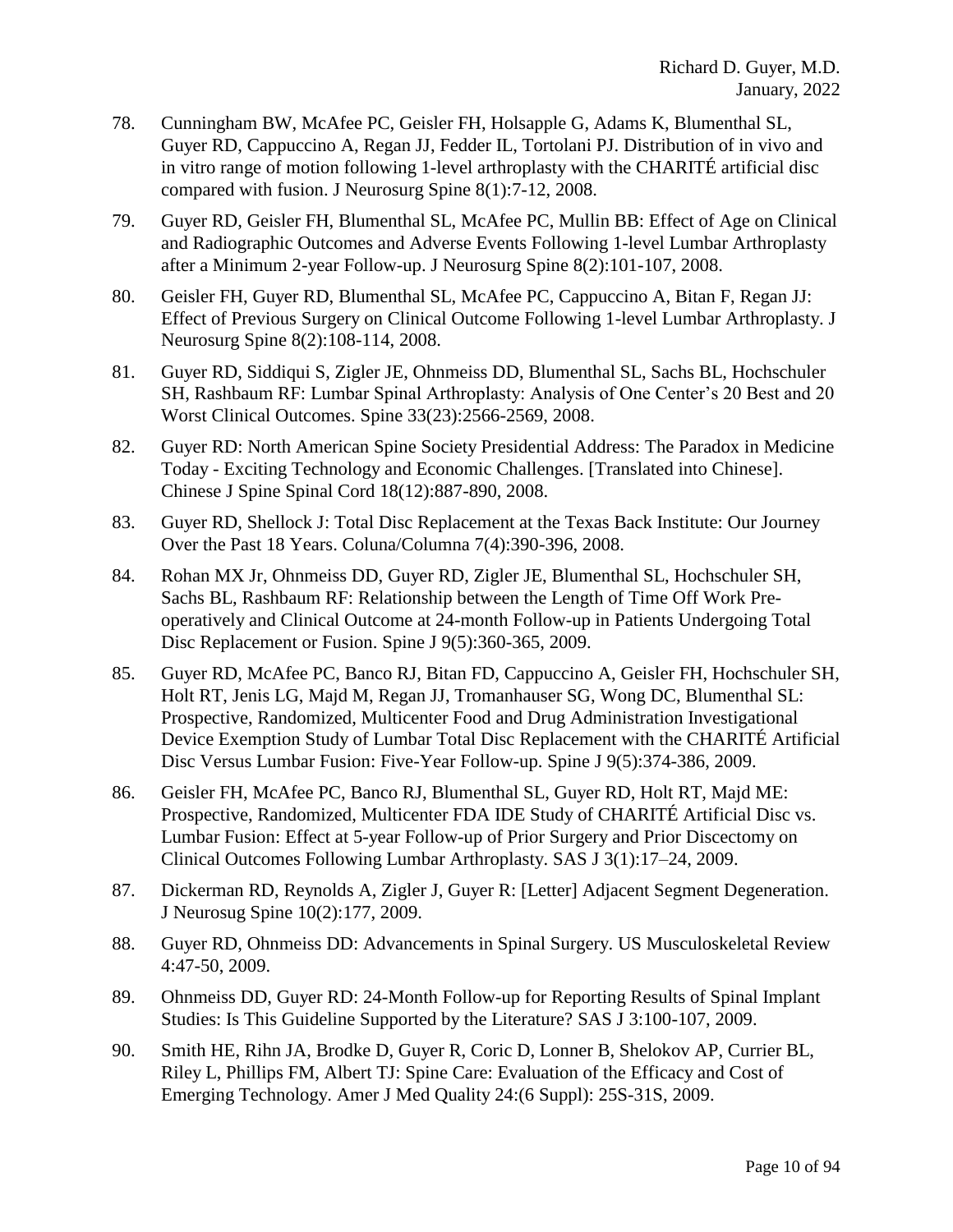78. Cunningham BW, McAfee PC, Geisler FH, Holsapple G, Adams K, Blumenthal SL, Guyer RD, Cappuccino A, Regan JJ, Fedder IL, Tortolani PJ. Distribution of in vivo and in vitro range of motion following 1-level arthroplasty with the CHARITÉ artificial disc compared with fusion. J Neurosurg Spine 8(1):7-12, 2008.

79. Guyer RD, Geisler FH, Blumenthal SL, McAfee PC, Mullin BB: Effect of Age on Clinical and Radiographic Outcomes and Adverse Events Following 1-level Lumbar Arthroplasty after a Minimum 2-year Follow-up. J Neurosurg Spine 8(2):101-107, 2008.

80. Geisler FH, Guyer RD, Blumenthal SL, McAfee PC, Cappuccino A, Bitan F, Regan JJ: Effect of Previous Surgery on Clinical Outcome Following 1-level Lumbar Arthroplasty. J Neurosurg Spine 8(2):108-114, 2008.

81. Guyer RD, Siddiqui S, Zigler JE, Ohnmeiss DD, Blumenthal SL, Sachs BL, Hochschuler SH, Rashbaum RF: Lumbar Spinal Arthroplasty: Analysis of One Center's 20 Best and 20 Worst Clinical Outcomes. Spine 33(23):2566-2569, 2008.

82. Guyer RD: North American Spine Society Presidential Address: The Paradox in Medicine Today - Exciting Technology and Economic Challenges. [Translated into Chinese]. Chinese J Spine Spinal Cord 18(12):887-890, 2008.

83. Guyer RD, Shellock J: Total Disc Replacement at the Texas Back Institute: Our Journey Over the Past 18 Years. Coluna/Columna 7(4):390-396, 2008.

84. Rohan MX Jr, Ohnmeiss DD, Guyer RD, Zigler JE, Blumenthal SL, Hochschuler SH, Sachs BL, Rashbaum RF: Relationship between the Length of Time Off Work Pre-operatively and Clinical Outcome at 24-month Follow-up in Patients Undergoing Total Disc Replacement or Fusion. Spine J 9(5):360-365, 2009.

85. Guyer RD, McAfee PC, Banco RJ, Bitan FD, Cappuccino A, Geisler FH, Hochschuler SH, Holt RT, Jenis LG, Majd M, Regan JJ, Tromanhauser SG, Wong DC, Blumenthal SL: Prospective, Randomized, Multicenter Food and Drug Administration Investigational Device Exemption Study of Lumbar Total Disc Replacement with the CHARITÉ Artificial Disc Versus Lumbar Fusion: Five-Year Follow-up. Spine J 9(5):374-386, 2009.

86. Geisler FH, McAfee PC, Banco RJ, Blumenthal SL, Guyer RD, Holt RT, Majd ME: Prospective, Randomized, Multicenter FDA IDE Study of CHARITÉ Artificial Disc vs. Lumbar Fusion: Effect at 5-year Follow-up of Prior Surgery and Prior Discectomy on Clinical Outcomes Following Lumbar Arthroplasty. SAS J 3(1):17–24, 2009.

87. Dickerman RD, Reynolds A, Zigler J, Guyer R: [Letter] Adjacent Segment Degeneration. J Neurosug Spine 10(2):177, 2009.

88. Guyer RD, Ohnmeiss DD: Advancements in Spinal Surgery. US Musculoskeletal Review 4:47-50, 2009.

89. Ohnmeiss DD, Guyer RD: 24-Month Follow-up for Reporting Results of Spinal Implant Studies: Is This Guideline Supported by the Literature? SAS J 3:100-107, 2009.

90. Smith HE, Rihn JA, Brodke D, Guyer R, Coric D, Lonner B, Shelokov AP, Currier BL, Riley L, Phillips FM, Albert TJ: Spine Care: Evaluation of the Efficacy and Cost of Emerging Technology. Amer J Med Quality 24:(6 Suppl): 25S-31S, 2009.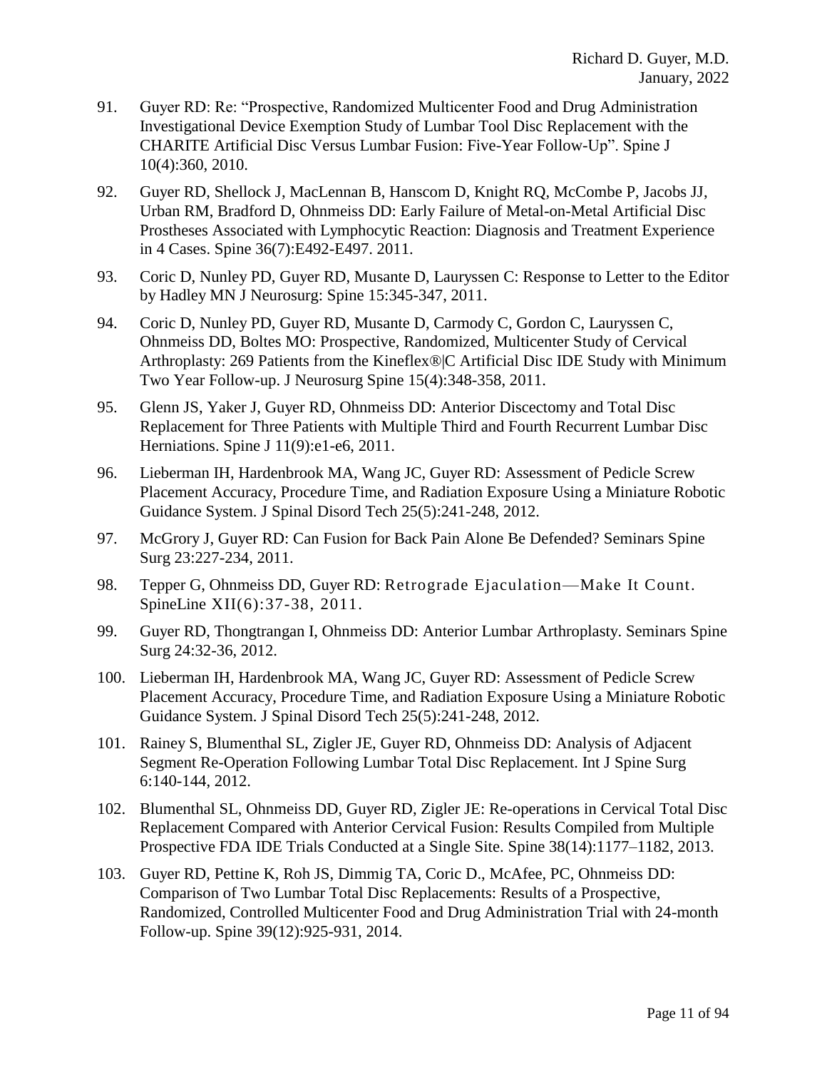91. Guyer RD: Re: “Prospective, Randomized Multicenter Food and Drug Administration Investigational Device Exemption Study of Lumbar Tool Disc Replacement with the CHARITE Artificial Disc Versus Lumbar Fusion: Five-Year Follow-Up”. Spine J 10(4):360, 2010.

92. Guyer RD, Shellock J, MacLennan B, Hanscom D, Knight RQ, McCombe P, Jacobs JJ, Urban RM, Bradford D, Ohnmeiss DD: Early Failure of Metal-on-Metal Artificial Disc Prostheses Associated with Lymphocytic Reaction: Diagnosis and Treatment Experience in 4 Cases. Spine 36(7):E492-E497. 2011.

93. Coric D, Nunley PD, Guyer RD, Musante D, Lauryssen C: Response to Letter to the Editor by Hadley MN J Neurosurg: Spine 15:345-347, 2011.

94. Coric D, Nunley PD, Guyer RD, Musante D, Carmody C, Gordon C, Lauryssen C, Ohnmeiss DD, Boltes MO: Prospective, Randomized, Multicenter Study of Cervical Arthroplasty: 269 Patients from the Kineflex®|C Artificial Disc IDE Study with Minimum Two Year Follow-up. J Neurosurg Spine 15(4):348-358, 2011.

95. Glenn JS, Yaker J, Guyer RD, Ohnmeiss DD: Anterior Discectomy and Total Disc Replacement for Three Patients with Multiple Third and Fourth Recurrent Lumbar Disc Herniations. Spine J 11(9):e1-e6, 2011.

96. Lieberman IH, Hardenbrook MA, Wang JC, Guyer RD: Assessment of Pedicle Screw Placement Accuracy, Procedure Time, and Radiation Exposure Using a Miniature Robotic Guidance System. J Spinal Disord Tech 25(5):241-248, 2012.

97. McGrory J, Guyer RD: Can Fusion for Back Pain Alone Be Defended? Seminars Spine Surg 23:227-234, 2011.

98. Tepper G, Ohnmeiss DD, Guyer RD: Retrograde Ejaculation—Make It Count. SpineLine XII(6):37-38, 2011.

99. Guyer RD, Thongtrangan I, Ohnmeiss DD: Anterior Lumbar Arthroplasty. Seminars Spine Surg 24:32-36, 2012.

100. Lieberman IH, Hardenbrook MA, Wang JC, Guyer RD: Assessment of Pedicle Screw Placement Accuracy, Procedure Time, and Radiation Exposure Using a Miniature Robotic Guidance System. J Spinal Disord Tech 25(5):241-248, 2012.

101. Rainey S, Blumenthal SL, Zigler JE, Guyer RD, Ohnmeiss DD: Analysis of Adjacent Segment Re-Operation Following Lumbar Total Disc Replacement. Int J Spine Surg 6:140-144, 2012.

102. Blumenthal SL, Ohnmeiss DD, Guyer RD, Zigler JE: Re-operations in Cervical Total Disc Replacement Compared with Anterior Cervical Fusion: Results Compiled from Multiple Prospective FDA IDE Trials Conducted at a Single Site. Spine 38(14):1177–1182, 2013.

103. Guyer RD, Pettine K, Roh JS, Dimmig TA, Coric D., McAfee, PC, Ohnmeiss DD: Comparison of Two Lumbar Total Disc Replacements: Results of a Prospective, Randomized, Controlled Multicenter Food and Drug Administration Trial with 24-month Follow-up. Spine 39(12):925-931, 2014.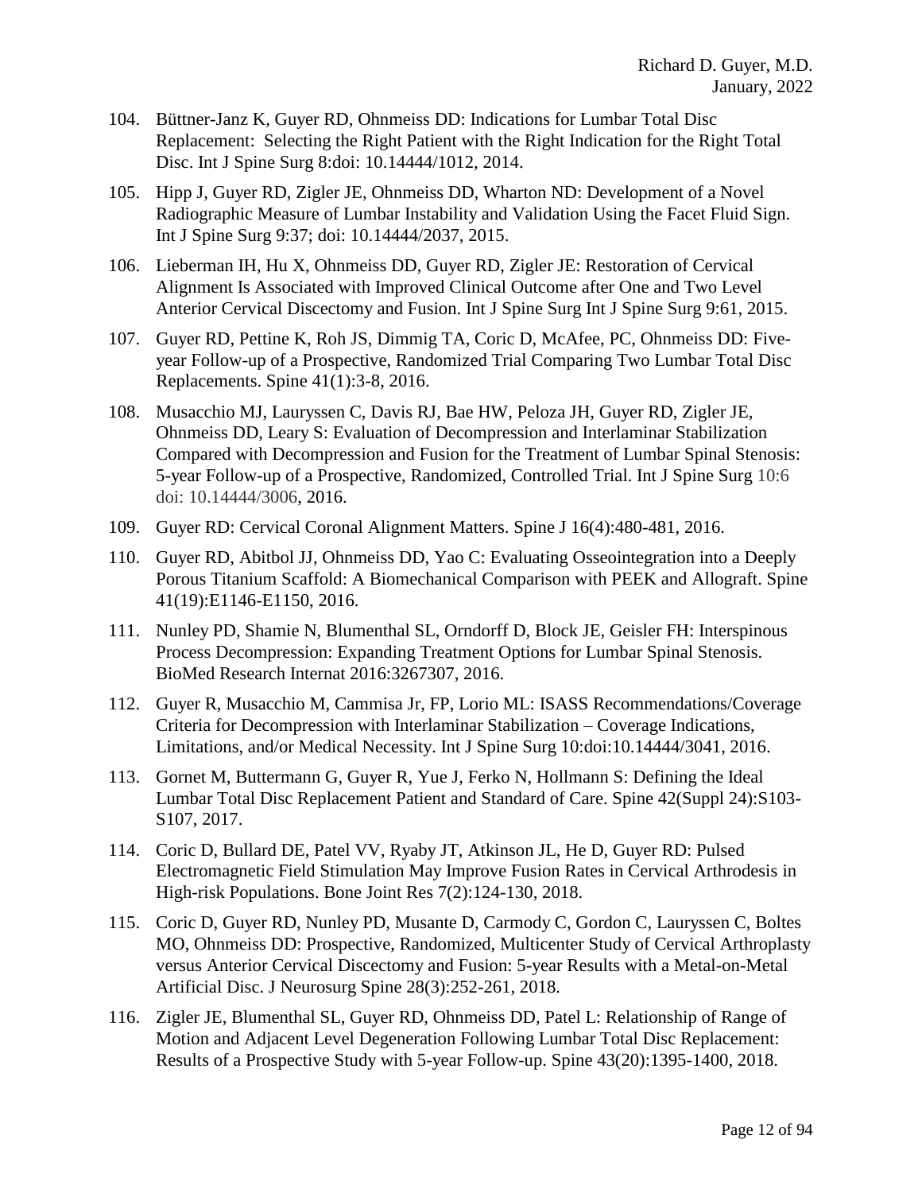104. Büttner-Janz K, Guyer RD, Ohnmeiss DD: Indications for Lumbar Total Disc Replacement: Selecting the Right Patient with the Right Indication for the Right Total Disc. Int J Spine Surg 8:doi: 10.14444/1012, 2014.

105. Hipp J, Guyer RD, Zigler JE, Ohnmeiss DD, Wharton ND: Development of a Novel Radiographic Measure of Lumbar Instability and Validation Using the Facet Fluid Sign. Int J Spine Surg 9:37; doi: 10.14444/2037, 2015.

106. Lieberman IH, Hu X, Ohnmeiss DD, Guyer RD, Zigler JE: Restoration of Cervical Alignment Is Associated with Improved Clinical Outcome after One and Two Level Anterior Cervical Discectomy and Fusion. Int J Spine Surg Int J Spine Surg 9:61, 2015.

107. Guyer RD, Pettine K, Roh JS, Dimmig TA, Coric D, McAfee, PC, Ohnmeiss DD: Five-year Follow-up of a Prospective, Randomized Trial Comparing Two Lumbar Total Disc Replacements. Spine 41(1):3-8, 2016.

108. Musacchio MJ, Lauryssen C, Davis RJ, Bae HW, Peloza JH, Guyer RD, Zigler JE, Ohnmeiss DD, Leary S: Evaluation of Decompression and Interlaminar Stabilization Compared with Decompression and Fusion for the Treatment of Lumbar Spinal Stenosis: 5-year Follow-up of a Prospective, Randomized, Controlled Trial. Int J Spine Surg 10:6 doi: 10.14444/3006, 2016.

109. Guyer RD: Cervical Coronal Alignment Matters. Spine J 16(4):480-481, 2016.

110. Guyer RD, Abitbol JJ, Ohnmeiss DD, Yao C: Evaluating Osseointegration into a Deeply Porous Titanium Scaffold: A Biomechanical Comparison with PEEK and Allograft. Spine 41(19):E1146-E1150, 2016.

111. Nunley PD, Shamie N, Blumenthal SL, Orndorff D, Block JE, Geisler FH: Interspinous Process Decompression: Expanding Treatment Options for Lumbar Spinal Stenosis. BioMed Research Internat 2016:3267307, 2016.

112. Guyer R, Musacchio M, Cammisa Jr, FP, Lorio ML: ISASS Recommendations/Coverage Criteria for Decompression with Interlaminar Stabilization – Coverage Indications, Limitations, and/or Medical Necessity. Int J Spine Surg 10:doi:10.14444/3041, 2016.

113. Gornet M, Buttermann G, Guyer R, Yue J, Ferko N, Hollmann S: Defining the Ideal Lumbar Total Disc Replacement Patient and Standard of Care. Spine 42(Suppl 24):S103-S107, 2017.

114. Coric D, Bullard DE, Patel VV, Ryaby JT, Atkinson JL, He D, Guyer RD: Pulsed Electromagnetic Field Stimulation May Improve Fusion Rates in Cervical Arthrodesis in High-risk Populations. Bone Joint Res 7(2):124-130, 2018.

115. Coric D, Guyer RD, Nunley PD, Musante D, Carmody C, Gordon C, Lauryssen C, Boltes MO, Ohnmeiss DD: Prospective, Randomized, Multicenter Study of Cervical Arthroplasty versus Anterior Cervical Discectomy and Fusion: 5-year Results with a Metal-on-Metal Artificial Disc. J Neurosurg Spine 28(3):252-261, 2018.

116. Zigler JE, Blumenthal SL, Guyer RD, Ohnmeiss DD, Patel L: Relationship of Range of Motion and Adjacent Level Degeneration Following Lumbar Total Disc Replacement: Results of a Prospective Study with 5-year Follow-up. Spine 43(20):1395-1400, 2018.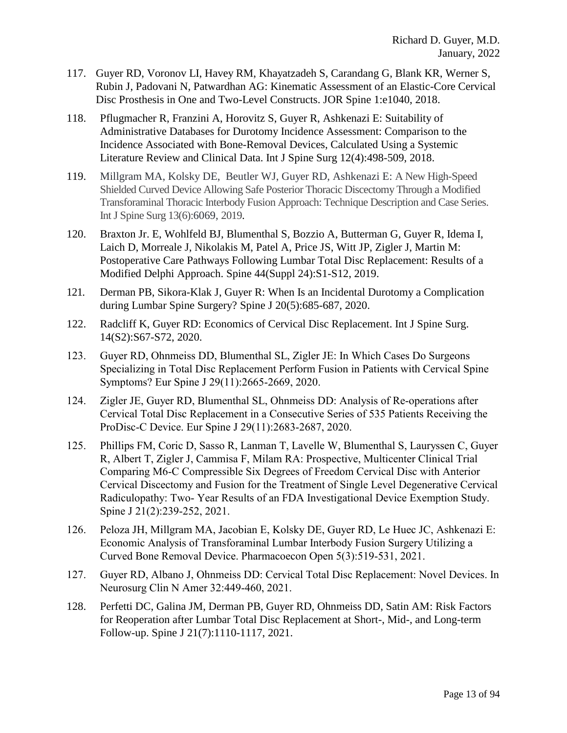117. Guyer RD, Voronov LI, Havey RM, Khayatzadeh S, Carandang G, Blank KR, Werner S, Rubin J, Padovani N, Patwardhan AG: Kinematic Assessment of an Elastic-Core Cervical Disc Prosthesis in One and Two-Level Constructs. JOR Spine 1:e1040, 2018.

118. Pflugmacher R, Franzini A, Horovitz S, Guyer R, Ashkenazi E: Suitability of Administrative Databases for Durotomy Incidence Assessment: Comparison to the Incidence Associated with Bone-Removal Devices, Calculated Using a Systemic Literature Review and Clinical Data. Int J Spine Surg 12(4):498-509, 2018.

119. Millgram MA, Kolsky DE, Beutler WJ, Guyer RD, Ashkenazi E: A New High-Speed Shielded Curved Device Allowing Safe Posterior Thoracic Discectomy Through a Modified Transforaminal Thoracic Interbody Fusion Approach: Technique Description and Case Series. Int J Spine Surg 13(6):6069, 2019.

120. Braxton Jr. E, Wohlfeld BJ, Blumenthal S, Bozzio A, Butterman G, Guyer R, Idema I, Laich D, Morreale J, Nikolakis M, Patel A, Price JS, Witt JP, Zigler J, Martin M: Postoperative Care Pathways Following Lumbar Total Disc Replacement: Results of a Modified Delphi Approach. Spine 44(Suppl 24):S1-S12, 2019.

121. Derman PB, Sikora-Klak J, Guyer R: When Is an Incidental Durotomy a Complication during Lumbar Spine Surgery? Spine J 20(5):685-687, 2020.

122. Radcliff K, Guyer RD: Economics of Cervical Disc Replacement. Int J Spine Surg. 14(S2):S67-S72, 2020.

123. Guyer RD, Ohnmeiss DD, Blumenthal SL, Zigler JE: In Which Cases Do Surgeons Specializing in Total Disc Replacement Perform Fusion in Patients with Cervical Spine Symptoms? Eur Spine J 29(11):2665-2669, 2020.

124. Zigler JE, Guyer RD, Blumenthal SL, Ohnmeiss DD: Analysis of Re-operations after Cervical Total Disc Replacement in a Consecutive Series of 535 Patients Receiving the ProDisc-C Device. Eur Spine J 29(11):2683-2687, 2020.

125. Phillips FM, Coric D, Sasso R, Lanman T, Lavelle W, Blumenthal S, Lauryssen C, Guyer R, Albert T, Zigler J, Cammisa F, Milam RA: Prospective, Multicenter Clinical Trial Comparing M6-C Compressible Six Degrees of Freedom Cervical Disc with Anterior Cervical Discectomy and Fusion for the Treatment of Single Level Degenerative Cervical Radiculopathy: Two- Year Results of an FDA Investigational Device Exemption Study. Spine J 21(2):239-252, 2021.

126. Peloza JH, Millgram MA, Jacobian E, Kolsky DE, Guyer RD, Le Huec JC, Ashkenazi E: Economic Analysis of Transforaminal Lumbar Interbody Fusion Surgery Utilizing a Curved Bone Removal Device. Pharmacoecon Open 5(3):519-531, 2021.

127. Guyer RD, Albano J, Ohnmeiss DD: Cervical Total Disc Replacement: Novel Devices. In Neurosurg Clin N Amer 32:449-460, 2021.

128. Perfetti DC, Galina JM, Derman PB, Guyer RD, Ohnmeiss DD, Satin AM: Risk Factors for Reoperation after Lumbar Total Disc Replacement at Short-, Mid-, and Long-term Follow-up. Spine J 21(7):1110-1117, 2021.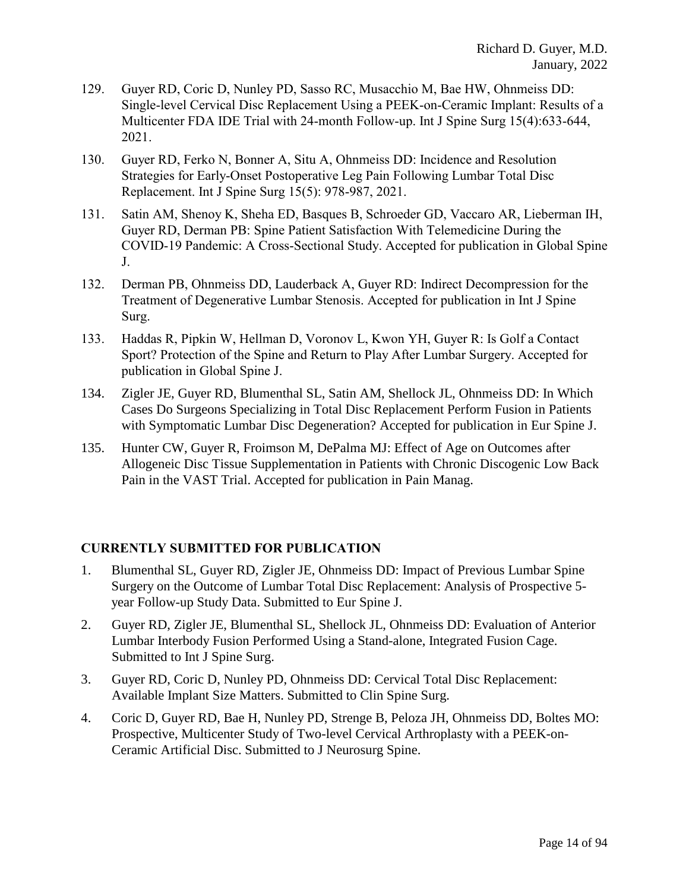129. Guyer RD, Coric D, Nunley PD, Sasso RC, Musacchio M, Bae HW, Ohnmeiss DD: Single-level Cervical Disc Replacement Using a PEEK-on-Ceramic Implant: Results of a Multicenter FDA IDE Trial with 24-month Follow-up. Int J Spine Surg 15(4):633-644, 2021.

130. Guyer RD, Ferko N, Bonner A, Situ A, Ohnmeiss DD: Incidence and Resolution Strategies for Early-Onset Postoperative Leg Pain Following Lumbar Total Disc Replacement. Int J Spine Surg 15(5): 978-987, 2021.

131. Satin AM, Shenoy K, Sheha ED, Basques B, Schroeder GD, Vaccaro AR, Lieberman IH, Guyer RD, Derman PB: Spine Patient Satisfaction With Telemedicine During the COVID-19 Pandemic: A Cross-Sectional Study. Accepted for publication in Global Spine J.

132. Derman PB, Ohnmeiss DD, Lauderback A, Guyer RD: Indirect Decompression for the Treatment of Degenerative Lumbar Stenosis. Accepted for publication in Int J Spine Surg.

133. Haddas R, Pipkin W, Hellman D, Voronov L, Kwon YH, Guyer R: Is Golf a Contact Sport? Protection of the Spine and Return to Play After Lumbar Surgery. Accepted for publication in Global Spine J.

134. Zigler JE, Guyer RD, Blumenthal SL, Satin AM, Shellock JL, Ohnmeiss DD: In Which Cases Do Surgeons Specializing in Total Disc Replacement Perform Fusion in Patients with Symptomatic Lumbar Disc Degeneration? Accepted for publication in Eur Spine J.

135. Hunter CW, Guyer R, Froimson M, DePalma MJ: Effect of Age on Outcomes after Allogeneic Disc Tissue Supplementation in Patients with Chronic Discogenic Low Back Pain in the VAST Trial. Accepted for publication in Pain Manag.

## CURRENTLY SUBMITTED FOR PUBLICATION

1. Blumenthal SL, Guyer RD, Zigler JE, Ohnmeiss DD: Impact of Previous Lumbar Spine Surgery on the Outcome of Lumbar Total Disc Replacement: Analysis of Prospective 5-year Follow-up Study Data. Submitted to Eur Spine J.

2. Guyer RD, Zigler JE, Blumenthal SL, Shellock JL, Ohnmeiss DD: Evaluation of Anterior Lumbar Interbody Fusion Performed Using a Stand-alone, Integrated Fusion Cage. Submitted to Int J Spine Surg.

3. Guyer RD, Coric D, Nunley PD, Ohnmeiss DD: Cervical Total Disc Replacement: Available Implant Size Matters. Submitted to Clin Spine Surg.

4. Coric D, Guyer RD, Bae H, Nunley PD, Strenge B, Peloza JH, Ohnmeiss DD, Boltes MO: Prospective, Multicenter Study of Two-level Cervical Arthroplasty with a PEEK-on-Ceramic Artificial Disc. Submitted to J Neurosurg Spine.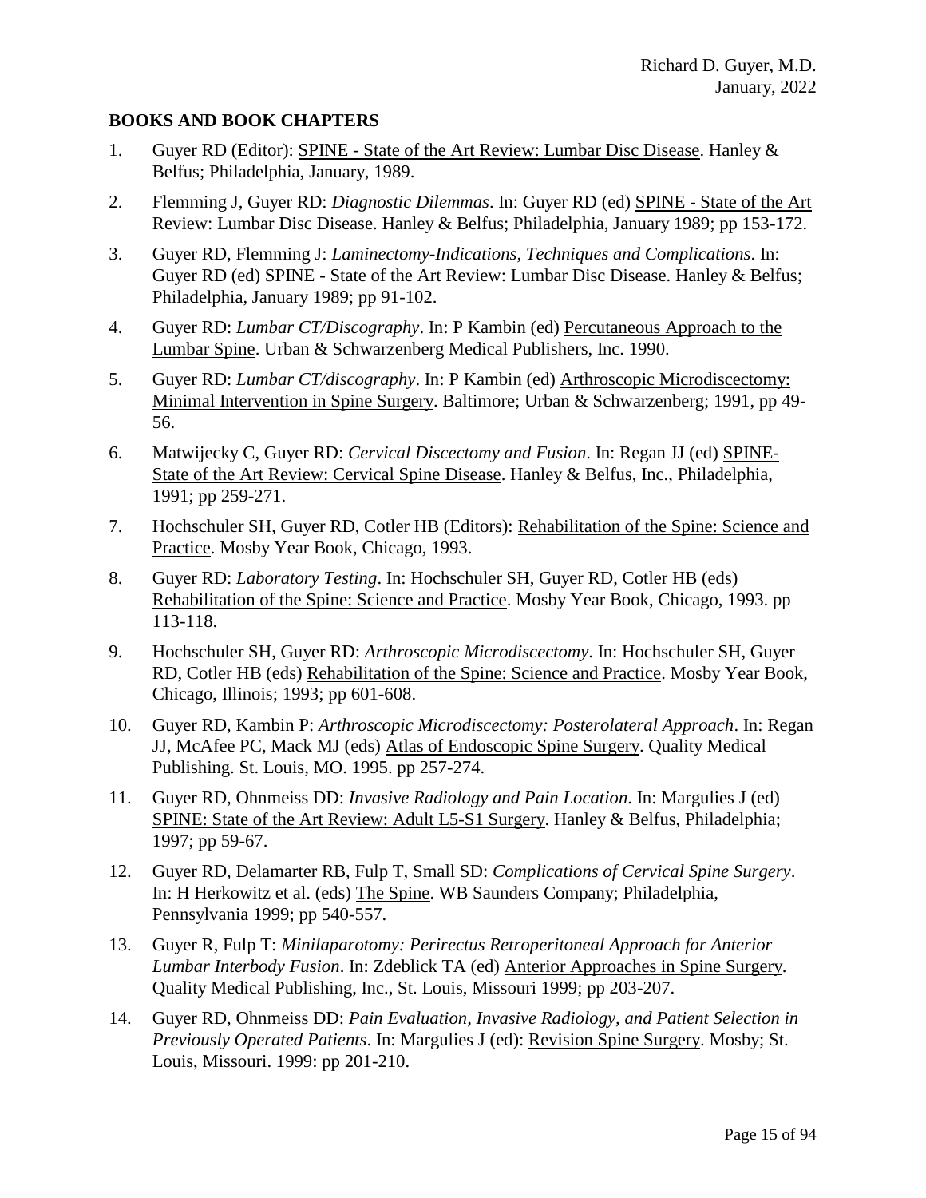## BOOKS AND BOOK CHAPTERS

1. Guyer RD (Editor): SPINE - State of the Art Review: Lumbar Disc Disease. Hanley & Belfus; Philadelphia, January, 1989.
2. Flemming J, Guyer RD: *Diagnostic Dilemmas*. In: Guyer RD (ed) SPINE - State of the Art Review: Lumbar Disc Disease. Hanley & Belfus; Philadelphia, January 1989; pp 153-172.
3. Guyer RD, Flemming J: *Laminectomy-Indications, Techniques and Complications*. In: Guyer RD (ed) SPINE - State of the Art Review: Lumbar Disc Disease. Hanley & Belfus; Philadelphia, January 1989; pp 91-102.
4. Guyer RD: *Lumbar CT/Discography*. In: P Kambin (ed) Percutaneous Approach to the Lumbar Spine. Urban & Schwarzenberg Medical Publishers, Inc. 1990.
5. Guyer RD: *Lumbar CT/discography*. In: P Kambin (ed) Arthroscopic Microdiscectomy: Minimal Intervention in Spine Surgery. Baltimore; Urban & Schwarzenberg; 1991, pp 49-56.
6. Matwijecky C, Guyer RD: *Cervical Discectomy and Fusion*. In: Regan JJ (ed) SPINE-State of the Art Review: Cervical Spine Disease. Hanley & Belfus, Inc., Philadelphia, 1991; pp 259-271.
7. Hochschuler SH, Guyer RD, Cotler HB (Editors): Rehabilitation of the Spine: Science and Practice. Mosby Year Book, Chicago, 1993.
8. Guyer RD: *Laboratory Testing*. In: Hochschuler SH, Guyer RD, Cotler HB (eds) Rehabilitation of the Spine: Science and Practice. Mosby Year Book, Chicago, 1993. pp 113-118.
9. Hochschuler SH, Guyer RD: *Arthroscopic Microdiscectomy*. In: Hochschuler SH, Guyer RD, Cotler HB (eds) Rehabilitation of the Spine: Science and Practice. Mosby Year Book, Chicago, Illinois; 1993; pp 601-608.
10. Guyer RD, Kambin P: *Arthroscopic Microdiscectomy: Posterolateral Approach*. In: Regan JJ, McAfee PC, Mack MJ (eds) Atlas of Endoscopic Spine Surgery. Quality Medical Publishing. St. Louis, MO. 1995. pp 257-274.
11. Guyer RD, Ohnmeiss DD: *Invasive Radiology and Pain Location*. In: Margulies J (ed) SPINE: State of the Art Review: Adult L5-S1 Surgery. Hanley & Belfus, Philadelphia; 1997; pp 59-67.
12. Guyer RD, Delamarter RB, Fulp T, Small SD: *Complications of Cervical Spine Surgery*. In: H Herkowitz et al. (eds) The Spine. WB Saunders Company; Philadelphia, Pennsylvania 1999; pp 540-557.
13. Guyer R, Fulp T: *Minilaparotomy: Perirectus Retroperitoneal Approach for Anterior Lumbar Interbody Fusion*. In: Zdeblick TA (ed) Anterior Approaches in Spine Surgery. Quality Medical Publishing, Inc., St. Louis, Missouri 1999; pp 203-207.
14. Guyer RD, Ohnmeiss DD: *Pain Evaluation, Invasive Radiology, and Patient Selection in Previously Operated Patients*. In: Margulies J (ed): Revision Spine Surgery. Mosby; St. Louis, Missouri. 1999: pp 201-210.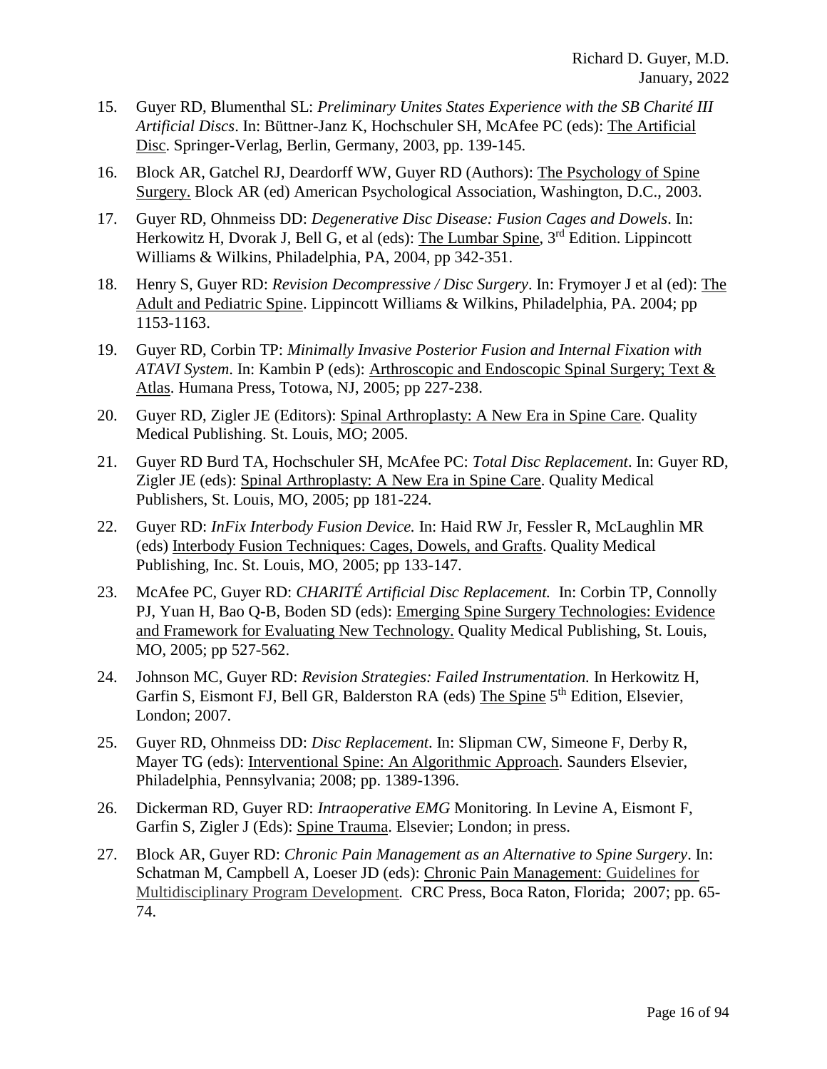15. Guyer RD, Blumenthal SL: *Preliminary Unites States Experience with the SB Charité III Artificial Discs*. In: Büttner-Janz K, Hochschuler SH, McAfee PC (eds): The Artificial Disc. Springer-Verlag, Berlin, Germany, 2003, pp. 139-145.

16. Block AR, Gatchel RJ, Deardorff WW, Guyer RD (Authors): The Psychology of Spine Surgery. Block AR (ed) American Psychological Association, Washington, D.C., 2003.

17. Guyer RD, Ohnmeiss DD: *Degenerative Disc Disease: Fusion Cages and Dowels*. In: Herkowitz H, Dvorak J, Bell G, et al (eds): The Lumbar Spine, 3rd Edition. Lippincott Williams & Wilkins, Philadelphia, PA, 2004, pp 342-351.

18. Henry S, Guyer RD: *Revision Decompressive / Disc Surgery*. In: Frymoyer J et al (ed): The Adult and Pediatric Spine. Lippincott Williams & Wilkins, Philadelphia, PA. 2004; pp 1153-1163.

19. Guyer RD, Corbin TP: *Minimally Invasive Posterior Fusion and Internal Fixation with ATAVI System*. In: Kambin P (eds): Arthroscopic and Endoscopic Spinal Surgery; Text & Atlas. Humana Press, Totowa, NJ, 2005; pp 227-238.

20. Guyer RD, Zigler JE (Editors): Spinal Arthroplasty: A New Era in Spine Care. Quality Medical Publishing. St. Louis, MO; 2005.

21. Guyer RD Burd TA, Hochschuler SH, McAfee PC: *Total Disc Replacement*. In: Guyer RD, Zigler JE (eds): Spinal Arthroplasty: A New Era in Spine Care. Quality Medical Publishers, St. Louis, MO, 2005; pp 181-224.

22. Guyer RD: *InFix Interbody Fusion Device.* In: Haid RW Jr, Fessler R, McLaughlin MR (eds) Interbody Fusion Techniques: Cages, Dowels, and Grafts. Quality Medical Publishing, Inc. St. Louis, MO, 2005; pp 133-147.

23. McAfee PC, Guyer RD: *CHARITÉ Artificial Disc Replacement.* In: Corbin TP, Connolly PJ, Yuan H, Bao Q-B, Boden SD (eds): Emerging Spine Surgery Technologies: Evidence and Framework for Evaluating New Technology. Quality Medical Publishing, St. Louis, MO, 2005; pp 527-562.

24. Johnson MC, Guyer RD: *Revision Strategies: Failed Instrumentation.* In Herkowitz H, Garfin S, Eismont FJ, Bell GR, Balderston RA (eds) The Spine 5th Edition, Elsevier, London; 2007.

25. Guyer RD, Ohnmeiss DD: *Disc Replacement*. In: Slipman CW, Simeone F, Derby R, Mayer TG (eds): Interventional Spine: An Algorithmic Approach. Saunders Elsevier, Philadelphia, Pennsylvania; 2008; pp. 1389-1396.

26. Dickerman RD, Guyer RD: *Intraoperative EMG* Monitoring. In Levine A, Eismont F, Garfin S, Zigler J (Eds): Spine Trauma. Elsevier; London; in press.

27. Block AR, Guyer RD: *Chronic Pain Management as an Alternative to Spine Surgery*. In: Schatman M, Campbell A, Loeser JD (eds): Chronic Pain Management: Guidelines for Multidisciplinary Program Development. CRC Press, Boca Raton, Florida; 2007; pp. 65-74.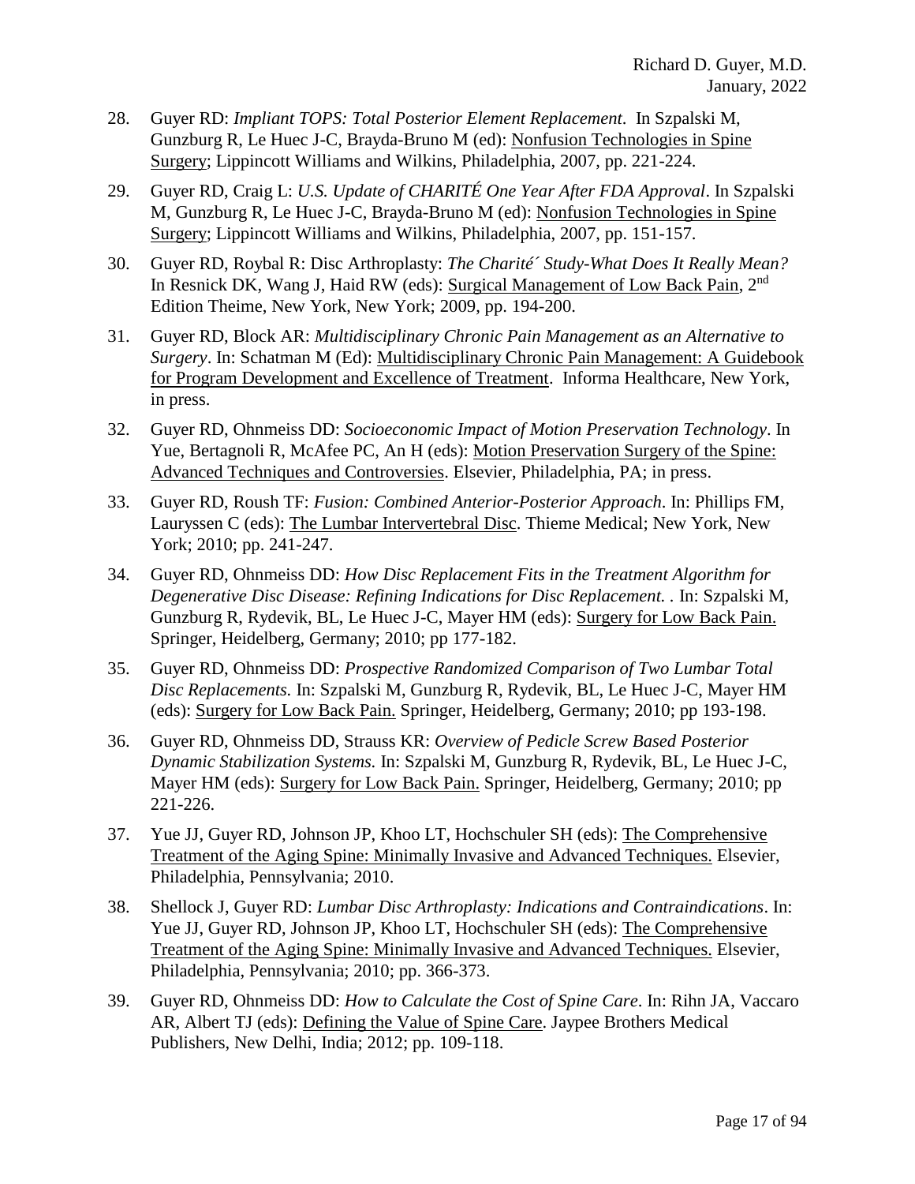28. Guyer RD: *Impliant TOPS: Total Posterior Element Replacement*. In Szpalski M, Gunzburg R, Le Huec J-C, Brayda-Bruno M (ed): Nonfusion Technologies in Spine Surgery; Lippincott Williams and Wilkins, Philadelphia, 2007, pp. 221-224.

29. Guyer RD, Craig L: *U.S. Update of CHARITÉ One Year After FDA Approval*. In Szpalski M, Gunzburg R, Le Huec J-C, Brayda-Bruno M (ed): Nonfusion Technologies in Spine Surgery; Lippincott Williams and Wilkins, Philadelphia, 2007, pp. 151-157.

30. Guyer RD, Roybal R: Disc Arthroplasty: *The Charité´ Study-What Does It Really Mean?* In Resnick DK, Wang J, Haid RW (eds): Surgical Management of Low Back Pain, 2nd Edition Theime, New York, New York; 2009, pp. 194-200.

31. Guyer RD, Block AR: *Multidisciplinary Chronic Pain Management as an Alternative to Surgery*. In: Schatman M (Ed): Multidisciplinary Chronic Pain Management: A Guidebook for Program Development and Excellence of Treatment. Informa Healthcare, New York, in press.

32. Guyer RD, Ohnmeiss DD: *Socioeconomic Impact of Motion Preservation Technology*. In Yue, Bertagnoli R, McAfee PC, An H (eds): Motion Preservation Surgery of the Spine: Advanced Techniques and Controversies. Elsevier, Philadelphia, PA; in press.

33. Guyer RD, Roush TF: *Fusion: Combined Anterior-Posterior Approach*. In: Phillips FM, Lauryssen C (eds): The Lumbar Intervertebral Disc. Thieme Medical; New York, New York; 2010; pp. 241-247.

34. Guyer RD, Ohnmeiss DD: *How Disc Replacement Fits in the Treatment Algorithm for Degenerative Disc Disease: Refining Indications for Disc Replacement.* . In: Szpalski M, Gunzburg R, Rydevik, BL, Le Huec J-C, Mayer HM (eds): Surgery for Low Back Pain. Springer, Heidelberg, Germany; 2010; pp 177-182.

35. Guyer RD, Ohnmeiss DD: *Prospective Randomized Comparison of Two Lumbar Total Disc Replacements.* In: Szpalski M, Gunzburg R, Rydevik, BL, Le Huec J-C, Mayer HM (eds): Surgery for Low Back Pain. Springer, Heidelberg, Germany; 2010; pp 193-198.

36. Guyer RD, Ohnmeiss DD, Strauss KR: *Overview of Pedicle Screw Based Posterior Dynamic Stabilization Systems.* In: Szpalski M, Gunzburg R, Rydevik, BL, Le Huec J-C, Mayer HM (eds): Surgery for Low Back Pain. Springer, Heidelberg, Germany; 2010; pp 221-226.

37. Yue JJ, Guyer RD, Johnson JP, Khoo LT, Hochschuler SH (eds): The Comprehensive Treatment of the Aging Spine: Minimally Invasive and Advanced Techniques. Elsevier, Philadelphia, Pennsylvania; 2010.

38. Shellock J, Guyer RD: *Lumbar Disc Arthroplasty: Indications and Contraindications*. In: Yue JJ, Guyer RD, Johnson JP, Khoo LT, Hochschuler SH (eds): The Comprehensive Treatment of the Aging Spine: Minimally Invasive and Advanced Techniques. Elsevier, Philadelphia, Pennsylvania; 2010; pp. 366-373.

39. Guyer RD, Ohnmeiss DD: *How to Calculate the Cost of Spine Care*. In: Rihn JA, Vaccaro AR, Albert TJ (eds): Defining the Value of Spine Care. Jaypee Brothers Medical Publishers, New Delhi, India; 2012; pp. 109-118.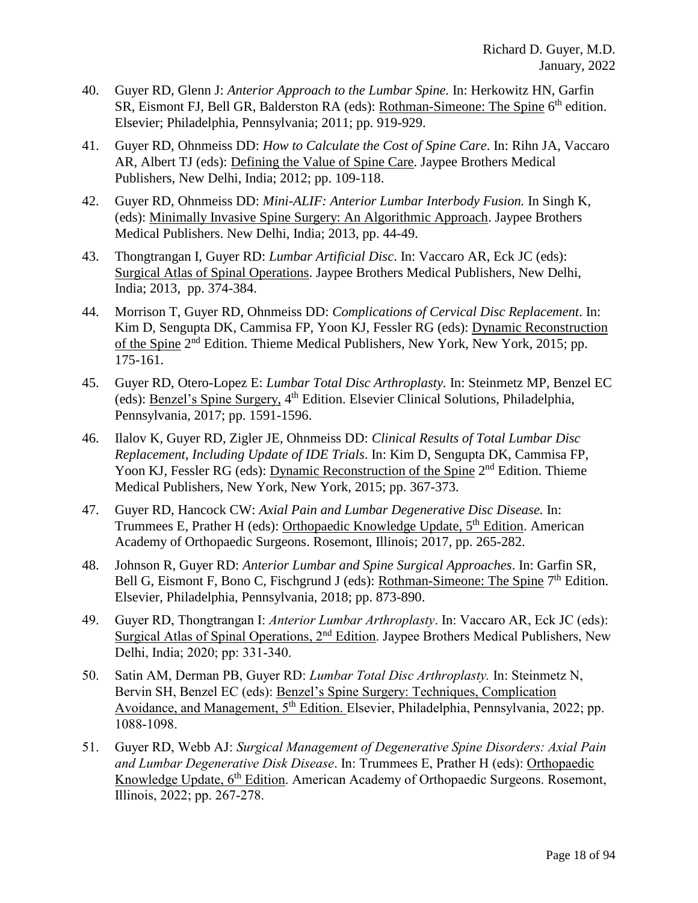40. Guyer RD, Glenn J: *Anterior Approach to the Lumbar Spine.* In: Herkowitz HN, Garfin SR, Eismont FJ, Bell GR, Balderston RA (eds): Rothman-Simeone: The Spine 6th edition. Elsevier; Philadelphia, Pennsylvania; 2011; pp. 919-929.

41. Guyer RD, Ohnmeiss DD: *How to Calculate the Cost of Spine Care*. In: Rihn JA, Vaccaro AR, Albert TJ (eds): Defining the Value of Spine Care. Jaypee Brothers Medical Publishers, New Delhi, India; 2012; pp. 109-118.

42. Guyer RD, Ohnmeiss DD: *Mini-ALIF: Anterior Lumbar Interbody Fusion.* In Singh K, (eds): Minimally Invasive Spine Surgery: An Algorithmic Approach. Jaypee Brothers Medical Publishers. New Delhi, India; 2013, pp. 44-49.

43. Thongtrangan I, Guyer RD: *Lumbar Artificial Disc*. In: Vaccaro AR, Eck JC (eds): Surgical Atlas of Spinal Operations. Jaypee Brothers Medical Publishers, New Delhi, India; 2013, pp. 374-384.

44. Morrison T, Guyer RD, Ohnmeiss DD: *Complications of Cervical Disc Replacement*. In: Kim D, Sengupta DK, Cammisa FP, Yoon KJ, Fessler RG (eds): Dynamic Reconstruction of the Spine 2nd Edition. Thieme Medical Publishers, New York, New York, 2015; pp. 175-161.

45. Guyer RD, Otero-Lopez E: *Lumbar Total Disc Arthroplasty.* In: Steinmetz MP, Benzel EC (eds): Benzel's Spine Surgery, 4th Edition. Elsevier Clinical Solutions, Philadelphia, Pennsylvania, 2017; pp. 1591-1596.

46. Ilalov K, Guyer RD, Zigler JE, Ohnmeiss DD: *Clinical Results of Total Lumbar Disc Replacement, Including Update of IDE Trials*. In: Kim D, Sengupta DK, Cammisa FP, Yoon KJ, Fessler RG (eds): Dynamic Reconstruction of the Spine 2nd Edition. Thieme Medical Publishers, New York, New York, 2015; pp. 367-373.

47. Guyer RD, Hancock CW: *Axial Pain and Lumbar Degenerative Disc Disease.* In: Trummees E, Prather H (eds): Orthopaedic Knowledge Update, 5th Edition. American Academy of Orthopaedic Surgeons. Rosemont, Illinois; 2017, pp. 265-282.

48. Johnson R, Guyer RD: *Anterior Lumbar and Spine Surgical Approaches*. In: Garfin SR, Bell G, Eismont F, Bono C, Fischgrund J (eds): Rothman-Simeone: The Spine 7th Edition. Elsevier, Philadelphia, Pennsylvania, 2018; pp. 873-890.

49. Guyer RD, Thongtrangan I: *Anterior Lumbar Arthroplasty*. In: Vaccaro AR, Eck JC (eds): Surgical Atlas of Spinal Operations, 2nd Edition. Jaypee Brothers Medical Publishers, New Delhi, India; 2020; pp: 331-340.

50. Satin AM, Derman PB, Guyer RD: *Lumbar Total Disc Arthroplasty.* In: Steinmetz N, Bervin SH, Benzel EC (eds): Benzel's Spine Surgery: Techniques, Complication Avoidance, and Management, 5th Edition. Elsevier, Philadelphia, Pennsylvania, 2022; pp. 1088-1098.

51. Guyer RD, Webb AJ: *Surgical Management of Degenerative Spine Disorders: Axial Pain and Lumbar Degenerative Disk Disease*. In: Trummees E, Prather H (eds): Orthopaedic Knowledge Update, 6th Edition. American Academy of Orthopaedic Surgeons. Rosemont, Illinois, 2022; pp. 267-278.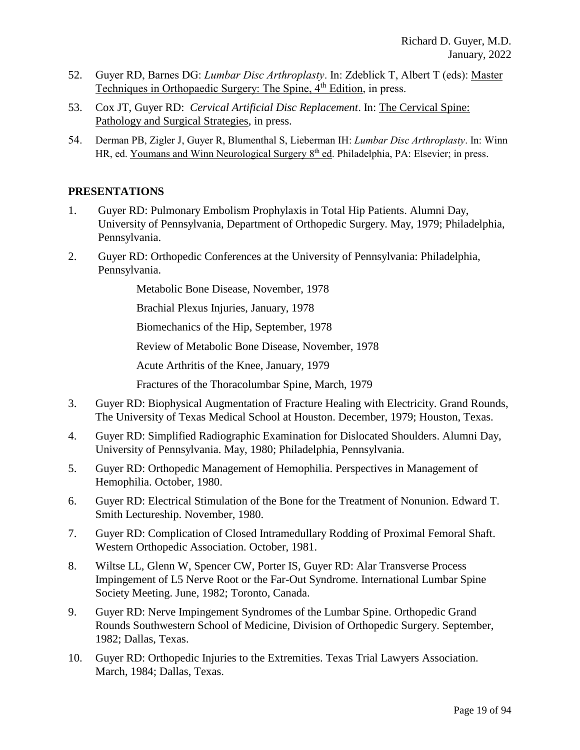52. Guyer RD, Barnes DG: *Lumbar Disc Arthroplasty*. In: Zdeblick T, Albert T (eds): Master Techniques in Orthopaedic Surgery: The Spine, 4th Edition, in press.

53. Cox JT, Guyer RD: *Cervical Artificial Disc Replacement*. In: The Cervical Spine: Pathology and Surgical Strategies, in press.

54. Derman PB, Zigler J, Guyer R, Blumenthal S, Lieberman IH: *Lumbar Disc Arthroplasty*. In: Winn HR, ed. Youmans and Winn Neurological Surgery 8th ed. Philadelphia, PA: Elsevier; in press.

## PRESENTATIONS

1. Guyer RD: Pulmonary Embolism Prophylaxis in Total Hip Patients. Alumni Day, University of Pennsylvania, Department of Orthopedic Surgery. May, 1979; Philadelphia, Pennsylvania.

2. Guyer RD: Orthopedic Conferences at the University of Pennsylvania: Philadelphia, Pennsylvania.

   Metabolic Bone Disease, November, 1978

   Brachial Plexus Injuries, January, 1978

   Biomechanics of the Hip, September, 1978

   Review of Metabolic Bone Disease, November, 1978

   Acute Arthritis of the Knee, January, 1979

   Fractures of the Thoracolumbar Spine, March, 1979

3. Guyer RD: Biophysical Augmentation of Fracture Healing with Electricity. Grand Rounds, The University of Texas Medical School at Houston. December, 1979; Houston, Texas.

4. Guyer RD: Simplified Radiographic Examination for Dislocated Shoulders. Alumni Day, University of Pennsylvania. May, 1980; Philadelphia, Pennsylvania.

5. Guyer RD: Orthopedic Management of Hemophilia. Perspectives in Management of Hemophilia. October, 1980.

6. Guyer RD: Electrical Stimulation of the Bone for the Treatment of Nonunion. Edward T. Smith Lectureship. November, 1980.

7. Guyer RD: Complication of Closed Intramedullary Rodding of Proximal Femoral Shaft. Western Orthopedic Association. October, 1981.

8. Wiltse LL, Glenn W, Spencer CW, Porter IS, Guyer RD: Alar Transverse Process Impingement of L5 Nerve Root or the Far-Out Syndrome. International Lumbar Spine Society Meeting. June, 1982; Toronto, Canada.

9. Guyer RD: Nerve Impingement Syndromes of the Lumbar Spine. Orthopedic Grand Rounds Southwestern School of Medicine, Division of Orthopedic Surgery. September, 1982; Dallas, Texas.

10. Guyer RD: Orthopedic Injuries to the Extremities. Texas Trial Lawyers Association. March, 1984; Dallas, Texas.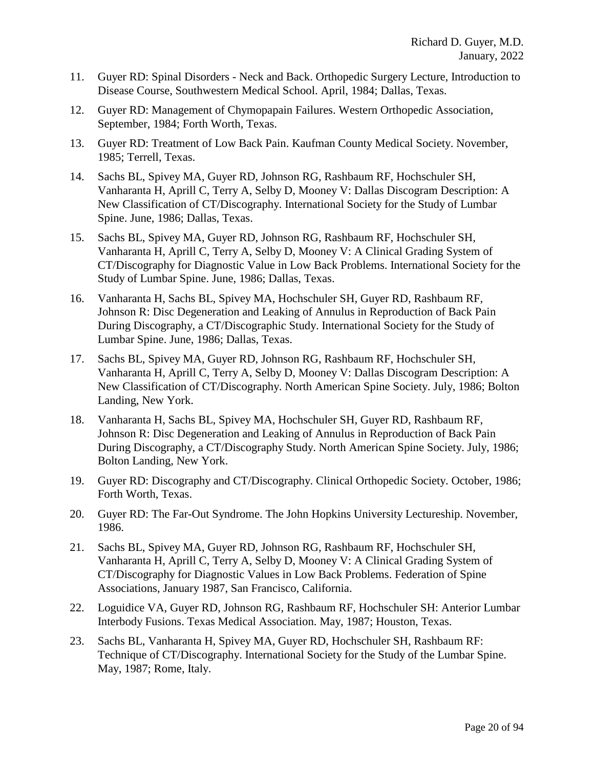11. Guyer RD: Spinal Disorders - Neck and Back. Orthopedic Surgery Lecture, Introduction to Disease Course, Southwestern Medical School. April, 1984; Dallas, Texas.

12. Guyer RD: Management of Chymopapain Failures. Western Orthopedic Association, September, 1984; Forth Worth, Texas.

13. Guyer RD: Treatment of Low Back Pain. Kaufman County Medical Society. November, 1985; Terrell, Texas.

14. Sachs BL, Spivey MA, Guyer RD, Johnson RG, Rashbaum RF, Hochschuler SH, Vanharanta H, Aprill C, Terry A, Selby D, Mooney V: Dallas Discogram Description: A New Classification of CT/Discography. International Society for the Study of Lumbar Spine. June, 1986; Dallas, Texas.

15. Sachs BL, Spivey MA, Guyer RD, Johnson RG, Rashbaum RF, Hochschuler SH, Vanharanta H, Aprill C, Terry A, Selby D, Mooney V: A Clinical Grading System of CT/Discography for Diagnostic Value in Low Back Problems. International Society for the Study of Lumbar Spine. June, 1986; Dallas, Texas.

16. Vanharanta H, Sachs BL, Spivey MA, Hochschuler SH, Guyer RD, Rashbaum RF, Johnson R: Disc Degeneration and Leaking of Annulus in Reproduction of Back Pain During Discography, a CT/Discographic Study. International Society for the Study of Lumbar Spine. June, 1986; Dallas, Texas.

17. Sachs BL, Spivey MA, Guyer RD, Johnson RG, Rashbaum RF, Hochschuler SH, Vanharanta H, Aprill C, Terry A, Selby D, Mooney V: Dallas Discogram Description: A New Classification of CT/Discography. North American Spine Society. July, 1986; Bolton Landing, New York.

18. Vanharanta H, Sachs BL, Spivey MA, Hochschuler SH, Guyer RD, Rashbaum RF, Johnson R: Disc Degeneration and Leaking of Annulus in Reproduction of Back Pain During Discography, a CT/Discography Study. North American Spine Society. July, 1986; Bolton Landing, New York.

19. Guyer RD: Discography and CT/Discography. Clinical Orthopedic Society. October, 1986; Forth Worth, Texas.

20. Guyer RD: The Far-Out Syndrome. The John Hopkins University Lectureship. November, 1986.

21. Sachs BL, Spivey MA, Guyer RD, Johnson RG, Rashbaum RF, Hochschuler SH, Vanharanta H, Aprill C, Terry A, Selby D, Mooney V: A Clinical Grading System of CT/Discography for Diagnostic Values in Low Back Problems. Federation of Spine Associations, January 1987, San Francisco, California.

22. Loguidice VA, Guyer RD, Johnson RG, Rashbaum RF, Hochschuler SH: Anterior Lumbar Interbody Fusions. Texas Medical Association. May, 1987; Houston, Texas.

23. Sachs BL, Vanharanta H, Spivey MA, Guyer RD, Hochschuler SH, Rashbaum RF: Technique of CT/Discography. International Society for the Study of the Lumbar Spine. May, 1987; Rome, Italy.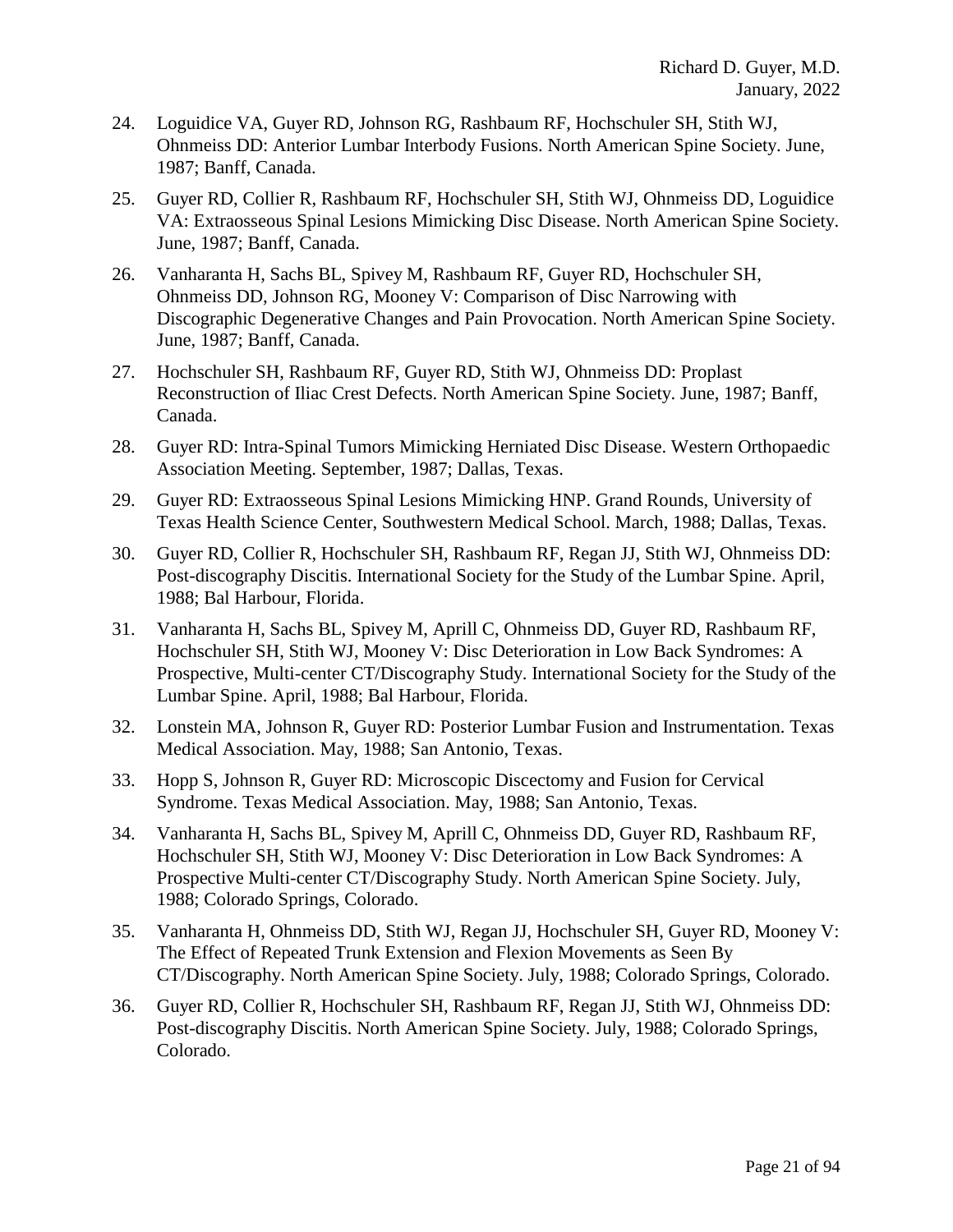24. Loguidice VA, Guyer RD, Johnson RG, Rashbaum RF, Hochschuler SH, Stith WJ, Ohnmeiss DD: Anterior Lumbar Interbody Fusions. North American Spine Society. June, 1987; Banff, Canada.

25. Guyer RD, Collier R, Rashbaum RF, Hochschuler SH, Stith WJ, Ohnmeiss DD, Loguidice VA: Extraosseous Spinal Lesions Mimicking Disc Disease. North American Spine Society. June, 1987; Banff, Canada.

26. Vanharanta H, Sachs BL, Spivey M, Rashbaum RF, Guyer RD, Hochschuler SH, Ohnmeiss DD, Johnson RG, Mooney V: Comparison of Disc Narrowing with Discographic Degenerative Changes and Pain Provocation. North American Spine Society. June, 1987; Banff, Canada.

27. Hochschuler SH, Rashbaum RF, Guyer RD, Stith WJ, Ohnmeiss DD: Proplast Reconstruction of Iliac Crest Defects. North American Spine Society. June, 1987; Banff, Canada.

28. Guyer RD: Intra-Spinal Tumors Mimicking Herniated Disc Disease. Western Orthopaedic Association Meeting. September, 1987; Dallas, Texas.

29. Guyer RD: Extraosseous Spinal Lesions Mimicking HNP. Grand Rounds, University of Texas Health Science Center, Southwestern Medical School. March, 1988; Dallas, Texas.

30. Guyer RD, Collier R, Hochschuler SH, Rashbaum RF, Regan JJ, Stith WJ, Ohnmeiss DD: Post-discography Discitis. International Society for the Study of the Lumbar Spine. April, 1988; Bal Harbour, Florida.

31. Vanharanta H, Sachs BL, Spivey M, Aprill C, Ohnmeiss DD, Guyer RD, Rashbaum RF, Hochschuler SH, Stith WJ, Mooney V: Disc Deterioration in Low Back Syndromes: A Prospective, Multi-center CT/Discography Study. International Society for the Study of the Lumbar Spine. April, 1988; Bal Harbour, Florida.

32. Lonstein MA, Johnson R, Guyer RD: Posterior Lumbar Fusion and Instrumentation. Texas Medical Association. May, 1988; San Antonio, Texas.

33. Hopp S, Johnson R, Guyer RD: Microscopic Discectomy and Fusion for Cervical Syndrome. Texas Medical Association. May, 1988; San Antonio, Texas.

34. Vanharanta H, Sachs BL, Spivey M, Aprill C, Ohnmeiss DD, Guyer RD, Rashbaum RF, Hochschuler SH, Stith WJ, Mooney V: Disc Deterioration in Low Back Syndromes: A Prospective Multi-center CT/Discography Study. North American Spine Society. July, 1988; Colorado Springs, Colorado.

35. Vanharanta H, Ohnmeiss DD, Stith WJ, Regan JJ, Hochschuler SH, Guyer RD, Mooney V: The Effect of Repeated Trunk Extension and Flexion Movements as Seen By CT/Discography. North American Spine Society. July, 1988; Colorado Springs, Colorado.

36. Guyer RD, Collier R, Hochschuler SH, Rashbaum RF, Regan JJ, Stith WJ, Ohnmeiss DD: Post-discography Discitis. North American Spine Society. July, 1988; Colorado Springs, Colorado.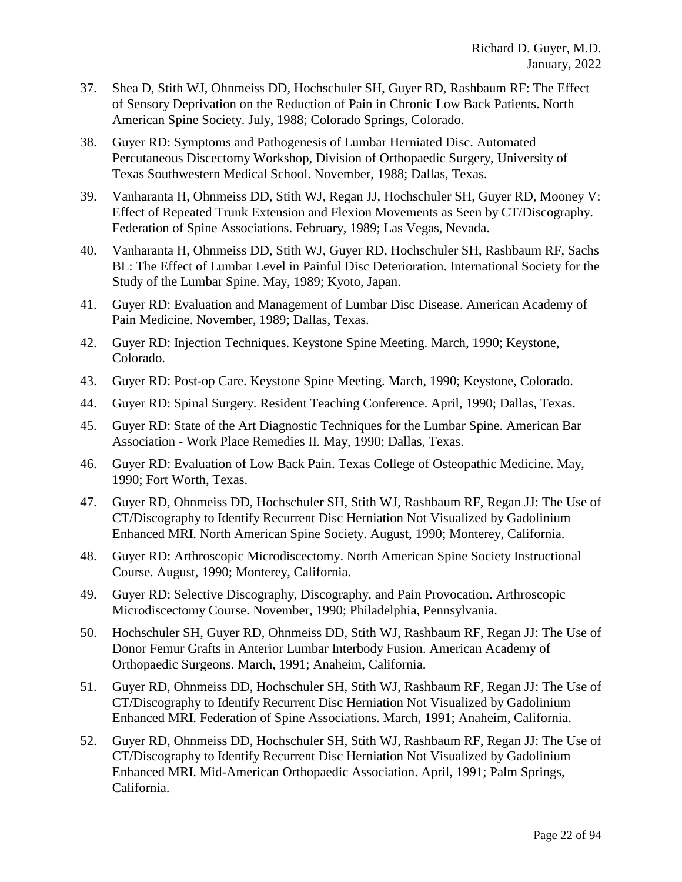37. Shea D, Stith WJ, Ohnmeiss DD, Hochschuler SH, Guyer RD, Rashbaum RF: The Effect of Sensory Deprivation on the Reduction of Pain in Chronic Low Back Patients. North American Spine Society. July, 1988; Colorado Springs, Colorado.

38. Guyer RD: Symptoms and Pathogenesis of Lumbar Herniated Disc. Automated Percutaneous Discectomy Workshop, Division of Orthopaedic Surgery, University of Texas Southwestern Medical School. November, 1988; Dallas, Texas.

39. Vanharanta H, Ohnmeiss DD, Stith WJ, Regan JJ, Hochschuler SH, Guyer RD, Mooney V: Effect of Repeated Trunk Extension and Flexion Movements as Seen by CT/Discography. Federation of Spine Associations. February, 1989; Las Vegas, Nevada.

40. Vanharanta H, Ohnmeiss DD, Stith WJ, Guyer RD, Hochschuler SH, Rashbaum RF, Sachs BL: The Effect of Lumbar Level in Painful Disc Deterioration. International Society for the Study of the Lumbar Spine. May, 1989; Kyoto, Japan.

41. Guyer RD: Evaluation and Management of Lumbar Disc Disease. American Academy of Pain Medicine. November, 1989; Dallas, Texas.

42. Guyer RD: Injection Techniques. Keystone Spine Meeting. March, 1990; Keystone, Colorado.

43. Guyer RD: Post-op Care. Keystone Spine Meeting. March, 1990; Keystone, Colorado.

44. Guyer RD: Spinal Surgery. Resident Teaching Conference. April, 1990; Dallas, Texas.

45. Guyer RD: State of the Art Diagnostic Techniques for the Lumbar Spine. American Bar Association - Work Place Remedies II. May, 1990; Dallas, Texas.

46. Guyer RD: Evaluation of Low Back Pain. Texas College of Osteopathic Medicine. May, 1990; Fort Worth, Texas.

47. Guyer RD, Ohnmeiss DD, Hochschuler SH, Stith WJ, Rashbaum RF, Regan JJ: The Use of CT/Discography to Identify Recurrent Disc Herniation Not Visualized by Gadolinium Enhanced MRI. North American Spine Society. August, 1990; Monterey, California.

48. Guyer RD: Arthroscopic Microdiscectomy. North American Spine Society Instructional Course. August, 1990; Monterey, California.

49. Guyer RD: Selective Discography, Discography, and Pain Provocation. Arthroscopic Microdiscectomy Course. November, 1990; Philadelphia, Pennsylvania.

50. Hochschuler SH, Guyer RD, Ohnmeiss DD, Stith WJ, Rashbaum RF, Regan JJ: The Use of Donor Femur Grafts in Anterior Lumbar Interbody Fusion. American Academy of Orthopaedic Surgeons. March, 1991; Anaheim, California.

51. Guyer RD, Ohnmeiss DD, Hochschuler SH, Stith WJ, Rashbaum RF, Regan JJ: The Use of CT/Discography to Identify Recurrent Disc Herniation Not Visualized by Gadolinium Enhanced MRI. Federation of Spine Associations. March, 1991; Anaheim, California.

52. Guyer RD, Ohnmeiss DD, Hochschuler SH, Stith WJ, Rashbaum RF, Regan JJ: The Use of CT/Discography to Identify Recurrent Disc Herniation Not Visualized by Gadolinium Enhanced MRI. Mid-American Orthopaedic Association. April, 1991; Palm Springs, California.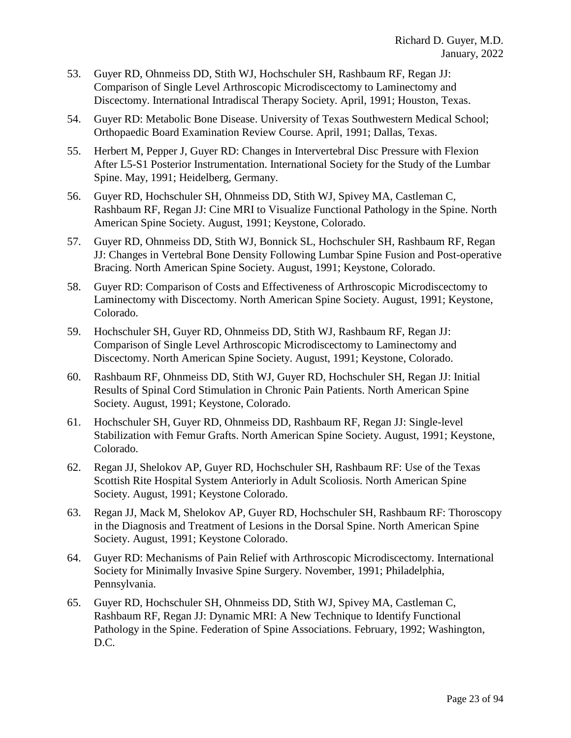53. Guyer RD, Ohnmeiss DD, Stith WJ, Hochschuler SH, Rashbaum RF, Regan JJ: Comparison of Single Level Arthroscopic Microdiscectomy to Laminectomy and Discectomy. International Intradiscal Therapy Society. April, 1991; Houston, Texas.

54. Guyer RD: Metabolic Bone Disease. University of Texas Southwestern Medical School; Orthopaedic Board Examination Review Course. April, 1991; Dallas, Texas.

55. Herbert M, Pepper J, Guyer RD: Changes in Intervertebral Disc Pressure with Flexion After L5-S1 Posterior Instrumentation. International Society for the Study of the Lumbar Spine. May, 1991; Heidelberg, Germany.

56. Guyer RD, Hochschuler SH, Ohnmeiss DD, Stith WJ, Spivey MA, Castleman C, Rashbaum RF, Regan JJ: Cine MRI to Visualize Functional Pathology in the Spine. North American Spine Society. August, 1991; Keystone, Colorado.

57. Guyer RD, Ohnmeiss DD, Stith WJ, Bonnick SL, Hochschuler SH, Rashbaum RF, Regan JJ: Changes in Vertebral Bone Density Following Lumbar Spine Fusion and Post-operative Bracing. North American Spine Society. August, 1991; Keystone, Colorado.

58. Guyer RD: Comparison of Costs and Effectiveness of Arthroscopic Microdiscectomy to Laminectomy with Discectomy. North American Spine Society. August, 1991; Keystone, Colorado.

59. Hochschuler SH, Guyer RD, Ohnmeiss DD, Stith WJ, Rashbaum RF, Regan JJ: Comparison of Single Level Arthroscopic Microdiscectomy to Laminectomy and Discectomy. North American Spine Society. August, 1991; Keystone, Colorado.

60. Rashbaum RF, Ohnmeiss DD, Stith WJ, Guyer RD, Hochschuler SH, Regan JJ: Initial Results of Spinal Cord Stimulation in Chronic Pain Patients. North American Spine Society. August, 1991; Keystone, Colorado.

61. Hochschuler SH, Guyer RD, Ohnmeiss DD, Rashbaum RF, Regan JJ: Single-level Stabilization with Femur Grafts. North American Spine Society. August, 1991; Keystone, Colorado.

62. Regan JJ, Shelokov AP, Guyer RD, Hochschuler SH, Rashbaum RF: Use of the Texas Scottish Rite Hospital System Anteriorly in Adult Scoliosis. North American Spine Society. August, 1991; Keystone Colorado.

63. Regan JJ, Mack M, Shelokov AP, Guyer RD, Hochschuler SH, Rashbaum RF: Thoroscopy in the Diagnosis and Treatment of Lesions in the Dorsal Spine. North American Spine Society. August, 1991; Keystone Colorado.

64. Guyer RD: Mechanisms of Pain Relief with Arthroscopic Microdiscectomy. International Society for Minimally Invasive Spine Surgery. November, 1991; Philadelphia, Pennsylvania.

65. Guyer RD, Hochschuler SH, Ohnmeiss DD, Stith WJ, Spivey MA, Castleman C, Rashbaum RF, Regan JJ: Dynamic MRI: A New Technique to Identify Functional Pathology in the Spine. Federation of Spine Associations. February, 1992; Washington, D.C.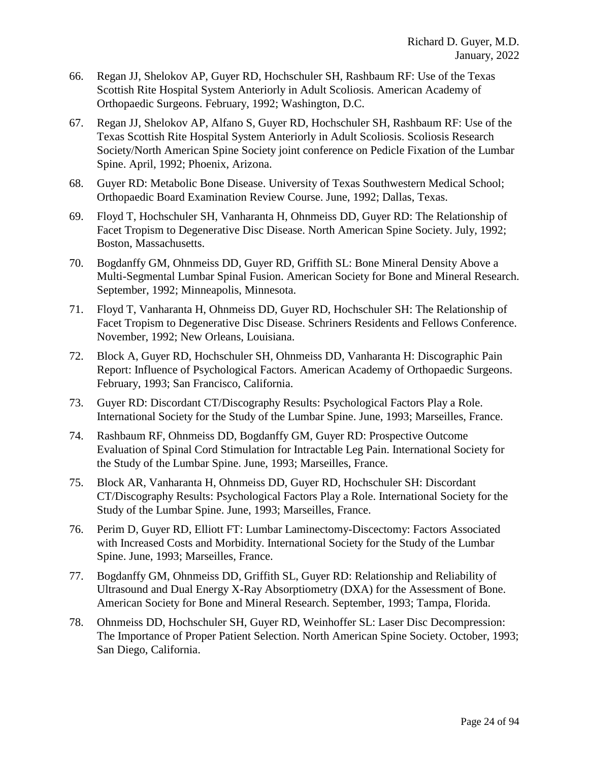66. Regan JJ, Shelokov AP, Guyer RD, Hochschuler SH, Rashbaum RF: Use of the Texas Scottish Rite Hospital System Anteriorly in Adult Scoliosis. American Academy of Orthopaedic Surgeons. February, 1992; Washington, D.C.

67. Regan JJ, Shelokov AP, Alfano S, Guyer RD, Hochschuler SH, Rashbaum RF: Use of the Texas Scottish Rite Hospital System Anteriorly in Adult Scoliosis. Scoliosis Research Society/North American Spine Society joint conference on Pedicle Fixation of the Lumbar Spine. April, 1992; Phoenix, Arizona.

68. Guyer RD: Metabolic Bone Disease. University of Texas Southwestern Medical School; Orthopaedic Board Examination Review Course. June, 1992; Dallas, Texas.

69. Floyd T, Hochschuler SH, Vanharanta H, Ohnmeiss DD, Guyer RD: The Relationship of Facet Tropism to Degenerative Disc Disease. North American Spine Society. July, 1992; Boston, Massachusetts.

70. Bogdanffy GM, Ohnmeiss DD, Guyer RD, Griffith SL: Bone Mineral Density Above a Multi-Segmental Lumbar Spinal Fusion. American Society for Bone and Mineral Research. September, 1992; Minneapolis, Minnesota.

71. Floyd T, Vanharanta H, Ohnmeiss DD, Guyer RD, Hochschuler SH: The Relationship of Facet Tropism to Degenerative Disc Disease. Schriners Residents and Fellows Conference. November, 1992; New Orleans, Louisiana.

72. Block A, Guyer RD, Hochschuler SH, Ohnmeiss DD, Vanharanta H: Discographic Pain Report: Influence of Psychological Factors. American Academy of Orthopaedic Surgeons. February, 1993; San Francisco, California.

73. Guyer RD: Discordant CT/Discography Results: Psychological Factors Play a Role. International Society for the Study of the Lumbar Spine. June, 1993; Marseilles, France.

74. Rashbaum RF, Ohnmeiss DD, Bogdanffy GM, Guyer RD: Prospective Outcome Evaluation of Spinal Cord Stimulation for Intractable Leg Pain. International Society for the Study of the Lumbar Spine. June, 1993; Marseilles, France.

75. Block AR, Vanharanta H, Ohnmeiss DD, Guyer RD, Hochschuler SH: Discordant CT/Discography Results: Psychological Factors Play a Role. International Society for the Study of the Lumbar Spine. June, 1993; Marseilles, France.

76. Perim D, Guyer RD, Elliott FT: Lumbar Laminectomy-Discectomy: Factors Associated with Increased Costs and Morbidity. International Society for the Study of the Lumbar Spine. June, 1993; Marseilles, France.

77. Bogdanffy GM, Ohnmeiss DD, Griffith SL, Guyer RD: Relationship and Reliability of Ultrasound and Dual Energy X-Ray Absorptiometry (DXA) for the Assessment of Bone. American Society for Bone and Mineral Research. September, 1993; Tampa, Florida.

78. Ohnmeiss DD, Hochschuler SH, Guyer RD, Weinhoffer SL: Laser Disc Decompression: The Importance of Proper Patient Selection. North American Spine Society. October, 1993; San Diego, California.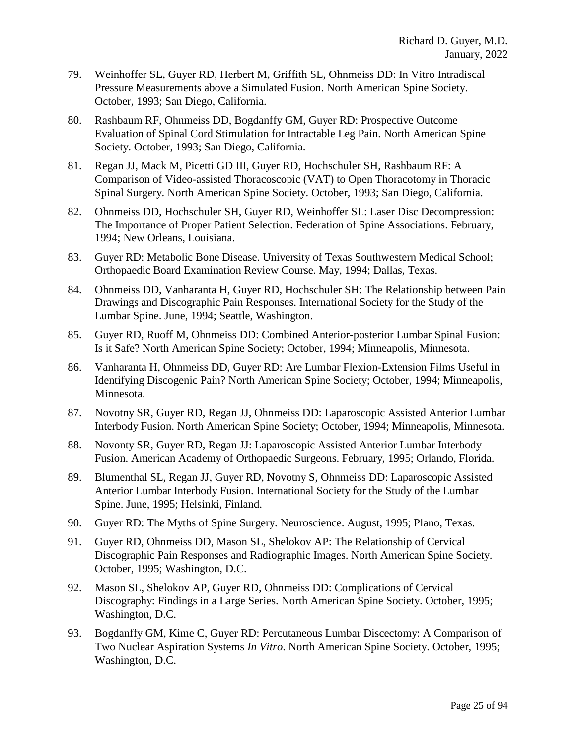79. Weinhoffer SL, Guyer RD, Herbert M, Griffith SL, Ohnmeiss DD: In Vitro Intradiscal Pressure Measurements above a Simulated Fusion. North American Spine Society. October, 1993; San Diego, California.

80. Rashbaum RF, Ohnmeiss DD, Bogdanffy GM, Guyer RD: Prospective Outcome Evaluation of Spinal Cord Stimulation for Intractable Leg Pain. North American Spine Society. October, 1993; San Diego, California.

81. Regan JJ, Mack M, Picetti GD III, Guyer RD, Hochschuler SH, Rashbaum RF: A Comparison of Video-assisted Thoracoscopic (VAT) to Open Thoracotomy in Thoracic Spinal Surgery. North American Spine Society. October, 1993; San Diego, California.

82. Ohnmeiss DD, Hochschuler SH, Guyer RD, Weinhoffer SL: Laser Disc Decompression: The Importance of Proper Patient Selection. Federation of Spine Associations. February, 1994; New Orleans, Louisiana.

83. Guyer RD: Metabolic Bone Disease. University of Texas Southwestern Medical School; Orthopaedic Board Examination Review Course. May, 1994; Dallas, Texas.

84. Ohnmeiss DD, Vanharanta H, Guyer RD, Hochschuler SH: The Relationship between Pain Drawings and Discographic Pain Responses. International Society for the Study of the Lumbar Spine. June, 1994; Seattle, Washington.

85. Guyer RD, Ruoff M, Ohnmeiss DD: Combined Anterior-posterior Lumbar Spinal Fusion: Is it Safe? North American Spine Society; October, 1994; Minneapolis, Minnesota.

86. Vanharanta H, Ohnmeiss DD, Guyer RD: Are Lumbar Flexion-Extension Films Useful in Identifying Discogenic Pain? North American Spine Society; October, 1994; Minneapolis, Minnesota.

87. Novotny SR, Guyer RD, Regan JJ, Ohnmeiss DD: Laparoscopic Assisted Anterior Lumbar Interbody Fusion. North American Spine Society; October, 1994; Minneapolis, Minnesota.

88. Novonty SR, Guyer RD, Regan JJ: Laparoscopic Assisted Anterior Lumbar Interbody Fusion. American Academy of Orthopaedic Surgeons. February, 1995; Orlando, Florida.

89. Blumenthal SL, Regan JJ, Guyer RD, Novotny S, Ohnmeiss DD: Laparoscopic Assisted Anterior Lumbar Interbody Fusion. International Society for the Study of the Lumbar Spine. June, 1995; Helsinki, Finland.

90. Guyer RD: The Myths of Spine Surgery. Neuroscience. August, 1995; Plano, Texas.

91. Guyer RD, Ohnmeiss DD, Mason SL, Shelokov AP: The Relationship of Cervical Discographic Pain Responses and Radiographic Images. North American Spine Society. October, 1995; Washington, D.C.

92. Mason SL, Shelokov AP, Guyer RD, Ohnmeiss DD: Complications of Cervical Discography: Findings in a Large Series. North American Spine Society. October, 1995; Washington, D.C.

93. Bogdanffy GM, Kime C, Guyer RD: Percutaneous Lumbar Discectomy: A Comparison of Two Nuclear Aspiration Systems *In Vitro*. North American Spine Society. October, 1995; Washington, D.C.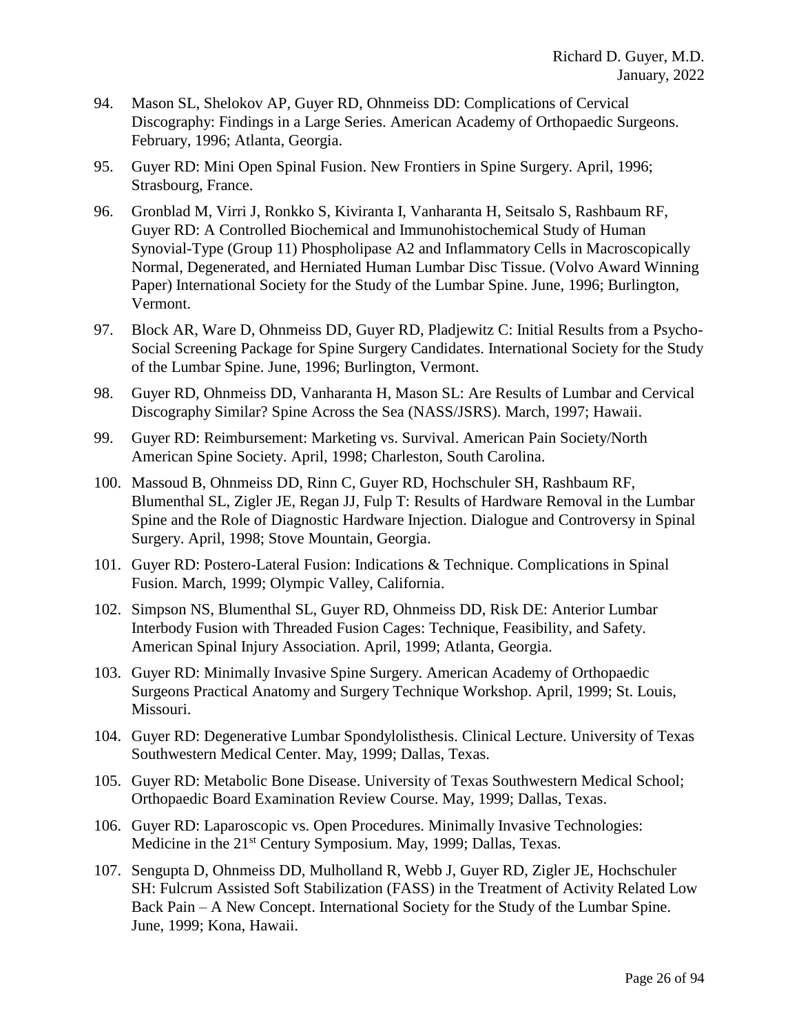94. Mason SL, Shelokov AP, Guyer RD, Ohnmeiss DD: Complications of Cervical Discography: Findings in a Large Series. American Academy of Orthopaedic Surgeons. February, 1996; Atlanta, Georgia.

95. Guyer RD: Mini Open Spinal Fusion. New Frontiers in Spine Surgery. April, 1996; Strasbourg, France.

96. Gronblad M, Virri J, Ronkko S, Kiviranta I, Vanharanta H, Seitsalo S, Rashbaum RF, Guyer RD: A Controlled Biochemical and Immunohistochemical Study of Human Synovial-Type (Group 11) Phospholipase A2 and Inflammatory Cells in Macroscopically Normal, Degenerated, and Herniated Human Lumbar Disc Tissue. (Volvo Award Winning Paper) International Society for the Study of the Lumbar Spine. June, 1996; Burlington, Vermont.

97. Block AR, Ware D, Ohnmeiss DD, Guyer RD, Pladjewitz C: Initial Results from a Psycho-Social Screening Package for Spine Surgery Candidates. International Society for the Study of the Lumbar Spine. June, 1996; Burlington, Vermont.

98. Guyer RD, Ohnmeiss DD, Vanharanta H, Mason SL: Are Results of Lumbar and Cervical Discography Similar? Spine Across the Sea (NASS/JSRS). March, 1997; Hawaii.

99. Guyer RD: Reimbursement: Marketing vs. Survival. American Pain Society/North American Spine Society. April, 1998; Charleston, South Carolina.

100. Massoud B, Ohnmeiss DD, Rinn C, Guyer RD, Hochschuler SH, Rashbaum RF, Blumenthal SL, Zigler JE, Regan JJ, Fulp T: Results of Hardware Removal in the Lumbar Spine and the Role of Diagnostic Hardware Injection. Dialogue and Controversy in Spinal Surgery. April, 1998; Stove Mountain, Georgia.

101. Guyer RD: Postero-Lateral Fusion: Indications & Technique. Complications in Spinal Fusion. March, 1999; Olympic Valley, California.

102. Simpson NS, Blumenthal SL, Guyer RD, Ohnmeiss DD, Risk DE: Anterior Lumbar Interbody Fusion with Threaded Fusion Cages: Technique, Feasibility, and Safety. American Spinal Injury Association. April, 1999; Atlanta, Georgia.

103. Guyer RD: Minimally Invasive Spine Surgery. American Academy of Orthopaedic Surgeons Practical Anatomy and Surgery Technique Workshop. April, 1999; St. Louis, Missouri.

104. Guyer RD: Degenerative Lumbar Spondylolisthesis. Clinical Lecture. University of Texas Southwestern Medical Center. May, 1999; Dallas, Texas.

105. Guyer RD: Metabolic Bone Disease. University of Texas Southwestern Medical School; Orthopaedic Board Examination Review Course. May, 1999; Dallas, Texas.

106. Guyer RD: Laparoscopic vs. Open Procedures. Minimally Invasive Technologies: Medicine in the 21st Century Symposium. May, 1999; Dallas, Texas.

107. Sengupta D, Ohnmeiss DD, Mulholland R, Webb J, Guyer RD, Zigler JE, Hochschuler SH: Fulcrum Assisted Soft Stabilization (FASS) in the Treatment of Activity Related Low Back Pain – A New Concept. International Society for the Study of the Lumbar Spine. June, 1999; Kona, Hawaii.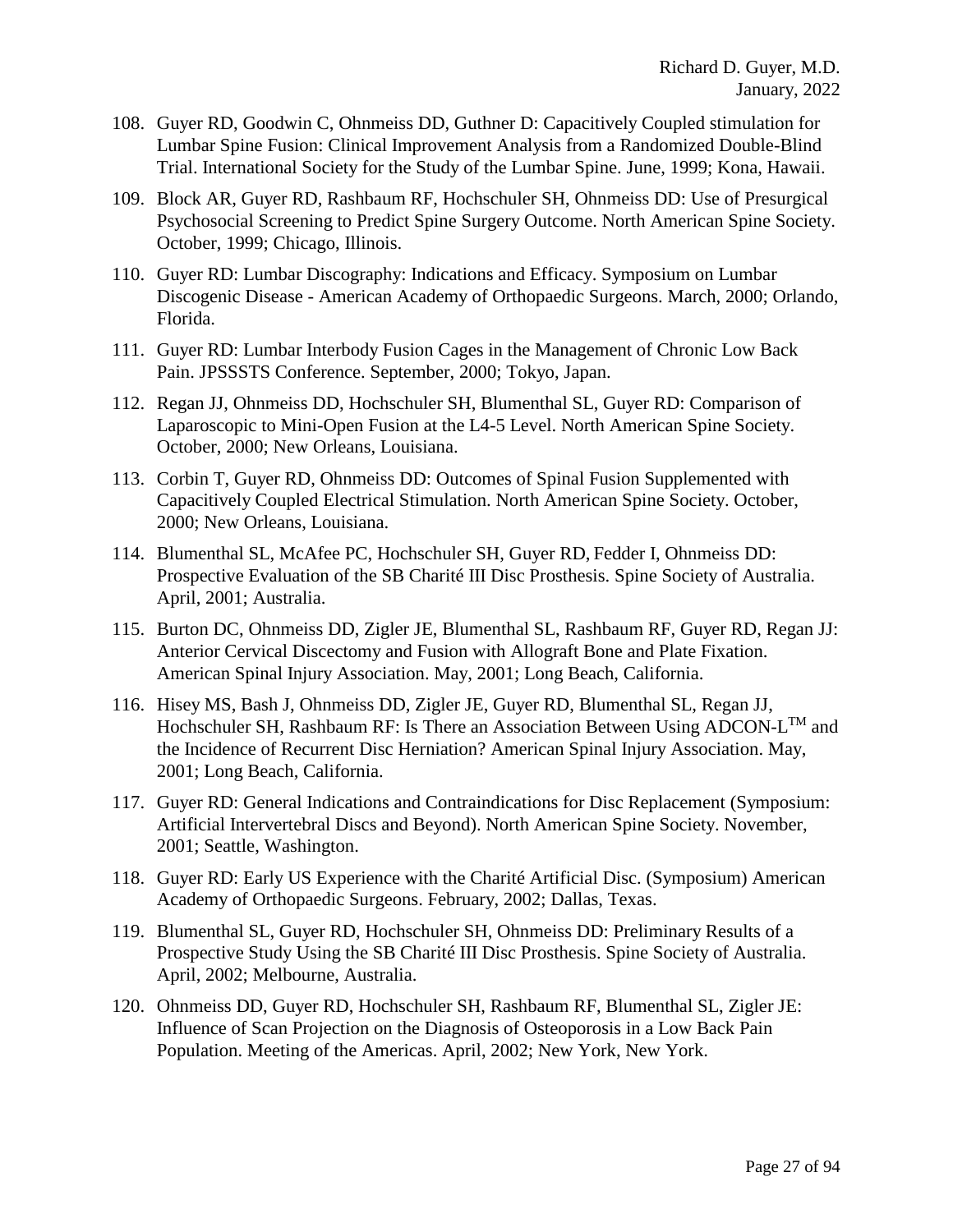108. Guyer RD, Goodwin C, Ohnmeiss DD, Guthner D: Capacitively Coupled stimulation for Lumbar Spine Fusion: Clinical Improvement Analysis from a Randomized Double-Blind Trial. International Society for the Study of the Lumbar Spine. June, 1999; Kona, Hawaii.

109. Block AR, Guyer RD, Rashbaum RF, Hochschuler SH, Ohnmeiss DD: Use of Presurgical Psychosocial Screening to Predict Spine Surgery Outcome. North American Spine Society. October, 1999; Chicago, Illinois.

110. Guyer RD: Lumbar Discography: Indications and Efficacy. Symposium on Lumbar Discogenic Disease - American Academy of Orthopaedic Surgeons. March, 2000; Orlando, Florida.

111. Guyer RD: Lumbar Interbody Fusion Cages in the Management of Chronic Low Back Pain. JPSSSTS Conference. September, 2000; Tokyo, Japan.

112. Regan JJ, Ohnmeiss DD, Hochschuler SH, Blumenthal SL, Guyer RD: Comparison of Laparoscopic to Mini-Open Fusion at the L4-5 Level. North American Spine Society. October, 2000; New Orleans, Louisiana.

113. Corbin T, Guyer RD, Ohnmeiss DD: Outcomes of Spinal Fusion Supplemented with Capacitively Coupled Electrical Stimulation. North American Spine Society. October, 2000; New Orleans, Louisiana.

114. Blumenthal SL, McAfee PC, Hochschuler SH, Guyer RD, Fedder I, Ohnmeiss DD: Prospective Evaluation of the SB Charité III Disc Prosthesis. Spine Society of Australia. April, 2001; Australia.

115. Burton DC, Ohnmeiss DD, Zigler JE, Blumenthal SL, Rashbaum RF, Guyer RD, Regan JJ: Anterior Cervical Discectomy and Fusion with Allograft Bone and Plate Fixation. American Spinal Injury Association. May, 2001; Long Beach, California.

116. Hisey MS, Bash J, Ohnmeiss DD, Zigler JE, Guyer RD, Blumenthal SL, Regan JJ, Hochschuler SH, Rashbaum RF: Is There an Association Between Using ADCON-L™ and the Incidence of Recurrent Disc Herniation? American Spinal Injury Association. May, 2001; Long Beach, California.

117. Guyer RD: General Indications and Contraindications for Disc Replacement (Symposium: Artificial Intervertebral Discs and Beyond). North American Spine Society. November, 2001; Seattle, Washington.

118. Guyer RD: Early US Experience with the Charité Artificial Disc. (Symposium) American Academy of Orthopaedic Surgeons. February, 2002; Dallas, Texas.

119. Blumenthal SL, Guyer RD, Hochschuler SH, Ohnmeiss DD: Preliminary Results of a Prospective Study Using the SB Charité III Disc Prosthesis. Spine Society of Australia. April, 2002; Melbourne, Australia.

120. Ohnmeiss DD, Guyer RD, Hochschuler SH, Rashbaum RF, Blumenthal SL, Zigler JE: Influence of Scan Projection on the Diagnosis of Osteoporosis in a Low Back Pain Population. Meeting of the Americas. April, 2002; New York, New York.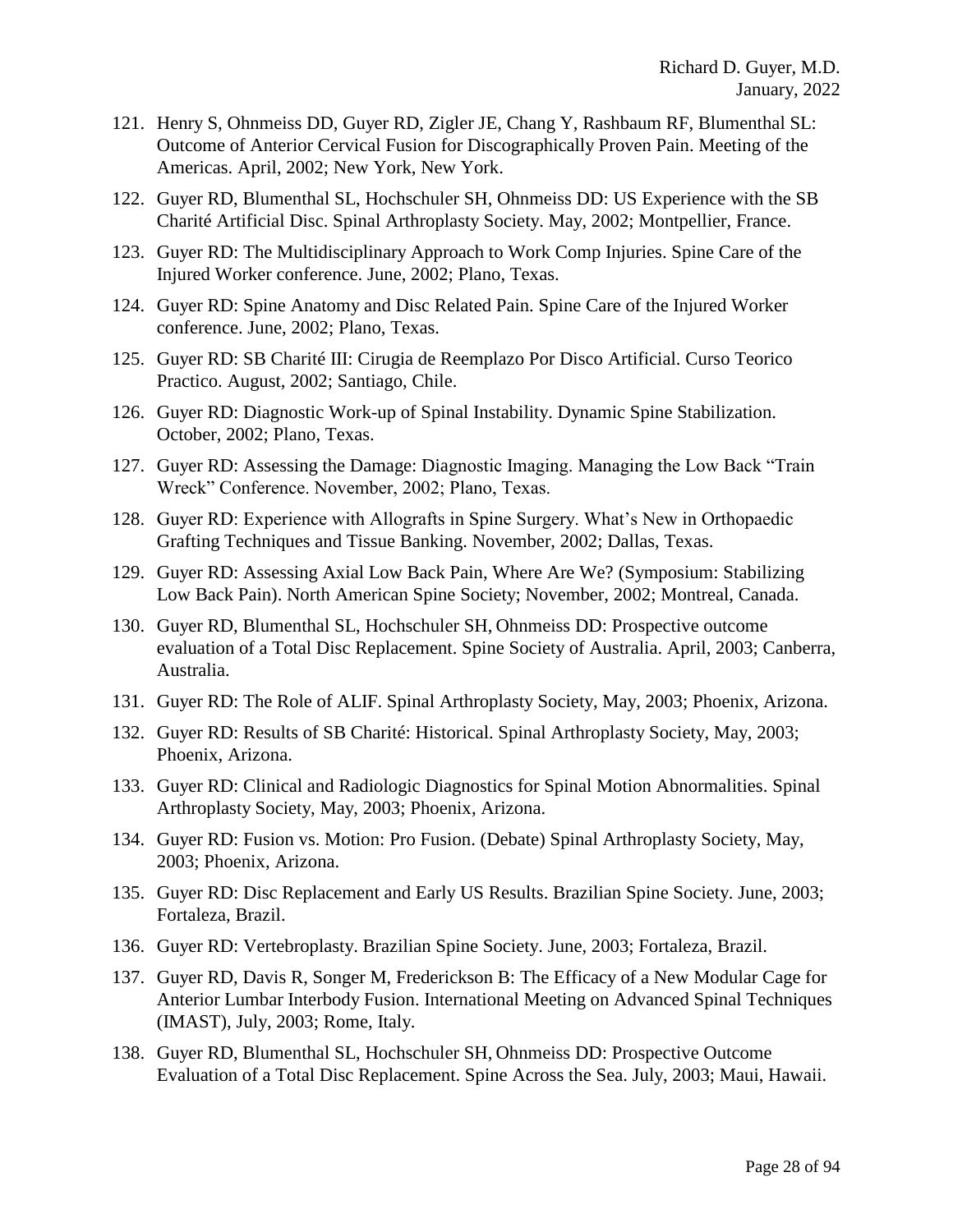121. Henry S, Ohnmeiss DD, Guyer RD, Zigler JE, Chang Y, Rashbaum RF, Blumenthal SL: Outcome of Anterior Cervical Fusion for Discographically Proven Pain. Meeting of the Americas. April, 2002; New York, New York.
122. Guyer RD, Blumenthal SL, Hochschuler SH, Ohnmeiss DD: US Experience with the SB Charité Artificial Disc. Spinal Arthroplasty Society. May, 2002; Montpellier, France.
123. Guyer RD: The Multidisciplinary Approach to Work Comp Injuries. Spine Care of the Injured Worker conference. June, 2002; Plano, Texas.
124. Guyer RD: Spine Anatomy and Disc Related Pain. Spine Care of the Injured Worker conference. June, 2002; Plano, Texas.
125. Guyer RD: SB Charité III: Cirugia de Reemplazo Por Disco Artificial. Curso Teorico Practico. August, 2002; Santiago, Chile.
126. Guyer RD: Diagnostic Work-up of Spinal Instability. Dynamic Spine Stabilization. October, 2002; Plano, Texas.
127. Guyer RD: Assessing the Damage: Diagnostic Imaging. Managing the Low Back "Train Wreck" Conference. November, 2002; Plano, Texas.
128. Guyer RD: Experience with Allografts in Spine Surgery. What's New in Orthopaedic Grafting Techniques and Tissue Banking. November, 2002; Dallas, Texas.
129. Guyer RD: Assessing Axial Low Back Pain, Where Are We? (Symposium: Stabilizing Low Back Pain). North American Spine Society; November, 2002; Montreal, Canada.
130. Guyer RD, Blumenthal SL, Hochschuler SH, Ohnmeiss DD: Prospective outcome evaluation of a Total Disc Replacement. Spine Society of Australia. April, 2003; Canberra, Australia.
131. Guyer RD: The Role of ALIF. Spinal Arthroplasty Society, May, 2003; Phoenix, Arizona.
132. Guyer RD: Results of SB Charité: Historical. Spinal Arthroplasty Society, May, 2003; Phoenix, Arizona.
133. Guyer RD: Clinical and Radiologic Diagnostics for Spinal Motion Abnormalities. Spinal Arthroplasty Society, May, 2003; Phoenix, Arizona.
134. Guyer RD: Fusion vs. Motion: Pro Fusion. (Debate) Spinal Arthroplasty Society, May, 2003; Phoenix, Arizona.
135. Guyer RD: Disc Replacement and Early US Results. Brazilian Spine Society. June, 2003; Fortaleza, Brazil.
136. Guyer RD: Vertebroplasty. Brazilian Spine Society. June, 2003; Fortaleza, Brazil.
137. Guyer RD, Davis R, Songer M, Frederickson B: The Efficacy of a New Modular Cage for Anterior Lumbar Interbody Fusion. International Meeting on Advanced Spinal Techniques (IMAST), July, 2003; Rome, Italy.
138. Guyer RD, Blumenthal SL, Hochschuler SH, Ohnmeiss DD: Prospective Outcome Evaluation of a Total Disc Replacement. Spine Across the Sea. July, 2003; Maui, Hawaii.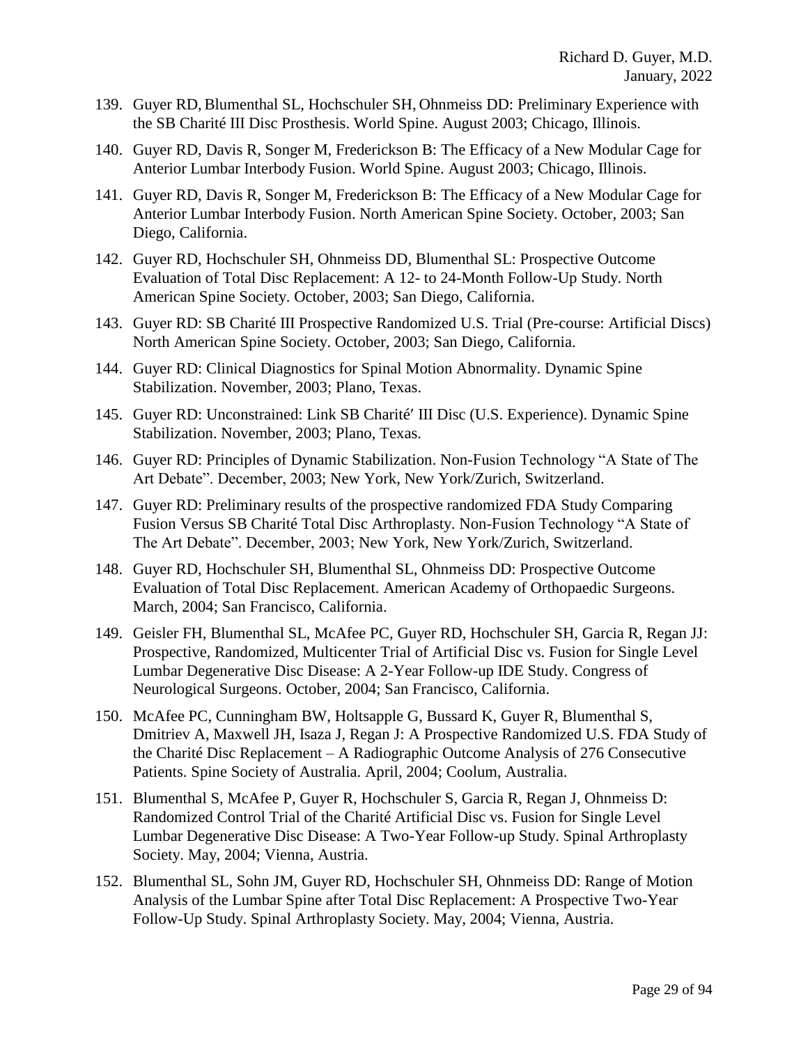139. Guyer RD, Blumenthal SL, Hochschuler SH, Ohnmeiss DD: Preliminary Experience with the SB Charité III Disc Prosthesis. World Spine. August 2003; Chicago, Illinois.

140. Guyer RD, Davis R, Songer M, Frederickson B: The Efficacy of a New Modular Cage for Anterior Lumbar Interbody Fusion. World Spine. August 2003; Chicago, Illinois.

141. Guyer RD, Davis R, Songer M, Frederickson B: The Efficacy of a New Modular Cage for Anterior Lumbar Interbody Fusion. North American Spine Society. October, 2003; San Diego, California.

142. Guyer RD, Hochschuler SH, Ohnmeiss DD, Blumenthal SL: Prospective Outcome Evaluation of Total Disc Replacement: A 12- to 24-Month Follow-Up Study. North American Spine Society. October, 2003; San Diego, California.

143. Guyer RD: SB Charité III Prospective Randomized U.S. Trial (Pre-course: Artificial Discs) North American Spine Society. October, 2003; San Diego, California.

144. Guyer RD: Clinical Diagnostics for Spinal Motion Abnormality. Dynamic Spine Stabilization. November, 2003; Plano, Texas.

145. Guyer RD: Unconstrained: Link SB Charité′ III Disc (U.S. Experience). Dynamic Spine Stabilization. November, 2003; Plano, Texas.

146. Guyer RD: Principles of Dynamic Stabilization. Non-Fusion Technology “A State of The Art Debate”. December, 2003; New York, New York/Zurich, Switzerland.

147. Guyer RD: Preliminary results of the prospective randomized FDA Study Comparing Fusion Versus SB Charité Total Disc Arthroplasty. Non-Fusion Technology “A State of The Art Debate”. December, 2003; New York, New York/Zurich, Switzerland.

148. Guyer RD, Hochschuler SH, Blumenthal SL, Ohnmeiss DD: Prospective Outcome Evaluation of Total Disc Replacement. American Academy of Orthopaedic Surgeons. March, 2004; San Francisco, California.

149. Geisler FH, Blumenthal SL, McAfee PC, Guyer RD, Hochschuler SH, Garcia R, Regan JJ: Prospective, Randomized, Multicenter Trial of Artificial Disc vs. Fusion for Single Level Lumbar Degenerative Disc Disease: A 2-Year Follow-up IDE Study. Congress of Neurological Surgeons. October, 2004; San Francisco, California.

150. McAfee PC, Cunningham BW, Holtsapple G, Bussard K, Guyer R, Blumenthal S, Dmitriev A, Maxwell JH, Isaza J, Regan J: A Prospective Randomized U.S. FDA Study of the Charité Disc Replacement – A Radiographic Outcome Analysis of 276 Consecutive Patients. Spine Society of Australia. April, 2004; Coolum, Australia.

151. Blumenthal S, McAfee P, Guyer R, Hochschuler S, Garcia R, Regan J, Ohnmeiss D: Randomized Control Trial of the Charité Artificial Disc vs. Fusion for Single Level Lumbar Degenerative Disc Disease: A Two-Year Follow-up Study. Spinal Arthroplasty Society. May, 2004; Vienna, Austria.

152. Blumenthal SL, Sohn JM, Guyer RD, Hochschuler SH, Ohnmeiss DD: Range of Motion Analysis of the Lumbar Spine after Total Disc Replacement: A Prospective Two-Year Follow-Up Study. Spinal Arthroplasty Society. May, 2004; Vienna, Austria.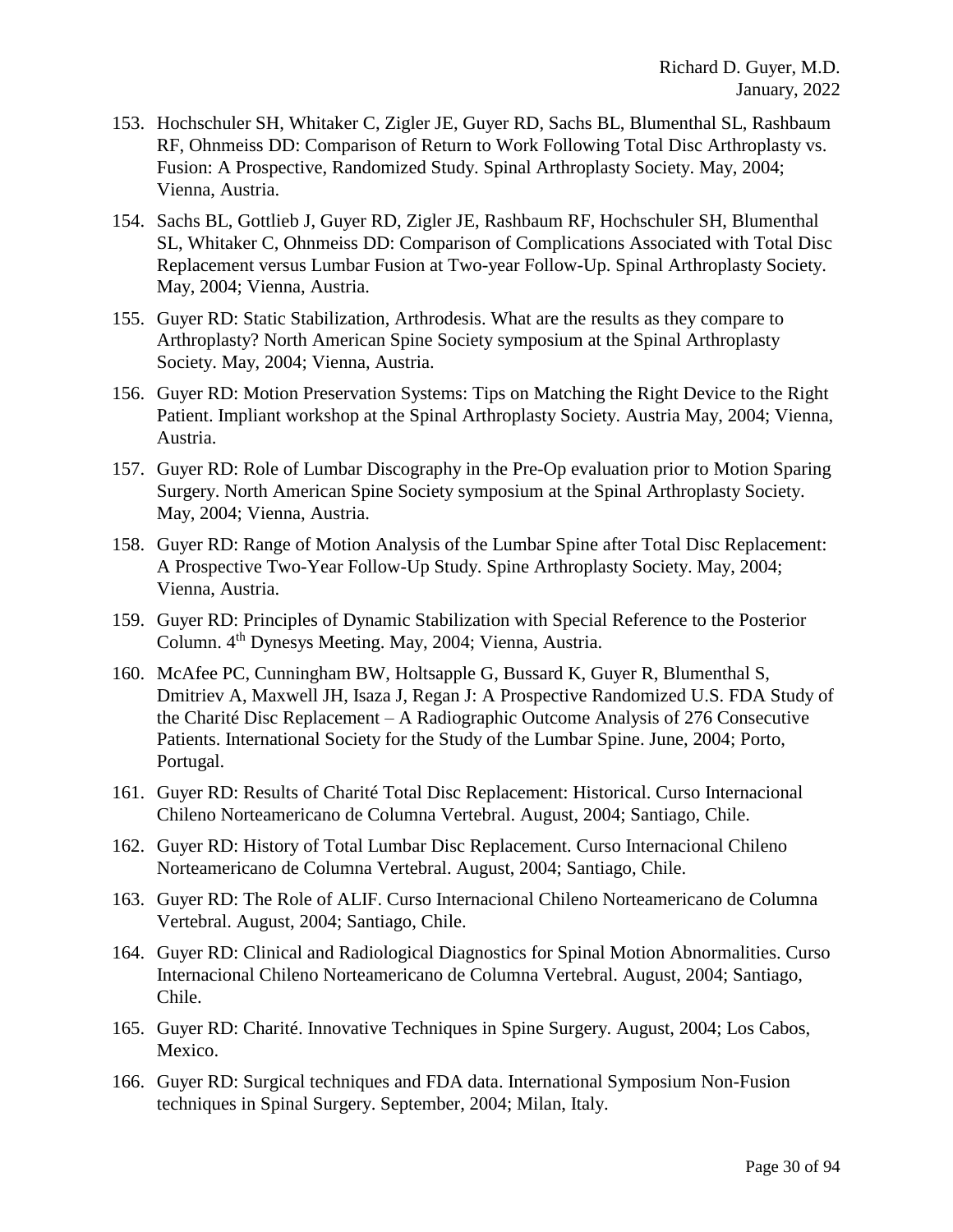153. Hochschuler SH, Whitaker C, Zigler JE, Guyer RD, Sachs BL, Blumenthal SL, Rashbaum RF, Ohnmeiss DD: Comparison of Return to Work Following Total Disc Arthroplasty vs. Fusion: A Prospective, Randomized Study. Spinal Arthroplasty Society. May, 2004; Vienna, Austria.

154. Sachs BL, Gottlieb J, Guyer RD, Zigler JE, Rashbaum RF, Hochschuler SH, Blumenthal SL, Whitaker C, Ohnmeiss DD: Comparison of Complications Associated with Total Disc Replacement versus Lumbar Fusion at Two-year Follow-Up. Spinal Arthroplasty Society. May, 2004; Vienna, Austria.

155. Guyer RD: Static Stabilization, Arthrodesis. What are the results as they compare to Arthroplasty? North American Spine Society symposium at the Spinal Arthroplasty Society. May, 2004; Vienna, Austria.

156. Guyer RD: Motion Preservation Systems: Tips on Matching the Right Device to the Right Patient. Impliant workshop at the Spinal Arthroplasty Society. Austria May, 2004; Vienna, Austria.

157. Guyer RD: Role of Lumbar Discography in the Pre-Op evaluation prior to Motion Sparing Surgery. North American Spine Society symposium at the Spinal Arthroplasty Society. May, 2004; Vienna, Austria.

158. Guyer RD: Range of Motion Analysis of the Lumbar Spine after Total Disc Replacement: A Prospective Two-Year Follow-Up Study. Spine Arthroplasty Society. May, 2004; Vienna, Austria.

159. Guyer RD: Principles of Dynamic Stabilization with Special Reference to the Posterior Column. 4th Dynesys Meeting. May, 2004; Vienna, Austria.

160. McAfee PC, Cunningham BW, Holtsapple G, Bussard K, Guyer R, Blumenthal S, Dmitriev A, Maxwell JH, Isaza J, Regan J: A Prospective Randomized U.S. FDA Study of the Charité Disc Replacement – A Radiographic Outcome Analysis of 276 Consecutive Patients. International Society for the Study of the Lumbar Spine. June, 2004; Porto, Portugal.

161. Guyer RD: Results of Charité Total Disc Replacement: Historical. Curso Internacional Chileno Norteamericano de Columna Vertebral. August, 2004; Santiago, Chile.

162. Guyer RD: History of Total Lumbar Disc Replacement. Curso Internacional Chileno Norteamericano de Columna Vertebral. August, 2004; Santiago, Chile.

163. Guyer RD: The Role of ALIF. Curso Internacional Chileno Norteamericano de Columna Vertebral. August, 2004; Santiago, Chile.

164. Guyer RD: Clinical and Radiological Diagnostics for Spinal Motion Abnormalities. Curso Internacional Chileno Norteamericano de Columna Vertebral. August, 2004; Santiago, Chile.

165. Guyer RD: Charité. Innovative Techniques in Spine Surgery. August, 2004; Los Cabos, Mexico.

166. Guyer RD: Surgical techniques and FDA data. International Symposium Non-Fusion techniques in Spinal Surgery. September, 2004; Milan, Italy.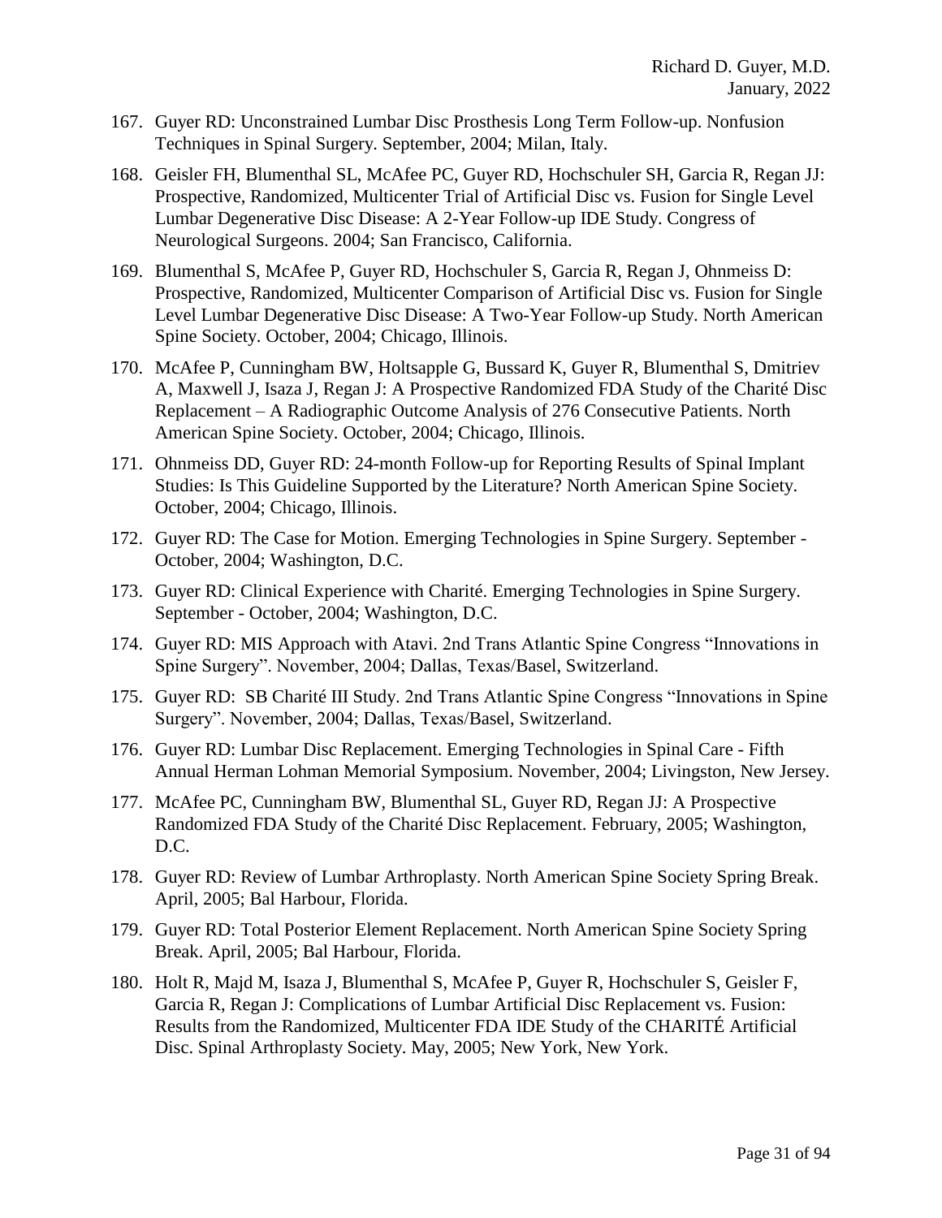167. Guyer RD: Unconstrained Lumbar Disc Prosthesis Long Term Follow-up. Nonfusion Techniques in Spinal Surgery. September, 2004; Milan, Italy.

168. Geisler FH, Blumenthal SL, McAfee PC, Guyer RD, Hochschuler SH, Garcia R, Regan JJ: Prospective, Randomized, Multicenter Trial of Artificial Disc vs. Fusion for Single Level Lumbar Degenerative Disc Disease: A 2-Year Follow-up IDE Study. Congress of Neurological Surgeons. 2004; San Francisco, California.

169. Blumenthal S, McAfee P, Guyer RD, Hochschuler S, Garcia R, Regan J, Ohnmeiss D: Prospective, Randomized, Multicenter Comparison of Artificial Disc vs. Fusion for Single Level Lumbar Degenerative Disc Disease: A Two-Year Follow-up Study. North American Spine Society. October, 2004; Chicago, Illinois.

170. McAfee P, Cunningham BW, Holtsapple G, Bussard K, Guyer R, Blumenthal S, Dmitriev A, Maxwell J, Isaza J, Regan J: A Prospective Randomized FDA Study of the Charité Disc Replacement – A Radiographic Outcome Analysis of 276 Consecutive Patients. North American Spine Society. October, 2004; Chicago, Illinois.

171. Ohnmeiss DD, Guyer RD: 24-month Follow-up for Reporting Results of Spinal Implant Studies: Is This Guideline Supported by the Literature? North American Spine Society. October, 2004; Chicago, Illinois.

172. Guyer RD: The Case for Motion. Emerging Technologies in Spine Surgery. September - October, 2004; Washington, D.C.

173. Guyer RD: Clinical Experience with Charité. Emerging Technologies in Spine Surgery. September - October, 2004; Washington, D.C.

174. Guyer RD: MIS Approach with Atavi. 2nd Trans Atlantic Spine Congress "Innovations in Spine Surgery". November, 2004; Dallas, Texas/Basel, Switzerland.

175. Guyer RD: SB Charité III Study. 2nd Trans Atlantic Spine Congress "Innovations in Spine Surgery". November, 2004; Dallas, Texas/Basel, Switzerland.

176. Guyer RD: Lumbar Disc Replacement. Emerging Technologies in Spinal Care - Fifth Annual Herman Lohman Memorial Symposium. November, 2004; Livingston, New Jersey.

177. McAfee PC, Cunningham BW, Blumenthal SL, Guyer RD, Regan JJ: A Prospective Randomized FDA Study of the Charité Disc Replacement. February, 2005; Washington, D.C.

178. Guyer RD: Review of Lumbar Arthroplasty. North American Spine Society Spring Break. April, 2005; Bal Harbour, Florida.

179. Guyer RD: Total Posterior Element Replacement. North American Spine Society Spring Break. April, 2005; Bal Harbour, Florida.

180. Holt R, Majd M, Isaza J, Blumenthal S, McAfee P, Guyer R, Hochschuler S, Geisler F, Garcia R, Regan J: Complications of Lumbar Artificial Disc Replacement vs. Fusion: Results from the Randomized, Multicenter FDA IDE Study of the CHARITÉ Artificial Disc. Spinal Arthroplasty Society. May, 2005; New York, New York.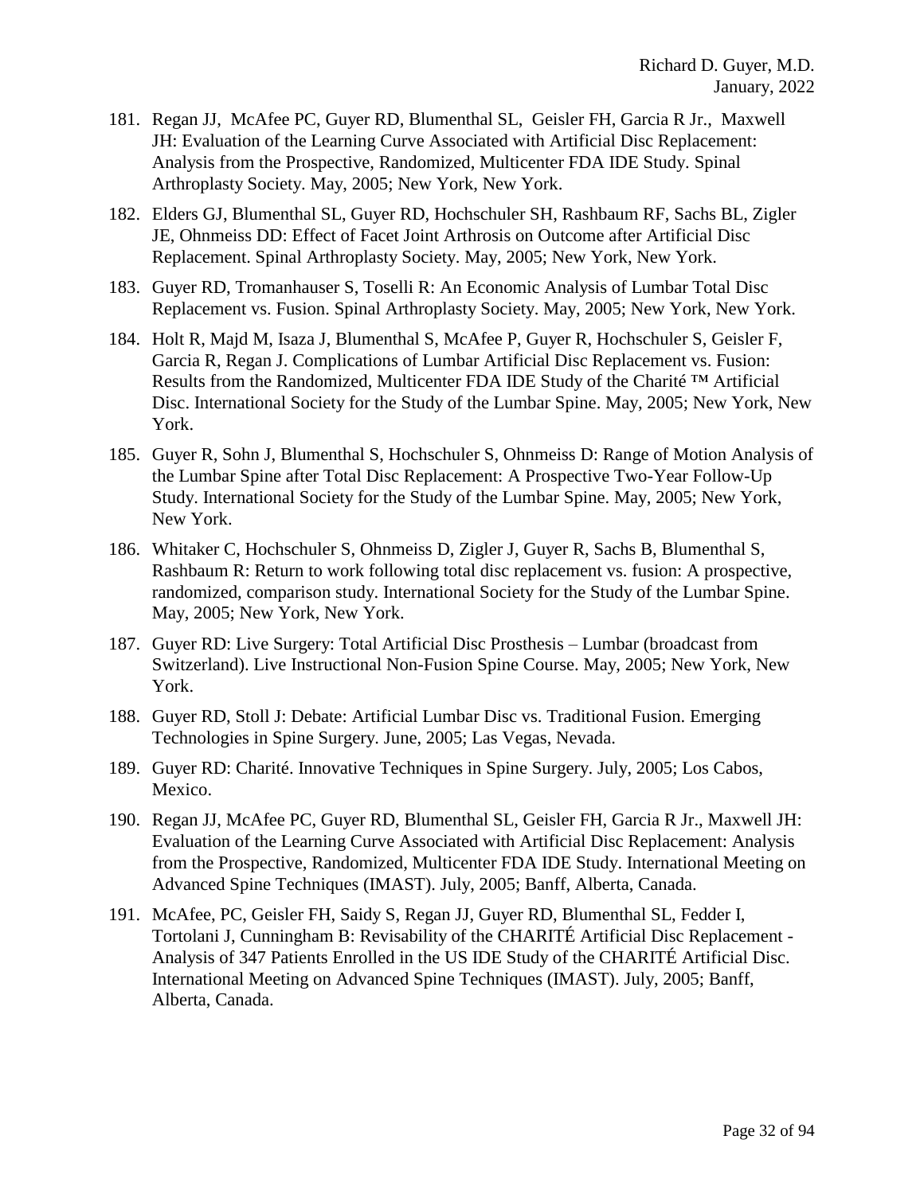181. Regan JJ, McAfee PC, Guyer RD, Blumenthal SL, Geisler FH, Garcia R Jr., Maxwell JH: Evaluation of the Learning Curve Associated with Artificial Disc Replacement: Analysis from the Prospective, Randomized, Multicenter FDA IDE Study. Spinal Arthroplasty Society. May, 2005; New York, New York.

182. Elders GJ, Blumenthal SL, Guyer RD, Hochschuler SH, Rashbaum RF, Sachs BL, Zigler JE, Ohnmeiss DD: Effect of Facet Joint Arthrosis on Outcome after Artificial Disc Replacement. Spinal Arthroplasty Society. May, 2005; New York, New York.

183. Guyer RD, Tromanhauser S, Toselli R: An Economic Analysis of Lumbar Total Disc Replacement vs. Fusion. Spinal Arthroplasty Society. May, 2005; New York, New York.

184. Holt R, Majd M, Isaza J, Blumenthal S, McAfee P, Guyer R, Hochschuler S, Geisler F, Garcia R, Regan J. Complications of Lumbar Artificial Disc Replacement vs. Fusion: Results from the Randomized, Multicenter FDA IDE Study of the Charité ™ Artificial Disc. International Society for the Study of the Lumbar Spine. May, 2005; New York, New York.

185. Guyer R, Sohn J, Blumenthal S, Hochschuler S, Ohnmeiss D: Range of Motion Analysis of the Lumbar Spine after Total Disc Replacement: A Prospective Two-Year Follow-Up Study. International Society for the Study of the Lumbar Spine. May, 2005; New York, New York.

186. Whitaker C, Hochschuler S, Ohnmeiss D, Zigler J, Guyer R, Sachs B, Blumenthal S, Rashbaum R: Return to work following total disc replacement vs. fusion: A prospective, randomized, comparison study. International Society for the Study of the Lumbar Spine. May, 2005; New York, New York.

187. Guyer RD: Live Surgery: Total Artificial Disc Prosthesis – Lumbar (broadcast from Switzerland). Live Instructional Non-Fusion Spine Course. May, 2005; New York, New York.

188. Guyer RD, Stoll J: Debate: Artificial Lumbar Disc vs. Traditional Fusion. Emerging Technologies in Spine Surgery. June, 2005; Las Vegas, Nevada.

189. Guyer RD: Charité. Innovative Techniques in Spine Surgery. July, 2005; Los Cabos, Mexico.

190. Regan JJ, McAfee PC, Guyer RD, Blumenthal SL, Geisler FH, Garcia R Jr., Maxwell JH: Evaluation of the Learning Curve Associated with Artificial Disc Replacement: Analysis from the Prospective, Randomized, Multicenter FDA IDE Study. International Meeting on Advanced Spine Techniques (IMAST). July, 2005; Banff, Alberta, Canada.

191. McAfee, PC, Geisler FH, Saidy S, Regan JJ, Guyer RD, Blumenthal SL, Fedder I, Tortolani J, Cunningham B: Revisability of the CHARITÉ Artificial Disc Replacement - Analysis of 347 Patients Enrolled in the US IDE Study of the CHARITÉ Artificial Disc. International Meeting on Advanced Spine Techniques (IMAST). July, 2005; Banff, Alberta, Canada.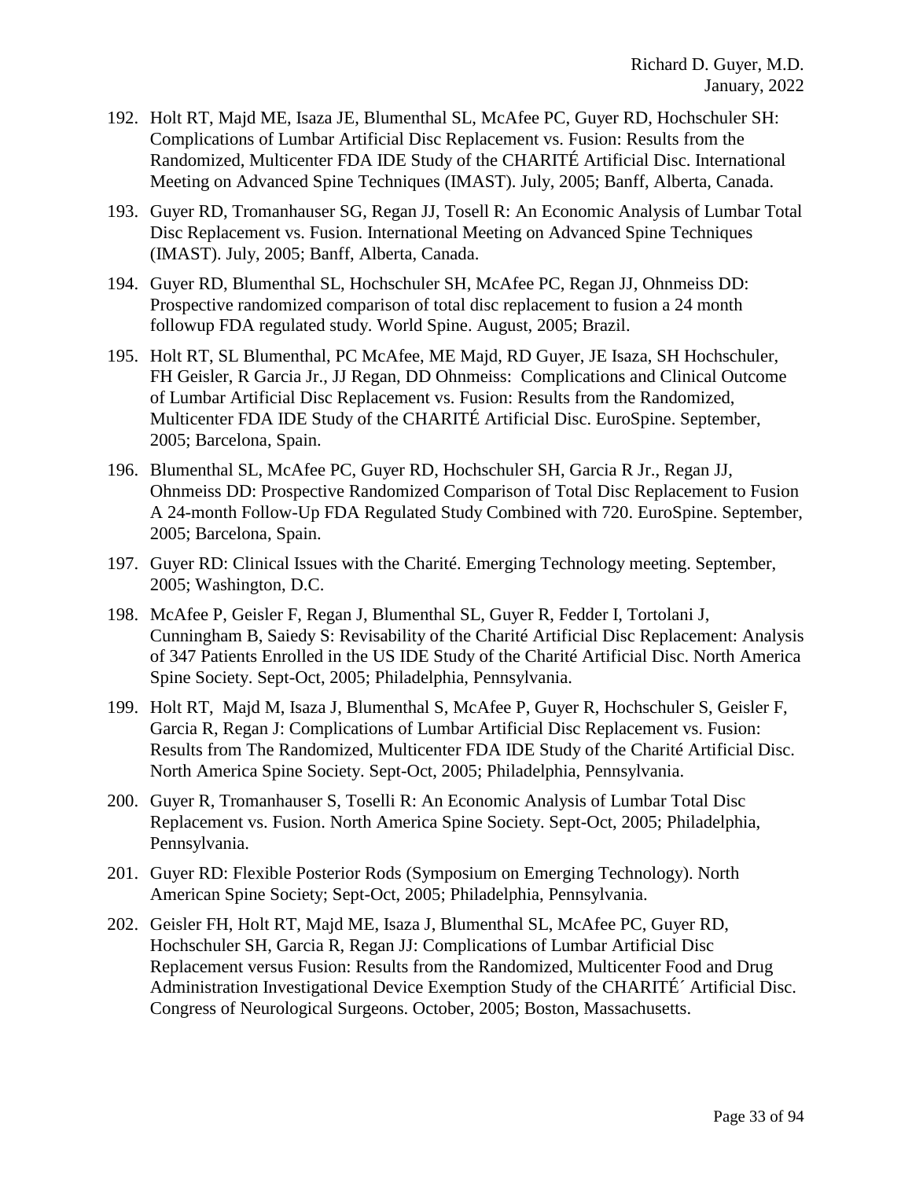192. Holt RT, Majd ME, Isaza JE, Blumenthal SL, McAfee PC, Guyer RD, Hochschuler SH: Complications of Lumbar Artificial Disc Replacement vs. Fusion: Results from the Randomized, Multicenter FDA IDE Study of the CHARITÉ Artificial Disc. International Meeting on Advanced Spine Techniques (IMAST). July, 2005; Banff, Alberta, Canada.

193. Guyer RD, Tromanhauser SG, Regan JJ, Tosell R: An Economic Analysis of Lumbar Total Disc Replacement vs. Fusion. International Meeting on Advanced Spine Techniques (IMAST). July, 2005; Banff, Alberta, Canada.

194. Guyer RD, Blumenthal SL, Hochschuler SH, McAfee PC, Regan JJ, Ohnmeiss DD: Prospective randomized comparison of total disc replacement to fusion a 24 month followup FDA regulated study. World Spine. August, 2005; Brazil.

195. Holt RT, SL Blumenthal, PC McAfee, ME Majd, RD Guyer, JE Isaza, SH Hochschuler, FH Geisler, R Garcia Jr., JJ Regan, DD Ohnmeiss: Complications and Clinical Outcome of Lumbar Artificial Disc Replacement vs. Fusion: Results from the Randomized, Multicenter FDA IDE Study of the CHARITÉ Artificial Disc. EuroSpine. September, 2005; Barcelona, Spain.

196. Blumenthal SL, McAfee PC, Guyer RD, Hochschuler SH, Garcia R Jr., Regan JJ, Ohnmeiss DD: Prospective Randomized Comparison of Total Disc Replacement to Fusion A 24-month Follow-Up FDA Regulated Study Combined with 720. EuroSpine. September, 2005; Barcelona, Spain.

197. Guyer RD: Clinical Issues with the Charité. Emerging Technology meeting. September, 2005; Washington, D.C.

198. McAfee P, Geisler F, Regan J, Blumenthal SL, Guyer R, Fedder I, Tortolani J, Cunningham B, Saiedy S: Revisability of the Charité Artificial Disc Replacement: Analysis of 347 Patients Enrolled in the US IDE Study of the Charité Artificial Disc. North America Spine Society. Sept-Oct, 2005; Philadelphia, Pennsylvania.

199. Holt RT, Majd M, Isaza J, Blumenthal S, McAfee P, Guyer R, Hochschuler S, Geisler F, Garcia R, Regan J: Complications of Lumbar Artificial Disc Replacement vs. Fusion: Results from The Randomized, Multicenter FDA IDE Study of the Charité Artificial Disc. North America Spine Society. Sept-Oct, 2005; Philadelphia, Pennsylvania.

200. Guyer R, Tromanhauser S, Toselli R: An Economic Analysis of Lumbar Total Disc Replacement vs. Fusion. North America Spine Society. Sept-Oct, 2005; Philadelphia, Pennsylvania.

201. Guyer RD: Flexible Posterior Rods (Symposium on Emerging Technology). North American Spine Society; Sept-Oct, 2005; Philadelphia, Pennsylvania.

202. Geisler FH, Holt RT, Majd ME, Isaza J, Blumenthal SL, McAfee PC, Guyer RD, Hochschuler SH, Garcia R, Regan JJ: Complications of Lumbar Artificial Disc Replacement versus Fusion: Results from the Randomized, Multicenter Food and Drug Administration Investigational Device Exemption Study of the CHARITÉ´ Artificial Disc. Congress of Neurological Surgeons. October, 2005; Boston, Massachusetts.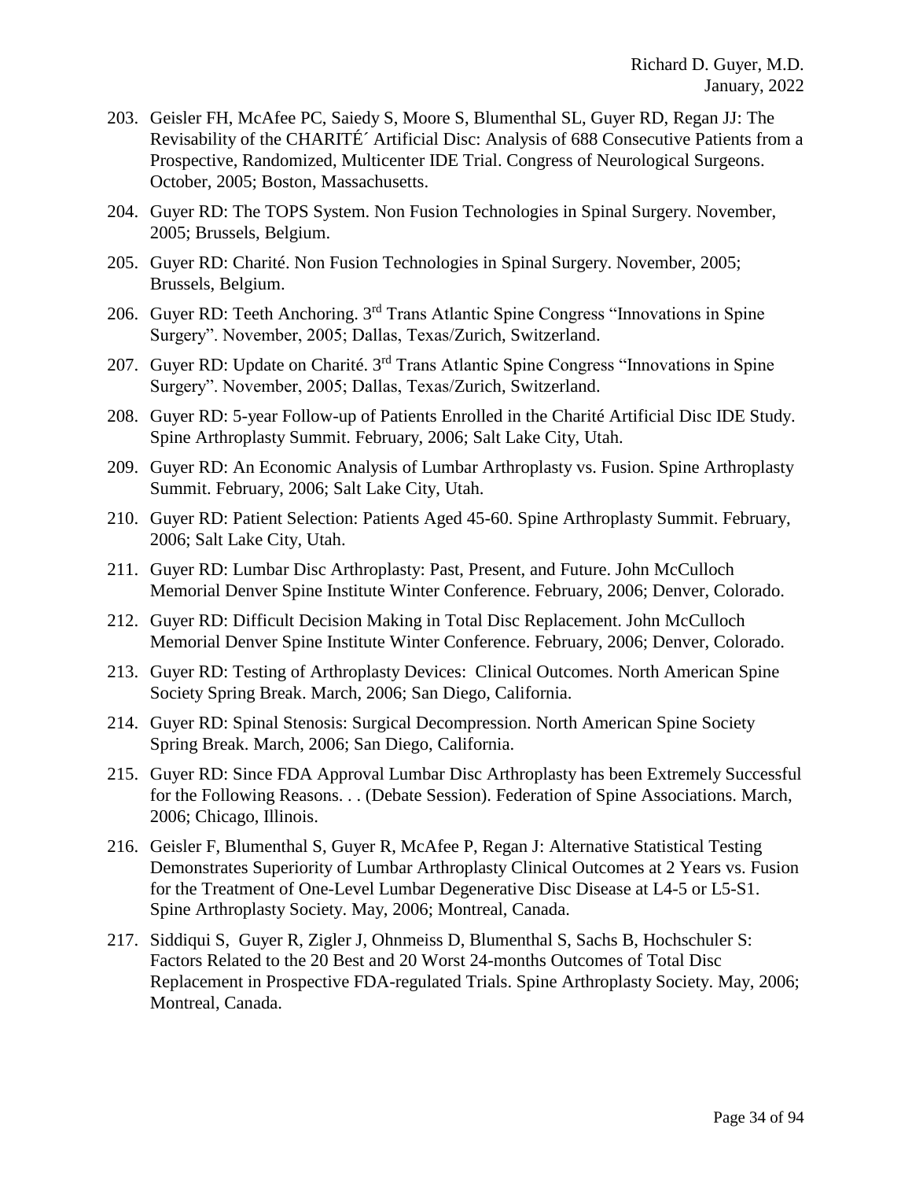203. Geisler FH, McAfee PC, Saiedy S, Moore S, Blumenthal SL, Guyer RD, Regan JJ: The Revisability of the CHARITÉ´ Artificial Disc: Analysis of 688 Consecutive Patients from a Prospective, Randomized, Multicenter IDE Trial. Congress of Neurological Surgeons. October, 2005; Boston, Massachusetts.

204. Guyer RD: The TOPS System. Non Fusion Technologies in Spinal Surgery. November, 2005; Brussels, Belgium.

205. Guyer RD: Charité. Non Fusion Technologies in Spinal Surgery. November, 2005; Brussels, Belgium.

206. Guyer RD: Teeth Anchoring. 3rd Trans Atlantic Spine Congress "Innovations in Spine Surgery". November, 2005; Dallas, Texas/Zurich, Switzerland.

207. Guyer RD: Update on Charité. 3rd Trans Atlantic Spine Congress "Innovations in Spine Surgery". November, 2005; Dallas, Texas/Zurich, Switzerland.

208. Guyer RD: 5-year Follow-up of Patients Enrolled in the Charité Artificial Disc IDE Study. Spine Arthroplasty Summit. February, 2006; Salt Lake City, Utah.

209. Guyer RD: An Economic Analysis of Lumbar Arthroplasty vs. Fusion. Spine Arthroplasty Summit. February, 2006; Salt Lake City, Utah.

210. Guyer RD: Patient Selection: Patients Aged 45-60. Spine Arthroplasty Summit. February, 2006; Salt Lake City, Utah.

211. Guyer RD: Lumbar Disc Arthroplasty: Past, Present, and Future. John McCulloch Memorial Denver Spine Institute Winter Conference. February, 2006; Denver, Colorado.

212. Guyer RD: Difficult Decision Making in Total Disc Replacement. John McCulloch Memorial Denver Spine Institute Winter Conference. February, 2006; Denver, Colorado.

213. Guyer RD: Testing of Arthroplasty Devices: Clinical Outcomes. North American Spine Society Spring Break. March, 2006; San Diego, California.

214. Guyer RD: Spinal Stenosis: Surgical Decompression. North American Spine Society Spring Break. March, 2006; San Diego, California.

215. Guyer RD: Since FDA Approval Lumbar Disc Arthroplasty has been Extremely Successful for the Following Reasons. . . (Debate Session). Federation of Spine Associations. March, 2006; Chicago, Illinois.

216. Geisler F, Blumenthal S, Guyer R, McAfee P, Regan J: Alternative Statistical Testing Demonstrates Superiority of Lumbar Arthroplasty Clinical Outcomes at 2 Years vs. Fusion for the Treatment of One-Level Lumbar Degenerative Disc Disease at L4-5 or L5-S1. Spine Arthroplasty Society. May, 2006; Montreal, Canada.

217. Siddiqui S, Guyer R, Zigler J, Ohnmeiss D, Blumenthal S, Sachs B, Hochschuler S: Factors Related to the 20 Best and 20 Worst 24-months Outcomes of Total Disc Replacement in Prospective FDA-regulated Trials. Spine Arthroplasty Society. May, 2006; Montreal, Canada.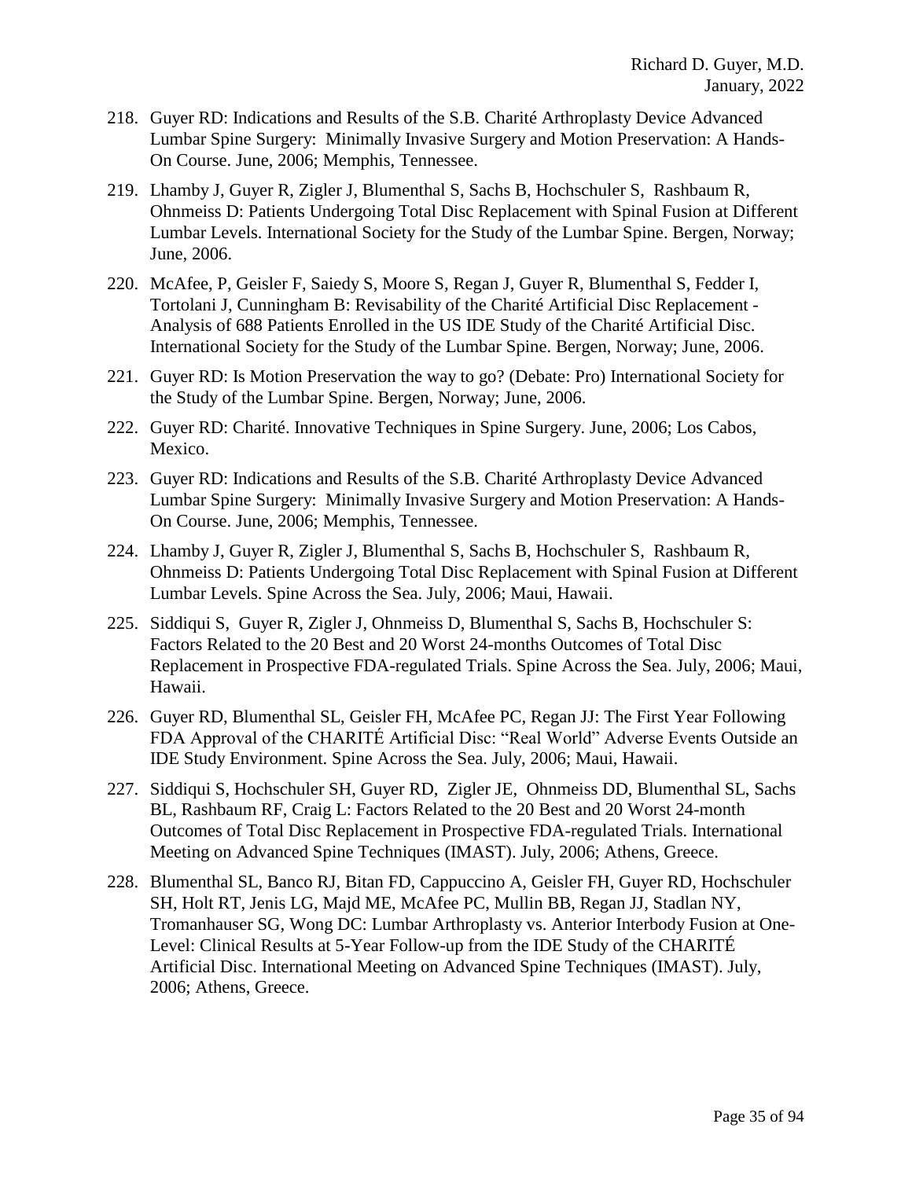218. Guyer RD: Indications and Results of the S.B. Charité Arthroplasty Device Advanced Lumbar Spine Surgery: Minimally Invasive Surgery and Motion Preservation: A Hands-On Course. June, 2006; Memphis, Tennessee.

219. Lhamby J, Guyer R, Zigler J, Blumenthal S, Sachs B, Hochschuler S, Rashbaum R, Ohnmeiss D: Patients Undergoing Total Disc Replacement with Spinal Fusion at Different Lumbar Levels. International Society for the Study of the Lumbar Spine. Bergen, Norway; June, 2006.

220. McAfee, P, Geisler F, Saiedy S, Moore S, Regan J, Guyer R, Blumenthal S, Fedder I, Tortolani J, Cunningham B: Revisability of the Charité Artificial Disc Replacement - Analysis of 688 Patients Enrolled in the US IDE Study of the Charité Artificial Disc. International Society for the Study of the Lumbar Spine. Bergen, Norway; June, 2006.

221. Guyer RD: Is Motion Preservation the way to go? (Debate: Pro) International Society for the Study of the Lumbar Spine. Bergen, Norway; June, 2006.

222. Guyer RD: Charité. Innovative Techniques in Spine Surgery. June, 2006; Los Cabos, Mexico.

223. Guyer RD: Indications and Results of the S.B. Charité Arthroplasty Device Advanced Lumbar Spine Surgery: Minimally Invasive Surgery and Motion Preservation: A Hands-On Course. June, 2006; Memphis, Tennessee.

224. Lhamby J, Guyer R, Zigler J, Blumenthal S, Sachs B, Hochschuler S, Rashbaum R, Ohnmeiss D: Patients Undergoing Total Disc Replacement with Spinal Fusion at Different Lumbar Levels. Spine Across the Sea. July, 2006; Maui, Hawaii.

225. Siddiqui S, Guyer R, Zigler J, Ohnmeiss D, Blumenthal S, Sachs B, Hochschuler S: Factors Related to the 20 Best and 20 Worst 24-months Outcomes of Total Disc Replacement in Prospective FDA-regulated Trials. Spine Across the Sea. July, 2006; Maui, Hawaii.

226. Guyer RD, Blumenthal SL, Geisler FH, McAfee PC, Regan JJ: The First Year Following FDA Approval of the CHARITÉ Artificial Disc: "Real World" Adverse Events Outside an IDE Study Environment. Spine Across the Sea. July, 2006; Maui, Hawaii.

227. Siddiqui S, Hochschuler SH, Guyer RD, Zigler JE, Ohnmeiss DD, Blumenthal SL, Sachs BL, Rashbaum RF, Craig L: Factors Related to the 20 Best and 20 Worst 24-month Outcomes of Total Disc Replacement in Prospective FDA-regulated Trials. International Meeting on Advanced Spine Techniques (IMAST). July, 2006; Athens, Greece.

228. Blumenthal SL, Banco RJ, Bitan FD, Cappuccino A, Geisler FH, Guyer RD, Hochschuler SH, Holt RT, Jenis LG, Majd ME, McAfee PC, Mullin BB, Regan JJ, Stadlan NY, Tromanhauser SG, Wong DC: Lumbar Arthroplasty vs. Anterior Interbody Fusion at One-Level: Clinical Results at 5-Year Follow-up from the IDE Study of the CHARITÉ Artificial Disc. International Meeting on Advanced Spine Techniques (IMAST). July, 2006; Athens, Greece.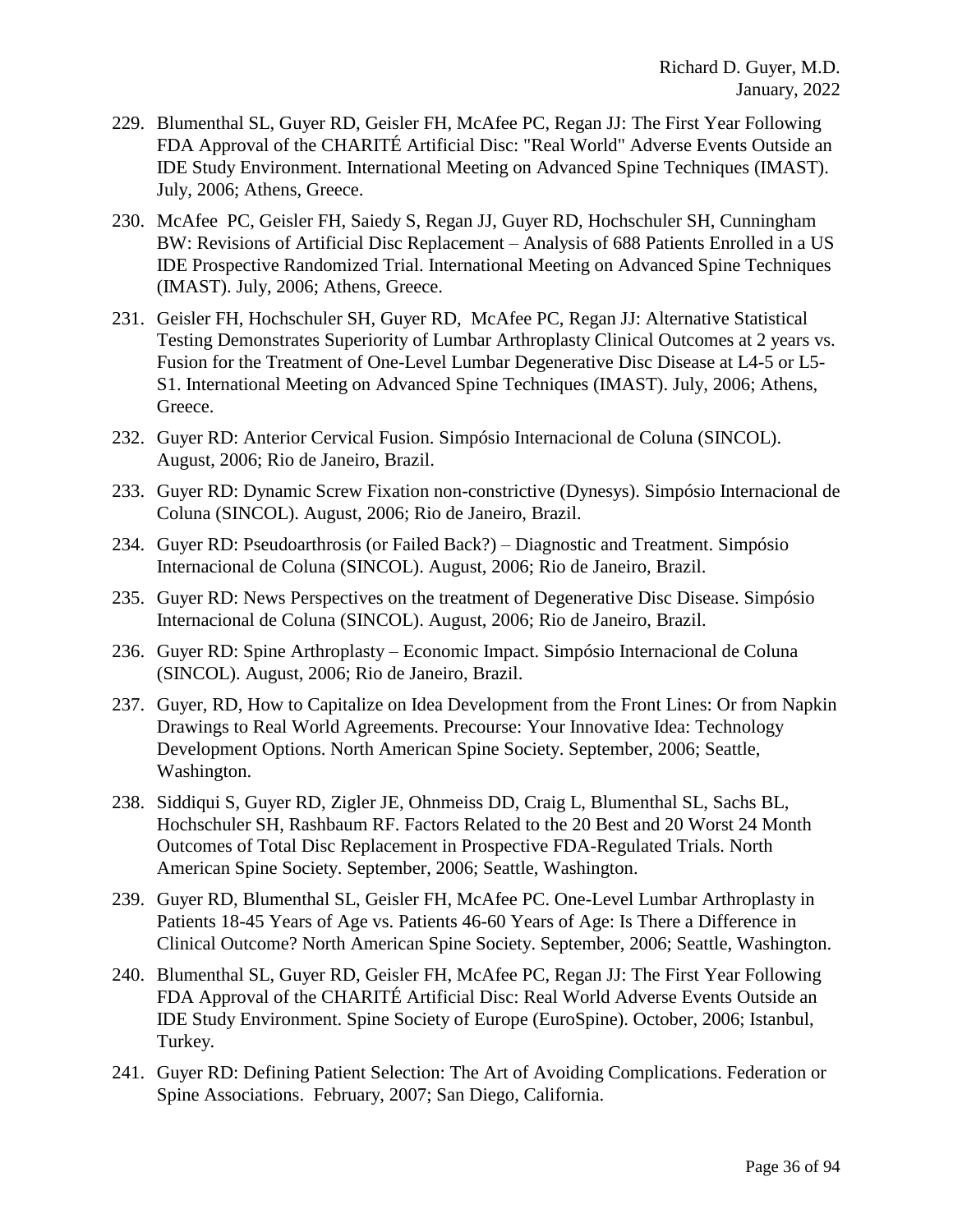229. Blumenthal SL, Guyer RD, Geisler FH, McAfee PC, Regan JJ: The First Year Following FDA Approval of the CHARITÉ Artificial Disc: "Real World" Adverse Events Outside an IDE Study Environment. International Meeting on Advanced Spine Techniques (IMAST). July, 2006; Athens, Greece.

230. McAfee PC, Geisler FH, Saiedy S, Regan JJ, Guyer RD, Hochschuler SH, Cunningham BW: Revisions of Artificial Disc Replacement – Analysis of 688 Patients Enrolled in a US IDE Prospective Randomized Trial. International Meeting on Advanced Spine Techniques (IMAST). July, 2006; Athens, Greece.

231. Geisler FH, Hochschuler SH, Guyer RD, McAfee PC, Regan JJ: Alternative Statistical Testing Demonstrates Superiority of Lumbar Arthroplasty Clinical Outcomes at 2 years vs. Fusion for the Treatment of One-Level Lumbar Degenerative Disc Disease at L4-5 or L5-S1. International Meeting on Advanced Spine Techniques (IMAST). July, 2006; Athens, Greece.

232. Guyer RD: Anterior Cervical Fusion. Simpósio Internacional de Coluna (SINCOL). August, 2006; Rio de Janeiro, Brazil.

233. Guyer RD: Dynamic Screw Fixation non-constrictive (Dynesys). Simpósio Internacional de Coluna (SINCOL). August, 2006; Rio de Janeiro, Brazil.

234. Guyer RD: Pseudoarthrosis (or Failed Back?) – Diagnostic and Treatment. Simpósio Internacional de Coluna (SINCOL). August, 2006; Rio de Janeiro, Brazil.

235. Guyer RD: News Perspectives on the treatment of Degenerative Disc Disease. Simpósio Internacional de Coluna (SINCOL). August, 2006; Rio de Janeiro, Brazil.

236. Guyer RD: Spine Arthroplasty – Economic Impact. Simpósio Internacional de Coluna (SINCOL). August, 2006; Rio de Janeiro, Brazil.

237. Guyer, RD, How to Capitalize on Idea Development from the Front Lines: Or from Napkin Drawings to Real World Agreements. Precourse: Your Innovative Idea: Technology Development Options. North American Spine Society. September, 2006; Seattle, Washington.

238. Siddiqui S, Guyer RD, Zigler JE, Ohnmeiss DD, Craig L, Blumenthal SL, Sachs BL, Hochschuler SH, Rashbaum RF. Factors Related to the 20 Best and 20 Worst 24 Month Outcomes of Total Disc Replacement in Prospective FDA-Regulated Trials. North American Spine Society. September, 2006; Seattle, Washington.

239. Guyer RD, Blumenthal SL, Geisler FH, McAfee PC. One-Level Lumbar Arthroplasty in Patients 18-45 Years of Age vs. Patients 46-60 Years of Age: Is There a Difference in Clinical Outcome? North American Spine Society. September, 2006; Seattle, Washington.

240. Blumenthal SL, Guyer RD, Geisler FH, McAfee PC, Regan JJ: The First Year Following FDA Approval of the CHARITÉ Artificial Disc: Real World Adverse Events Outside an IDE Study Environment. Spine Society of Europe (EuroSpine). October, 2006; Istanbul, Turkey.

241. Guyer RD: Defining Patient Selection: The Art of Avoiding Complications. Federation or Spine Associations. February, 2007; San Diego, California.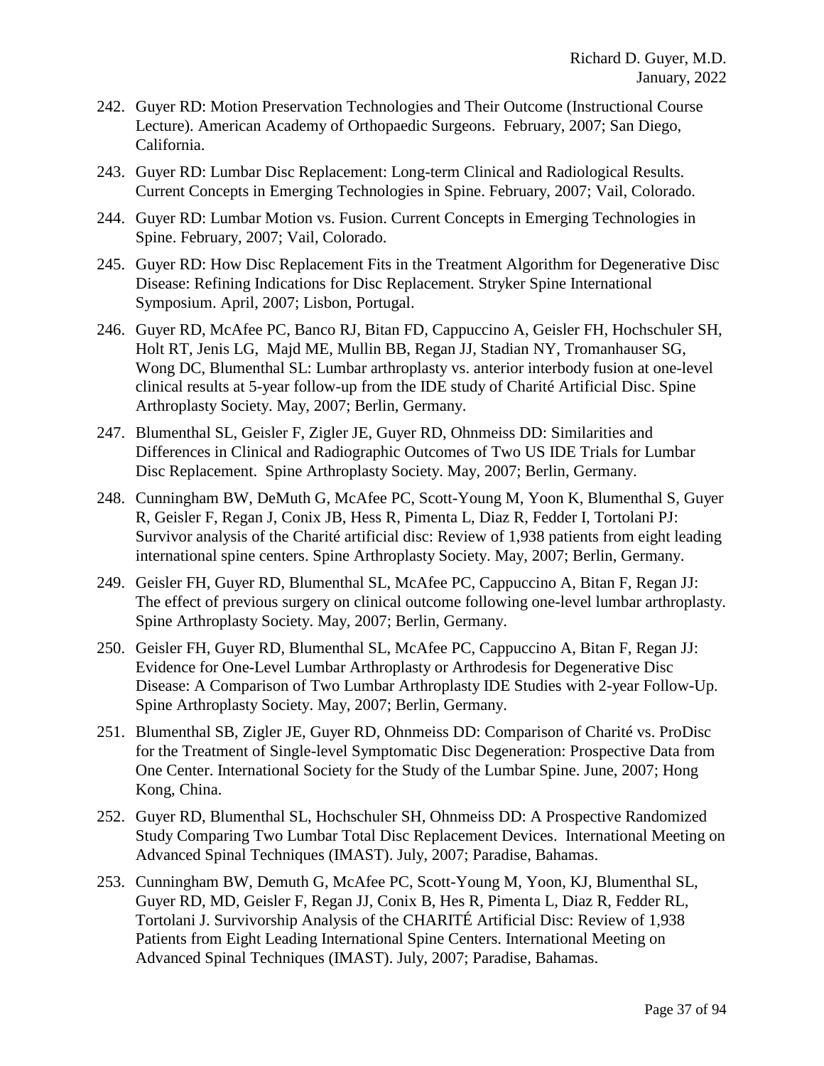242. Guyer RD: Motion Preservation Technologies and Their Outcome (Instructional Course Lecture). American Academy of Orthopaedic Surgeons. February, 2007; San Diego, California.

243. Guyer RD: Lumbar Disc Replacement: Long-term Clinical and Radiological Results. Current Concepts in Emerging Technologies in Spine. February, 2007; Vail, Colorado.

244. Guyer RD: Lumbar Motion vs. Fusion. Current Concepts in Emerging Technologies in Spine. February, 2007; Vail, Colorado.

245. Guyer RD: How Disc Replacement Fits in the Treatment Algorithm for Degenerative Disc Disease: Refining Indications for Disc Replacement. Stryker Spine International Symposium. April, 2007; Lisbon, Portugal.

246. Guyer RD, McAfee PC, Banco RJ, Bitan FD, Cappuccino A, Geisler FH, Hochschuler SH, Holt RT, Jenis LG, Majd ME, Mullin BB, Regan JJ, Stadian NY, Tromanhauser SG, Wong DC, Blumenthal SL: Lumbar arthroplasty vs. anterior interbody fusion at one-level clinical results at 5-year follow-up from the IDE study of Charité Artificial Disc. Spine Arthroplasty Society. May, 2007; Berlin, Germany.

247. Blumenthal SL, Geisler F, Zigler JE, Guyer RD, Ohnmeiss DD: Similarities and Differences in Clinical and Radiographic Outcomes of Two US IDE Trials for Lumbar Disc Replacement. Spine Arthroplasty Society. May, 2007; Berlin, Germany.

248. Cunningham BW, DeMuth G, McAfee PC, Scott-Young M, Yoon K, Blumenthal S, Guyer R, Geisler F, Regan J, Conix JB, Hess R, Pimenta L, Diaz R, Fedder I, Tortolani PJ: Survivor analysis of the Charité artificial disc: Review of 1,938 patients from eight leading international spine centers. Spine Arthroplasty Society. May, 2007; Berlin, Germany.

249. Geisler FH, Guyer RD, Blumenthal SL, McAfee PC, Cappuccino A, Bitan F, Regan JJ: The effect of previous surgery on clinical outcome following one-level lumbar arthroplasty. Spine Arthroplasty Society. May, 2007; Berlin, Germany.

250. Geisler FH, Guyer RD, Blumenthal SL, McAfee PC, Cappuccino A, Bitan F, Regan JJ: Evidence for One-Level Lumbar Arthroplasty or Arthrodesis for Degenerative Disc Disease: A Comparison of Two Lumbar Arthroplasty IDE Studies with 2-year Follow-Up. Spine Arthroplasty Society. May, 2007; Berlin, Germany.

251. Blumenthal SB, Zigler JE, Guyer RD, Ohnmeiss DD: Comparison of Charité vs. ProDisc for the Treatment of Single-level Symptomatic Disc Degeneration: Prospective Data from One Center. International Society for the Study of the Lumbar Spine. June, 2007; Hong Kong, China.

252. Guyer RD, Blumenthal SL, Hochschuler SH, Ohnmeiss DD: A Prospective Randomized Study Comparing Two Lumbar Total Disc Replacement Devices. International Meeting on Advanced Spinal Techniques (IMAST). July, 2007; Paradise, Bahamas.

253. Cunningham BW, Demuth G, McAfee PC, Scott-Young M, Yoon, KJ, Blumenthal SL, Guyer RD, MD, Geisler F, Regan JJ, Conix B, Hes R, Pimenta L, Diaz R, Fedder RL, Tortolani J. Survivorship Analysis of the CHARITÉ Artificial Disc: Review of 1,938 Patients from Eight Leading International Spine Centers. International Meeting on Advanced Spinal Techniques (IMAST). July, 2007; Paradise, Bahamas.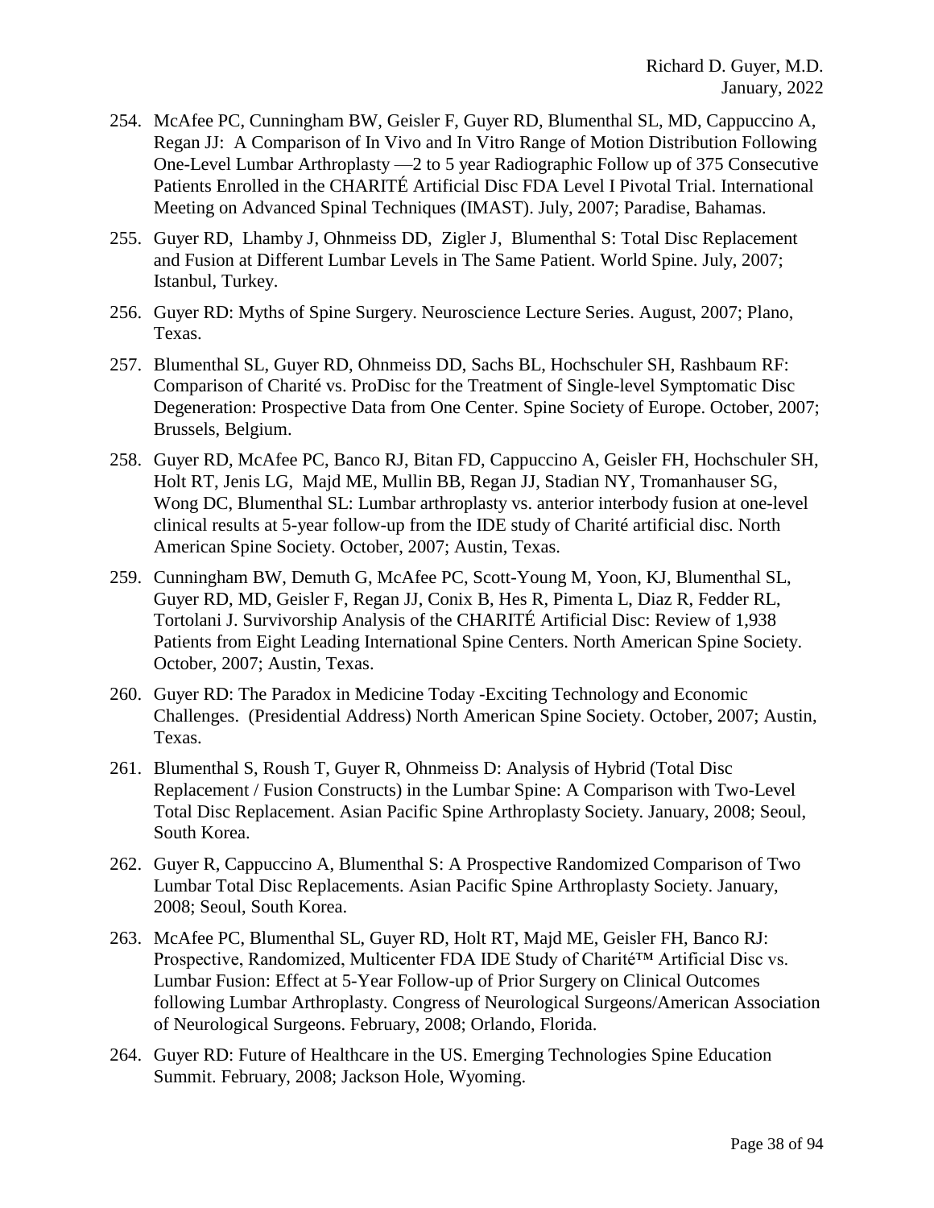254. McAfee PC, Cunningham BW, Geisler F, Guyer RD, Blumenthal SL, MD, Cappuccino A, Regan JJ: A Comparison of In Vivo and In Vitro Range of Motion Distribution Following One-Level Lumbar Arthroplasty —2 to 5 year Radiographic Follow up of 375 Consecutive Patients Enrolled in the CHARITÉ Artificial Disc FDA Level I Pivotal Trial. International Meeting on Advanced Spinal Techniques (IMAST). July, 2007; Paradise, Bahamas.

255. Guyer RD, Lhamby J, Ohnmeiss DD, Zigler J, Blumenthal S: Total Disc Replacement and Fusion at Different Lumbar Levels in The Same Patient. World Spine. July, 2007; Istanbul, Turkey.

256. Guyer RD: Myths of Spine Surgery. Neuroscience Lecture Series. August, 2007; Plano, Texas.

257. Blumenthal SL, Guyer RD, Ohnmeiss DD, Sachs BL, Hochschuler SH, Rashbaum RF: Comparison of Charité vs. ProDisc for the Treatment of Single-level Symptomatic Disc Degeneration: Prospective Data from One Center. Spine Society of Europe. October, 2007; Brussels, Belgium.

258. Guyer RD, McAfee PC, Banco RJ, Bitan FD, Cappuccino A, Geisler FH, Hochschuler SH, Holt RT, Jenis LG, Majd ME, Mullin BB, Regan JJ, Stadian NY, Tromanhauser SG, Wong DC, Blumenthal SL: Lumbar arthroplasty vs. anterior interbody fusion at one-level clinical results at 5-year follow-up from the IDE study of Charité artificial disc. North American Spine Society. October, 2007; Austin, Texas.

259. Cunningham BW, Demuth G, McAfee PC, Scott-Young M, Yoon, KJ, Blumenthal SL, Guyer RD, MD, Geisler F, Regan JJ, Conix B, Hes R, Pimenta L, Diaz R, Fedder RL, Tortolani J. Survivorship Analysis of the CHARITÉ Artificial Disc: Review of 1,938 Patients from Eight Leading International Spine Centers. North American Spine Society. October, 2007; Austin, Texas.

260. Guyer RD: The Paradox in Medicine Today -Exciting Technology and Economic Challenges. (Presidential Address) North American Spine Society. October, 2007; Austin, Texas.

261. Blumenthal S, Roush T, Guyer R, Ohnmeiss D: Analysis of Hybrid (Total Disc Replacement / Fusion Constructs) in the Lumbar Spine: A Comparison with Two-Level Total Disc Replacement. Asian Pacific Spine Arthroplasty Society. January, 2008; Seoul, South Korea.

262. Guyer R, Cappuccino A, Blumenthal S: A Prospective Randomized Comparison of Two Lumbar Total Disc Replacements. Asian Pacific Spine Arthroplasty Society. January, 2008; Seoul, South Korea.

263. McAfee PC, Blumenthal SL, Guyer RD, Holt RT, Majd ME, Geisler FH, Banco RJ: Prospective, Randomized, Multicenter FDA IDE Study of Charité™ Artificial Disc vs. Lumbar Fusion: Effect at 5-Year Follow-up of Prior Surgery on Clinical Outcomes following Lumbar Arthroplasty. Congress of Neurological Surgeons/American Association of Neurological Surgeons. February, 2008; Orlando, Florida.

264. Guyer RD: Future of Healthcare in the US. Emerging Technologies Spine Education Summit. February, 2008; Jackson Hole, Wyoming.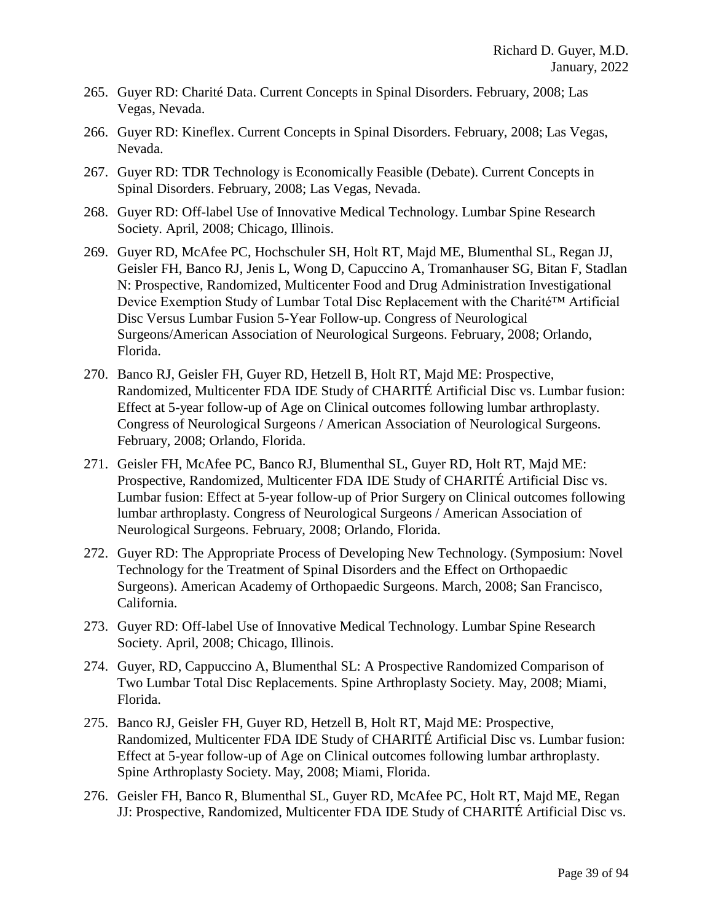265. Guyer RD: Charité Data. Current Concepts in Spinal Disorders. February, 2008; Las Vegas, Nevada.
266. Guyer RD: Kineflex. Current Concepts in Spinal Disorders. February, 2008; Las Vegas, Nevada.
267. Guyer RD: TDR Technology is Economically Feasible (Debate). Current Concepts in Spinal Disorders. February, 2008; Las Vegas, Nevada.
268. Guyer RD: Off-label Use of Innovative Medical Technology. Lumbar Spine Research Society. April, 2008; Chicago, Illinois.
269. Guyer RD, McAfee PC, Hochschuler SH, Holt RT, Majd ME, Blumenthal SL, Regan JJ, Geisler FH, Banco RJ, Jenis L, Wong D, Capuccino A, Tromanhauser SG, Bitan F, Stadlan N: Prospective, Randomized, Multicenter Food and Drug Administration Investigational Device Exemption Study of Lumbar Total Disc Replacement with the Charité™ Artificial Disc Versus Lumbar Fusion 5-Year Follow-up. Congress of Neurological Surgeons/American Association of Neurological Surgeons. February, 2008; Orlando, Florida.
270. Banco RJ, Geisler FH, Guyer RD, Hetzell B, Holt RT, Majd ME: Prospective, Randomized, Multicenter FDA IDE Study of CHARITÉ Artificial Disc vs. Lumbar fusion: Effect at 5-year follow-up of Age on Clinical outcomes following lumbar arthroplasty. Congress of Neurological Surgeons / American Association of Neurological Surgeons. February, 2008; Orlando, Florida.
271. Geisler FH, McAfee PC, Banco RJ, Blumenthal SL, Guyer RD, Holt RT, Majd ME: Prospective, Randomized, Multicenter FDA IDE Study of CHARITÉ Artificial Disc vs. Lumbar fusion: Effect at 5-year follow-up of Prior Surgery on Clinical outcomes following lumbar arthroplasty. Congress of Neurological Surgeons / American Association of Neurological Surgeons. February, 2008; Orlando, Florida.
272. Guyer RD: The Appropriate Process of Developing New Technology. (Symposium: Novel Technology for the Treatment of Spinal Disorders and the Effect on Orthopaedic Surgeons). American Academy of Orthopaedic Surgeons. March, 2008; San Francisco, California.
273. Guyer RD: Off-label Use of Innovative Medical Technology. Lumbar Spine Research Society. April, 2008; Chicago, Illinois.
274. Guyer, RD, Cappuccino A, Blumenthal SL: A Prospective Randomized Comparison of Two Lumbar Total Disc Replacements. Spine Arthroplasty Society. May, 2008; Miami, Florida.
275. Banco RJ, Geisler FH, Guyer RD, Hetzell B, Holt RT, Majd ME: Prospective, Randomized, Multicenter FDA IDE Study of CHARITÉ Artificial Disc vs. Lumbar fusion: Effect at 5-year follow-up of Age on Clinical outcomes following lumbar arthroplasty. Spine Arthroplasty Society. May, 2008; Miami, Florida.
276. Geisler FH, Banco R, Blumenthal SL, Guyer RD, McAfee PC, Holt RT, Majd ME, Regan JJ: Prospective, Randomized, Multicenter FDA IDE Study of CHARITÉ Artificial Disc vs.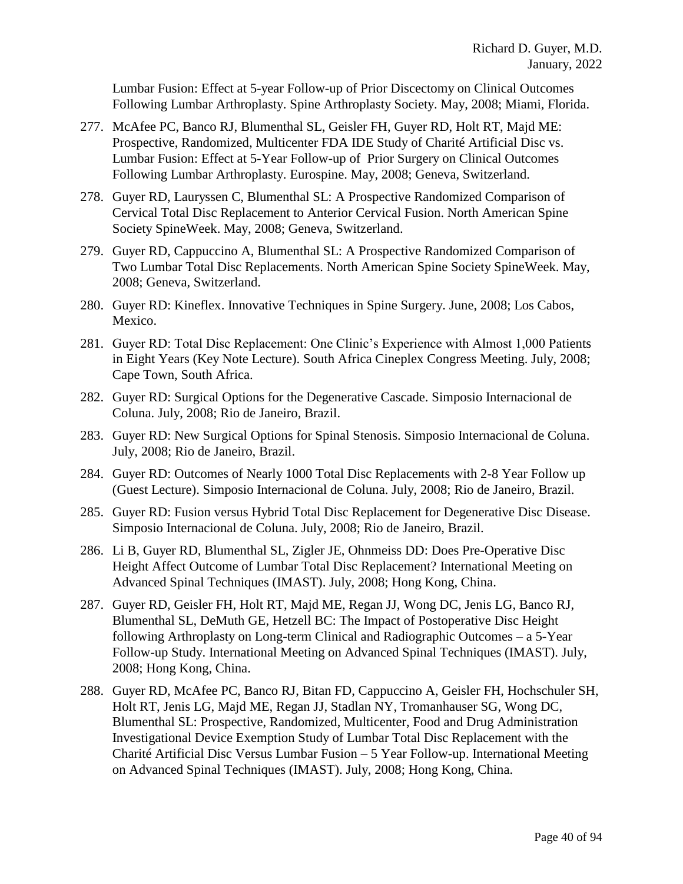Lumbar Fusion: Effect at 5-year Follow-up of Prior Discectomy on Clinical Outcomes Following Lumbar Arthroplasty. Spine Arthroplasty Society. May, 2008; Miami, Florida.

277. McAfee PC, Banco RJ, Blumenthal SL, Geisler FH, Guyer RD, Holt RT, Majd ME: Prospective, Randomized, Multicenter FDA IDE Study of Charité Artificial Disc vs. Lumbar Fusion: Effect at 5-Year Follow-up of Prior Surgery on Clinical Outcomes Following Lumbar Arthroplasty. Eurospine. May, 2008; Geneva, Switzerland.

278. Guyer RD, Lauryssen C, Blumenthal SL: A Prospective Randomized Comparison of Cervical Total Disc Replacement to Anterior Cervical Fusion. North American Spine Society SpineWeek. May, 2008; Geneva, Switzerland.

279. Guyer RD, Cappuccino A, Blumenthal SL: A Prospective Randomized Comparison of Two Lumbar Total Disc Replacements. North American Spine Society SpineWeek. May, 2008; Geneva, Switzerland.

280. Guyer RD: Kineflex. Innovative Techniques in Spine Surgery. June, 2008; Los Cabos, Mexico.

281. Guyer RD: Total Disc Replacement: One Clinic's Experience with Almost 1,000 Patients in Eight Years (Key Note Lecture). South Africa Cineplex Congress Meeting. July, 2008; Cape Town, South Africa.

282. Guyer RD: Surgical Options for the Degenerative Cascade. Simposio Internacional de Coluna. July, 2008; Rio de Janeiro, Brazil.

283. Guyer RD: New Surgical Options for Spinal Stenosis. Simposio Internacional de Coluna. July, 2008; Rio de Janeiro, Brazil.

284. Guyer RD: Outcomes of Nearly 1000 Total Disc Replacements with 2-8 Year Follow up (Guest Lecture). Simposio Internacional de Coluna. July, 2008; Rio de Janeiro, Brazil.

285. Guyer RD: Fusion versus Hybrid Total Disc Replacement for Degenerative Disc Disease. Simposio Internacional de Coluna. July, 2008; Rio de Janeiro, Brazil.

286. Li B, Guyer RD, Blumenthal SL, Zigler JE, Ohnmeiss DD: Does Pre-Operative Disc Height Affect Outcome of Lumbar Total Disc Replacement? International Meeting on Advanced Spinal Techniques (IMAST). July, 2008; Hong Kong, China.

287. Guyer RD, Geisler FH, Holt RT, Majd ME, Regan JJ, Wong DC, Jenis LG, Banco RJ, Blumenthal SL, DeMuth GE, Hetzell BC: The Impact of Postoperative Disc Height following Arthroplasty on Long-term Clinical and Radiographic Outcomes – a 5-Year Follow-up Study. International Meeting on Advanced Spinal Techniques (IMAST). July, 2008; Hong Kong, China.

288. Guyer RD, McAfee PC, Banco RJ, Bitan FD, Cappuccino A, Geisler FH, Hochschuler SH, Holt RT, Jenis LG, Majd ME, Regan JJ, Stadlan NY, Tromanhauser SG, Wong DC, Blumenthal SL: Prospective, Randomized, Multicenter, Food and Drug Administration Investigational Device Exemption Study of Lumbar Total Disc Replacement with the Charité Artificial Disc Versus Lumbar Fusion – 5 Year Follow-up. International Meeting on Advanced Spinal Techniques (IMAST). July, 2008; Hong Kong, China.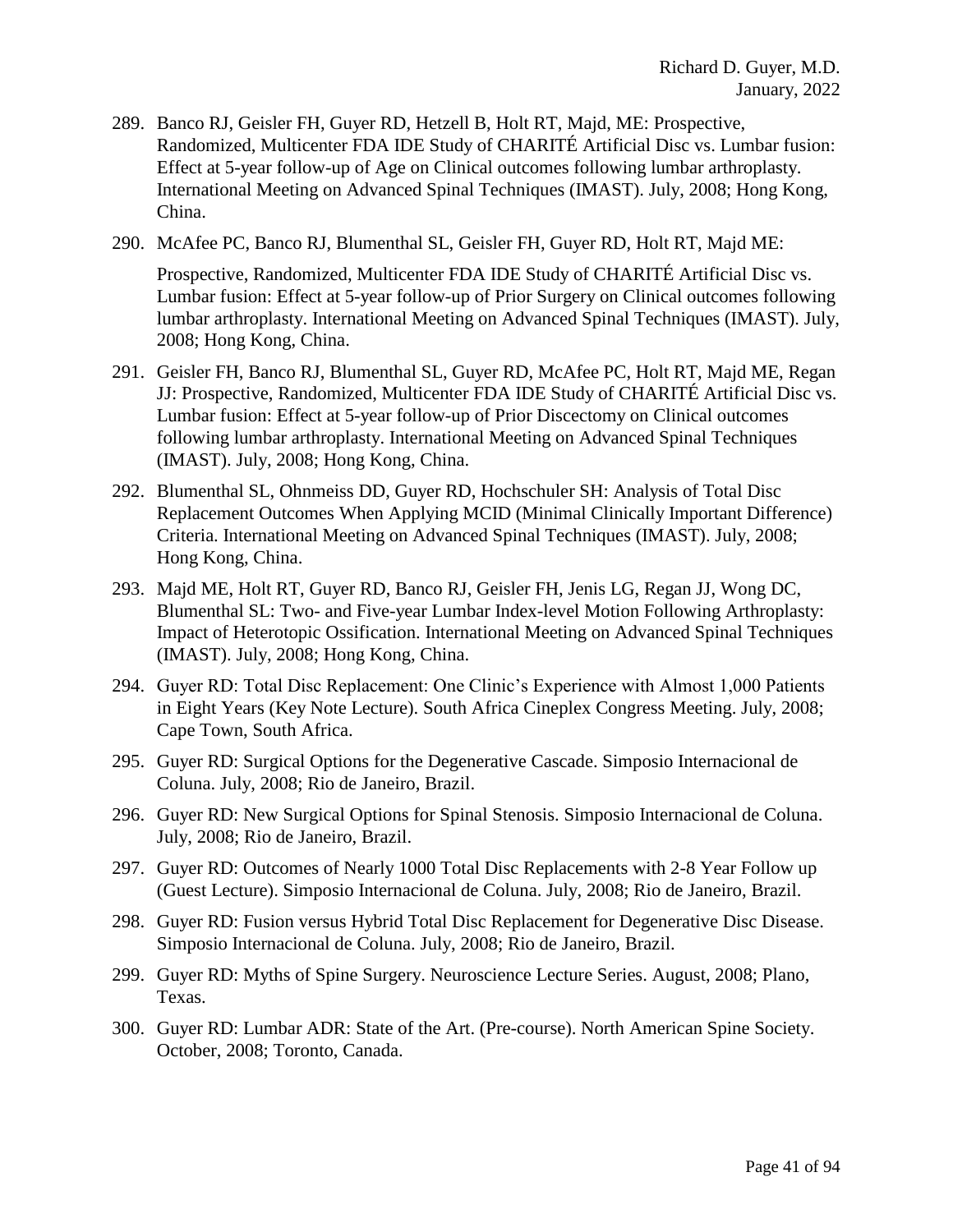289. Banco RJ, Geisler FH, Guyer RD, Hetzell B, Holt RT, Majd, ME: Prospective, Randomized, Multicenter FDA IDE Study of CHARITÉ Artificial Disc vs. Lumbar fusion: Effect at 5-year follow-up of Age on Clinical outcomes following lumbar arthroplasty. International Meeting on Advanced Spinal Techniques (IMAST). July, 2008; Hong Kong, China.

290. McAfee PC, Banco RJ, Blumenthal SL, Geisler FH, Guyer RD, Holt RT, Majd ME:

     Prospective, Randomized, Multicenter FDA IDE Study of CHARITÉ Artificial Disc vs. Lumbar fusion: Effect at 5-year follow-up of Prior Surgery on Clinical outcomes following lumbar arthroplasty. International Meeting on Advanced Spinal Techniques (IMAST). July, 2008; Hong Kong, China.

291. Geisler FH, Banco RJ, Blumenthal SL, Guyer RD, McAfee PC, Holt RT, Majd ME, Regan JJ: Prospective, Randomized, Multicenter FDA IDE Study of CHARITÉ Artificial Disc vs. Lumbar fusion: Effect at 5-year follow-up of Prior Discectomy on Clinical outcomes following lumbar arthroplasty. International Meeting on Advanced Spinal Techniques (IMAST). July, 2008; Hong Kong, China.

292. Blumenthal SL, Ohnmeiss DD, Guyer RD, Hochschuler SH: Analysis of Total Disc Replacement Outcomes When Applying MCID (Minimal Clinically Important Difference) Criteria. International Meeting on Advanced Spinal Techniques (IMAST). July, 2008; Hong Kong, China.

293. Majd ME, Holt RT, Guyer RD, Banco RJ, Geisler FH, Jenis LG, Regan JJ, Wong DC, Blumenthal SL: Two- and Five-year Lumbar Index-level Motion Following Arthroplasty: Impact of Heterotopic Ossification. International Meeting on Advanced Spinal Techniques (IMAST). July, 2008; Hong Kong, China.

294. Guyer RD: Total Disc Replacement: One Clinic's Experience with Almost 1,000 Patients in Eight Years (Key Note Lecture). South Africa Cineplex Congress Meeting. July, 2008; Cape Town, South Africa.

295. Guyer RD: Surgical Options for the Degenerative Cascade. Simposio Internacional de Coluna. July, 2008; Rio de Janeiro, Brazil.

296. Guyer RD: New Surgical Options for Spinal Stenosis. Simposio Internacional de Coluna. July, 2008; Rio de Janeiro, Brazil.

297. Guyer RD: Outcomes of Nearly 1000 Total Disc Replacements with 2-8 Year Follow up (Guest Lecture). Simposio Internacional de Coluna. July, 2008; Rio de Janeiro, Brazil.

298. Guyer RD: Fusion versus Hybrid Total Disc Replacement for Degenerative Disc Disease. Simposio Internacional de Coluna. July, 2008; Rio de Janeiro, Brazil.

299. Guyer RD: Myths of Spine Surgery. Neuroscience Lecture Series. August, 2008; Plano, Texas.

300. Guyer RD: Lumbar ADR: State of the Art. (Pre-course). North American Spine Society. October, 2008; Toronto, Canada.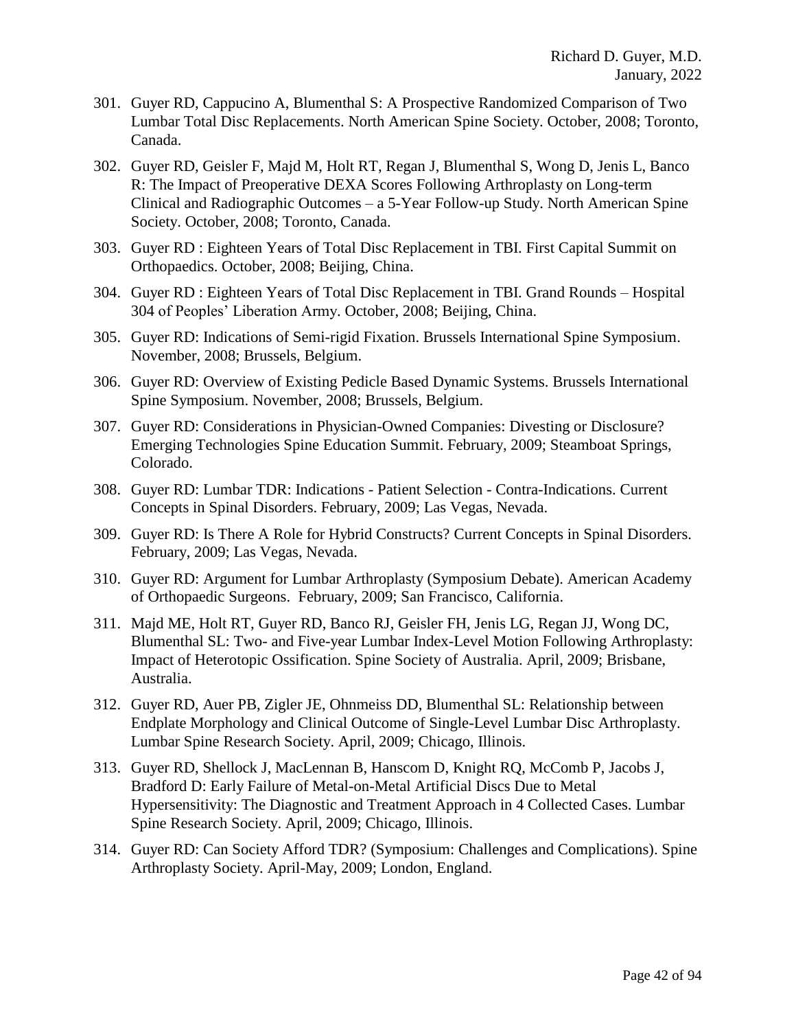301. Guyer RD, Cappucino A, Blumenthal S: A Prospective Randomized Comparison of Two Lumbar Total Disc Replacements. North American Spine Society. October, 2008; Toronto, Canada.

302. Guyer RD, Geisler F, Majd M, Holt RT, Regan J, Blumenthal S, Wong D, Jenis L, Banco R: The Impact of Preoperative DEXA Scores Following Arthroplasty on Long-term Clinical and Radiographic Outcomes – a 5-Year Follow-up Study. North American Spine Society. October, 2008; Toronto, Canada.

303. Guyer RD : Eighteen Years of Total Disc Replacement in TBI. First Capital Summit on Orthopaedics. October, 2008; Beijing, China.

304. Guyer RD : Eighteen Years of Total Disc Replacement in TBI. Grand Rounds – Hospital 304 of Peoples' Liberation Army. October, 2008; Beijing, China.

305. Guyer RD: Indications of Semi-rigid Fixation. Brussels International Spine Symposium. November, 2008; Brussels, Belgium.

306. Guyer RD: Overview of Existing Pedicle Based Dynamic Systems. Brussels International Spine Symposium. November, 2008; Brussels, Belgium.

307. Guyer RD: Considerations in Physician-Owned Companies: Divesting or Disclosure? Emerging Technologies Spine Education Summit. February, 2009; Steamboat Springs, Colorado.

308. Guyer RD: Lumbar TDR: Indications - Patient Selection - Contra-Indications. Current Concepts in Spinal Disorders. February, 2009; Las Vegas, Nevada.

309. Guyer RD: Is There A Role for Hybrid Constructs? Current Concepts in Spinal Disorders. February, 2009; Las Vegas, Nevada.

310. Guyer RD: Argument for Lumbar Arthroplasty (Symposium Debate). American Academy of Orthopaedic Surgeons. February, 2009; San Francisco, California.

311. Majd ME, Holt RT, Guyer RD, Banco RJ, Geisler FH, Jenis LG, Regan JJ, Wong DC, Blumenthal SL: Two- and Five-year Lumbar Index-Level Motion Following Arthroplasty: Impact of Heterotopic Ossification. Spine Society of Australia. April, 2009; Brisbane, Australia.

312. Guyer RD, Auer PB, Zigler JE, Ohnmeiss DD, Blumenthal SL: Relationship between Endplate Morphology and Clinical Outcome of Single-Level Lumbar Disc Arthroplasty. Lumbar Spine Research Society. April, 2009; Chicago, Illinois.

313. Guyer RD, Shellock J, MacLennan B, Hanscom D, Knight RQ, McComb P, Jacobs J, Bradford D: Early Failure of Metal-on-Metal Artificial Discs Due to Metal Hypersensitivity: The Diagnostic and Treatment Approach in 4 Collected Cases. Lumbar Spine Research Society. April, 2009; Chicago, Illinois.

314. Guyer RD: Can Society Afford TDR? (Symposium: Challenges and Complications). Spine Arthroplasty Society. April-May, 2009; London, England.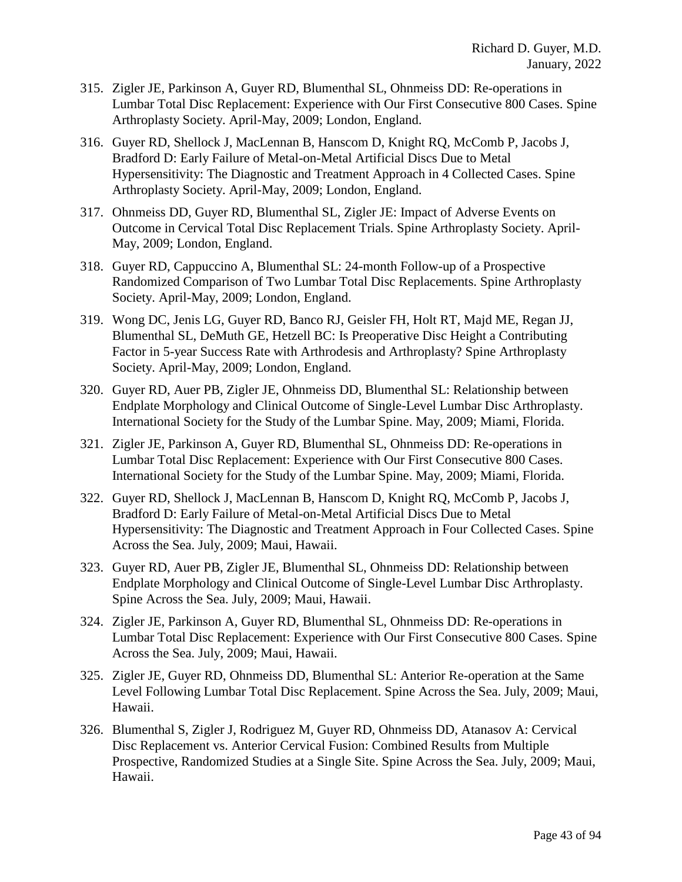315. Zigler JE, Parkinson A, Guyer RD, Blumenthal SL, Ohnmeiss DD: Re-operations in Lumbar Total Disc Replacement: Experience with Our First Consecutive 800 Cases. Spine Arthroplasty Society. April-May, 2009; London, England.

316. Guyer RD, Shellock J, MacLennan B, Hanscom D, Knight RQ, McComb P, Jacobs J, Bradford D: Early Failure of Metal-on-Metal Artificial Discs Due to Metal Hypersensitivity: The Diagnostic and Treatment Approach in 4 Collected Cases. Spine Arthroplasty Society. April-May, 2009; London, England.

317. Ohnmeiss DD, Guyer RD, Blumenthal SL, Zigler JE: Impact of Adverse Events on Outcome in Cervical Total Disc Replacement Trials. Spine Arthroplasty Society. April-May, 2009; London, England.

318. Guyer RD, Cappuccino A, Blumenthal SL: 24-month Follow-up of a Prospective Randomized Comparison of Two Lumbar Total Disc Replacements. Spine Arthroplasty Society. April-May, 2009; London, England.

319. Wong DC, Jenis LG, Guyer RD, Banco RJ, Geisler FH, Holt RT, Majd ME, Regan JJ, Blumenthal SL, DeMuth GE, Hetzell BC: Is Preoperative Disc Height a Contributing Factor in 5-year Success Rate with Arthrodesis and Arthroplasty? Spine Arthroplasty Society. April-May, 2009; London, England.

320. Guyer RD, Auer PB, Zigler JE, Ohnmeiss DD, Blumenthal SL: Relationship between Endplate Morphology and Clinical Outcome of Single-Level Lumbar Disc Arthroplasty. International Society for the Study of the Lumbar Spine. May, 2009; Miami, Florida.

321. Zigler JE, Parkinson A, Guyer RD, Blumenthal SL, Ohnmeiss DD: Re-operations in Lumbar Total Disc Replacement: Experience with Our First Consecutive 800 Cases. International Society for the Study of the Lumbar Spine. May, 2009; Miami, Florida.

322. Guyer RD, Shellock J, MacLennan B, Hanscom D, Knight RQ, McComb P, Jacobs J, Bradford D: Early Failure of Metal-on-Metal Artificial Discs Due to Metal Hypersensitivity: The Diagnostic and Treatment Approach in Four Collected Cases. Spine Across the Sea. July, 2009; Maui, Hawaii.

323. Guyer RD, Auer PB, Zigler JE, Blumenthal SL, Ohnmeiss DD: Relationship between Endplate Morphology and Clinical Outcome of Single-Level Lumbar Disc Arthroplasty. Spine Across the Sea. July, 2009; Maui, Hawaii.

324. Zigler JE, Parkinson A, Guyer RD, Blumenthal SL, Ohnmeiss DD: Re-operations in Lumbar Total Disc Replacement: Experience with Our First Consecutive 800 Cases. Spine Across the Sea. July, 2009; Maui, Hawaii.

325. Zigler JE, Guyer RD, Ohnmeiss DD, Blumenthal SL: Anterior Re-operation at the Same Level Following Lumbar Total Disc Replacement. Spine Across the Sea. July, 2009; Maui, Hawaii.

326. Blumenthal S, Zigler J, Rodriguez M, Guyer RD, Ohnmeiss DD, Atanasov A: Cervical Disc Replacement vs. Anterior Cervical Fusion: Combined Results from Multiple Prospective, Randomized Studies at a Single Site. Spine Across the Sea. July, 2009; Maui, Hawaii.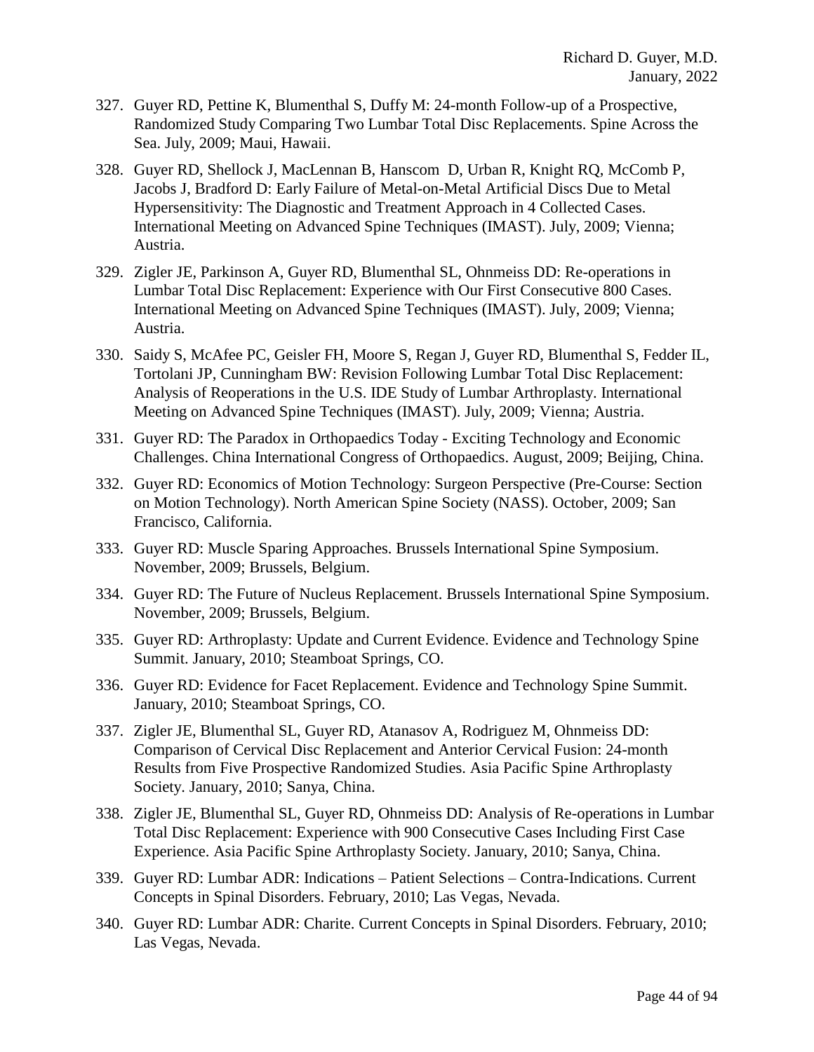327. Guyer RD, Pettine K, Blumenthal S, Duffy M: 24-month Follow-up of a Prospective, Randomized Study Comparing Two Lumbar Total Disc Replacements. Spine Across the Sea. July, 2009; Maui, Hawaii.

328. Guyer RD, Shellock J, MacLennan B, Hanscom D, Urban R, Knight RQ, McComb P, Jacobs J, Bradford D: Early Failure of Metal-on-Metal Artificial Discs Due to Metal Hypersensitivity: The Diagnostic and Treatment Approach in 4 Collected Cases. International Meeting on Advanced Spine Techniques (IMAST). July, 2009; Vienna; Austria.

329. Zigler JE, Parkinson A, Guyer RD, Blumenthal SL, Ohnmeiss DD: Re-operations in Lumbar Total Disc Replacement: Experience with Our First Consecutive 800 Cases. International Meeting on Advanced Spine Techniques (IMAST). July, 2009; Vienna; Austria.

330. Saidy S, McAfee PC, Geisler FH, Moore S, Regan J, Guyer RD, Blumenthal S, Fedder IL, Tortolani JP, Cunningham BW: Revision Following Lumbar Total Disc Replacement: Analysis of Reoperations in the U.S. IDE Study of Lumbar Arthroplasty. International Meeting on Advanced Spine Techniques (IMAST). July, 2009; Vienna; Austria.

331. Guyer RD: The Paradox in Orthopaedics Today - Exciting Technology and Economic Challenges. China International Congress of Orthopaedics. August, 2009; Beijing, China.

332. Guyer RD: Economics of Motion Technology: Surgeon Perspective (Pre-Course: Section on Motion Technology). North American Spine Society (NASS). October, 2009; San Francisco, California.

333. Guyer RD: Muscle Sparing Approaches. Brussels International Spine Symposium. November, 2009; Brussels, Belgium.

334. Guyer RD: The Future of Nucleus Replacement. Brussels International Spine Symposium. November, 2009; Brussels, Belgium.

335. Guyer RD: Arthroplasty: Update and Current Evidence. Evidence and Technology Spine Summit. January, 2010; Steamboat Springs, CO.

336. Guyer RD: Evidence for Facet Replacement. Evidence and Technology Spine Summit. January, 2010; Steamboat Springs, CO.

337. Zigler JE, Blumenthal SL, Guyer RD, Atanasov A, Rodriguez M, Ohnmeiss DD: Comparison of Cervical Disc Replacement and Anterior Cervical Fusion: 24-month Results from Five Prospective Randomized Studies. Asia Pacific Spine Arthroplasty Society. January, 2010; Sanya, China.

338. Zigler JE, Blumenthal SL, Guyer RD, Ohnmeiss DD: Analysis of Re-operations in Lumbar Total Disc Replacement: Experience with 900 Consecutive Cases Including First Case Experience. Asia Pacific Spine Arthroplasty Society. January, 2010; Sanya, China.

339. Guyer RD: Lumbar ADR: Indications – Patient Selections – Contra-Indications. Current Concepts in Spinal Disorders. February, 2010; Las Vegas, Nevada.

340. Guyer RD: Lumbar ADR: Charite. Current Concepts in Spinal Disorders. February, 2010; Las Vegas, Nevada.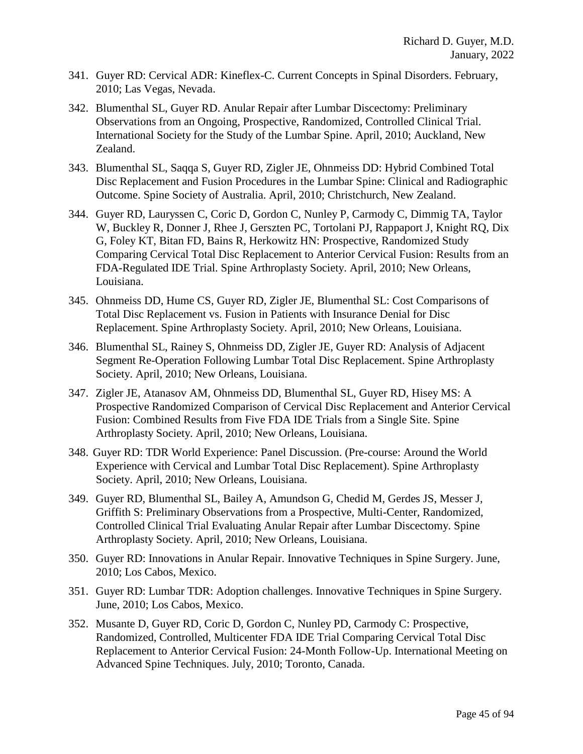341. Guyer RD: Cervical ADR: Kineflex-C. Current Concepts in Spinal Disorders. February, 2010; Las Vegas, Nevada.

342. Blumenthal SL, Guyer RD. Anular Repair after Lumbar Discectomy: Preliminary Observations from an Ongoing, Prospective, Randomized, Controlled Clinical Trial. International Society for the Study of the Lumbar Spine. April, 2010; Auckland, New Zealand.

343. Blumenthal SL, Saqqa S, Guyer RD, Zigler JE, Ohnmeiss DD: Hybrid Combined Total Disc Replacement and Fusion Procedures in the Lumbar Spine: Clinical and Radiographic Outcome. Spine Society of Australia. April, 2010; Christchurch, New Zealand.

344. Guyer RD, Lauryssen C, Coric D, Gordon C, Nunley P, Carmody C, Dimmig TA, Taylor W, Buckley R, Donner J, Rhee J, Gerszten PC, Tortolani PJ, Rappaport J, Knight RQ, Dix G, Foley KT, Bitan FD, Bains R, Herkowitz HN: Prospective, Randomized Study Comparing Cervical Total Disc Replacement to Anterior Cervical Fusion: Results from an FDA-Regulated IDE Trial. Spine Arthroplasty Society. April, 2010; New Orleans, Louisiana.

345. Ohnmeiss DD, Hume CS, Guyer RD, Zigler JE, Blumenthal SL: Cost Comparisons of Total Disc Replacement vs. Fusion in Patients with Insurance Denial for Disc Replacement. Spine Arthroplasty Society. April, 2010; New Orleans, Louisiana.

346. Blumenthal SL, Rainey S, Ohnmeiss DD, Zigler JE, Guyer RD: Analysis of Adjacent Segment Re-Operation Following Lumbar Total Disc Replacement. Spine Arthroplasty Society. April, 2010; New Orleans, Louisiana.

347. Zigler JE, Atanasov AM, Ohnmeiss DD, Blumenthal SL, Guyer RD, Hisey MS: A Prospective Randomized Comparison of Cervical Disc Replacement and Anterior Cervical Fusion: Combined Results from Five FDA IDE Trials from a Single Site. Spine Arthroplasty Society. April, 2010; New Orleans, Louisiana.

348. Guyer RD: TDR World Experience: Panel Discussion. (Pre-course: Around the World Experience with Cervical and Lumbar Total Disc Replacement). Spine Arthroplasty Society. April, 2010; New Orleans, Louisiana.

349. Guyer RD, Blumenthal SL, Bailey A, Amundson G, Chedid M, Gerdes JS, Messer J, Griffith S: Preliminary Observations from a Prospective, Multi-Center, Randomized, Controlled Clinical Trial Evaluating Anular Repair after Lumbar Discectomy. Spine Arthroplasty Society. April, 2010; New Orleans, Louisiana.

350. Guyer RD: Innovations in Anular Repair. Innovative Techniques in Spine Surgery. June, 2010; Los Cabos, Mexico.

351. Guyer RD: Lumbar TDR: Adoption challenges. Innovative Techniques in Spine Surgery. June, 2010; Los Cabos, Mexico.

352. Musante D, Guyer RD, Coric D, Gordon C, Nunley PD, Carmody C: Prospective, Randomized, Controlled, Multicenter FDA IDE Trial Comparing Cervical Total Disc Replacement to Anterior Cervical Fusion: 24-Month Follow-Up. International Meeting on Advanced Spine Techniques. July, 2010; Toronto, Canada.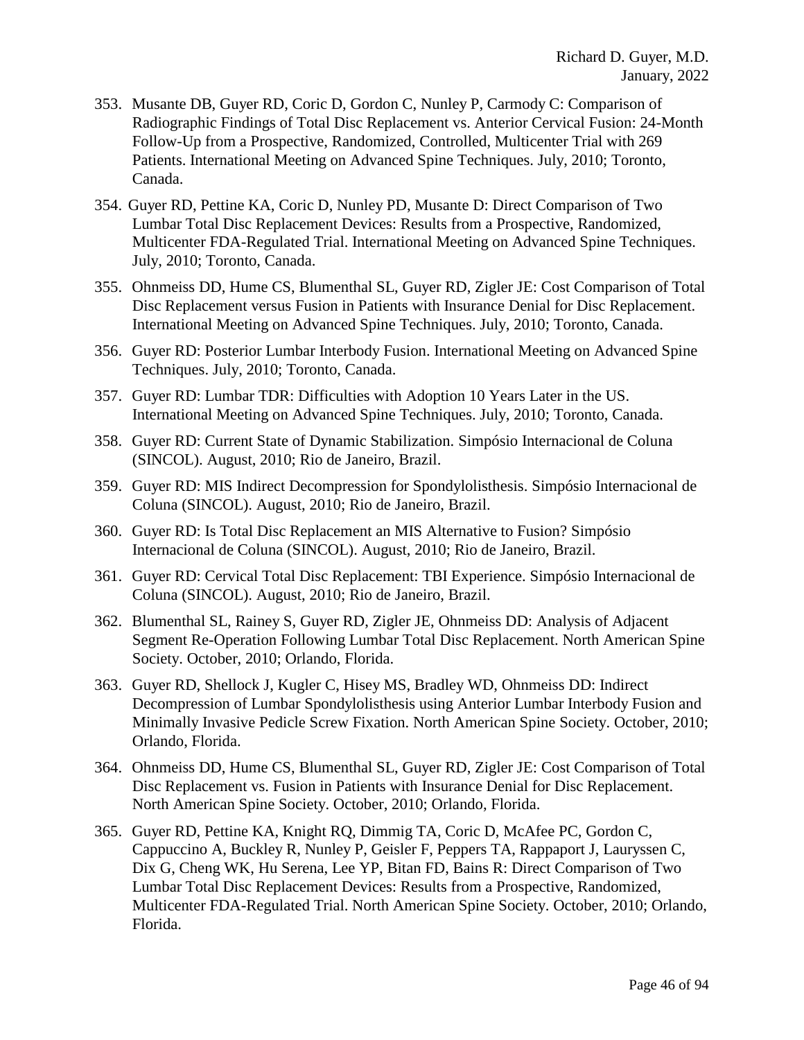353. Musante DB, Guyer RD, Coric D, Gordon C, Nunley P, Carmody C: Comparison of Radiographic Findings of Total Disc Replacement vs. Anterior Cervical Fusion: 24-Month Follow-Up from a Prospective, Randomized, Controlled, Multicenter Trial with 269 Patients. International Meeting on Advanced Spine Techniques. July, 2010; Toronto, Canada.

354. Guyer RD, Pettine KA, Coric D, Nunley PD, Musante D: Direct Comparison of Two Lumbar Total Disc Replacement Devices: Results from a Prospective, Randomized, Multicenter FDA-Regulated Trial. International Meeting on Advanced Spine Techniques. July, 2010; Toronto, Canada.

355. Ohnmeiss DD, Hume CS, Blumenthal SL, Guyer RD, Zigler JE: Cost Comparison of Total Disc Replacement versus Fusion in Patients with Insurance Denial for Disc Replacement. International Meeting on Advanced Spine Techniques. July, 2010; Toronto, Canada.

356. Guyer RD: Posterior Lumbar Interbody Fusion. International Meeting on Advanced Spine Techniques. July, 2010; Toronto, Canada.

357. Guyer RD: Lumbar TDR: Difficulties with Adoption 10 Years Later in the US. International Meeting on Advanced Spine Techniques. July, 2010; Toronto, Canada.

358. Guyer RD: Current State of Dynamic Stabilization. Simpósio Internacional de Coluna (SINCOL). August, 2010; Rio de Janeiro, Brazil.

359. Guyer RD: MIS Indirect Decompression for Spondylolisthesis. Simpósio Internacional de Coluna (SINCOL). August, 2010; Rio de Janeiro, Brazil.

360. Guyer RD: Is Total Disc Replacement an MIS Alternative to Fusion? Simpósio Internacional de Coluna (SINCOL). August, 2010; Rio de Janeiro, Brazil.

361. Guyer RD: Cervical Total Disc Replacement: TBI Experience. Simpósio Internacional de Coluna (SINCOL). August, 2010; Rio de Janeiro, Brazil.

362. Blumenthal SL, Rainey S, Guyer RD, Zigler JE, Ohnmeiss DD: Analysis of Adjacent Segment Re-Operation Following Lumbar Total Disc Replacement. North American Spine Society. October, 2010; Orlando, Florida.

363. Guyer RD, Shellock J, Kugler C, Hisey MS, Bradley WD, Ohnmeiss DD: Indirect Decompression of Lumbar Spondylolisthesis using Anterior Lumbar Interbody Fusion and Minimally Invasive Pedicle Screw Fixation. North American Spine Society. October, 2010; Orlando, Florida.

364. Ohnmeiss DD, Hume CS, Blumenthal SL, Guyer RD, Zigler JE: Cost Comparison of Total Disc Replacement vs. Fusion in Patients with Insurance Denial for Disc Replacement. North American Spine Society. October, 2010; Orlando, Florida.

365. Guyer RD, Pettine KA, Knight RQ, Dimmig TA, Coric D, McAfee PC, Gordon C, Cappuccino A, Buckley R, Nunley P, Geisler F, Peppers TA, Rappaport J, Lauryssen C, Dix G, Cheng WK, Hu Serena, Lee YP, Bitan FD, Bains R: Direct Comparison of Two Lumbar Total Disc Replacement Devices: Results from a Prospective, Randomized, Multicenter FDA-Regulated Trial. North American Spine Society. October, 2010; Orlando, Florida.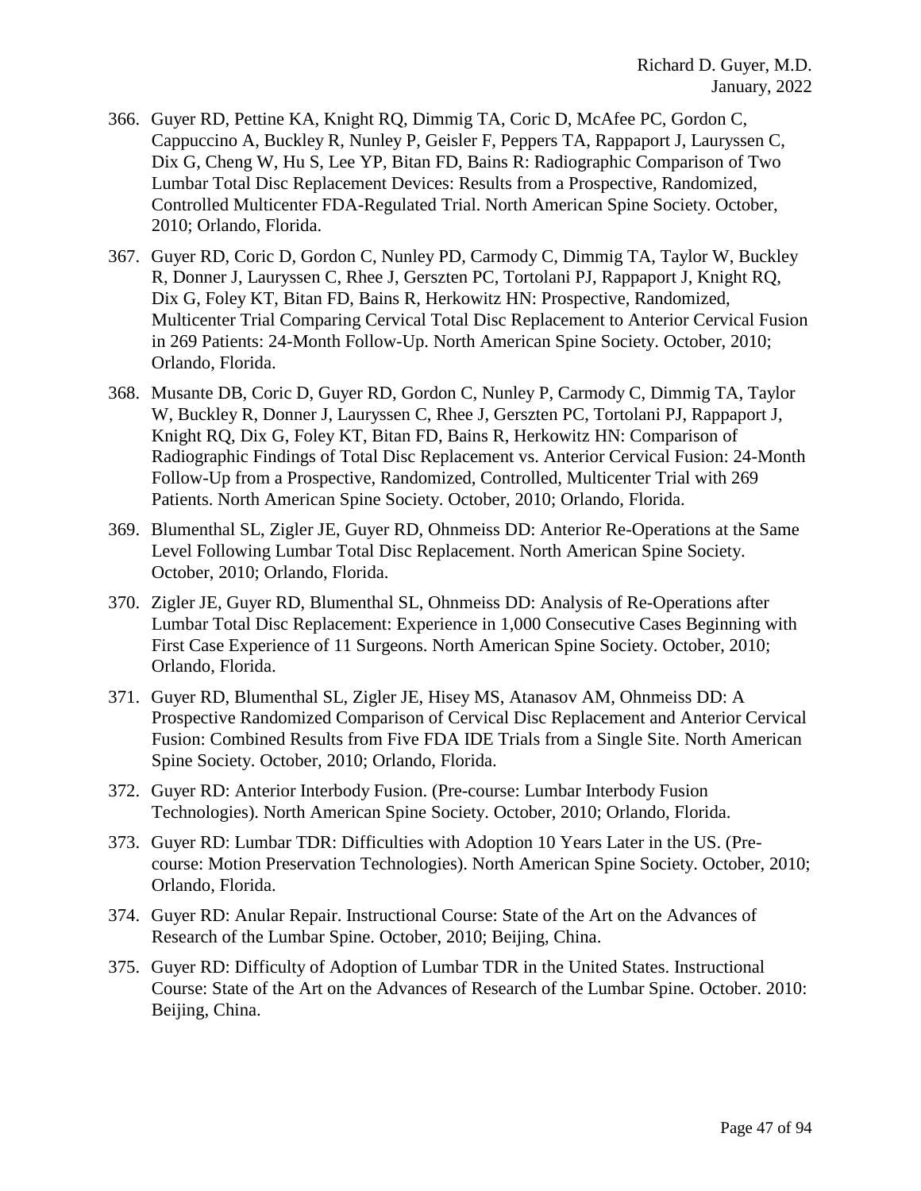366. Guyer RD, Pettine KA, Knight RQ, Dimmig TA, Coric D, McAfee PC, Gordon C, Cappuccino A, Buckley R, Nunley P, Geisler F, Peppers TA, Rappaport J, Lauryssen C, Dix G, Cheng W, Hu S, Lee YP, Bitan FD, Bains R: Radiographic Comparison of Two Lumbar Total Disc Replacement Devices: Results from a Prospective, Randomized, Controlled Multicenter FDA-Regulated Trial. North American Spine Society. October, 2010; Orlando, Florida.

367. Guyer RD, Coric D, Gordon C, Nunley PD, Carmody C, Dimmig TA, Taylor W, Buckley R, Donner J, Lauryssen C, Rhee J, Gerszten PC, Tortolani PJ, Rappaport J, Knight RQ, Dix G, Foley KT, Bitan FD, Bains R, Herkowitz HN: Prospective, Randomized, Multicenter Trial Comparing Cervical Total Disc Replacement to Anterior Cervical Fusion in 269 Patients: 24-Month Follow-Up. North American Spine Society. October, 2010; Orlando, Florida.

368. Musante DB, Coric D, Guyer RD, Gordon C, Nunley P, Carmody C, Dimmig TA, Taylor W, Buckley R, Donner J, Lauryssen C, Rhee J, Gerszten PC, Tortolani PJ, Rappaport J, Knight RQ, Dix G, Foley KT, Bitan FD, Bains R, Herkowitz HN: Comparison of Radiographic Findings of Total Disc Replacement vs. Anterior Cervical Fusion: 24-Month Follow-Up from a Prospective, Randomized, Controlled, Multicenter Trial with 269 Patients. North American Spine Society. October, 2010; Orlando, Florida.

369. Blumenthal SL, Zigler JE, Guyer RD, Ohnmeiss DD: Anterior Re-Operations at the Same Level Following Lumbar Total Disc Replacement. North American Spine Society. October, 2010; Orlando, Florida.

370. Zigler JE, Guyer RD, Blumenthal SL, Ohnmeiss DD: Analysis of Re-Operations after Lumbar Total Disc Replacement: Experience in 1,000 Consecutive Cases Beginning with First Case Experience of 11 Surgeons. North American Spine Society. October, 2010; Orlando, Florida.

371. Guyer RD, Blumenthal SL, Zigler JE, Hisey MS, Atanasov AM, Ohnmeiss DD: A Prospective Randomized Comparison of Cervical Disc Replacement and Anterior Cervical Fusion: Combined Results from Five FDA IDE Trials from a Single Site. North American Spine Society. October, 2010; Orlando, Florida.

372. Guyer RD: Anterior Interbody Fusion. (Pre-course: Lumbar Interbody Fusion Technologies). North American Spine Society. October, 2010; Orlando, Florida.

373. Guyer RD: Lumbar TDR: Difficulties with Adoption 10 Years Later in the US. (Pre-course: Motion Preservation Technologies). North American Spine Society. October, 2010; Orlando, Florida.

374. Guyer RD: Anular Repair. Instructional Course: State of the Art on the Advances of Research of the Lumbar Spine. October, 2010; Beijing, China.

375. Guyer RD: Difficulty of Adoption of Lumbar TDR in the United States. Instructional Course: State of the Art on the Advances of Research of the Lumbar Spine. October. 2010: Beijing, China.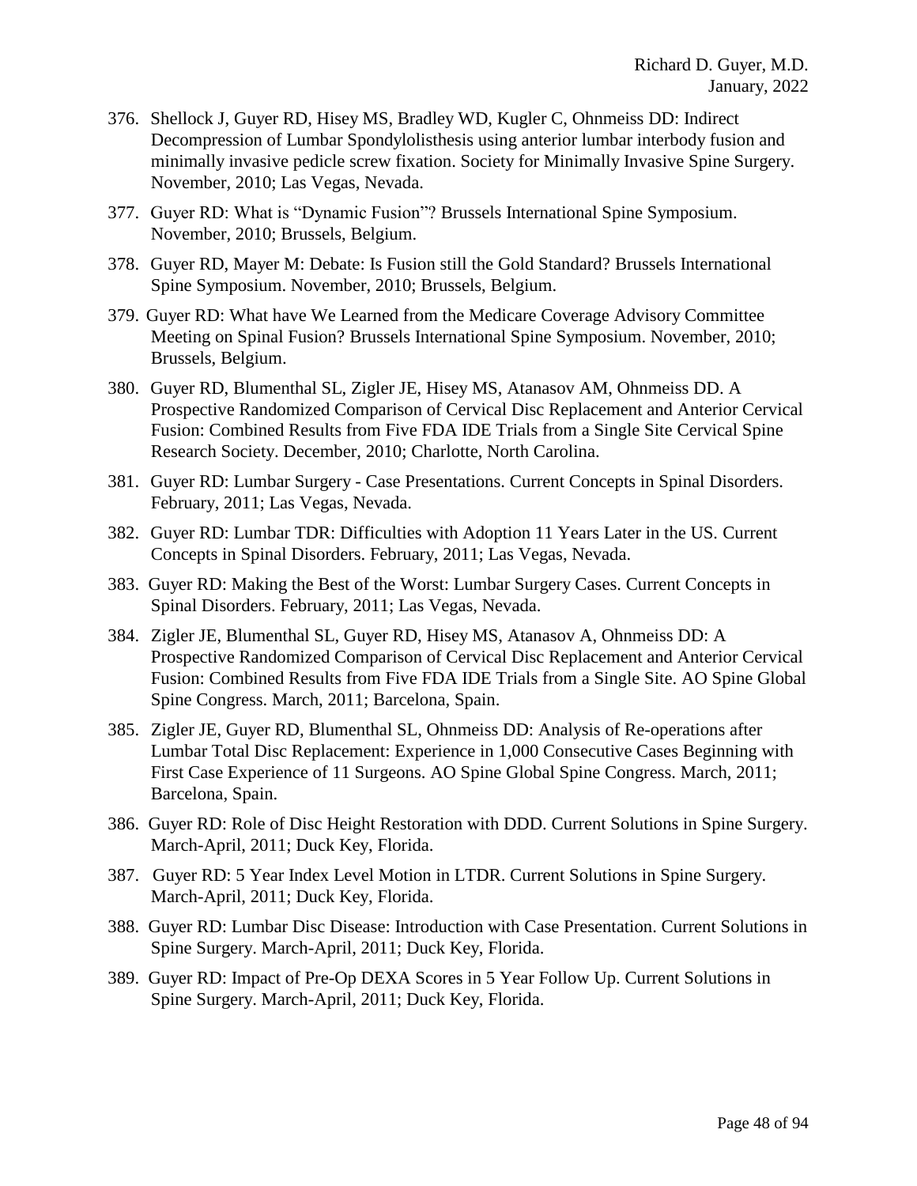376. Shellock J, Guyer RD, Hisey MS, Bradley WD, Kugler C, Ohnmeiss DD: Indirect Decompression of Lumbar Spondylolisthesis using anterior lumbar interbody fusion and minimally invasive pedicle screw fixation. Society for Minimally Invasive Spine Surgery. November, 2010; Las Vegas, Nevada.

377. Guyer RD: What is "Dynamic Fusion"? Brussels International Spine Symposium. November, 2010; Brussels, Belgium.

378. Guyer RD, Mayer M: Debate: Is Fusion still the Gold Standard? Brussels International Spine Symposium. November, 2010; Brussels, Belgium.

379. Guyer RD: What have We Learned from the Medicare Coverage Advisory Committee Meeting on Spinal Fusion? Brussels International Spine Symposium. November, 2010; Brussels, Belgium.

380. Guyer RD, Blumenthal SL, Zigler JE, Hisey MS, Atanasov AM, Ohnmeiss DD. A Prospective Randomized Comparison of Cervical Disc Replacement and Anterior Cervical Fusion: Combined Results from Five FDA IDE Trials from a Single Site Cervical Spine Research Society. December, 2010; Charlotte, North Carolina.

381. Guyer RD: Lumbar Surgery - Case Presentations. Current Concepts in Spinal Disorders. February, 2011; Las Vegas, Nevada.

382. Guyer RD: Lumbar TDR: Difficulties with Adoption 11 Years Later in the US. Current Concepts in Spinal Disorders. February, 2011; Las Vegas, Nevada.

383. Guyer RD: Making the Best of the Worst: Lumbar Surgery Cases. Current Concepts in Spinal Disorders. February, 2011; Las Vegas, Nevada.

384. Zigler JE, Blumenthal SL, Guyer RD, Hisey MS, Atanasov A, Ohnmeiss DD: A Prospective Randomized Comparison of Cervical Disc Replacement and Anterior Cervical Fusion: Combined Results from Five FDA IDE Trials from a Single Site. AO Spine Global Spine Congress. March, 2011; Barcelona, Spain.

385. Zigler JE, Guyer RD, Blumenthal SL, Ohnmeiss DD: Analysis of Re-operations after Lumbar Total Disc Replacement: Experience in 1,000 Consecutive Cases Beginning with First Case Experience of 11 Surgeons. AO Spine Global Spine Congress. March, 2011; Barcelona, Spain.

386. Guyer RD: Role of Disc Height Restoration with DDD. Current Solutions in Spine Surgery. March-April, 2011; Duck Key, Florida.

387. Guyer RD: 5 Year Index Level Motion in LTDR. Current Solutions in Spine Surgery. March-April, 2011; Duck Key, Florida.

388. Guyer RD: Lumbar Disc Disease: Introduction with Case Presentation. Current Solutions in Spine Surgery. March-April, 2011; Duck Key, Florida.

389. Guyer RD: Impact of Pre-Op DEXA Scores in 5 Year Follow Up. Current Solutions in Spine Surgery. March-April, 2011; Duck Key, Florida.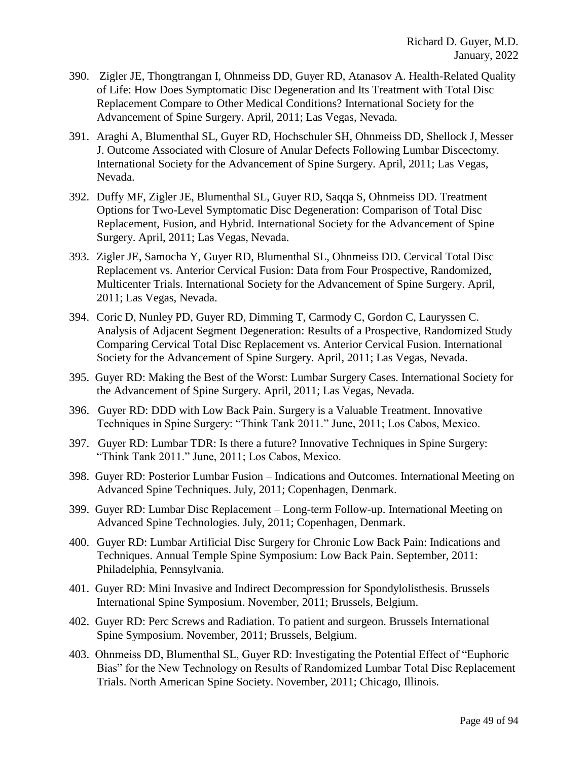390. Zigler JE, Thongtrangan I, Ohnmeiss DD, Guyer RD, Atanasov A. Health-Related Quality of Life: How Does Symptomatic Disc Degeneration and Its Treatment with Total Disc Replacement Compare to Other Medical Conditions? International Society for the Advancement of Spine Surgery. April, 2011; Las Vegas, Nevada.

391. Araghi A, Blumenthal SL, Guyer RD, Hochschuler SH, Ohnmeiss DD, Shellock J, Messer J. Outcome Associated with Closure of Anular Defects Following Lumbar Discectomy. International Society for the Advancement of Spine Surgery. April, 2011; Las Vegas, Nevada.

392. Duffy MF, Zigler JE, Blumenthal SL, Guyer RD, Saqqa S, Ohnmeiss DD. Treatment Options for Two-Level Symptomatic Disc Degeneration: Comparison of Total Disc Replacement, Fusion, and Hybrid. International Society for the Advancement of Spine Surgery. April, 2011; Las Vegas, Nevada.

393. Zigler JE, Samocha Y, Guyer RD, Blumenthal SL, Ohnmeiss DD. Cervical Total Disc Replacement vs. Anterior Cervical Fusion: Data from Four Prospective, Randomized, Multicenter Trials. International Society for the Advancement of Spine Surgery. April, 2011; Las Vegas, Nevada.

394. Coric D, Nunley PD, Guyer RD, Dimming T, Carmody C, Gordon C, Lauryssen C. Analysis of Adjacent Segment Degeneration: Results of a Prospective, Randomized Study Comparing Cervical Total Disc Replacement vs. Anterior Cervical Fusion. International Society for the Advancement of Spine Surgery. April, 2011; Las Vegas, Nevada.

395. Guyer RD: Making the Best of the Worst: Lumbar Surgery Cases. International Society for the Advancement of Spine Surgery. April, 2011; Las Vegas, Nevada.

396. Guyer RD: DDD with Low Back Pain. Surgery is a Valuable Treatment. Innovative Techniques in Spine Surgery: "Think Tank 2011." June, 2011; Los Cabos, Mexico.

397. Guyer RD: Lumbar TDR: Is there a future? Innovative Techniques in Spine Surgery: "Think Tank 2011." June, 2011; Los Cabos, Mexico.

398. Guyer RD: Posterior Lumbar Fusion – Indications and Outcomes. International Meeting on Advanced Spine Techniques. July, 2011; Copenhagen, Denmark.

399. Guyer RD: Lumbar Disc Replacement – Long-term Follow-up. International Meeting on Advanced Spine Technologies. July, 2011; Copenhagen, Denmark.

400. Guyer RD: Lumbar Artificial Disc Surgery for Chronic Low Back Pain: Indications and Techniques. Annual Temple Spine Symposium: Low Back Pain. September, 2011: Philadelphia, Pennsylvania.

401. Guyer RD: Mini Invasive and Indirect Decompression for Spondylolisthesis. Brussels International Spine Symposium. November, 2011; Brussels, Belgium.

402. Guyer RD: Perc Screws and Radiation. To patient and surgeon. Brussels International Spine Symposium. November, 2011; Brussels, Belgium.

403. Ohnmeiss DD, Blumenthal SL, Guyer RD: Investigating the Potential Effect of "Euphoric Bias" for the New Technology on Results of Randomized Lumbar Total Disc Replacement Trials. North American Spine Society. November, 2011; Chicago, Illinois.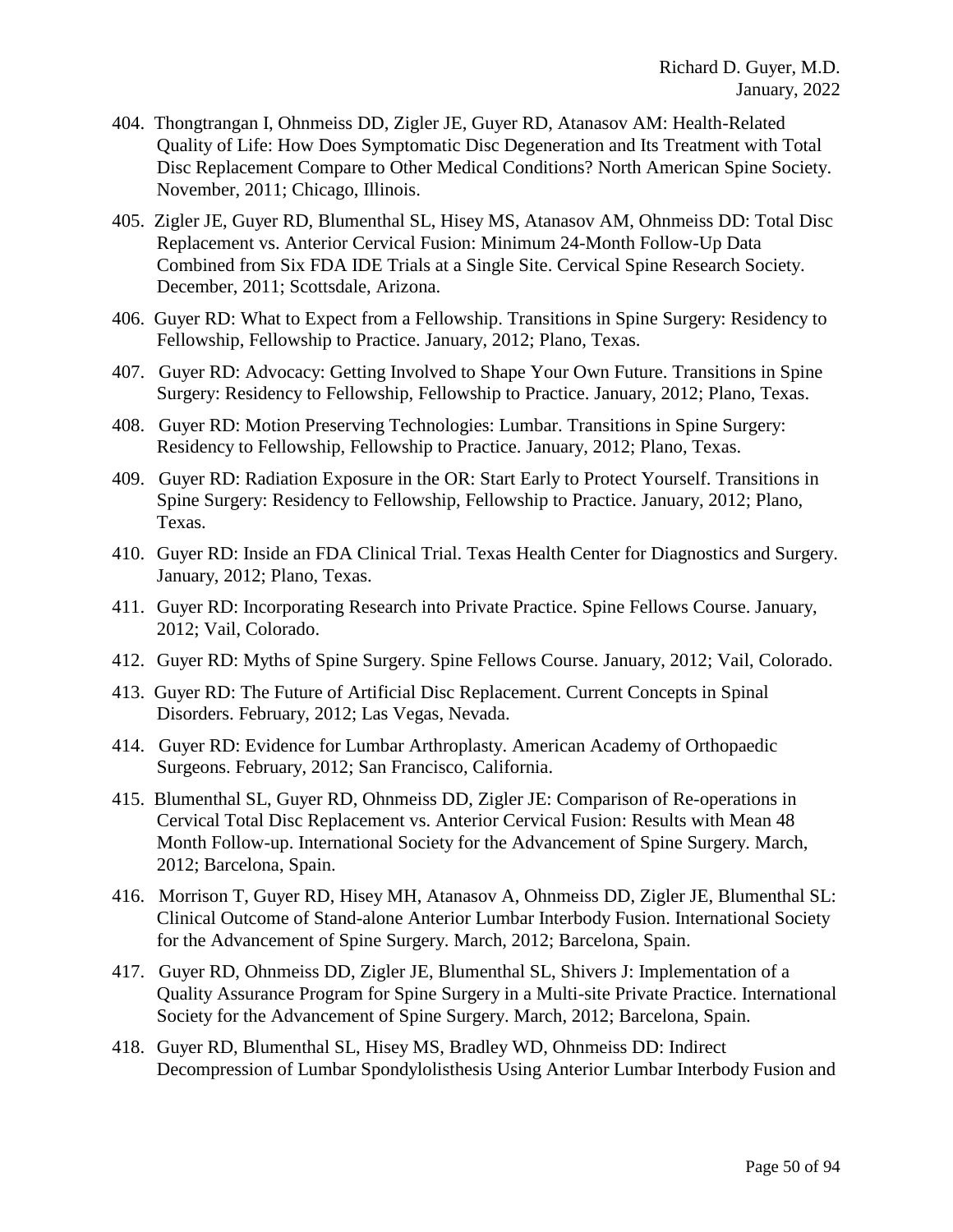404. Thongtrangan I, Ohnmeiss DD, Zigler JE, Guyer RD, Atanasov AM: Health-Related Quality of Life: How Does Symptomatic Disc Degeneration and Its Treatment with Total Disc Replacement Compare to Other Medical Conditions? North American Spine Society. November, 2011; Chicago, Illinois.

405. Zigler JE, Guyer RD, Blumenthal SL, Hisey MS, Atanasov AM, Ohnmeiss DD: Total Disc Replacement vs. Anterior Cervical Fusion: Minimum 24-Month Follow-Up Data Combined from Six FDA IDE Trials at a Single Site. Cervical Spine Research Society. December, 2011; Scottsdale, Arizona.

406. Guyer RD: What to Expect from a Fellowship. Transitions in Spine Surgery: Residency to Fellowship, Fellowship to Practice. January, 2012; Plano, Texas.

407. Guyer RD: Advocacy: Getting Involved to Shape Your Own Future. Transitions in Spine Surgery: Residency to Fellowship, Fellowship to Practice. January, 2012; Plano, Texas.

408. Guyer RD: Motion Preserving Technologies: Lumbar. Transitions in Spine Surgery: Residency to Fellowship, Fellowship to Practice. January, 2012; Plano, Texas.

409. Guyer RD: Radiation Exposure in the OR: Start Early to Protect Yourself. Transitions in Spine Surgery: Residency to Fellowship, Fellowship to Practice. January, 2012; Plano, Texas.

410. Guyer RD: Inside an FDA Clinical Trial. Texas Health Center for Diagnostics and Surgery. January, 2012; Plano, Texas.

411. Guyer RD: Incorporating Research into Private Practice. Spine Fellows Course. January, 2012; Vail, Colorado.

412. Guyer RD: Myths of Spine Surgery. Spine Fellows Course. January, 2012; Vail, Colorado.

413. Guyer RD: The Future of Artificial Disc Replacement. Current Concepts in Spinal Disorders. February, 2012; Las Vegas, Nevada.

414. Guyer RD: Evidence for Lumbar Arthroplasty. American Academy of Orthopaedic Surgeons. February, 2012; San Francisco, California.

415. Blumenthal SL, Guyer RD, Ohnmeiss DD, Zigler JE: Comparison of Re-operations in Cervical Total Disc Replacement vs. Anterior Cervical Fusion: Results with Mean 48 Month Follow-up. International Society for the Advancement of Spine Surgery. March, 2012; Barcelona, Spain.

416. Morrison T, Guyer RD, Hisey MH, Atanasov A, Ohnmeiss DD, Zigler JE, Blumenthal SL: Clinical Outcome of Stand-alone Anterior Lumbar Interbody Fusion. International Society for the Advancement of Spine Surgery. March, 2012; Barcelona, Spain.

417. Guyer RD, Ohnmeiss DD, Zigler JE, Blumenthal SL, Shivers J: Implementation of a Quality Assurance Program for Spine Surgery in a Multi-site Private Practice. International Society for the Advancement of Spine Surgery. March, 2012; Barcelona, Spain.

418. Guyer RD, Blumenthal SL, Hisey MS, Bradley WD, Ohnmeiss DD: Indirect Decompression of Lumbar Spondylolisthesis Using Anterior Lumbar Interbody Fusion and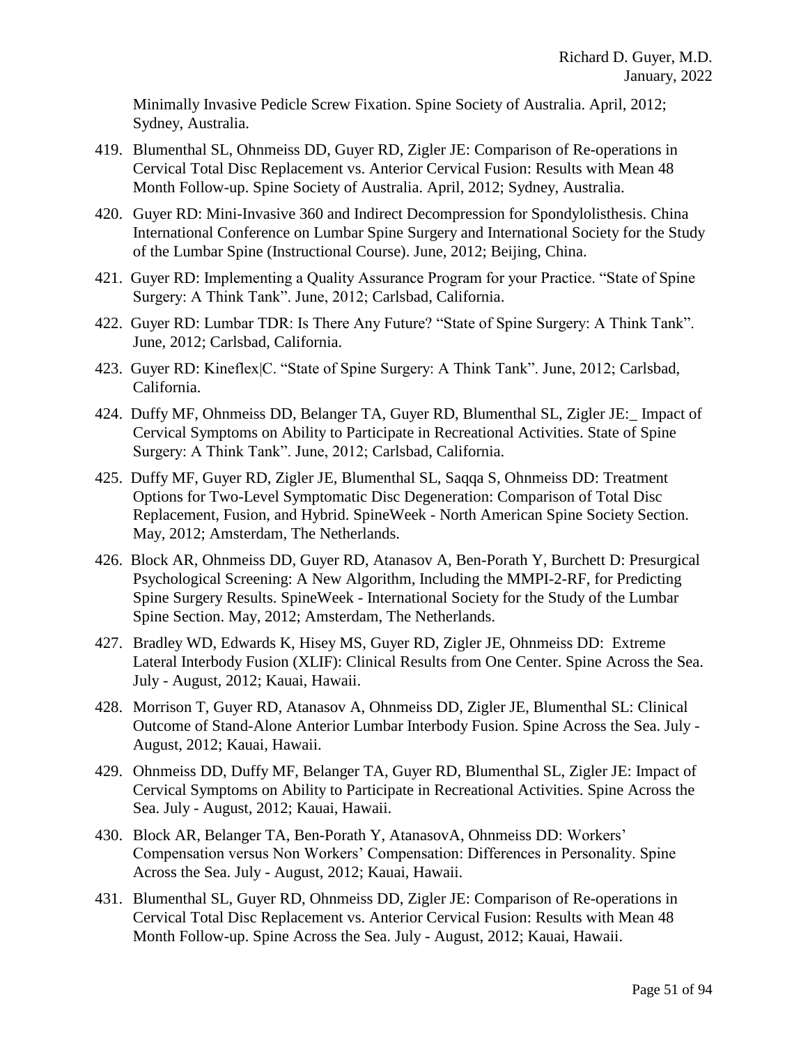Minimally Invasive Pedicle Screw Fixation. Spine Society of Australia. April, 2012; Sydney, Australia.

419. Blumenthal SL, Ohnmeiss DD, Guyer RD, Zigler JE: Comparison of Re-operations in Cervical Total Disc Replacement vs. Anterior Cervical Fusion: Results with Mean 48 Month Follow-up. Spine Society of Australia. April, 2012; Sydney, Australia.

420. Guyer RD: Mini-Invasive 360 and Indirect Decompression for Spondylolisthesis. China International Conference on Lumbar Spine Surgery and International Society for the Study of the Lumbar Spine (Instructional Course). June, 2012; Beijing, China.

421. Guyer RD: Implementing a Quality Assurance Program for your Practice. "State of Spine Surgery: A Think Tank". June, 2012; Carlsbad, California.

422. Guyer RD: Lumbar TDR: Is There Any Future? "State of Spine Surgery: A Think Tank". June, 2012; Carlsbad, California.

423. Guyer RD: Kineflex|C. "State of Spine Surgery: A Think Tank". June, 2012; Carlsbad, California.

424. Duffy MF, Ohnmeiss DD, Belanger TA, Guyer RD, Blumenthal SL, Zigler JE:_ Impact of Cervical Symptoms on Ability to Participate in Recreational Activities. State of Spine Surgery: A Think Tank". June, 2012; Carlsbad, California.

425. Duffy MF, Guyer RD, Zigler JE, Blumenthal SL, Saqqa S, Ohnmeiss DD: Treatment Options for Two-Level Symptomatic Disc Degeneration: Comparison of Total Disc Replacement, Fusion, and Hybrid. SpineWeek - North American Spine Society Section. May, 2012; Amsterdam, The Netherlands.

426. Block AR, Ohnmeiss DD, Guyer RD, Atanasov A, Ben-Porath Y, Burchett D: Presurgical Psychological Screening: A New Algorithm, Including the MMPI-2-RF, for Predicting Spine Surgery Results. SpineWeek - International Society for the Study of the Lumbar Spine Section. May, 2012; Amsterdam, The Netherlands.

427. Bradley WD, Edwards K, Hisey MS, Guyer RD, Zigler JE, Ohnmeiss DD: Extreme Lateral Interbody Fusion (XLIF): Clinical Results from One Center. Spine Across the Sea. July - August, 2012; Kauai, Hawaii.

428. Morrison T, Guyer RD, Atanasov A, Ohnmeiss DD, Zigler JE, Blumenthal SL: Clinical Outcome of Stand-Alone Anterior Lumbar Interbody Fusion. Spine Across the Sea. July - August, 2012; Kauai, Hawaii.

429. Ohnmeiss DD, Duffy MF, Belanger TA, Guyer RD, Blumenthal SL, Zigler JE: Impact of Cervical Symptoms on Ability to Participate in Recreational Activities. Spine Across the Sea. July - August, 2012; Kauai, Hawaii.

430. Block AR, Belanger TA, Ben-Porath Y, AtanasovA, Ohnmeiss DD: Workers' Compensation versus Non Workers' Compensation: Differences in Personality. Spine Across the Sea. July - August, 2012; Kauai, Hawaii.

431. Blumenthal SL, Guyer RD, Ohnmeiss DD, Zigler JE: Comparison of Re-operations in Cervical Total Disc Replacement vs. Anterior Cervical Fusion: Results with Mean 48 Month Follow-up. Spine Across the Sea. July - August, 2012; Kauai, Hawaii.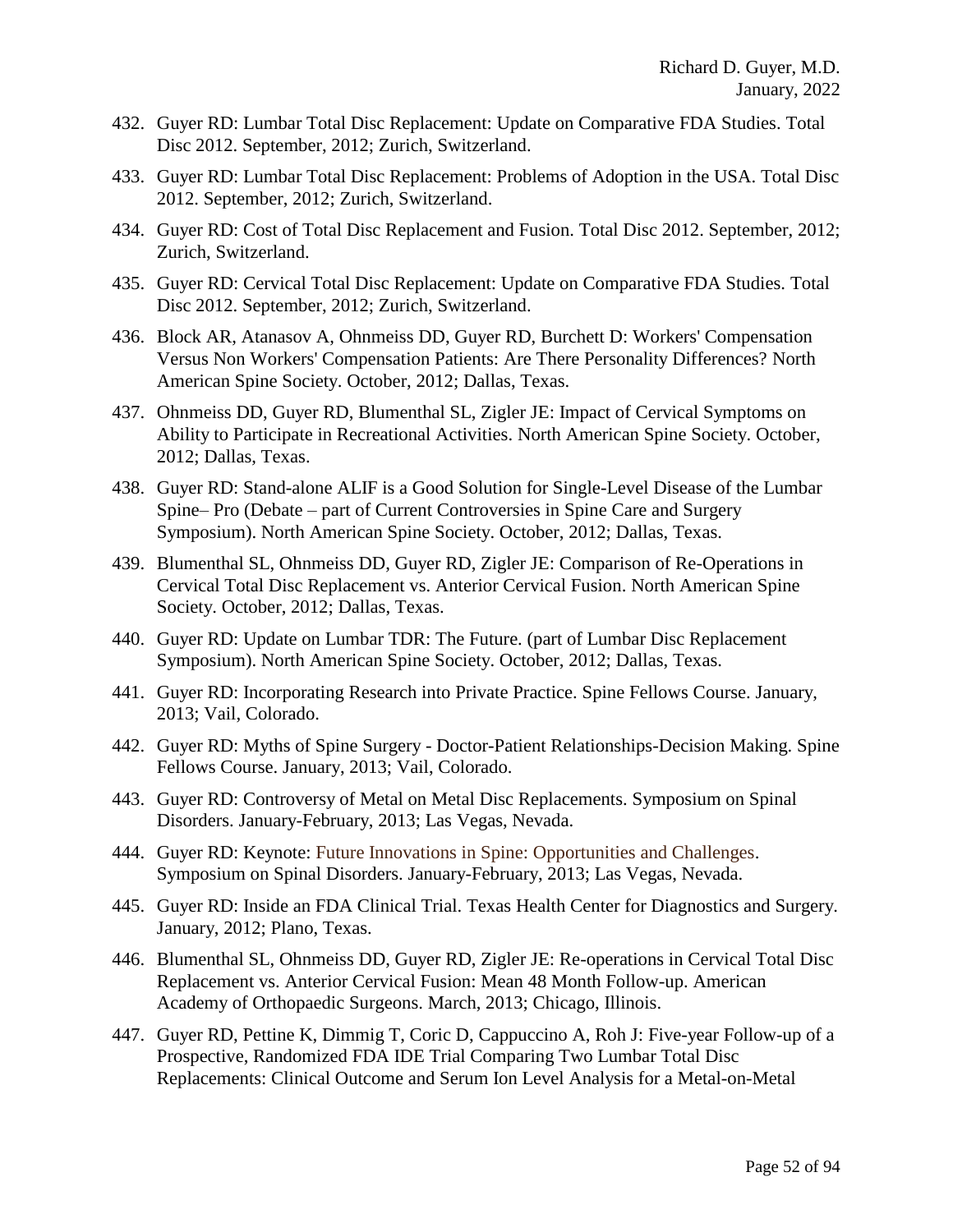432. Guyer RD: Lumbar Total Disc Replacement: Update on Comparative FDA Studies. Total Disc 2012. September, 2012; Zurich, Switzerland.

433. Guyer RD: Lumbar Total Disc Replacement: Problems of Adoption in the USA. Total Disc 2012. September, 2012; Zurich, Switzerland.

434. Guyer RD: Cost of Total Disc Replacement and Fusion. Total Disc 2012. September, 2012; Zurich, Switzerland.

435. Guyer RD: Cervical Total Disc Replacement: Update on Comparative FDA Studies. Total Disc 2012. September, 2012; Zurich, Switzerland.

436. Block AR, Atanasov A, Ohnmeiss DD, Guyer RD, Burchett D: Workers' Compensation Versus Non Workers' Compensation Patients: Are There Personality Differences? North American Spine Society. October, 2012; Dallas, Texas.

437. Ohnmeiss DD, Guyer RD, Blumenthal SL, Zigler JE: Impact of Cervical Symptoms on Ability to Participate in Recreational Activities. North American Spine Society. October, 2012; Dallas, Texas.

438. Guyer RD: Stand-alone ALIF is a Good Solution for Single-Level Disease of the Lumbar Spine– Pro (Debate – part of Current Controversies in Spine Care and Surgery Symposium). North American Spine Society. October, 2012; Dallas, Texas.

439. Blumenthal SL, Ohnmeiss DD, Guyer RD, Zigler JE: Comparison of Re-Operations in Cervical Total Disc Replacement vs. Anterior Cervical Fusion. North American Spine Society. October, 2012; Dallas, Texas.

440. Guyer RD: Update on Lumbar TDR: The Future. (part of Lumbar Disc Replacement Symposium). North American Spine Society. October, 2012; Dallas, Texas.

441. Guyer RD: Incorporating Research into Private Practice. Spine Fellows Course. January, 2013; Vail, Colorado.

442. Guyer RD: Myths of Spine Surgery - Doctor-Patient Relationships-Decision Making. Spine Fellows Course. January, 2013; Vail, Colorado.

443. Guyer RD: Controversy of Metal on Metal Disc Replacements. Symposium on Spinal Disorders. January-February, 2013; Las Vegas, Nevada.

444. Guyer RD: Keynote: Future Innovations in Spine: Opportunities and Challenges. Symposium on Spinal Disorders. January-February, 2013; Las Vegas, Nevada.

445. Guyer RD: Inside an FDA Clinical Trial. Texas Health Center for Diagnostics and Surgery. January, 2012; Plano, Texas.

446. Blumenthal SL, Ohnmeiss DD, Guyer RD, Zigler JE: Re-operations in Cervical Total Disc Replacement vs. Anterior Cervical Fusion: Mean 48 Month Follow-up. American Academy of Orthopaedic Surgeons. March, 2013; Chicago, Illinois.

447. Guyer RD, Pettine K, Dimmig T, Coric D, Cappuccino A, Roh J: Five-year Follow-up of a Prospective, Randomized FDA IDE Trial Comparing Two Lumbar Total Disc Replacements: Clinical Outcome and Serum Ion Level Analysis for a Metal-on-Metal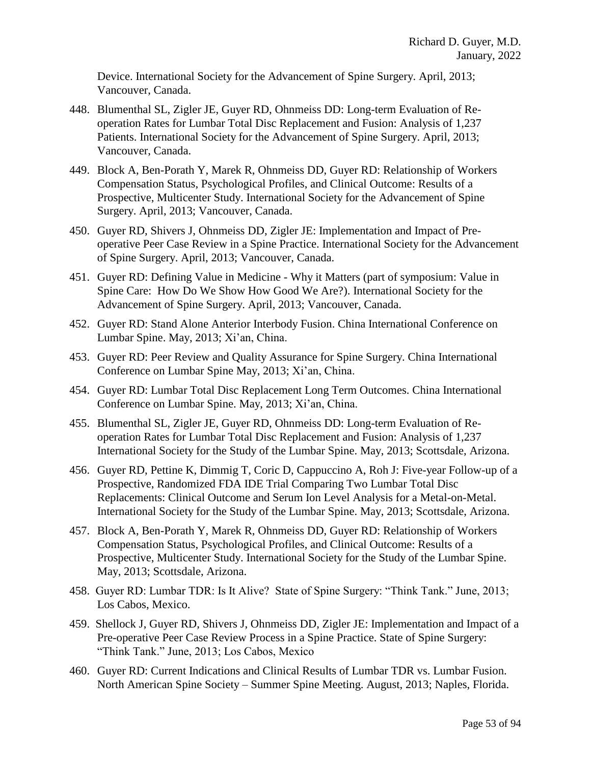Device. International Society for the Advancement of Spine Surgery. April, 2013; Vancouver, Canada.

448. Blumenthal SL, Zigler JE, Guyer RD, Ohnmeiss DD: Long-term Evaluation of Re-operation Rates for Lumbar Total Disc Replacement and Fusion: Analysis of 1,237 Patients. International Society for the Advancement of Spine Surgery. April, 2013; Vancouver, Canada.

449. Block A, Ben-Porath Y, Marek R, Ohnmeiss DD, Guyer RD: Relationship of Workers Compensation Status, Psychological Profiles, and Clinical Outcome: Results of a Prospective, Multicenter Study. International Society for the Advancement of Spine Surgery. April, 2013; Vancouver, Canada.

450. Guyer RD, Shivers J, Ohnmeiss DD, Zigler JE: Implementation and Impact of Pre-operative Peer Case Review in a Spine Practice. International Society for the Advancement of Spine Surgery. April, 2013; Vancouver, Canada.

451. Guyer RD: Defining Value in Medicine - Why it Matters (part of symposium: Value in Spine Care: How Do We Show How Good We Are?). International Society for the Advancement of Spine Surgery. April, 2013; Vancouver, Canada.

452. Guyer RD: Stand Alone Anterior Interbody Fusion. China International Conference on Lumbar Spine. May, 2013; Xi'an, China.

453. Guyer RD: Peer Review and Quality Assurance for Spine Surgery. China International Conference on Lumbar Spine May, 2013; Xi'an, China.

454. Guyer RD: Lumbar Total Disc Replacement Long Term Outcomes. China International Conference on Lumbar Spine. May, 2013; Xi'an, China.

455. Blumenthal SL, Zigler JE, Guyer RD, Ohnmeiss DD: Long-term Evaluation of Re-operation Rates for Lumbar Total Disc Replacement and Fusion: Analysis of 1,237 International Society for the Study of the Lumbar Spine. May, 2013; Scottsdale, Arizona.

456. Guyer RD, Pettine K, Dimmig T, Coric D, Cappuccino A, Roh J: Five-year Follow-up of a Prospective, Randomized FDA IDE Trial Comparing Two Lumbar Total Disc Replacements: Clinical Outcome and Serum Ion Level Analysis for a Metal-on-Metal. International Society for the Study of the Lumbar Spine. May, 2013; Scottsdale, Arizona.

457. Block A, Ben-Porath Y, Marek R, Ohnmeiss DD, Guyer RD: Relationship of Workers Compensation Status, Psychological Profiles, and Clinical Outcome: Results of a Prospective, Multicenter Study. International Society for the Study of the Lumbar Spine. May, 2013; Scottsdale, Arizona.

458. Guyer RD: Lumbar TDR: Is It Alive? State of Spine Surgery: "Think Tank." June, 2013; Los Cabos, Mexico.

459. Shellock J, Guyer RD, Shivers J, Ohnmeiss DD, Zigler JE: Implementation and Impact of a Pre-operative Peer Case Review Process in a Spine Practice. State of Spine Surgery: "Think Tank." June, 2013; Los Cabos, Mexico

460. Guyer RD: Current Indications and Clinical Results of Lumbar TDR vs. Lumbar Fusion. North American Spine Society – Summer Spine Meeting. August, 2013; Naples, Florida.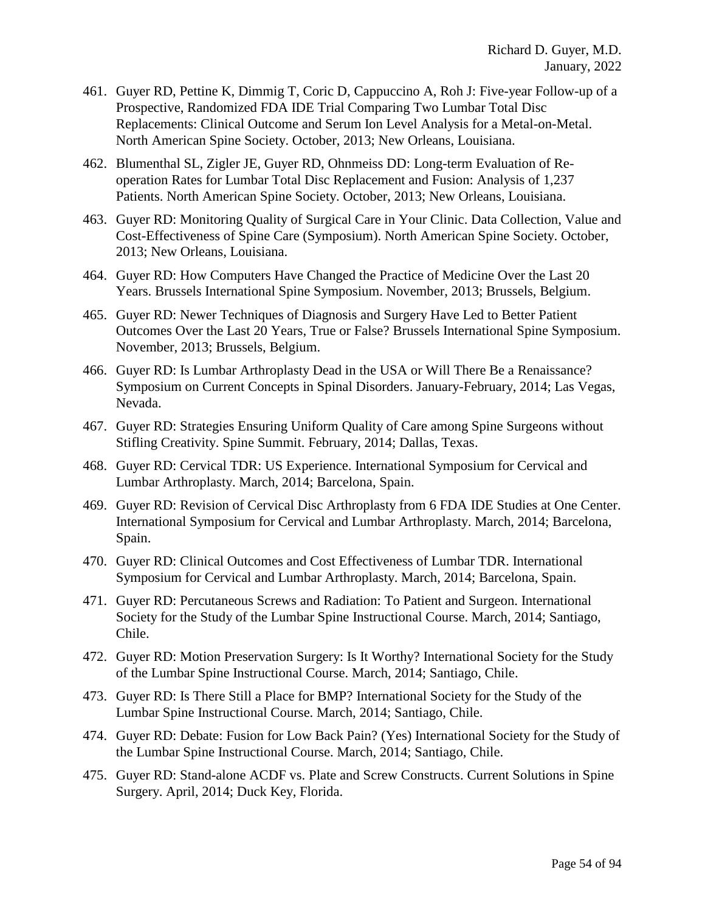461. Guyer RD, Pettine K, Dimmig T, Coric D, Cappuccino A, Roh J: Five-year Follow-up of a Prospective, Randomized FDA IDE Trial Comparing Two Lumbar Total Disc Replacements: Clinical Outcome and Serum Ion Level Analysis for a Metal-on-Metal. North American Spine Society. October, 2013; New Orleans, Louisiana.

462. Blumenthal SL, Zigler JE, Guyer RD, Ohnmeiss DD: Long-term Evaluation of Re-operation Rates for Lumbar Total Disc Replacement and Fusion: Analysis of 1,237 Patients. North American Spine Society. October, 2013; New Orleans, Louisiana.

463. Guyer RD: Monitoring Quality of Surgical Care in Your Clinic. Data Collection, Value and Cost-Effectiveness of Spine Care (Symposium). North American Spine Society. October, 2013; New Orleans, Louisiana.

464. Guyer RD: How Computers Have Changed the Practice of Medicine Over the Last 20 Years. Brussels International Spine Symposium. November, 2013; Brussels, Belgium.

465. Guyer RD: Newer Techniques of Diagnosis and Surgery Have Led to Better Patient Outcomes Over the Last 20 Years, True or False? Brussels International Spine Symposium. November, 2013; Brussels, Belgium.

466. Guyer RD: Is Lumbar Arthroplasty Dead in the USA or Will There Be a Renaissance? Symposium on Current Concepts in Spinal Disorders. January-February, 2014; Las Vegas, Nevada.

467. Guyer RD: Strategies Ensuring Uniform Quality of Care among Spine Surgeons without Stifling Creativity. Spine Summit. February, 2014; Dallas, Texas.

468. Guyer RD: Cervical TDR: US Experience. International Symposium for Cervical and Lumbar Arthroplasty. March, 2014; Barcelona, Spain.

469. Guyer RD: Revision of Cervical Disc Arthroplasty from 6 FDA IDE Studies at One Center. International Symposium for Cervical and Lumbar Arthroplasty. March, 2014; Barcelona, Spain.

470. Guyer RD: Clinical Outcomes and Cost Effectiveness of Lumbar TDR. International Symposium for Cervical and Lumbar Arthroplasty. March, 2014; Barcelona, Spain.

471. Guyer RD: Percutaneous Screws and Radiation: To Patient and Surgeon. International Society for the Study of the Lumbar Spine Instructional Course. March, 2014; Santiago, Chile.

472. Guyer RD: Motion Preservation Surgery: Is It Worthy? International Society for the Study of the Lumbar Spine Instructional Course. March, 2014; Santiago, Chile.

473. Guyer RD: Is There Still a Place for BMP? International Society for the Study of the Lumbar Spine Instructional Course. March, 2014; Santiago, Chile.

474. Guyer RD: Debate: Fusion for Low Back Pain? (Yes) International Society for the Study of the Lumbar Spine Instructional Course. March, 2014; Santiago, Chile.

475. Guyer RD: Stand-alone ACDF vs. Plate and Screw Constructs. Current Solutions in Spine Surgery. April, 2014; Duck Key, Florida.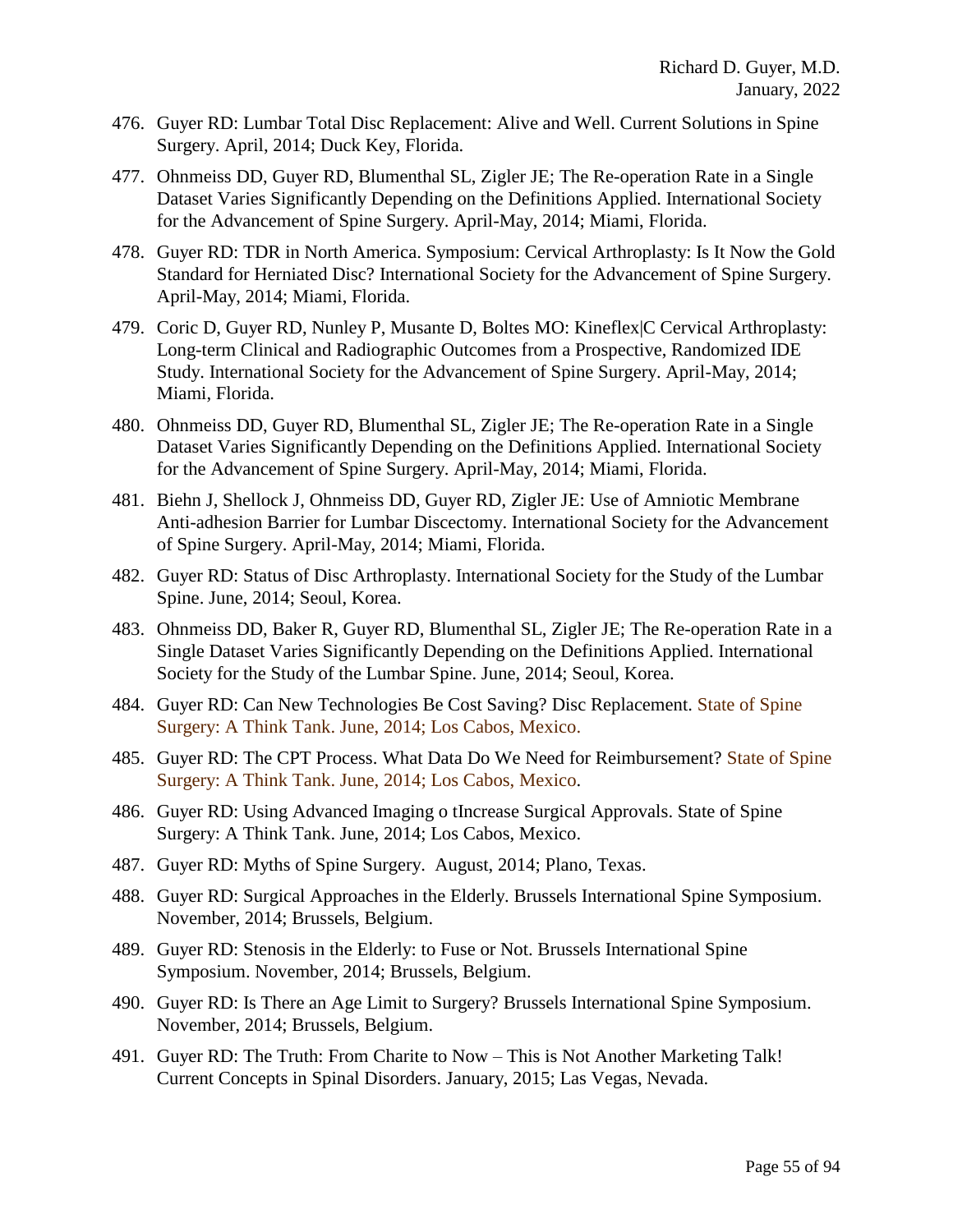476. Guyer RD: Lumbar Total Disc Replacement: Alive and Well. Current Solutions in Spine Surgery. April, 2014; Duck Key, Florida.

477. Ohnmeiss DD, Guyer RD, Blumenthal SL, Zigler JE; The Re-operation Rate in a Single Dataset Varies Significantly Depending on the Definitions Applied. International Society for the Advancement of Spine Surgery. April-May, 2014; Miami, Florida.

478. Guyer RD: TDR in North America. Symposium: Cervical Arthroplasty: Is It Now the Gold Standard for Herniated Disc? International Society for the Advancement of Spine Surgery. April-May, 2014; Miami, Florida.

479. Coric D, Guyer RD, Nunley P, Musante D, Boltes MO: Kineflex|C Cervical Arthroplasty: Long-term Clinical and Radiographic Outcomes from a Prospective, Randomized IDE Study. International Society for the Advancement of Spine Surgery. April-May, 2014; Miami, Florida.

480. Ohnmeiss DD, Guyer RD, Blumenthal SL, Zigler JE; The Re-operation Rate in a Single Dataset Varies Significantly Depending on the Definitions Applied. International Society for the Advancement of Spine Surgery. April-May, 2014; Miami, Florida.

481. Biehn J, Shellock J, Ohnmeiss DD, Guyer RD, Zigler JE: Use of Amniotic Membrane Anti-adhesion Barrier for Lumbar Discectomy. International Society for the Advancement of Spine Surgery. April-May, 2014; Miami, Florida.

482. Guyer RD: Status of Disc Arthroplasty. International Society for the Study of the Lumbar Spine. June, 2014; Seoul, Korea.

483. Ohnmeiss DD, Baker R, Guyer RD, Blumenthal SL, Zigler JE; The Re-operation Rate in a Single Dataset Varies Significantly Depending on the Definitions Applied. International Society for the Study of the Lumbar Spine. June, 2014; Seoul, Korea.

484. Guyer RD: Can New Technologies Be Cost Saving? Disc Replacement. State of Spine Surgery: A Think Tank. June, 2014; Los Cabos, Mexico.

485. Guyer RD: The CPT Process. What Data Do We Need for Reimbursement? State of Spine Surgery: A Think Tank. June, 2014; Los Cabos, Mexico.

486. Guyer RD: Using Advanced Imaging o tIncrease Surgical Approvals. State of Spine Surgery: A Think Tank. June, 2014; Los Cabos, Mexico.

487. Guyer RD: Myths of Spine Surgery. August, 2014; Plano, Texas.

488. Guyer RD: Surgical Approaches in the Elderly. Brussels International Spine Symposium. November, 2014; Brussels, Belgium.

489. Guyer RD: Stenosis in the Elderly: to Fuse or Not. Brussels International Spine Symposium. November, 2014; Brussels, Belgium.

490. Guyer RD: Is There an Age Limit to Surgery? Brussels International Spine Symposium. November, 2014; Brussels, Belgium.

491. Guyer RD: The Truth: From Charite to Now – This is Not Another Marketing Talk! Current Concepts in Spinal Disorders. January, 2015; Las Vegas, Nevada.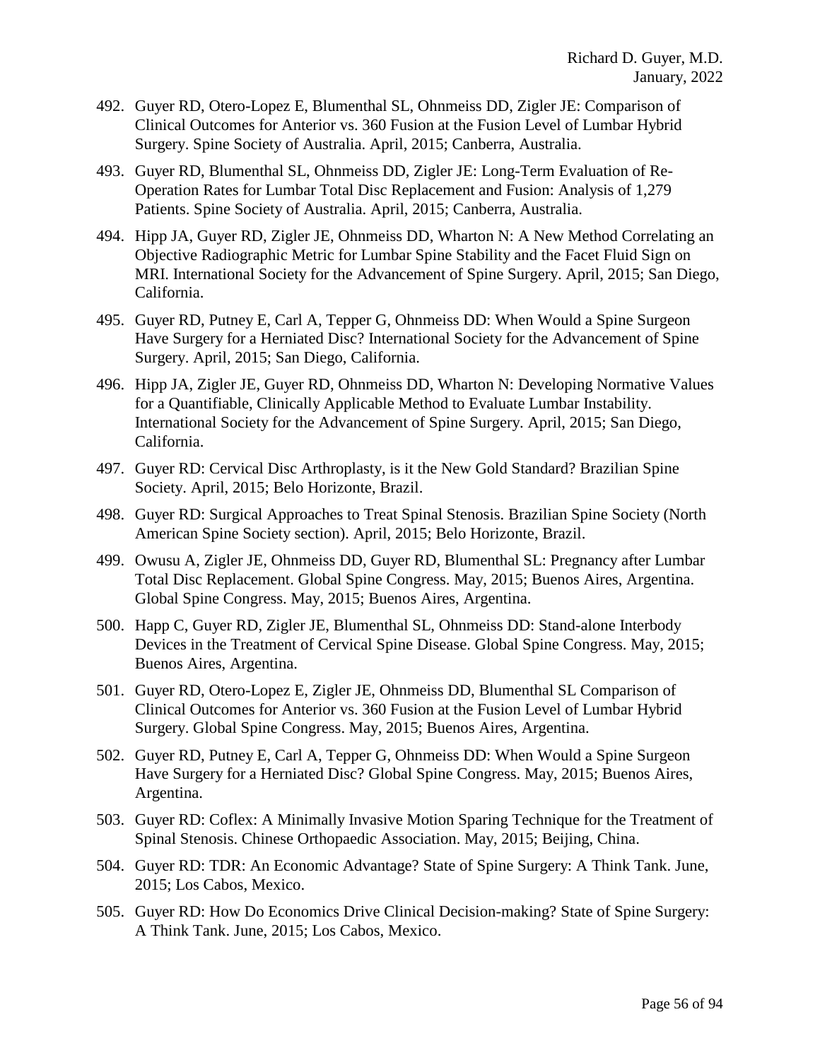492. Guyer RD, Otero-Lopez E, Blumenthal SL, Ohnmeiss DD, Zigler JE: Comparison of Clinical Outcomes for Anterior vs. 360 Fusion at the Fusion Level of Lumbar Hybrid Surgery. Spine Society of Australia. April, 2015; Canberra, Australia.

493. Guyer RD, Blumenthal SL, Ohnmeiss DD, Zigler JE: Long-Term Evaluation of Re-Operation Rates for Lumbar Total Disc Replacement and Fusion: Analysis of 1,279 Patients. Spine Society of Australia. April, 2015; Canberra, Australia.

494. Hipp JA, Guyer RD, Zigler JE, Ohnmeiss DD, Wharton N: A New Method Correlating an Objective Radiographic Metric for Lumbar Spine Stability and the Facet Fluid Sign on MRI. International Society for the Advancement of Spine Surgery. April, 2015; San Diego, California.

495. Guyer RD, Putney E, Carl A, Tepper G, Ohnmeiss DD: When Would a Spine Surgeon Have Surgery for a Herniated Disc? International Society for the Advancement of Spine Surgery. April, 2015; San Diego, California.

496. Hipp JA, Zigler JE, Guyer RD, Ohnmeiss DD, Wharton N: Developing Normative Values for a Quantifiable, Clinically Applicable Method to Evaluate Lumbar Instability. International Society for the Advancement of Spine Surgery. April, 2015; San Diego, California.

497. Guyer RD: Cervical Disc Arthroplasty, is it the New Gold Standard? Brazilian Spine Society. April, 2015; Belo Horizonte, Brazil.

498. Guyer RD: Surgical Approaches to Treat Spinal Stenosis. Brazilian Spine Society (North American Spine Society section). April, 2015; Belo Horizonte, Brazil.

499. Owusu A, Zigler JE, Ohnmeiss DD, Guyer RD, Blumenthal SL: Pregnancy after Lumbar Total Disc Replacement. Global Spine Congress. May, 2015; Buenos Aires, Argentina. Global Spine Congress. May, 2015; Buenos Aires, Argentina.

500. Happ C, Guyer RD, Zigler JE, Blumenthal SL, Ohnmeiss DD: Stand-alone Interbody Devices in the Treatment of Cervical Spine Disease. Global Spine Congress. May, 2015; Buenos Aires, Argentina.

501. Guyer RD, Otero-Lopez E, Zigler JE, Ohnmeiss DD, Blumenthal SL Comparison of Clinical Outcomes for Anterior vs. 360 Fusion at the Fusion Level of Lumbar Hybrid Surgery. Global Spine Congress. May, 2015; Buenos Aires, Argentina.

502. Guyer RD, Putney E, Carl A, Tepper G, Ohnmeiss DD: When Would a Spine Surgeon Have Surgery for a Herniated Disc? Global Spine Congress. May, 2015; Buenos Aires, Argentina.

503. Guyer RD: Coflex: A Minimally Invasive Motion Sparing Technique for the Treatment of Spinal Stenosis. Chinese Orthopaedic Association. May, 2015; Beijing, China.

504. Guyer RD: TDR: An Economic Advantage? State of Spine Surgery: A Think Tank. June, 2015; Los Cabos, Mexico.

505. Guyer RD: How Do Economics Drive Clinical Decision-making? State of Spine Surgery: A Think Tank. June, 2015; Los Cabos, Mexico.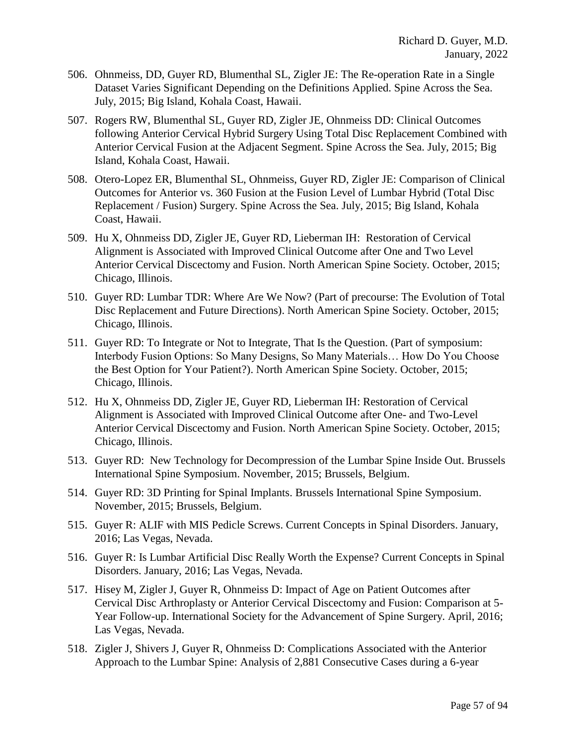506. Ohnmeiss, DD, Guyer RD, Blumenthal SL, Zigler JE: The Re-operation Rate in a Single Dataset Varies Significant Depending on the Definitions Applied. Spine Across the Sea. July, 2015; Big Island, Kohala Coast, Hawaii.

507. Rogers RW, Blumenthal SL, Guyer RD, Zigler JE, Ohnmeiss DD: Clinical Outcomes following Anterior Cervical Hybrid Surgery Using Total Disc Replacement Combined with Anterior Cervical Fusion at the Adjacent Segment. Spine Across the Sea. July, 2015; Big Island, Kohala Coast, Hawaii.

508. Otero-Lopez ER, Blumenthal SL, Ohnmeiss, Guyer RD, Zigler JE: Comparison of Clinical Outcomes for Anterior vs. 360 Fusion at the Fusion Level of Lumbar Hybrid (Total Disc Replacement / Fusion) Surgery. Spine Across the Sea. July, 2015; Big Island, Kohala Coast, Hawaii.

509. Hu X, Ohnmeiss DD, Zigler JE, Guyer RD, Lieberman IH: Restoration of Cervical Alignment is Associated with Improved Clinical Outcome after One and Two Level Anterior Cervical Discectomy and Fusion. North American Spine Society. October, 2015; Chicago, Illinois.

510. Guyer RD: Lumbar TDR: Where Are We Now? (Part of precourse: The Evolution of Total Disc Replacement and Future Directions). North American Spine Society. October, 2015; Chicago, Illinois.

511. Guyer RD: To Integrate or Not to Integrate, That Is the Question. (Part of symposium: Interbody Fusion Options: So Many Designs, So Many Materials… How Do You Choose the Best Option for Your Patient?). North American Spine Society. October, 2015; Chicago, Illinois.

512. Hu X, Ohnmeiss DD, Zigler JE, Guyer RD, Lieberman IH: Restoration of Cervical Alignment is Associated with Improved Clinical Outcome after One- and Two-Level Anterior Cervical Discectomy and Fusion. North American Spine Society. October, 2015; Chicago, Illinois.

513. Guyer RD: New Technology for Decompression of the Lumbar Spine Inside Out. Brussels International Spine Symposium. November, 2015; Brussels, Belgium.

514. Guyer RD: 3D Printing for Spinal Implants. Brussels International Spine Symposium. November, 2015; Brussels, Belgium.

515. Guyer R: ALIF with MIS Pedicle Screws. Current Concepts in Spinal Disorders. January, 2016; Las Vegas, Nevada.

516. Guyer R: Is Lumbar Artificial Disc Really Worth the Expense? Current Concepts in Spinal Disorders. January, 2016; Las Vegas, Nevada.

517. Hisey M, Zigler J, Guyer R, Ohnmeiss D: Impact of Age on Patient Outcomes after Cervical Disc Arthroplasty or Anterior Cervical Discectomy and Fusion: Comparison at 5-Year Follow-up. International Society for the Advancement of Spine Surgery. April, 2016; Las Vegas, Nevada.

518. Zigler J, Shivers J, Guyer R, Ohnmeiss D: Complications Associated with the Anterior Approach to the Lumbar Spine: Analysis of 2,881 Consecutive Cases during a 6-year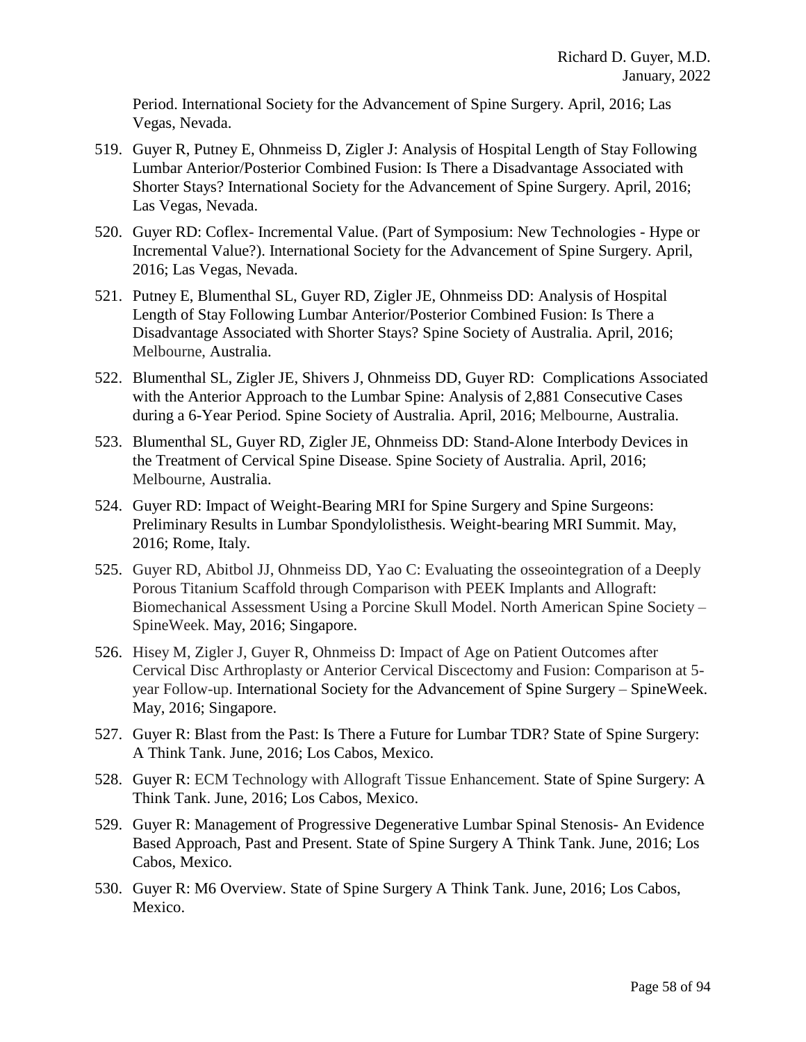Period. International Society for the Advancement of Spine Surgery. April, 2016; Las Vegas, Nevada.

519. Guyer R, Putney E, Ohnmeiss D, Zigler J: Analysis of Hospital Length of Stay Following Lumbar Anterior/Posterior Combined Fusion: Is There a Disadvantage Associated with Shorter Stays? International Society for the Advancement of Spine Surgery. April, 2016; Las Vegas, Nevada.

520. Guyer RD: Coflex- Incremental Value. (Part of Symposium: New Technologies - Hype or Incremental Value?). International Society for the Advancement of Spine Surgery. April, 2016; Las Vegas, Nevada.

521. Putney E, Blumenthal SL, Guyer RD, Zigler JE, Ohnmeiss DD: Analysis of Hospital Length of Stay Following Lumbar Anterior/Posterior Combined Fusion: Is There a Disadvantage Associated with Shorter Stays? Spine Society of Australia. April, 2016; Melbourne, Australia.

522. Blumenthal SL, Zigler JE, Shivers J, Ohnmeiss DD, Guyer RD: Complications Associated with the Anterior Approach to the Lumbar Spine: Analysis of 2,881 Consecutive Cases during a 6-Year Period. Spine Society of Australia. April, 2016; Melbourne, Australia.

523. Blumenthal SL, Guyer RD, Zigler JE, Ohnmeiss DD: Stand-Alone Interbody Devices in the Treatment of Cervical Spine Disease. Spine Society of Australia. April, 2016; Melbourne, Australia.

524. Guyer RD: Impact of Weight-Bearing MRI for Spine Surgery and Spine Surgeons: Preliminary Results in Lumbar Spondylolisthesis. Weight-bearing MRI Summit. May, 2016; Rome, Italy.

525. Guyer RD, Abitbol JJ, Ohnmeiss DD, Yao C: Evaluating the osseointegration of a Deeply Porous Titanium Scaffold through Comparison with PEEK Implants and Allograft: Biomechanical Assessment Using a Porcine Skull Model. North American Spine Society – SpineWeek. May, 2016; Singapore.

526. Hisey M, Zigler J, Guyer R, Ohnmeiss D: Impact of Age on Patient Outcomes after Cervical Disc Arthroplasty or Anterior Cervical Discectomy and Fusion: Comparison at 5-year Follow-up. International Society for the Advancement of Spine Surgery – SpineWeek. May, 2016; Singapore.

527. Guyer R: Blast from the Past: Is There a Future for Lumbar TDR? State of Spine Surgery: A Think Tank. June, 2016; Los Cabos, Mexico.

528. Guyer R: ECM Technology with Allograft Tissue Enhancement. State of Spine Surgery: A Think Tank. June, 2016; Los Cabos, Mexico.

529. Guyer R: Management of Progressive Degenerative Lumbar Spinal Stenosis- An Evidence Based Approach, Past and Present. State of Spine Surgery A Think Tank. June, 2016; Los Cabos, Mexico.

530. Guyer R: M6 Overview. State of Spine Surgery A Think Tank. June, 2016; Los Cabos, Mexico.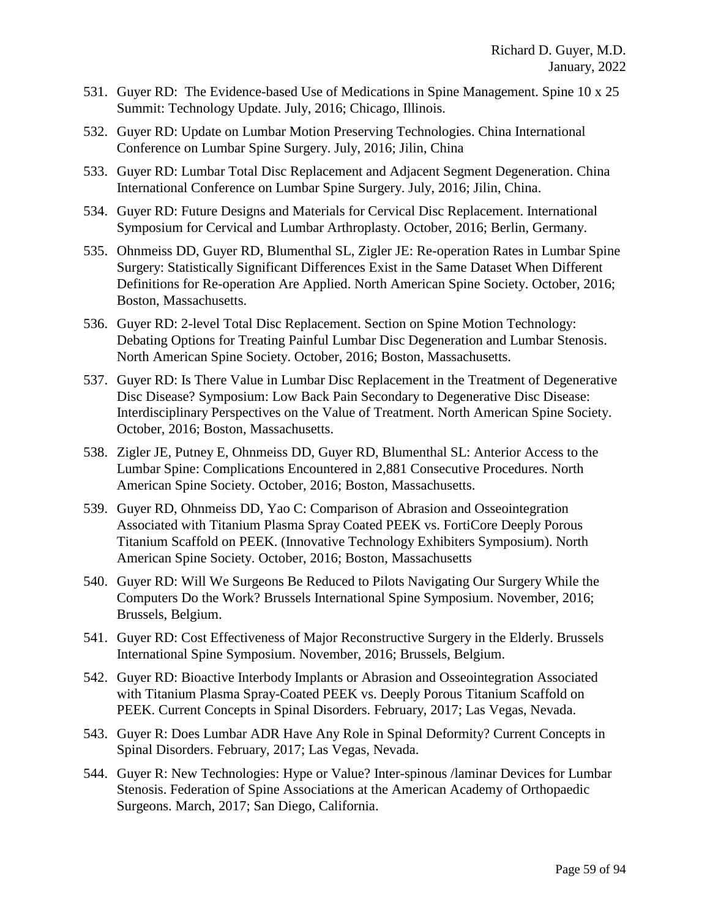531. Guyer RD: The Evidence-based Use of Medications in Spine Management. Spine 10 x 25 Summit: Technology Update. July, 2016; Chicago, Illinois.

532. Guyer RD: Update on Lumbar Motion Preserving Technologies. China International Conference on Lumbar Spine Surgery. July, 2016; Jilin, China

533. Guyer RD: Lumbar Total Disc Replacement and Adjacent Segment Degeneration. China International Conference on Lumbar Spine Surgery. July, 2016; Jilin, China.

534. Guyer RD: Future Designs and Materials for Cervical Disc Replacement. International Symposium for Cervical and Lumbar Arthroplasty. October, 2016; Berlin, Germany.

535. Ohnmeiss DD, Guyer RD, Blumenthal SL, Zigler JE: Re-operation Rates in Lumbar Spine Surgery: Statistically Significant Differences Exist in the Same Dataset When Different Definitions for Re-operation Are Applied. North American Spine Society. October, 2016; Boston, Massachusetts.

536. Guyer RD: 2-level Total Disc Replacement. Section on Spine Motion Technology: Debating Options for Treating Painful Lumbar Disc Degeneration and Lumbar Stenosis. North American Spine Society. October, 2016; Boston, Massachusetts.

537. Guyer RD: Is There Value in Lumbar Disc Replacement in the Treatment of Degenerative Disc Disease? Symposium: Low Back Pain Secondary to Degenerative Disc Disease: Interdisciplinary Perspectives on the Value of Treatment. North American Spine Society. October, 2016; Boston, Massachusetts.

538. Zigler JE, Putney E, Ohnmeiss DD, Guyer RD, Blumenthal SL: Anterior Access to the Lumbar Spine: Complications Encountered in 2,881 Consecutive Procedures. North American Spine Society. October, 2016; Boston, Massachusetts.

539. Guyer RD, Ohnmeiss DD, Yao C: Comparison of Abrasion and Osseointegration Associated with Titanium Plasma Spray Coated PEEK vs. FortiCore Deeply Porous Titanium Scaffold on PEEK. (Innovative Technology Exhibiters Symposium). North American Spine Society. October, 2016; Boston, Massachusetts

540. Guyer RD: Will We Surgeons Be Reduced to Pilots Navigating Our Surgery While the Computers Do the Work? Brussels International Spine Symposium. November, 2016; Brussels, Belgium.

541. Guyer RD: Cost Effectiveness of Major Reconstructive Surgery in the Elderly. Brussels International Spine Symposium. November, 2016; Brussels, Belgium.

542. Guyer RD: Bioactive Interbody Implants or Abrasion and Osseointegration Associated with Titanium Plasma Spray-Coated PEEK vs. Deeply Porous Titanium Scaffold on PEEK. Current Concepts in Spinal Disorders. February, 2017; Las Vegas, Nevada.

543. Guyer R: Does Lumbar ADR Have Any Role in Spinal Deformity? Current Concepts in Spinal Disorders. February, 2017; Las Vegas, Nevada.

544. Guyer R: New Technologies: Hype or Value? Inter-spinous /laminar Devices for Lumbar Stenosis. Federation of Spine Associations at the American Academy of Orthopaedic Surgeons. March, 2017; San Diego, California.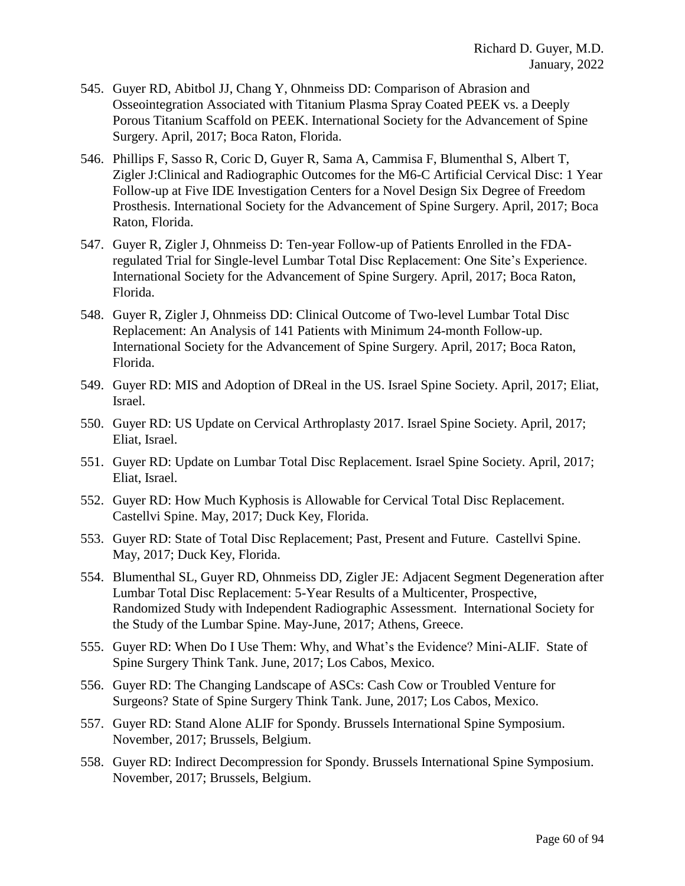545. Guyer RD, Abitbol JJ, Chang Y, Ohnmeiss DD: Comparison of Abrasion and Osseointegration Associated with Titanium Plasma Spray Coated PEEK vs. a Deeply Porous Titanium Scaffold on PEEK. International Society for the Advancement of Spine Surgery. April, 2017; Boca Raton, Florida.

546. Phillips F, Sasso R, Coric D, Guyer R, Sama A, Cammisa F, Blumenthal S, Albert T, Zigler J:Clinical and Radiographic Outcomes for the M6-C Artificial Cervical Disc: 1 Year Follow-up at Five IDE Investigation Centers for a Novel Design Six Degree of Freedom Prosthesis. International Society for the Advancement of Spine Surgery. April, 2017; Boca Raton, Florida.

547. Guyer R, Zigler J, Ohnmeiss D: Ten-year Follow-up of Patients Enrolled in the FDA-regulated Trial for Single-level Lumbar Total Disc Replacement: One Site's Experience. International Society for the Advancement of Spine Surgery. April, 2017; Boca Raton, Florida.

548. Guyer R, Zigler J, Ohnmeiss DD: Clinical Outcome of Two-level Lumbar Total Disc Replacement: An Analysis of 141 Patients with Minimum 24-month Follow-up. International Society for the Advancement of Spine Surgery. April, 2017; Boca Raton, Florida.

549. Guyer RD: MIS and Adoption of DReal in the US. Israel Spine Society. April, 2017; Eliat, Israel.

550. Guyer RD: US Update on Cervical Arthroplasty 2017. Israel Spine Society. April, 2017; Eliat, Israel.

551. Guyer RD: Update on Lumbar Total Disc Replacement. Israel Spine Society. April, 2017; Eliat, Israel.

552. Guyer RD: How Much Kyphosis is Allowable for Cervical Total Disc Replacement. Castellvi Spine. May, 2017; Duck Key, Florida.

553. Guyer RD: State of Total Disc Replacement; Past, Present and Future. Castellvi Spine. May, 2017; Duck Key, Florida.

554. Blumenthal SL, Guyer RD, Ohnmeiss DD, Zigler JE: Adjacent Segment Degeneration after Lumbar Total Disc Replacement: 5-Year Results of a Multicenter, Prospective, Randomized Study with Independent Radiographic Assessment. International Society for the Study of the Lumbar Spine. May-June, 2017; Athens, Greece.

555. Guyer RD: When Do I Use Them: Why, and What's the Evidence? Mini-ALIF. State of Spine Surgery Think Tank. June, 2017; Los Cabos, Mexico.

556. Guyer RD: The Changing Landscape of ASCs: Cash Cow or Troubled Venture for Surgeons? State of Spine Surgery Think Tank. June, 2017; Los Cabos, Mexico.

557. Guyer RD: Stand Alone ALIF for Spondy. Brussels International Spine Symposium. November, 2017; Brussels, Belgium.

558. Guyer RD: Indirect Decompression for Spondy. Brussels International Spine Symposium. November, 2017; Brussels, Belgium.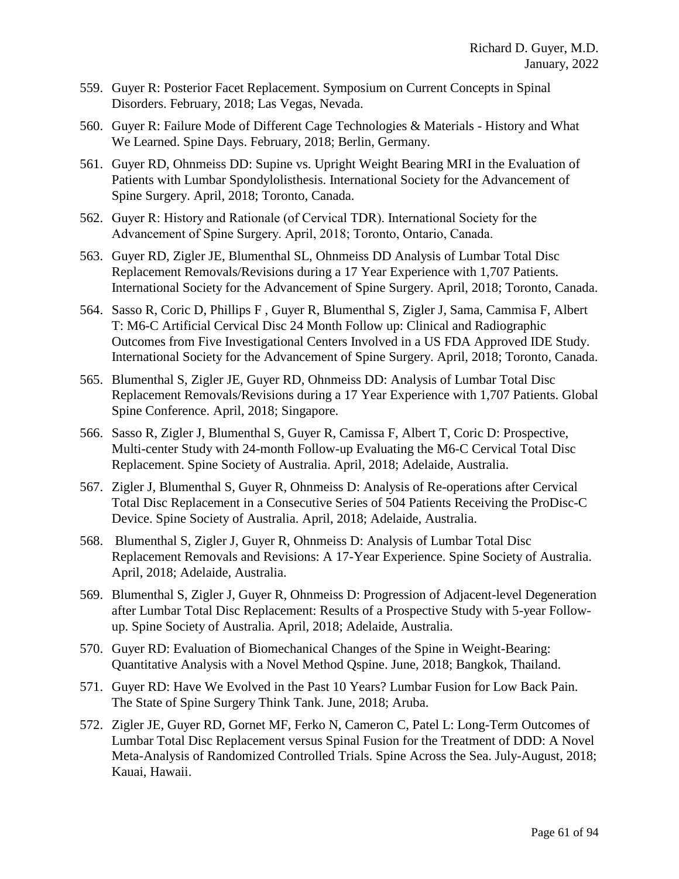559. Guyer R: Posterior Facet Replacement. Symposium on Current Concepts in Spinal Disorders. February, 2018; Las Vegas, Nevada.

560. Guyer R: Failure Mode of Different Cage Technologies & Materials - History and What We Learned. Spine Days. February, 2018; Berlin, Germany.

561. Guyer RD, Ohnmeiss DD: Supine vs. Upright Weight Bearing MRI in the Evaluation of Patients with Lumbar Spondylolisthesis. International Society for the Advancement of Spine Surgery. April, 2018; Toronto, Canada.

562. Guyer R: History and Rationale (of Cervical TDR). International Society for the Advancement of Spine Surgery. April, 2018; Toronto, Ontario, Canada.

563. Guyer RD, Zigler JE, Blumenthal SL, Ohnmeiss DD Analysis of Lumbar Total Disc Replacement Removals/Revisions during a 17 Year Experience with 1,707 Patients. International Society for the Advancement of Spine Surgery. April, 2018; Toronto, Canada.

564. Sasso R, Coric D, Phillips F , Guyer R, Blumenthal S, Zigler J, Sama, Cammisa F, Albert T: M6-C Artificial Cervical Disc 24 Month Follow up: Clinical and Radiographic Outcomes from Five Investigational Centers Involved in a US FDA Approved IDE Study. International Society for the Advancement of Spine Surgery. April, 2018; Toronto, Canada.

565. Blumenthal S, Zigler JE, Guyer RD, Ohnmeiss DD: Analysis of Lumbar Total Disc Replacement Removals/Revisions during a 17 Year Experience with 1,707 Patients. Global Spine Conference. April, 2018; Singapore.

566. Sasso R, Zigler J, Blumenthal S, Guyer R, Camissa F, Albert T, Coric D: Prospective, Multi-center Study with 24-month Follow-up Evaluating the M6-C Cervical Total Disc Replacement. Spine Society of Australia. April, 2018; Adelaide, Australia.

567. Zigler J, Blumenthal S, Guyer R, Ohnmeiss D: Analysis of Re-operations after Cervical Total Disc Replacement in a Consecutive Series of 504 Patients Receiving the ProDisc-C Device. Spine Society of Australia. April, 2018; Adelaide, Australia.

568. Blumenthal S, Zigler J, Guyer R, Ohnmeiss D: Analysis of Lumbar Total Disc Replacement Removals and Revisions: A 17-Year Experience. Spine Society of Australia. April, 2018; Adelaide, Australia.

569. Blumenthal S, Zigler J, Guyer R, Ohnmeiss D: Progression of Adjacent-level Degeneration after Lumbar Total Disc Replacement: Results of a Prospective Study with 5-year Follow-up. Spine Society of Australia. April, 2018; Adelaide, Australia.

570. Guyer RD: Evaluation of Biomechanical Changes of the Spine in Weight-Bearing: Quantitative Analysis with a Novel Method Qspine. June, 2018; Bangkok, Thailand.

571. Guyer RD: Have We Evolved in the Past 10 Years? Lumbar Fusion for Low Back Pain. The State of Spine Surgery Think Tank. June, 2018; Aruba.

572. Zigler JE, Guyer RD, Gornet MF, Ferko N, Cameron C, Patel L: Long-Term Outcomes of Lumbar Total Disc Replacement versus Spinal Fusion for the Treatment of DDD: A Novel Meta-Analysis of Randomized Controlled Trials. Spine Across the Sea. July-August, 2018; Kauai, Hawaii.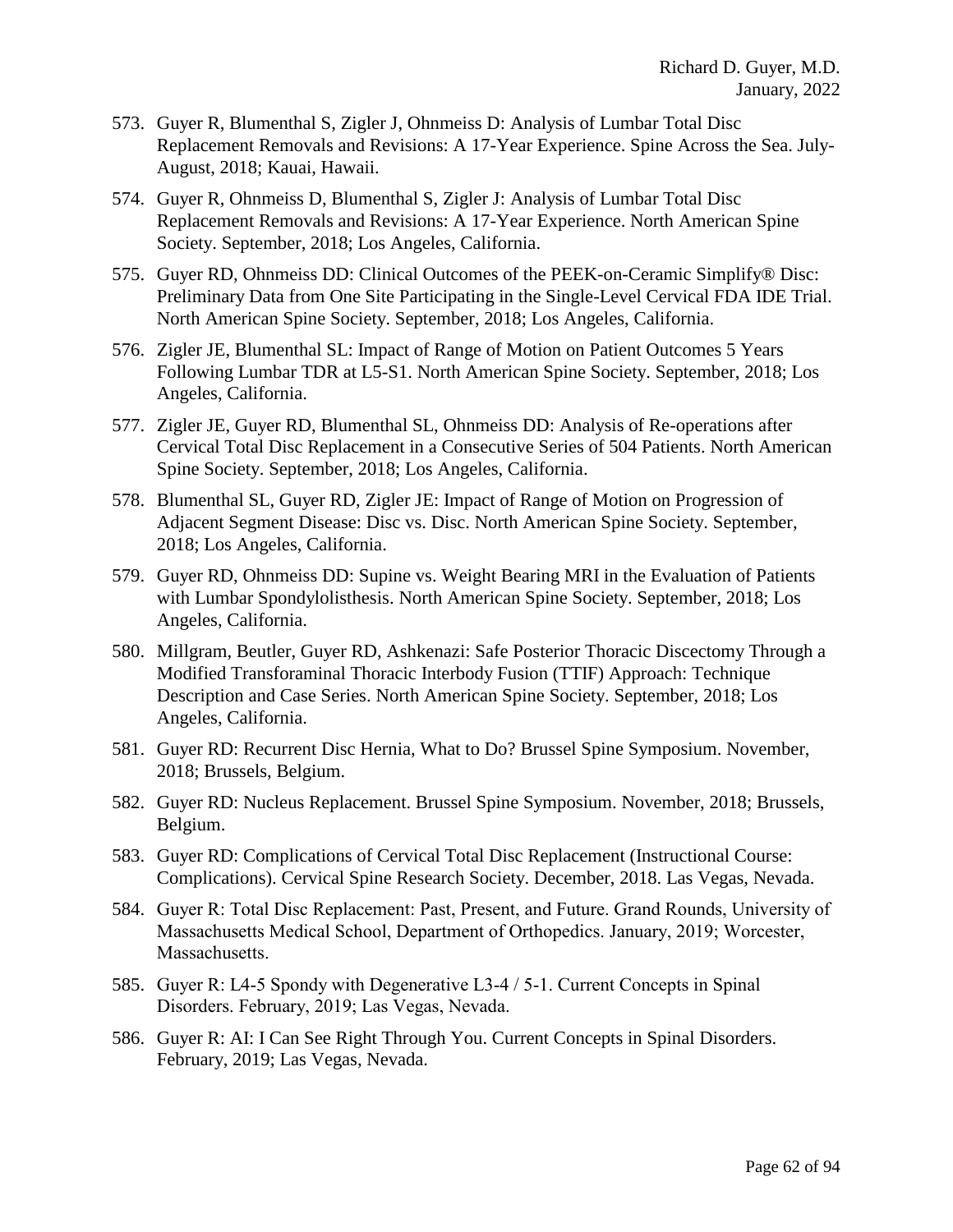573. Guyer R, Blumenthal S, Zigler J, Ohnmeiss D: Analysis of Lumbar Total Disc Replacement Removals and Revisions: A 17-Year Experience. Spine Across the Sea. July-August, 2018; Kauai, Hawaii.

574. Guyer R, Ohnmeiss D, Blumenthal S, Zigler J: Analysis of Lumbar Total Disc Replacement Removals and Revisions: A 17-Year Experience. North American Spine Society. September, 2018; Los Angeles, California.

575. Guyer RD, Ohnmeiss DD: Clinical Outcomes of the PEEK-on-Ceramic Simplify® Disc: Preliminary Data from One Site Participating in the Single-Level Cervical FDA IDE Trial. North American Spine Society. September, 2018; Los Angeles, California.

576. Zigler JE, Blumenthal SL: Impact of Range of Motion on Patient Outcomes 5 Years Following Lumbar TDR at L5-S1. North American Spine Society. September, 2018; Los Angeles, California.

577. Zigler JE, Guyer RD, Blumenthal SL, Ohnmeiss DD: Analysis of Re-operations after Cervical Total Disc Replacement in a Consecutive Series of 504 Patients. North American Spine Society. September, 2018; Los Angeles, California.

578. Blumenthal SL, Guyer RD, Zigler JE: Impact of Range of Motion on Progression of Adjacent Segment Disease: Disc vs. Disc. North American Spine Society. September, 2018; Los Angeles, California.

579. Guyer RD, Ohnmeiss DD: Supine vs. Weight Bearing MRI in the Evaluation of Patients with Lumbar Spondylolisthesis. North American Spine Society. September, 2018; Los Angeles, California.

580. Millgram, Beutler, Guyer RD, Ashkenazi: Safe Posterior Thoracic Discectomy Through a Modified Transforaminal Thoracic Interbody Fusion (TTIF) Approach: Technique Description and Case Series. North American Spine Society. September, 2018; Los Angeles, California.

581. Guyer RD: Recurrent Disc Hernia, What to Do? Brussel Spine Symposium. November, 2018; Brussels, Belgium.

582. Guyer RD: Nucleus Replacement. Brussel Spine Symposium. November, 2018; Brussels, Belgium.

583. Guyer RD: Complications of Cervical Total Disc Replacement (Instructional Course: Complications). Cervical Spine Research Society. December, 2018. Las Vegas, Nevada.

584. Guyer R: Total Disc Replacement: Past, Present, and Future. Grand Rounds, University of Massachusetts Medical School, Department of Orthopedics. January, 2019; Worcester, Massachusetts.

585. Guyer R: L4-5 Spondy with Degenerative L3-4 / 5-1. Current Concepts in Spinal Disorders. February, 2019; Las Vegas, Nevada.

586. Guyer R: AI: I Can See Right Through You. Current Concepts in Spinal Disorders. February, 2019; Las Vegas, Nevada.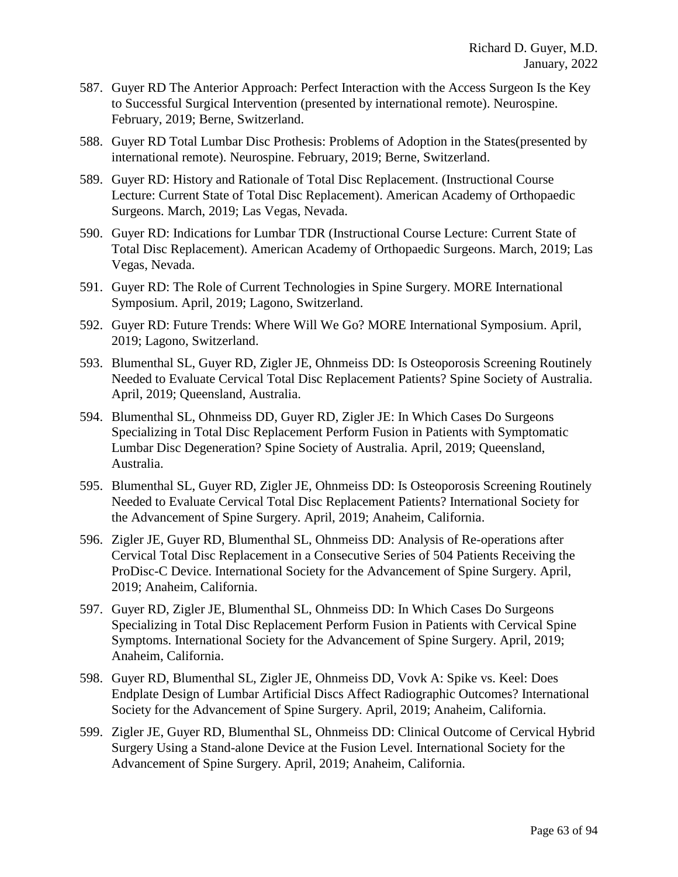587. Guyer RD The Anterior Approach: Perfect Interaction with the Access Surgeon Is the Key to Successful Surgical Intervention (presented by international remote). Neurospine. February, 2019; Berne, Switzerland.

588. Guyer RD Total Lumbar Disc Prothesis: Problems of Adoption in the States(presented by international remote). Neurospine. February, 2019; Berne, Switzerland.

589. Guyer RD: History and Rationale of Total Disc Replacement. (Instructional Course Lecture: Current State of Total Disc Replacement). American Academy of Orthopaedic Surgeons. March, 2019; Las Vegas, Nevada.

590. Guyer RD: Indications for Lumbar TDR (Instructional Course Lecture: Current State of Total Disc Replacement). American Academy of Orthopaedic Surgeons. March, 2019; Las Vegas, Nevada.

591. Guyer RD: The Role of Current Technologies in Spine Surgery. MORE International Symposium. April, 2019; Lagono, Switzerland.

592. Guyer RD: Future Trends: Where Will We Go? MORE International Symposium. April, 2019; Lagono, Switzerland.

593. Blumenthal SL, Guyer RD, Zigler JE, Ohnmeiss DD: Is Osteoporosis Screening Routinely Needed to Evaluate Cervical Total Disc Replacement Patients? Spine Society of Australia. April, 2019; Queensland, Australia.

594. Blumenthal SL, Ohnmeiss DD, Guyer RD, Zigler JE: In Which Cases Do Surgeons Specializing in Total Disc Replacement Perform Fusion in Patients with Symptomatic Lumbar Disc Degeneration? Spine Society of Australia. April, 2019; Queensland, Australia.

595. Blumenthal SL, Guyer RD, Zigler JE, Ohnmeiss DD: Is Osteoporosis Screening Routinely Needed to Evaluate Cervical Total Disc Replacement Patients? International Society for the Advancement of Spine Surgery. April, 2019; Anaheim, California.

596. Zigler JE, Guyer RD, Blumenthal SL, Ohnmeiss DD: Analysis of Re-operations after Cervical Total Disc Replacement in a Consecutive Series of 504 Patients Receiving the ProDisc-C Device. International Society for the Advancement of Spine Surgery. April, 2019; Anaheim, California.

597. Guyer RD, Zigler JE, Blumenthal SL, Ohnmeiss DD: In Which Cases Do Surgeons Specializing in Total Disc Replacement Perform Fusion in Patients with Cervical Spine Symptoms. International Society for the Advancement of Spine Surgery. April, 2019; Anaheim, California.

598. Guyer RD, Blumenthal SL, Zigler JE, Ohnmeiss DD, Vovk A: Spike vs. Keel: Does Endplate Design of Lumbar Artificial Discs Affect Radiographic Outcomes? International Society for the Advancement of Spine Surgery. April, 2019; Anaheim, California.

599. Zigler JE, Guyer RD, Blumenthal SL, Ohnmeiss DD: Clinical Outcome of Cervical Hybrid Surgery Using a Stand-alone Device at the Fusion Level. International Society for the Advancement of Spine Surgery. April, 2019; Anaheim, California.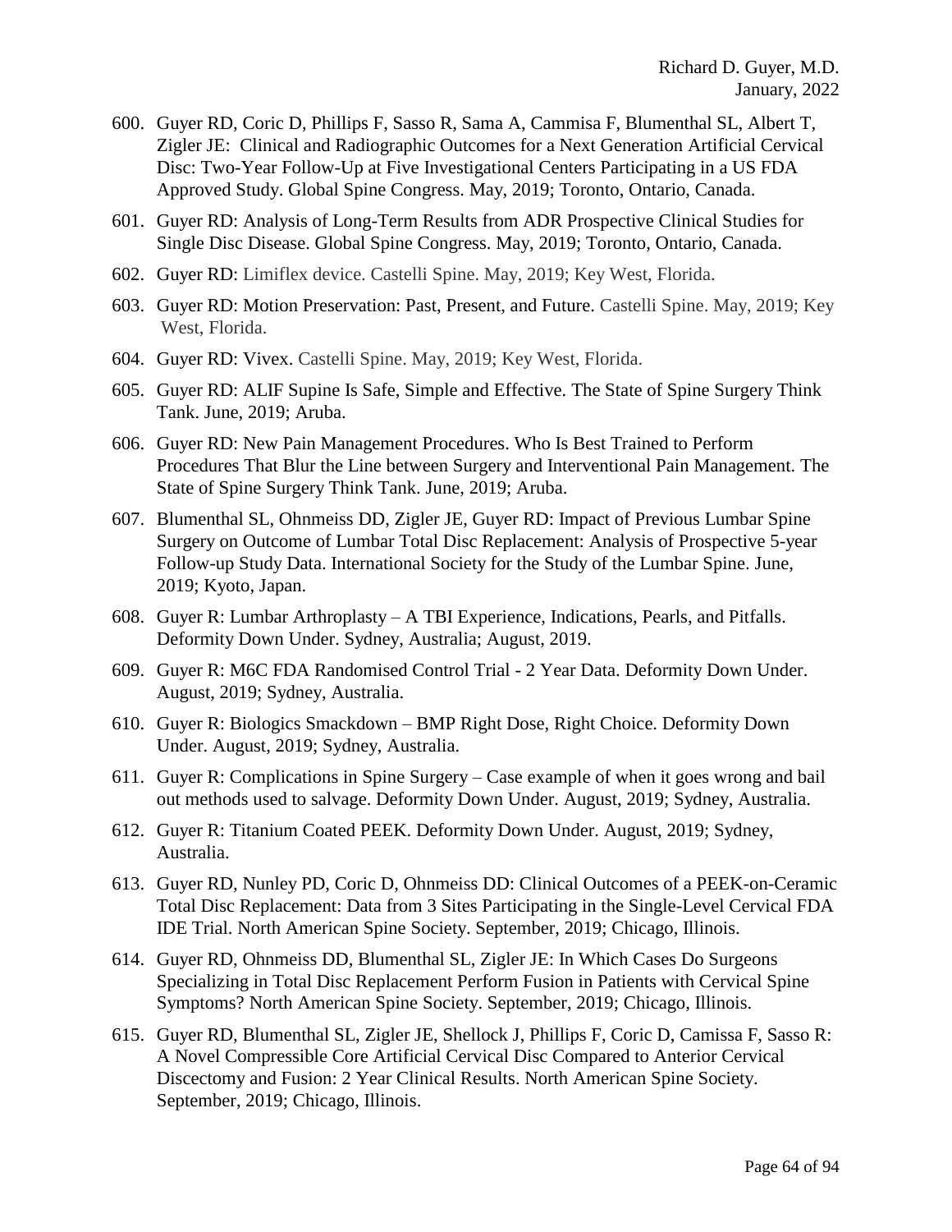600. Guyer RD, Coric D, Phillips F, Sasso R, Sama A, Cammisa F, Blumenthal SL, Albert T, Zigler JE: Clinical and Radiographic Outcomes for a Next Generation Artificial Cervical Disc: Two-Year Follow-Up at Five Investigational Centers Participating in a US FDA Approved Study. Global Spine Congress. May, 2019; Toronto, Ontario, Canada.

601. Guyer RD: Analysis of Long-Term Results from ADR Prospective Clinical Studies for Single Disc Disease. Global Spine Congress. May, 2019; Toronto, Ontario, Canada.

602. Guyer RD: Limiflex device. Castelli Spine. May, 2019; Key West, Florida.

603. Guyer RD: Motion Preservation: Past, Present, and Future. Castelli Spine. May, 2019; Key West, Florida.

604. Guyer RD: Vivex. Castelli Spine. May, 2019; Key West, Florida.

605. Guyer RD: ALIF Supine Is Safe, Simple and Effective. The State of Spine Surgery Think Tank. June, 2019; Aruba.

606. Guyer RD: New Pain Management Procedures. Who Is Best Trained to Perform Procedures That Blur the Line between Surgery and Interventional Pain Management. The State of Spine Surgery Think Tank. June, 2019; Aruba.

607. Blumenthal SL, Ohnmeiss DD, Zigler JE, Guyer RD: Impact of Previous Lumbar Spine Surgery on Outcome of Lumbar Total Disc Replacement: Analysis of Prospective 5-year Follow-up Study Data. International Society for the Study of the Lumbar Spine. June, 2019; Kyoto, Japan.

608. Guyer R: Lumbar Arthroplasty – A TBI Experience, Indications, Pearls, and Pitfalls. Deformity Down Under. Sydney, Australia; August, 2019.

609. Guyer R: M6C FDA Randomised Control Trial - 2 Year Data. Deformity Down Under. August, 2019; Sydney, Australia.

610. Guyer R: Biologics Smackdown – BMP Right Dose, Right Choice. Deformity Down Under. August, 2019; Sydney, Australia.

611. Guyer R: Complications in Spine Surgery – Case example of when it goes wrong and bail out methods used to salvage. Deformity Down Under. August, 2019; Sydney, Australia.

612. Guyer R: Titanium Coated PEEK. Deformity Down Under. August, 2019; Sydney, Australia.

613. Guyer RD, Nunley PD, Coric D, Ohnmeiss DD: Clinical Outcomes of a PEEK-on-Ceramic Total Disc Replacement: Data from 3 Sites Participating in the Single-Level Cervical FDA IDE Trial. North American Spine Society. September, 2019; Chicago, Illinois.

614. Guyer RD, Ohnmeiss DD, Blumenthal SL, Zigler JE: In Which Cases Do Surgeons Specializing in Total Disc Replacement Perform Fusion in Patients with Cervical Spine Symptoms? North American Spine Society. September, 2019; Chicago, Illinois.

615. Guyer RD, Blumenthal SL, Zigler JE, Shellock J, Phillips F, Coric D, Camissa F, Sasso R: A Novel Compressible Core Artificial Cervical Disc Compared to Anterior Cervical Discectomy and Fusion: 2 Year Clinical Results. North American Spine Society. September, 2019; Chicago, Illinois.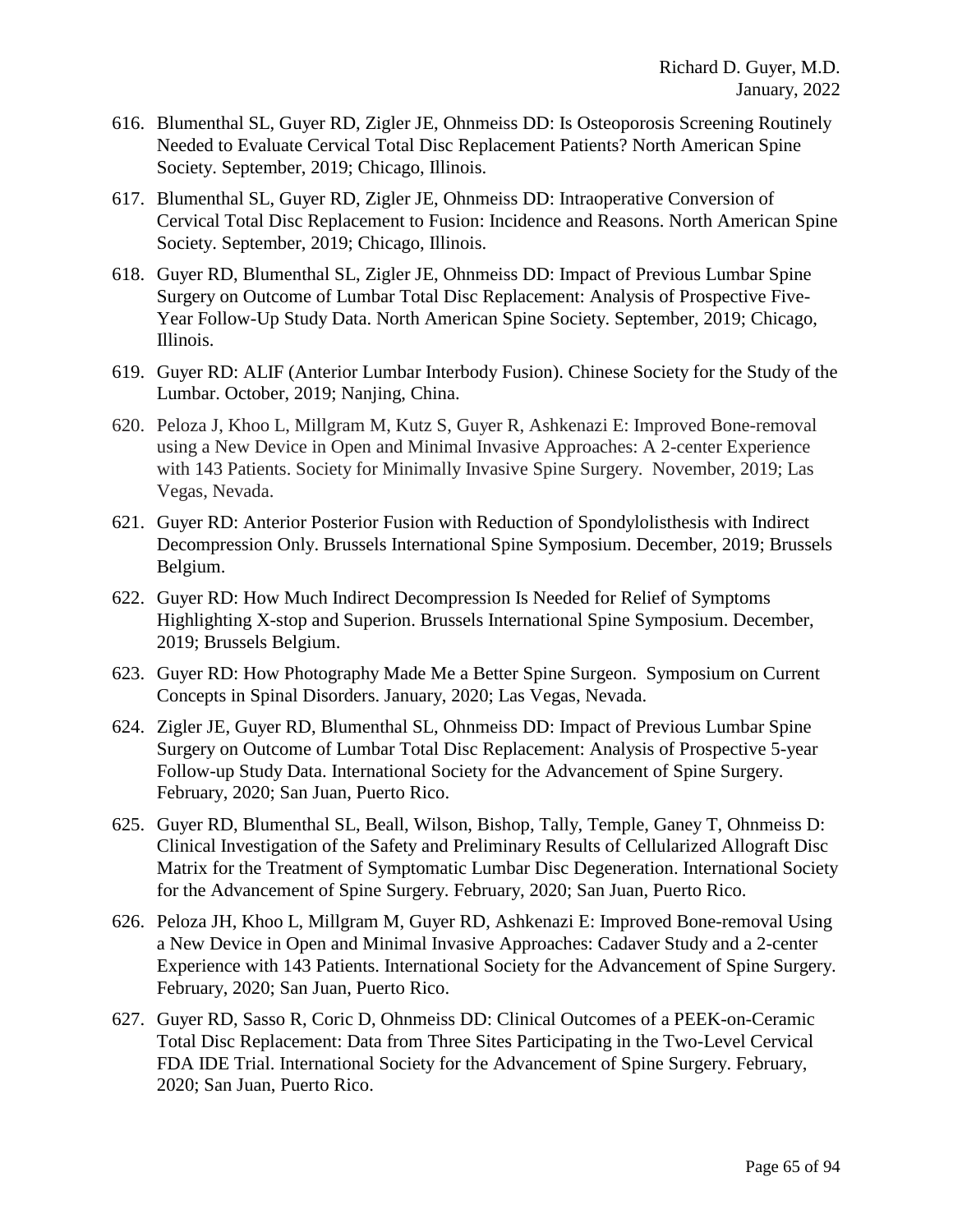616. Blumenthal SL, Guyer RD, Zigler JE, Ohnmeiss DD: Is Osteoporosis Screening Routinely Needed to Evaluate Cervical Total Disc Replacement Patients? North American Spine Society. September, 2019; Chicago, Illinois.

617. Blumenthal SL, Guyer RD, Zigler JE, Ohnmeiss DD: Intraoperative Conversion of Cervical Total Disc Replacement to Fusion: Incidence and Reasons. North American Spine Society. September, 2019; Chicago, Illinois.

618. Guyer RD, Blumenthal SL, Zigler JE, Ohnmeiss DD: Impact of Previous Lumbar Spine Surgery on Outcome of Lumbar Total Disc Replacement: Analysis of Prospective Five-Year Follow-Up Study Data. North American Spine Society. September, 2019; Chicago, Illinois.

619. Guyer RD: ALIF (Anterior Lumbar Interbody Fusion). Chinese Society for the Study of the Lumbar. October, 2019; Nanjing, China.

620. Peloza J, Khoo L, Millgram M, Kutz S, Guyer R, Ashkenazi E: Improved Bone-removal using a New Device in Open and Minimal Invasive Approaches: A 2-center Experience with 143 Patients. Society for Minimally Invasive Spine Surgery. November, 2019; Las Vegas, Nevada.

621. Guyer RD: Anterior Posterior Fusion with Reduction of Spondylolisthesis with Indirect Decompression Only. Brussels International Spine Symposium. December, 2019; Brussels Belgium.

622. Guyer RD: How Much Indirect Decompression Is Needed for Relief of Symptoms Highlighting X-stop and Superion. Brussels International Spine Symposium. December, 2019; Brussels Belgium.

623. Guyer RD: How Photography Made Me a Better Spine Surgeon. Symposium on Current Concepts in Spinal Disorders. January, 2020; Las Vegas, Nevada.

624. Zigler JE, Guyer RD, Blumenthal SL, Ohnmeiss DD: Impact of Previous Lumbar Spine Surgery on Outcome of Lumbar Total Disc Replacement: Analysis of Prospective 5-year Follow-up Study Data. International Society for the Advancement of Spine Surgery. February, 2020; San Juan, Puerto Rico.

625. Guyer RD, Blumenthal SL, Beall, Wilson, Bishop, Tally, Temple, Ganey T, Ohnmeiss D: Clinical Investigation of the Safety and Preliminary Results of Cellularized Allograft Disc Matrix for the Treatment of Symptomatic Lumbar Disc Degeneration. International Society for the Advancement of Spine Surgery. February, 2020; San Juan, Puerto Rico.

626. Peloza JH, Khoo L, Millgram M, Guyer RD, Ashkenazi E: Improved Bone-removal Using a New Device in Open and Minimal Invasive Approaches: Cadaver Study and a 2-center Experience with 143 Patients. International Society for the Advancement of Spine Surgery. February, 2020; San Juan, Puerto Rico.

627. Guyer RD, Sasso R, Coric D, Ohnmeiss DD: Clinical Outcomes of a PEEK-on-Ceramic Total Disc Replacement: Data from Three Sites Participating in the Two-Level Cervical FDA IDE Trial. International Society for the Advancement of Spine Surgery. February, 2020; San Juan, Puerto Rico.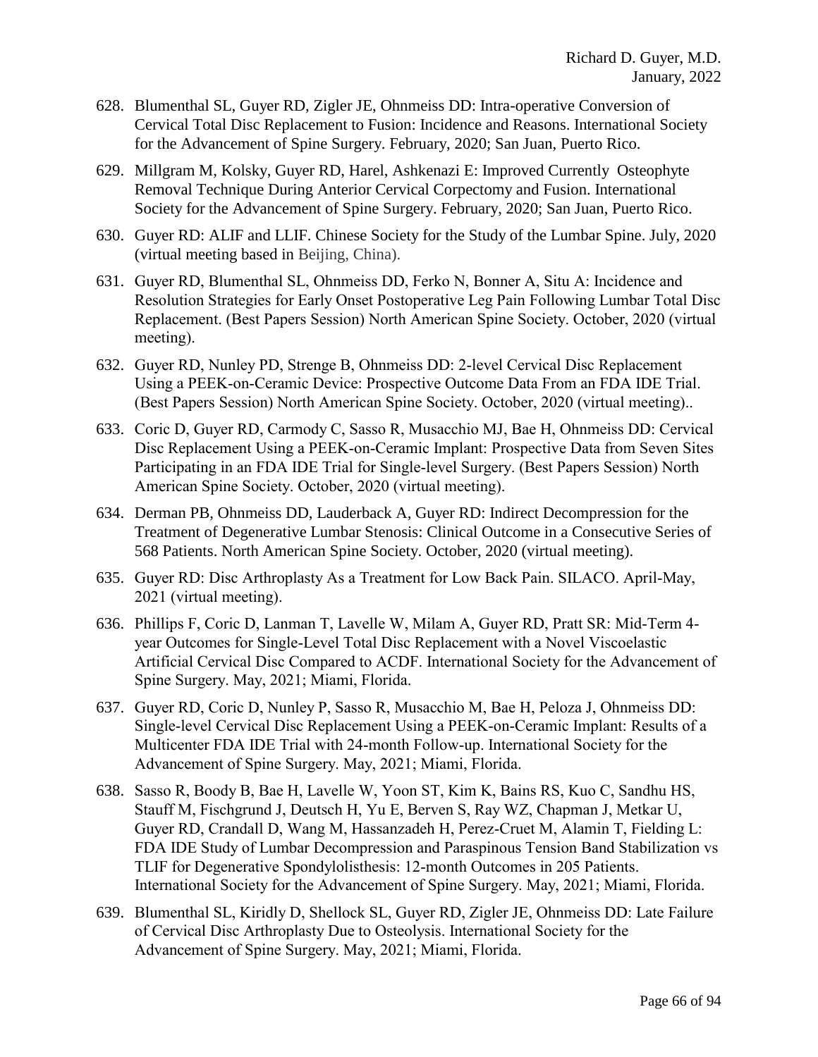628. Blumenthal SL, Guyer RD, Zigler JE, Ohnmeiss DD: Intra-operative Conversion of Cervical Total Disc Replacement to Fusion: Incidence and Reasons. International Society for the Advancement of Spine Surgery. February, 2020; San Juan, Puerto Rico.

629. Millgram M, Kolsky, Guyer RD, Harel, Ashkenazi E: Improved Currently Osteophyte Removal Technique During Anterior Cervical Corpectomy and Fusion. International Society for the Advancement of Spine Surgery. February, 2020; San Juan, Puerto Rico.

630. Guyer RD: ALIF and LLIF. Chinese Society for the Study of the Lumbar Spine. July, 2020 (virtual meeting based in Beijing, China).

631. Guyer RD, Blumenthal SL, Ohnmeiss DD, Ferko N, Bonner A, Situ A: Incidence and Resolution Strategies for Early Onset Postoperative Leg Pain Following Lumbar Total Disc Replacement. (Best Papers Session) North American Spine Society. October, 2020 (virtual meeting).

632. Guyer RD, Nunley PD, Strenge B, Ohnmeiss DD: 2-level Cervical Disc Replacement Using a PEEK-on-Ceramic Device: Prospective Outcome Data From an FDA IDE Trial. (Best Papers Session) North American Spine Society. October, 2020 (virtual meeting)..

633. Coric D, Guyer RD, Carmody C, Sasso R, Musacchio MJ, Bae H, Ohnmeiss DD: Cervical Disc Replacement Using a PEEK-on-Ceramic Implant: Prospective Data from Seven Sites Participating in an FDA IDE Trial for Single-level Surgery. (Best Papers Session) North American Spine Society. October, 2020 (virtual meeting).

634. Derman PB, Ohnmeiss DD, Lauderback A, Guyer RD: Indirect Decompression for the Treatment of Degenerative Lumbar Stenosis: Clinical Outcome in a Consecutive Series of 568 Patients. North American Spine Society. October, 2020 (virtual meeting).

635. Guyer RD: Disc Arthroplasty As a Treatment for Low Back Pain. SILACO. April-May, 2021 (virtual meeting).

636. Phillips F, Coric D, Lanman T, Lavelle W, Milam A, Guyer RD, Pratt SR: Mid-Term 4-year Outcomes for Single-Level Total Disc Replacement with a Novel Viscoelastic Artificial Cervical Disc Compared to ACDF. International Society for the Advancement of Spine Surgery. May, 2021; Miami, Florida.

637. Guyer RD, Coric D, Nunley P, Sasso R, Musacchio M, Bae H, Peloza J, Ohnmeiss DD: Single-level Cervical Disc Replacement Using a PEEK-on-Ceramic Implant: Results of a Multicenter FDA IDE Trial with 24-month Follow-up. International Society for the Advancement of Spine Surgery. May, 2021; Miami, Florida.

638. Sasso R, Boody B, Bae H, Lavelle W, Yoon ST, Kim K, Bains RS, Kuo C, Sandhu HS, Stauff M, Fischgrund J, Deutsch H, Yu E, Berven S, Ray WZ, Chapman J, Metkar U, Guyer RD, Crandall D, Wang M, Hassanzadeh H, Perez-Cruet M, Alamin T, Fielding L: FDA IDE Study of Lumbar Decompression and Paraspinous Tension Band Stabilization vs TLIF for Degenerative Spondylolisthesis: 12-month Outcomes in 205 Patients. International Society for the Advancement of Spine Surgery. May, 2021; Miami, Florida.

639. Blumenthal SL, Kiridly D, Shellock SL, Guyer RD, Zigler JE, Ohnmeiss DD: Late Failure of Cervical Disc Arthroplasty Due to Osteolysis. International Society for the Advancement of Spine Surgery. May, 2021; Miami, Florida.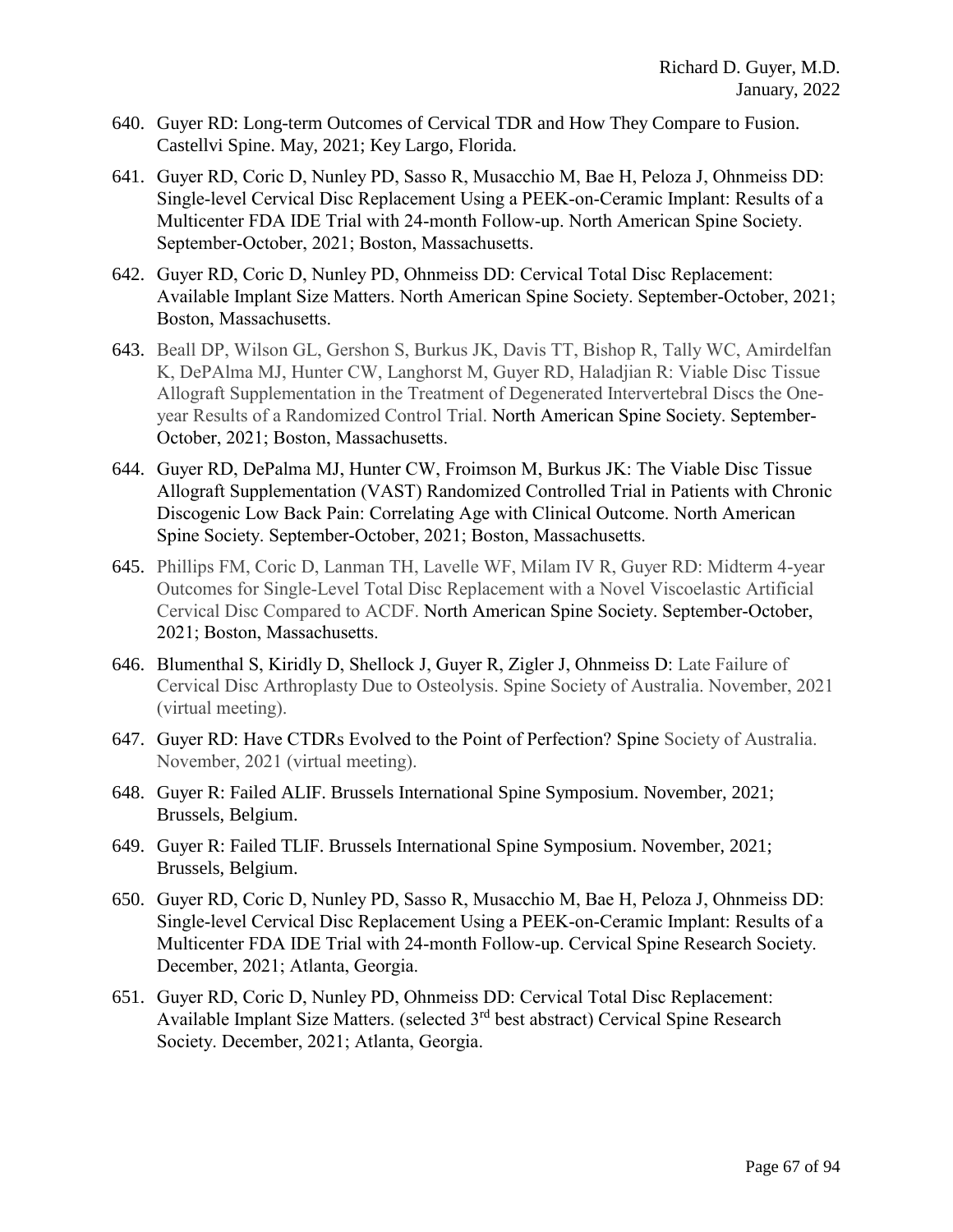640. Guyer RD: Long-term Outcomes of Cervical TDR and How They Compare to Fusion. Castellvi Spine. May, 2021; Key Largo, Florida.

641. Guyer RD, Coric D, Nunley PD, Sasso R, Musacchio M, Bae H, Peloza J, Ohnmeiss DD: Single-level Cervical Disc Replacement Using a PEEK-on-Ceramic Implant: Results of a Multicenter FDA IDE Trial with 24-month Follow-up. North American Spine Society. September-October, 2021; Boston, Massachusetts.

642. Guyer RD, Coric D, Nunley PD, Ohnmeiss DD: Cervical Total Disc Replacement: Available Implant Size Matters. North American Spine Society. September-October, 2021; Boston, Massachusetts.

643. Beall DP, Wilson GL, Gershon S, Burkus JK, Davis TT, Bishop R, Tally WC, Amirdelfan K, DePAlma MJ, Hunter CW, Langhorst M, Guyer RD, Haladjian R: Viable Disc Tissue Allograft Supplementation in the Treatment of Degenerated Intervertebral Discs the One-year Results of a Randomized Control Trial. North American Spine Society. September-October, 2021; Boston, Massachusetts.

644. Guyer RD, DePalma MJ, Hunter CW, Froimson M, Burkus JK: The Viable Disc Tissue Allograft Supplementation (VAST) Randomized Controlled Trial in Patients with Chronic Discogenic Low Back Pain: Correlating Age with Clinical Outcome. North American Spine Society. September-October, 2021; Boston, Massachusetts.

645. Phillips FM, Coric D, Lanman TH, Lavelle WF, Milam IV R, Guyer RD: Midterm 4-year Outcomes for Single-Level Total Disc Replacement with a Novel Viscoelastic Artificial Cervical Disc Compared to ACDF. North American Spine Society. September-October, 2021; Boston, Massachusetts.

646. Blumenthal S, Kiridly D, Shellock J, Guyer R, Zigler J, Ohnmeiss D: Late Failure of Cervical Disc Arthroplasty Due to Osteolysis. Spine Society of Australia. November, 2021 (virtual meeting).

647. Guyer RD: Have CTDRs Evolved to the Point of Perfection? Spine Society of Australia. November, 2021 (virtual meeting).

648. Guyer R: Failed ALIF. Brussels International Spine Symposium. November, 2021; Brussels, Belgium.

649. Guyer R: Failed TLIF. Brussels International Spine Symposium. November, 2021; Brussels, Belgium.

650. Guyer RD, Coric D, Nunley PD, Sasso R, Musacchio M, Bae H, Peloza J, Ohnmeiss DD: Single-level Cervical Disc Replacement Using a PEEK-on-Ceramic Implant: Results of a Multicenter FDA IDE Trial with 24-month Follow-up. Cervical Spine Research Society. December, 2021; Atlanta, Georgia.

651. Guyer RD, Coric D, Nunley PD, Ohnmeiss DD: Cervical Total Disc Replacement: Available Implant Size Matters. (selected 3rd best abstract) Cervical Spine Research Society. December, 2021; Atlanta, Georgia.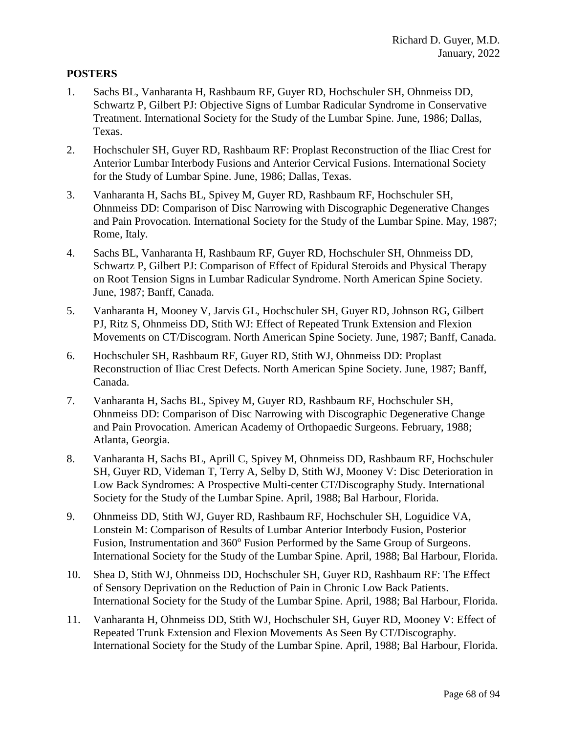## POSTERS

1. Sachs BL, Vanharanta H, Rashbaum RF, Guyer RD, Hochschuler SH, Ohnmeiss DD, Schwartz P, Gilbert PJ: Objective Signs of Lumbar Radicular Syndrome in Conservative Treatment. International Society for the Study of the Lumbar Spine. June, 1986; Dallas, Texas.

2. Hochschuler SH, Guyer RD, Rashbaum RF: Proplast Reconstruction of the Iliac Crest for Anterior Lumbar Interbody Fusions and Anterior Cervical Fusions. International Society for the Study of Lumbar Spine. June, 1986; Dallas, Texas.

3. Vanharanta H, Sachs BL, Spivey M, Guyer RD, Rashbaum RF, Hochschuler SH, Ohnmeiss DD: Comparison of Disc Narrowing with Discographic Degenerative Changes and Pain Provocation. International Society for the Study of the Lumbar Spine. May, 1987; Rome, Italy.

4. Sachs BL, Vanharanta H, Rashbaum RF, Guyer RD, Hochschuler SH, Ohnmeiss DD, Schwartz P, Gilbert PJ: Comparison of Effect of Epidural Steroids and Physical Therapy on Root Tension Signs in Lumbar Radicular Syndrome. North American Spine Society. June, 1987; Banff, Canada.

5. Vanharanta H, Mooney V, Jarvis GL, Hochschuler SH, Guyer RD, Johnson RG, Gilbert PJ, Ritz S, Ohnmeiss DD, Stith WJ: Effect of Repeated Trunk Extension and Flexion Movements on CT/Discogram. North American Spine Society. June, 1987; Banff, Canada.

6. Hochschuler SH, Rashbaum RF, Guyer RD, Stith WJ, Ohnmeiss DD: Proplast Reconstruction of Iliac Crest Defects. North American Spine Society. June, 1987; Banff, Canada.

7. Vanharanta H, Sachs BL, Spivey M, Guyer RD, Rashbaum RF, Hochschuler SH, Ohnmeiss DD: Comparison of Disc Narrowing with Discographic Degenerative Change and Pain Provocation. American Academy of Orthopaedic Surgeons. February, 1988; Atlanta, Georgia.

8. Vanharanta H, Sachs BL, Aprill C, Spivey M, Ohnmeiss DD, Rashbaum RF, Hochschuler SH, Guyer RD, Videman T, Terry A, Selby D, Stith WJ, Mooney V: Disc Deterioration in Low Back Syndromes: A Prospective Multi-center CT/Discography Study. International Society for the Study of the Lumbar Spine. April, 1988; Bal Harbour, Florida.

9. Ohnmeiss DD, Stith WJ, Guyer RD, Rashbaum RF, Hochschuler SH, Loguidice VA, Lonstein M: Comparison of Results of Lumbar Anterior Interbody Fusion, Posterior Fusion, Instrumentation and 360$^{o}$ Fusion Performed by the Same Group of Surgeons. International Society for the Study of the Lumbar Spine. April, 1988; Bal Harbour, Florida.

10. Shea D, Stith WJ, Ohnmeiss DD, Hochschuler SH, Guyer RD, Rashbaum RF: The Effect of Sensory Deprivation on the Reduction of Pain in Chronic Low Back Patients. International Society for the Study of the Lumbar Spine. April, 1988; Bal Harbour, Florida.

11. Vanharanta H, Ohnmeiss DD, Stith WJ, Hochschuler SH, Guyer RD, Mooney V: Effect of Repeated Trunk Extension and Flexion Movements As Seen By CT/Discography. International Society for the Study of the Lumbar Spine. April, 1988; Bal Harbour, Florida.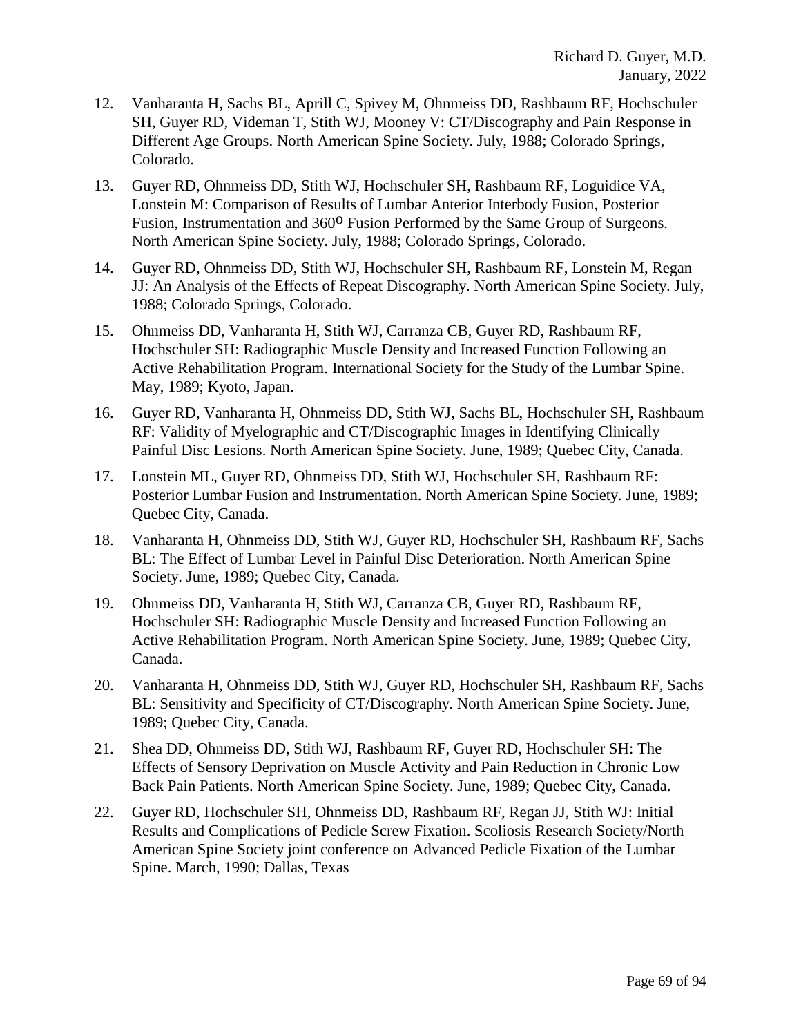12. Vanharanta H, Sachs BL, Aprill C, Spivey M, Ohnmeiss DD, Rashbaum RF, Hochschuler SH, Guyer RD, Videman T, Stith WJ, Mooney V: CT/Discography and Pain Response in Different Age Groups. North American Spine Society. July, 1988; Colorado Springs, Colorado.

13. Guyer RD, Ohnmeiss DD, Stith WJ, Hochschuler SH, Rashbaum RF, Loguidice VA, Lonstein M: Comparison of Results of Lumbar Anterior Interbody Fusion, Posterior Fusion, Instrumentation and 360$^{o}$ Fusion Performed by the Same Group of Surgeons. North American Spine Society. July, 1988; Colorado Springs, Colorado.

14. Guyer RD, Ohnmeiss DD, Stith WJ, Hochschuler SH, Rashbaum RF, Lonstein M, Regan JJ: An Analysis of the Effects of Repeat Discography. North American Spine Society. July, 1988; Colorado Springs, Colorado.

15. Ohnmeiss DD, Vanharanta H, Stith WJ, Carranza CB, Guyer RD, Rashbaum RF, Hochschuler SH: Radiographic Muscle Density and Increased Function Following an Active Rehabilitation Program. International Society for the Study of the Lumbar Spine. May, 1989; Kyoto, Japan.

16. Guyer RD, Vanharanta H, Ohnmeiss DD, Stith WJ, Sachs BL, Hochschuler SH, Rashbaum RF: Validity of Myelographic and CT/Discographic Images in Identifying Clinically Painful Disc Lesions. North American Spine Society. June, 1989; Quebec City, Canada.

17. Lonstein ML, Guyer RD, Ohnmeiss DD, Stith WJ, Hochschuler SH, Rashbaum RF: Posterior Lumbar Fusion and Instrumentation. North American Spine Society. June, 1989; Quebec City, Canada.

18. Vanharanta H, Ohnmeiss DD, Stith WJ, Guyer RD, Hochschuler SH, Rashbaum RF, Sachs BL: The Effect of Lumbar Level in Painful Disc Deterioration. North American Spine Society. June, 1989; Quebec City, Canada.

19. Ohnmeiss DD, Vanharanta H, Stith WJ, Carranza CB, Guyer RD, Rashbaum RF, Hochschuler SH: Radiographic Muscle Density and Increased Function Following an Active Rehabilitation Program. North American Spine Society. June, 1989; Quebec City, Canada.

20. Vanharanta H, Ohnmeiss DD, Stith WJ, Guyer RD, Hochschuler SH, Rashbaum RF, Sachs BL: Sensitivity and Specificity of CT/Discography. North American Spine Society. June, 1989; Quebec City, Canada.

21. Shea DD, Ohnmeiss DD, Stith WJ, Rashbaum RF, Guyer RD, Hochschuler SH: The Effects of Sensory Deprivation on Muscle Activity and Pain Reduction in Chronic Low Back Pain Patients. North American Spine Society. June, 1989; Quebec City, Canada.

22. Guyer RD, Hochschuler SH, Ohnmeiss DD, Rashbaum RF, Regan JJ, Stith WJ: Initial Results and Complications of Pedicle Screw Fixation. Scoliosis Research Society/North American Spine Society joint conference on Advanced Pedicle Fixation of the Lumbar Spine. March, 1990; Dallas, Texas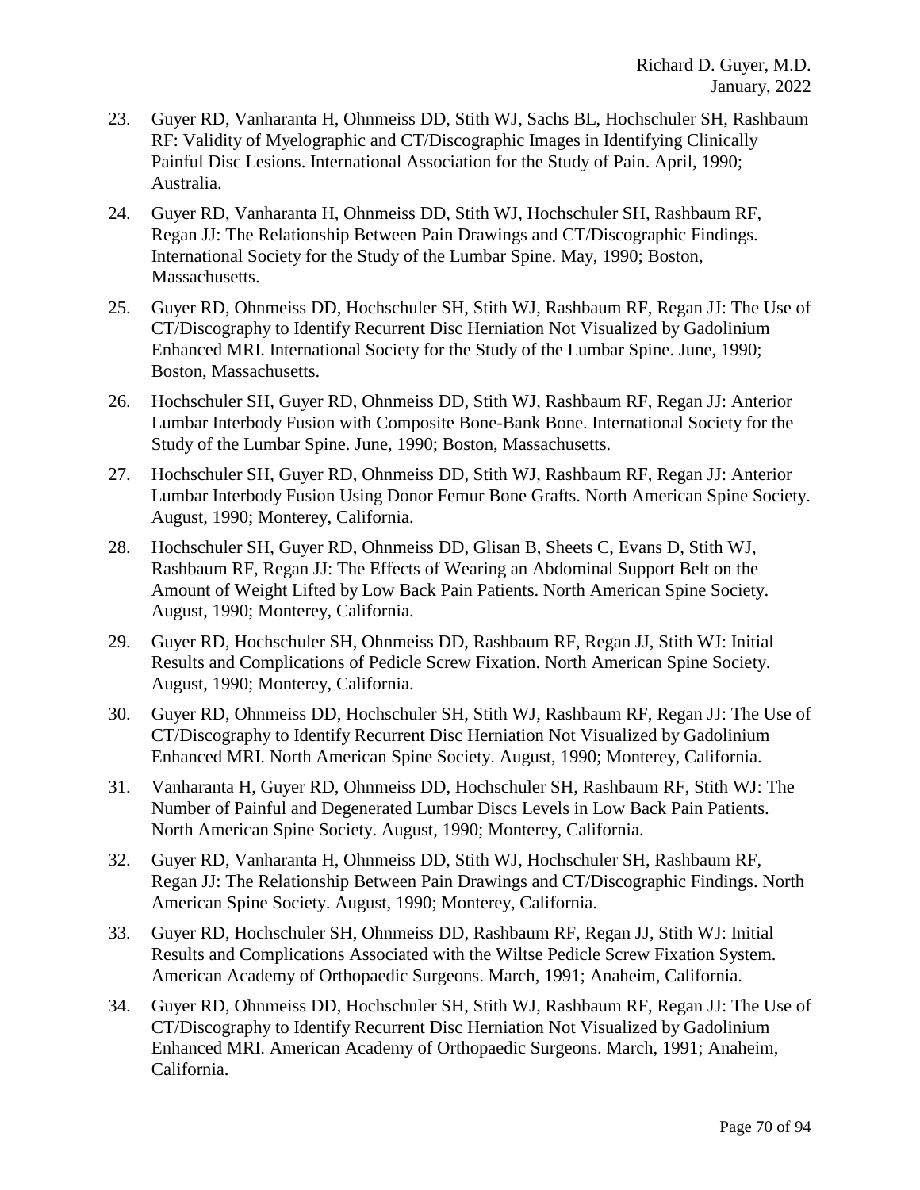23. Guyer RD, Vanharanta H, Ohnmeiss DD, Stith WJ, Sachs BL, Hochschuler SH, Rashbaum RF: Validity of Myelographic and CT/Discographic Images in Identifying Clinically Painful Disc Lesions. International Association for the Study of Pain. April, 1990; Australia.

24. Guyer RD, Vanharanta H, Ohnmeiss DD, Stith WJ, Hochschuler SH, Rashbaum RF, Regan JJ: The Relationship Between Pain Drawings and CT/Discographic Findings. International Society for the Study of the Lumbar Spine. May, 1990; Boston, Massachusetts.

25. Guyer RD, Ohnmeiss DD, Hochschuler SH, Stith WJ, Rashbaum RF, Regan JJ: The Use of CT/Discography to Identify Recurrent Disc Herniation Not Visualized by Gadolinium Enhanced MRI. International Society for the Study of the Lumbar Spine. June, 1990; Boston, Massachusetts.

26. Hochschuler SH, Guyer RD, Ohnmeiss DD, Stith WJ, Rashbaum RF, Regan JJ: Anterior Lumbar Interbody Fusion with Composite Bone-Bank Bone. International Society for the Study of the Lumbar Spine. June, 1990; Boston, Massachusetts.

27. Hochschuler SH, Guyer RD, Ohnmeiss DD, Stith WJ, Rashbaum RF, Regan JJ: Anterior Lumbar Interbody Fusion Using Donor Femur Bone Grafts. North American Spine Society. August, 1990; Monterey, California.

28. Hochschuler SH, Guyer RD, Ohnmeiss DD, Glisan B, Sheets C, Evans D, Stith WJ, Rashbaum RF, Regan JJ: The Effects of Wearing an Abdominal Support Belt on the Amount of Weight Lifted by Low Back Pain Patients. North American Spine Society. August, 1990; Monterey, California.

29. Guyer RD, Hochschuler SH, Ohnmeiss DD, Rashbaum RF, Regan JJ, Stith WJ: Initial Results and Complications of Pedicle Screw Fixation. North American Spine Society. August, 1990; Monterey, California.

30. Guyer RD, Ohnmeiss DD, Hochschuler SH, Stith WJ, Rashbaum RF, Regan JJ: The Use of CT/Discography to Identify Recurrent Disc Herniation Not Visualized by Gadolinium Enhanced MRI. North American Spine Society. August, 1990; Monterey, California.

31. Vanharanta H, Guyer RD, Ohnmeiss DD, Hochschuler SH, Rashbaum RF, Stith WJ: The Number of Painful and Degenerated Lumbar Discs Levels in Low Back Pain Patients. North American Spine Society. August, 1990; Monterey, California.

32. Guyer RD, Vanharanta H, Ohnmeiss DD, Stith WJ, Hochschuler SH, Rashbaum RF, Regan JJ: The Relationship Between Pain Drawings and CT/Discographic Findings. North American Spine Society. August, 1990; Monterey, California.

33. Guyer RD, Hochschuler SH, Ohnmeiss DD, Rashbaum RF, Regan JJ, Stith WJ: Initial Results and Complications Associated with the Wiltse Pedicle Screw Fixation System. American Academy of Orthopaedic Surgeons. March, 1991; Anaheim, California.

34. Guyer RD, Ohnmeiss DD, Hochschuler SH, Stith WJ, Rashbaum RF, Regan JJ: The Use of CT/Discography to Identify Recurrent Disc Herniation Not Visualized by Gadolinium Enhanced MRI. American Academy of Orthopaedic Surgeons. March, 1991; Anaheim, California.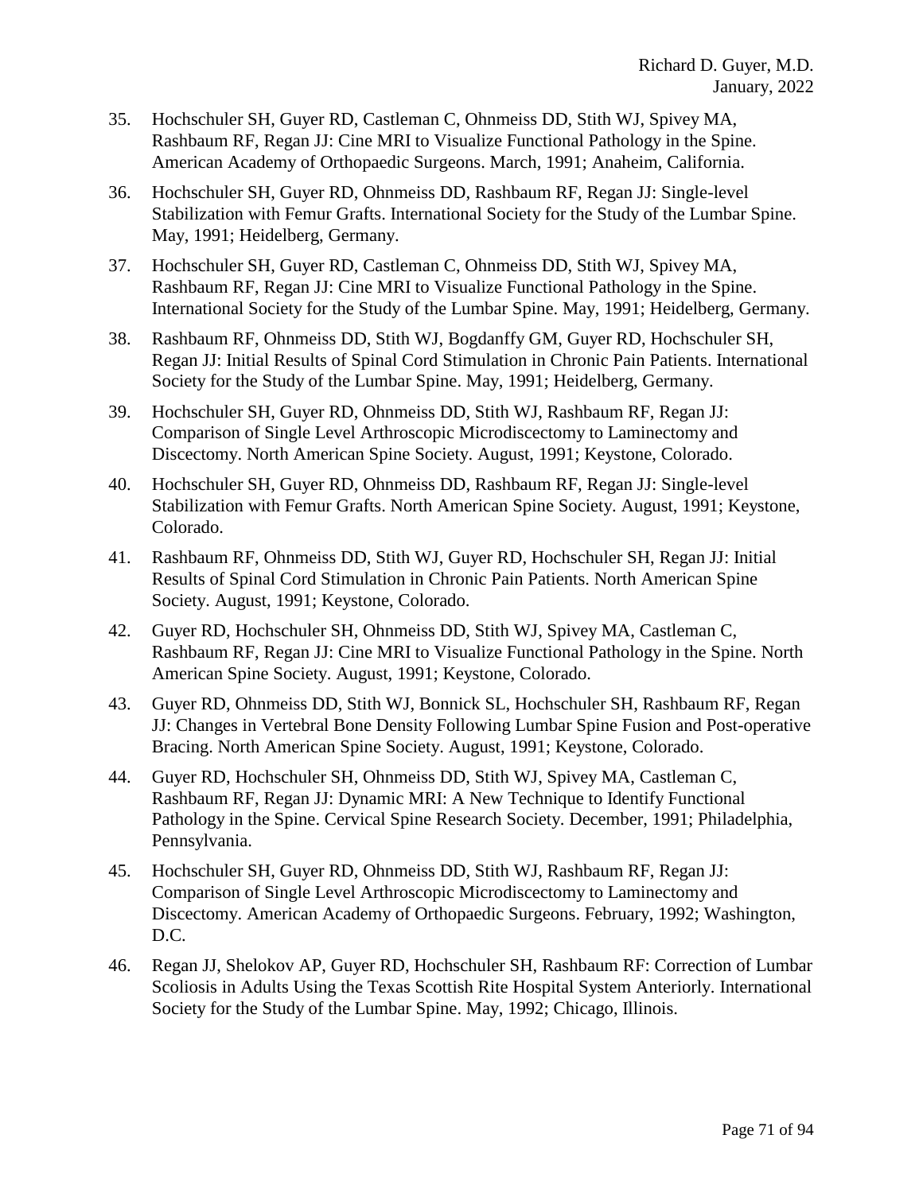35. Hochschuler SH, Guyer RD, Castleman C, Ohnmeiss DD, Stith WJ, Spivey MA, Rashbaum RF, Regan JJ: Cine MRI to Visualize Functional Pathology in the Spine. American Academy of Orthopaedic Surgeons. March, 1991; Anaheim, California.

36. Hochschuler SH, Guyer RD, Ohnmeiss DD, Rashbaum RF, Regan JJ: Single-level Stabilization with Femur Grafts. International Society for the Study of the Lumbar Spine. May, 1991; Heidelberg, Germany.

37. Hochschuler SH, Guyer RD, Castleman C, Ohnmeiss DD, Stith WJ, Spivey MA, Rashbaum RF, Regan JJ: Cine MRI to Visualize Functional Pathology in the Spine. International Society for the Study of the Lumbar Spine. May, 1991; Heidelberg, Germany.

38. Rashbaum RF, Ohnmeiss DD, Stith WJ, Bogdanffy GM, Guyer RD, Hochschuler SH, Regan JJ: Initial Results of Spinal Cord Stimulation in Chronic Pain Patients. International Society for the Study of the Lumbar Spine. May, 1991; Heidelberg, Germany.

39. Hochschuler SH, Guyer RD, Ohnmeiss DD, Stith WJ, Rashbaum RF, Regan JJ: Comparison of Single Level Arthroscopic Microdiscectomy to Laminectomy and Discectomy. North American Spine Society. August, 1991; Keystone, Colorado.

40. Hochschuler SH, Guyer RD, Ohnmeiss DD, Rashbaum RF, Regan JJ: Single-level Stabilization with Femur Grafts. North American Spine Society. August, 1991; Keystone, Colorado.

41. Rashbaum RF, Ohnmeiss DD, Stith WJ, Guyer RD, Hochschuler SH, Regan JJ: Initial Results of Spinal Cord Stimulation in Chronic Pain Patients. North American Spine Society. August, 1991; Keystone, Colorado.

42. Guyer RD, Hochschuler SH, Ohnmeiss DD, Stith WJ, Spivey MA, Castleman C, Rashbaum RF, Regan JJ: Cine MRI to Visualize Functional Pathology in the Spine. North American Spine Society. August, 1991; Keystone, Colorado.

43. Guyer RD, Ohnmeiss DD, Stith WJ, Bonnick SL, Hochschuler SH, Rashbaum RF, Regan JJ: Changes in Vertebral Bone Density Following Lumbar Spine Fusion and Post-operative Bracing. North American Spine Society. August, 1991; Keystone, Colorado.

44. Guyer RD, Hochschuler SH, Ohnmeiss DD, Stith WJ, Spivey MA, Castleman C, Rashbaum RF, Regan JJ: Dynamic MRI: A New Technique to Identify Functional Pathology in the Spine. Cervical Spine Research Society. December, 1991; Philadelphia, Pennsylvania.

45. Hochschuler SH, Guyer RD, Ohnmeiss DD, Stith WJ, Rashbaum RF, Regan JJ: Comparison of Single Level Arthroscopic Microdiscectomy to Laminectomy and Discectomy. American Academy of Orthopaedic Surgeons. February, 1992; Washington, D.C.

46. Regan JJ, Shelokov AP, Guyer RD, Hochschuler SH, Rashbaum RF: Correction of Lumbar Scoliosis in Adults Using the Texas Scottish Rite Hospital System Anteriorly. International Society for the Study of the Lumbar Spine. May, 1992; Chicago, Illinois.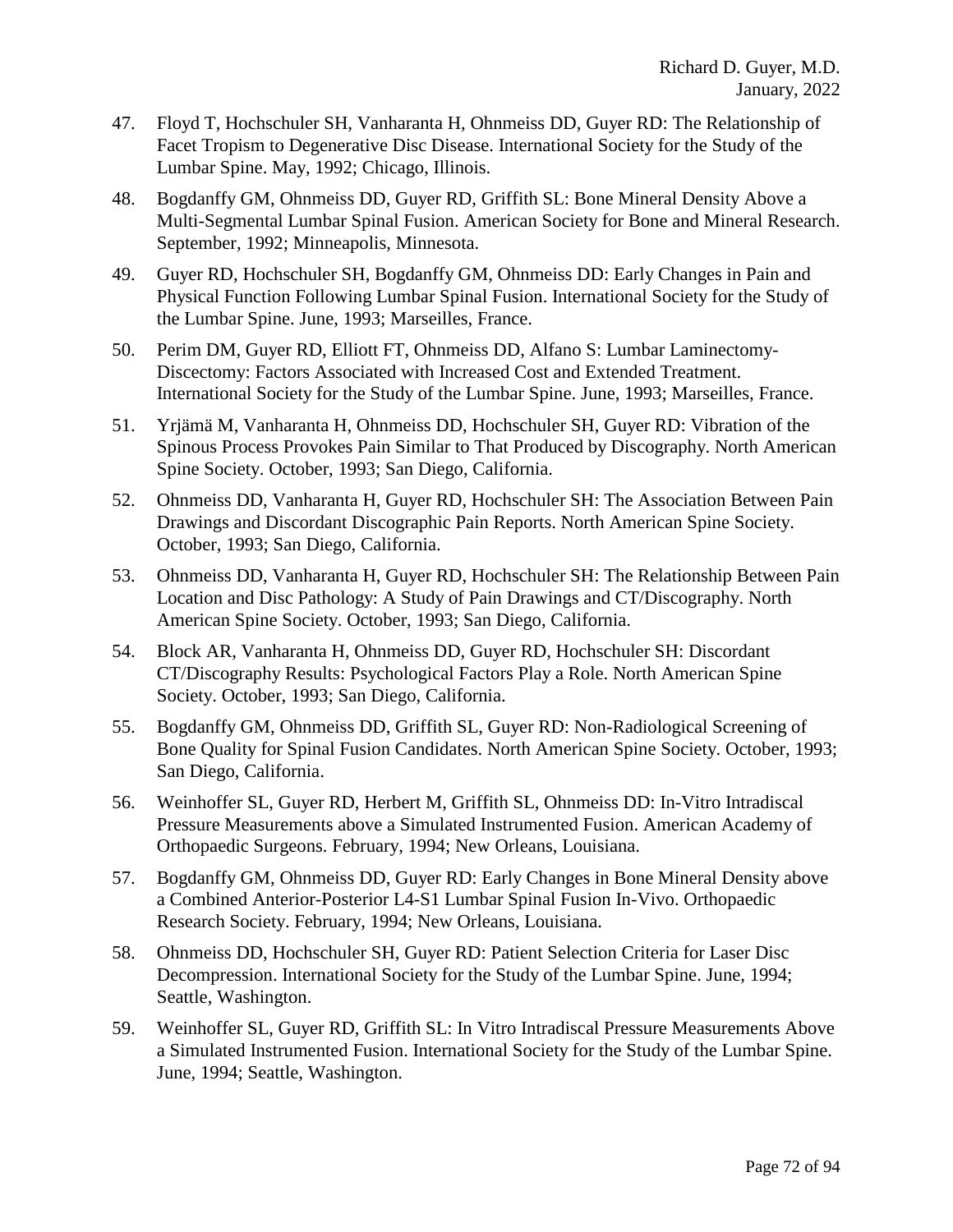47. Floyd T, Hochschuler SH, Vanharanta H, Ohnmeiss DD, Guyer RD: The Relationship of Facet Tropism to Degenerative Disc Disease. International Society for the Study of the Lumbar Spine. May, 1992; Chicago, Illinois.

48. Bogdanffy GM, Ohnmeiss DD, Guyer RD, Griffith SL: Bone Mineral Density Above a Multi-Segmental Lumbar Spinal Fusion. American Society for Bone and Mineral Research. September, 1992; Minneapolis, Minnesota.

49. Guyer RD, Hochschuler SH, Bogdanffy GM, Ohnmeiss DD: Early Changes in Pain and Physical Function Following Lumbar Spinal Fusion. International Society for the Study of the Lumbar Spine. June, 1993; Marseilles, France.

50. Perim DM, Guyer RD, Elliott FT, Ohnmeiss DD, Alfano S: Lumbar Laminectomy-Discectomy: Factors Associated with Increased Cost and Extended Treatment. International Society for the Study of the Lumbar Spine. June, 1993; Marseilles, France.

51. Yrjämä M, Vanharanta H, Ohnmeiss DD, Hochschuler SH, Guyer RD: Vibration of the Spinous Process Provokes Pain Similar to That Produced by Discography. North American Spine Society. October, 1993; San Diego, California.

52. Ohnmeiss DD, Vanharanta H, Guyer RD, Hochschuler SH: The Association Between Pain Drawings and Discordant Discographic Pain Reports. North American Spine Society. October, 1993; San Diego, California.

53. Ohnmeiss DD, Vanharanta H, Guyer RD, Hochschuler SH: The Relationship Between Pain Location and Disc Pathology: A Study of Pain Drawings and CT/Discography. North American Spine Society. October, 1993; San Diego, California.

54. Block AR, Vanharanta H, Ohnmeiss DD, Guyer RD, Hochschuler SH: Discordant CT/Discography Results: Psychological Factors Play a Role. North American Spine Society. October, 1993; San Diego, California.

55. Bogdanffy GM, Ohnmeiss DD, Griffith SL, Guyer RD: Non-Radiological Screening of Bone Quality for Spinal Fusion Candidates. North American Spine Society. October, 1993; San Diego, California.

56. Weinhoffer SL, Guyer RD, Herbert M, Griffith SL, Ohnmeiss DD: In-Vitro Intradiscal Pressure Measurements above a Simulated Instrumented Fusion. American Academy of Orthopaedic Surgeons. February, 1994; New Orleans, Louisiana.

57. Bogdanffy GM, Ohnmeiss DD, Guyer RD: Early Changes in Bone Mineral Density above a Combined Anterior-Posterior L4-S1 Lumbar Spinal Fusion In-Vivo. Orthopaedic Research Society. February, 1994; New Orleans, Louisiana.

58. Ohnmeiss DD, Hochschuler SH, Guyer RD: Patient Selection Criteria for Laser Disc Decompression. International Society for the Study of the Lumbar Spine. June, 1994; Seattle, Washington.

59. Weinhoffer SL, Guyer RD, Griffith SL: In Vitro Intradiscal Pressure Measurements Above a Simulated Instrumented Fusion. International Society for the Study of the Lumbar Spine. June, 1994; Seattle, Washington.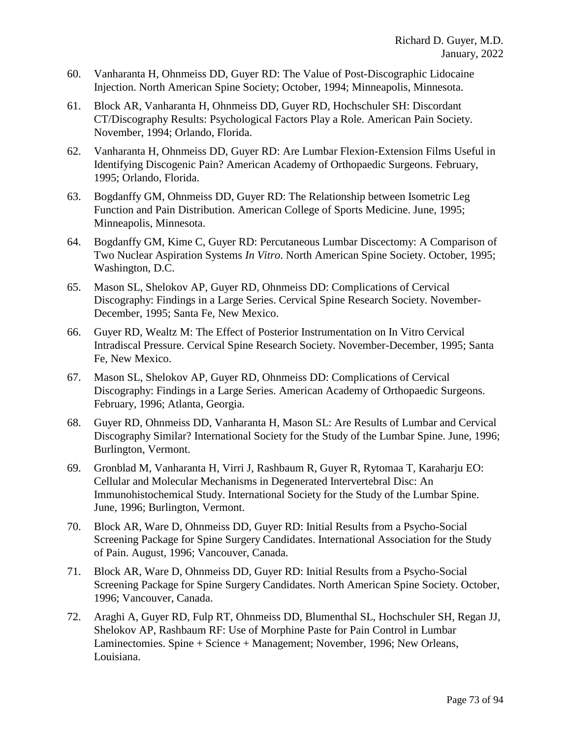60. Vanharanta H, Ohnmeiss DD, Guyer RD: The Value of Post-Discographic Lidocaine Injection. North American Spine Society; October, 1994; Minneapolis, Minnesota.

61. Block AR, Vanharanta H, Ohnmeiss DD, Guyer RD, Hochschuler SH: Discordant CT/Discography Results: Psychological Factors Play a Role. American Pain Society. November, 1994; Orlando, Florida.

62. Vanharanta H, Ohnmeiss DD, Guyer RD: Are Lumbar Flexion-Extension Films Useful in Identifying Discogenic Pain? American Academy of Orthopaedic Surgeons. February, 1995; Orlando, Florida.

63. Bogdanffy GM, Ohnmeiss DD, Guyer RD: The Relationship between Isometric Leg Function and Pain Distribution. American College of Sports Medicine. June, 1995; Minneapolis, Minnesota.

64. Bogdanffy GM, Kime C, Guyer RD: Percutaneous Lumbar Discectomy: A Comparison of Two Nuclear Aspiration Systems *In Vitro*. North American Spine Society. October, 1995; Washington, D.C.

65. Mason SL, Shelokov AP, Guyer RD, Ohnmeiss DD: Complications of Cervical Discography: Findings in a Large Series. Cervical Spine Research Society. November-December, 1995; Santa Fe, New Mexico.

66. Guyer RD, Wealtz M: The Effect of Posterior Instrumentation on In Vitro Cervical Intradiscal Pressure. Cervical Spine Research Society. November-December, 1995; Santa Fe, New Mexico.

67. Mason SL, Shelokov AP, Guyer RD, Ohnmeiss DD: Complications of Cervical Discography: Findings in a Large Series. American Academy of Orthopaedic Surgeons. February, 1996; Atlanta, Georgia.

68. Guyer RD, Ohnmeiss DD, Vanharanta H, Mason SL: Are Results of Lumbar and Cervical Discography Similar? International Society for the Study of the Lumbar Spine. June, 1996; Burlington, Vermont.

69. Gronblad M, Vanharanta H, Virri J, Rashbaum R, Guyer R, Rytomaa T, Karaharju EO: Cellular and Molecular Mechanisms in Degenerated Intervertebral Disc: An Immunohistochemical Study. International Society for the Study of the Lumbar Spine. June, 1996; Burlington, Vermont.

70. Block AR, Ware D, Ohnmeiss DD, Guyer RD: Initial Results from a Psycho-Social Screening Package for Spine Surgery Candidates. International Association for the Study of Pain. August, 1996; Vancouver, Canada.

71. Block AR, Ware D, Ohnmeiss DD, Guyer RD: Initial Results from a Psycho-Social Screening Package for Spine Surgery Candidates. North American Spine Society. October, 1996; Vancouver, Canada.

72. Araghi A, Guyer RD, Fulp RT, Ohnmeiss DD, Blumenthal SL, Hochschuler SH, Regan JJ, Shelokov AP, Rashbaum RF: Use of Morphine Paste for Pain Control in Lumbar Laminectomies. Spine + Science + Management; November, 1996; New Orleans, Louisiana.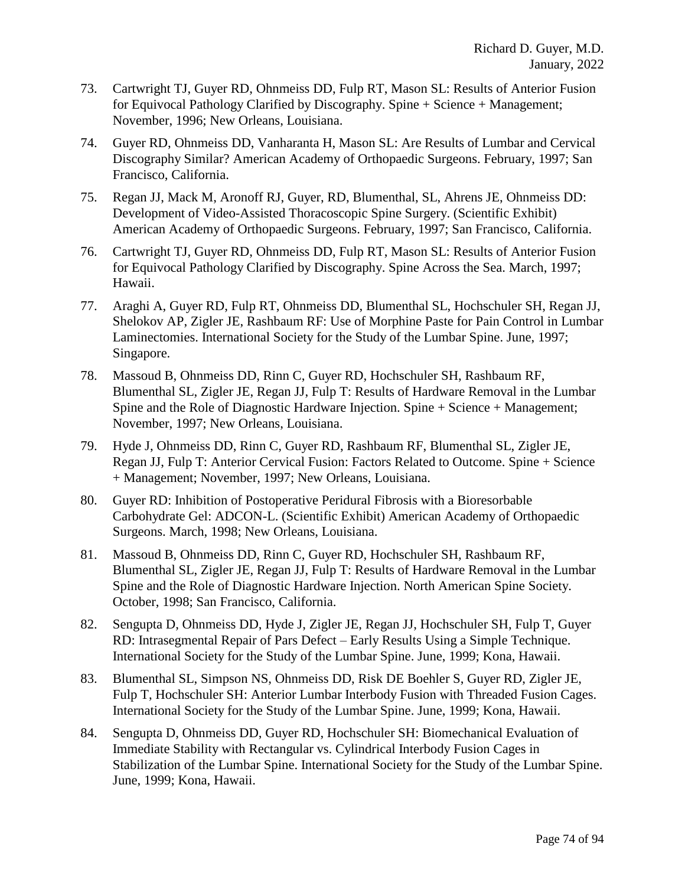73. Cartwright TJ, Guyer RD, Ohnmeiss DD, Fulp RT, Mason SL: Results of Anterior Fusion for Equivocal Pathology Clarified by Discography. Spine + Science + Management; November, 1996; New Orleans, Louisiana.

74. Guyer RD, Ohnmeiss DD, Vanharanta H, Mason SL: Are Results of Lumbar and Cervical Discography Similar? American Academy of Orthopaedic Surgeons. February, 1997; San Francisco, California.

75. Regan JJ, Mack M, Aronoff RJ, Guyer, RD, Blumenthal, SL, Ahrens JE, Ohnmeiss DD: Development of Video-Assisted Thoracoscopic Spine Surgery. (Scientific Exhibit) American Academy of Orthopaedic Surgeons. February, 1997; San Francisco, California.

76. Cartwright TJ, Guyer RD, Ohnmeiss DD, Fulp RT, Mason SL: Results of Anterior Fusion for Equivocal Pathology Clarified by Discography. Spine Across the Sea. March, 1997; Hawaii.

77. Araghi A, Guyer RD, Fulp RT, Ohnmeiss DD, Blumenthal SL, Hochschuler SH, Regan JJ, Shelokov AP, Zigler JE, Rashbaum RF: Use of Morphine Paste for Pain Control in Lumbar Laminectomies. International Society for the Study of the Lumbar Spine. June, 1997; Singapore.

78. Massoud B, Ohnmeiss DD, Rinn C, Guyer RD, Hochschuler SH, Rashbaum RF, Blumenthal SL, Zigler JE, Regan JJ, Fulp T: Results of Hardware Removal in the Lumbar Spine and the Role of Diagnostic Hardware Injection. Spine + Science + Management; November, 1997; New Orleans, Louisiana.

79. Hyde J, Ohnmeiss DD, Rinn C, Guyer RD, Rashbaum RF, Blumenthal SL, Zigler JE, Regan JJ, Fulp T: Anterior Cervical Fusion: Factors Related to Outcome. Spine + Science + Management; November, 1997; New Orleans, Louisiana.

80. Guyer RD: Inhibition of Postoperative Peridural Fibrosis with a Bioresorbable Carbohydrate Gel: ADCON-L. (Scientific Exhibit) American Academy of Orthopaedic Surgeons. March, 1998; New Orleans, Louisiana.

81. Massoud B, Ohnmeiss DD, Rinn C, Guyer RD, Hochschuler SH, Rashbaum RF, Blumenthal SL, Zigler JE, Regan JJ, Fulp T: Results of Hardware Removal in the Lumbar Spine and the Role of Diagnostic Hardware Injection. North American Spine Society. October, 1998; San Francisco, California.

82. Sengupta D, Ohnmeiss DD, Hyde J, Zigler JE, Regan JJ, Hochschuler SH, Fulp T, Guyer RD: Intrasegmental Repair of Pars Defect – Early Results Using a Simple Technique. International Society for the Study of the Lumbar Spine. June, 1999; Kona, Hawaii.

83. Blumenthal SL, Simpson NS, Ohnmeiss DD, Risk DE Boehler S, Guyer RD, Zigler JE, Fulp T, Hochschuler SH: Anterior Lumbar Interbody Fusion with Threaded Fusion Cages. International Society for the Study of the Lumbar Spine. June, 1999; Kona, Hawaii.

84. Sengupta D, Ohnmeiss DD, Guyer RD, Hochschuler SH: Biomechanical Evaluation of Immediate Stability with Rectangular vs. Cylindrical Interbody Fusion Cages in Stabilization of the Lumbar Spine. International Society for the Study of the Lumbar Spine. June, 1999; Kona, Hawaii.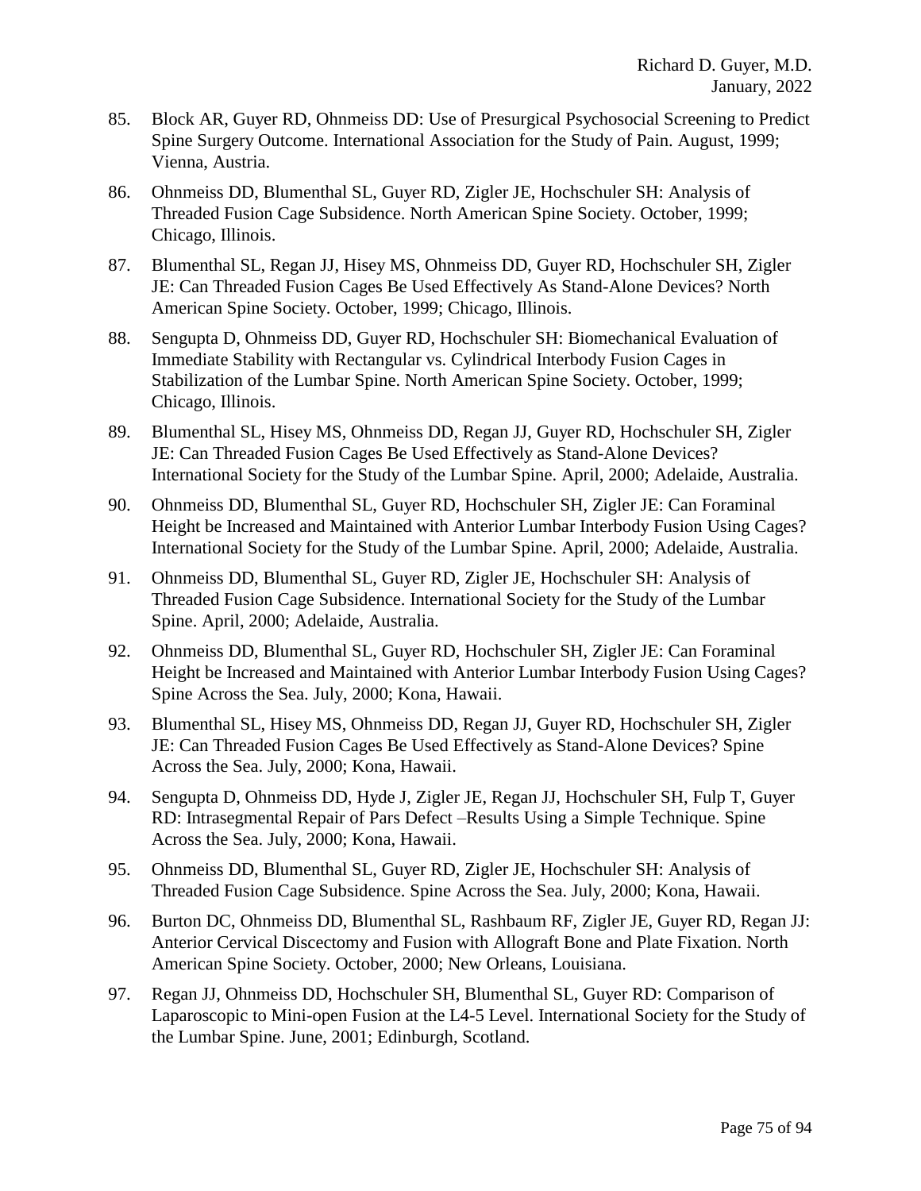85. Block AR, Guyer RD, Ohnmeiss DD: Use of Presurgical Psychosocial Screening to Predict Spine Surgery Outcome. International Association for the Study of Pain. August, 1999; Vienna, Austria.

86. Ohnmeiss DD, Blumenthal SL, Guyer RD, Zigler JE, Hochschuler SH: Analysis of Threaded Fusion Cage Subsidence. North American Spine Society. October, 1999; Chicago, Illinois.

87. Blumenthal SL, Regan JJ, Hisey MS, Ohnmeiss DD, Guyer RD, Hochschuler SH, Zigler JE: Can Threaded Fusion Cages Be Used Effectively As Stand-Alone Devices? North American Spine Society. October, 1999; Chicago, Illinois.

88. Sengupta D, Ohnmeiss DD, Guyer RD, Hochschuler SH: Biomechanical Evaluation of Immediate Stability with Rectangular vs. Cylindrical Interbody Fusion Cages in Stabilization of the Lumbar Spine. North American Spine Society. October, 1999; Chicago, Illinois.

89. Blumenthal SL, Hisey MS, Ohnmeiss DD, Regan JJ, Guyer RD, Hochschuler SH, Zigler JE: Can Threaded Fusion Cages Be Used Effectively as Stand-Alone Devices? International Society for the Study of the Lumbar Spine. April, 2000; Adelaide, Australia.

90. Ohnmeiss DD, Blumenthal SL, Guyer RD, Hochschuler SH, Zigler JE: Can Foraminal Height be Increased and Maintained with Anterior Lumbar Interbody Fusion Using Cages? International Society for the Study of the Lumbar Spine. April, 2000; Adelaide, Australia.

91. Ohnmeiss DD, Blumenthal SL, Guyer RD, Zigler JE, Hochschuler SH: Analysis of Threaded Fusion Cage Subsidence. International Society for the Study of the Lumbar Spine. April, 2000; Adelaide, Australia.

92. Ohnmeiss DD, Blumenthal SL, Guyer RD, Hochschuler SH, Zigler JE: Can Foraminal Height be Increased and Maintained with Anterior Lumbar Interbody Fusion Using Cages? Spine Across the Sea. July, 2000; Kona, Hawaii.

93. Blumenthal SL, Hisey MS, Ohnmeiss DD, Regan JJ, Guyer RD, Hochschuler SH, Zigler JE: Can Threaded Fusion Cages Be Used Effectively as Stand-Alone Devices? Spine Across the Sea. July, 2000; Kona, Hawaii.

94. Sengupta D, Ohnmeiss DD, Hyde J, Zigler JE, Regan JJ, Hochschuler SH, Fulp T, Guyer RD: Intrasegmental Repair of Pars Defect –Results Using a Simple Technique. Spine Across the Sea. July, 2000; Kona, Hawaii.

95. Ohnmeiss DD, Blumenthal SL, Guyer RD, Zigler JE, Hochschuler SH: Analysis of Threaded Fusion Cage Subsidence. Spine Across the Sea. July, 2000; Kona, Hawaii.

96. Burton DC, Ohnmeiss DD, Blumenthal SL, Rashbaum RF, Zigler JE, Guyer RD, Regan JJ: Anterior Cervical Discectomy and Fusion with Allograft Bone and Plate Fixation. North American Spine Society. October, 2000; New Orleans, Louisiana.

97. Regan JJ, Ohnmeiss DD, Hochschuler SH, Blumenthal SL, Guyer RD: Comparison of Laparoscopic to Mini-open Fusion at the L4-5 Level. International Society for the Study of the Lumbar Spine. June, 2001; Edinburgh, Scotland.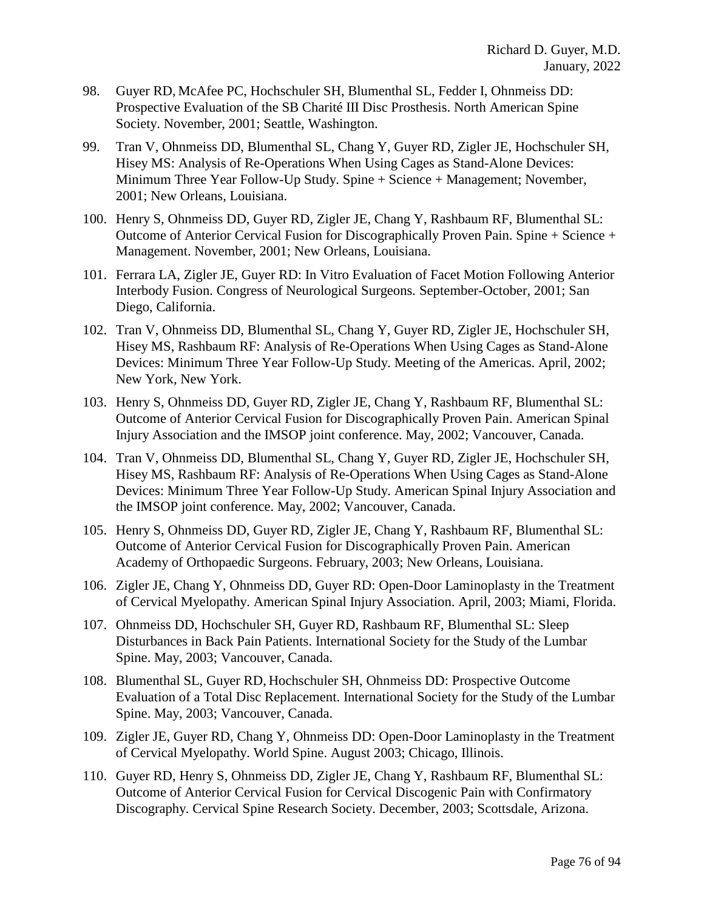98. Guyer RD, McAfee PC, Hochschuler SH, Blumenthal SL, Fedder I, Ohnmeiss DD: Prospective Evaluation of the SB Charité III Disc Prosthesis. North American Spine Society. November, 2001; Seattle, Washington.

99. Tran V, Ohnmeiss DD, Blumenthal SL, Chang Y, Guyer RD, Zigler JE, Hochschuler SH, Hisey MS: Analysis of Re-Operations When Using Cages as Stand-Alone Devices: Minimum Three Year Follow-Up Study. Spine + Science + Management; November, 2001; New Orleans, Louisiana.

100. Henry S, Ohnmeiss DD, Guyer RD, Zigler JE, Chang Y, Rashbaum RF, Blumenthal SL: Outcome of Anterior Cervical Fusion for Discographically Proven Pain. Spine + Science + Management. November, 2001; New Orleans, Louisiana.

101. Ferrara LA, Zigler JE, Guyer RD: In Vitro Evaluation of Facet Motion Following Anterior Interbody Fusion. Congress of Neurological Surgeons. September-October, 2001; San Diego, California.

102. Tran V, Ohnmeiss DD, Blumenthal SL, Chang Y, Guyer RD, Zigler JE, Hochschuler SH, Hisey MS, Rashbaum RF: Analysis of Re-Operations When Using Cages as Stand-Alone Devices: Minimum Three Year Follow-Up Study. Meeting of the Americas. April, 2002; New York, New York.

103. Henry S, Ohnmeiss DD, Guyer RD, Zigler JE, Chang Y, Rashbaum RF, Blumenthal SL: Outcome of Anterior Cervical Fusion for Discographically Proven Pain. American Spinal Injury Association and the IMSOP joint conference. May, 2002; Vancouver, Canada.

104. Tran V, Ohnmeiss DD, Blumenthal SL, Chang Y, Guyer RD, Zigler JE, Hochschuler SH, Hisey MS, Rashbaum RF: Analysis of Re-Operations When Using Cages as Stand-Alone Devices: Minimum Three Year Follow-Up Study. American Spinal Injury Association and the IMSOP joint conference. May, 2002; Vancouver, Canada.

105. Henry S, Ohnmeiss DD, Guyer RD, Zigler JE, Chang Y, Rashbaum RF, Blumenthal SL: Outcome of Anterior Cervical Fusion for Discographically Proven Pain. American Academy of Orthopaedic Surgeons. February, 2003; New Orleans, Louisiana.

106. Zigler JE, Chang Y, Ohnmeiss DD, Guyer RD: Open-Door Laminoplasty in the Treatment of Cervical Myelopathy. American Spinal Injury Association. April, 2003; Miami, Florida.

107. Ohnmeiss DD, Hochschuler SH, Guyer RD, Rashbaum RF, Blumenthal SL: Sleep Disturbances in Back Pain Patients. International Society for the Study of the Lumbar Spine. May, 2003; Vancouver, Canada.

108. Blumenthal SL, Guyer RD, Hochschuler SH, Ohnmeiss DD: Prospective Outcome Evaluation of a Total Disc Replacement. International Society for the Study of the Lumbar Spine. May, 2003; Vancouver, Canada.

109. Zigler JE, Guyer RD, Chang Y, Ohnmeiss DD: Open-Door Laminoplasty in the Treatment of Cervical Myelopathy. World Spine. August 2003; Chicago, Illinois.

110. Guyer RD, Henry S, Ohnmeiss DD, Zigler JE, Chang Y, Rashbaum RF, Blumenthal SL: Outcome of Anterior Cervical Fusion for Cervical Discogenic Pain with Confirmatory Discography. Cervical Spine Research Society. December, 2003; Scottsdale, Arizona.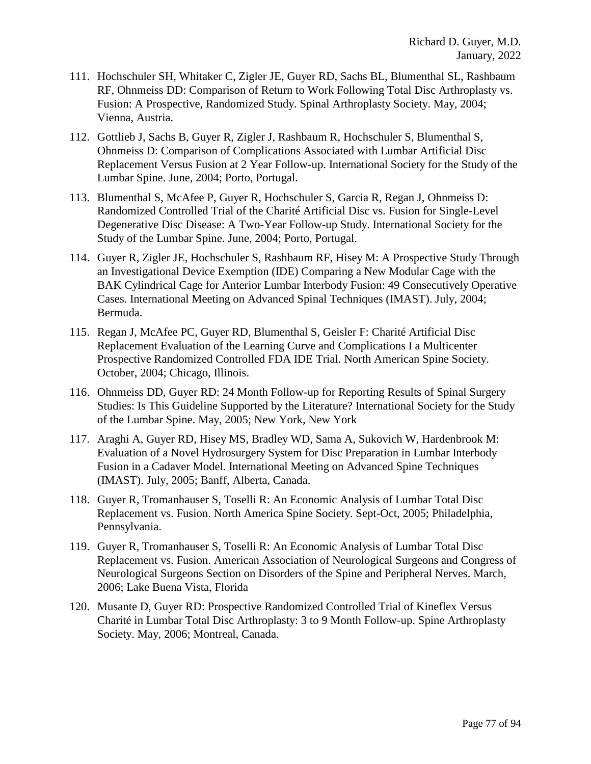111. Hochschuler SH, Whitaker C, Zigler JE, Guyer RD, Sachs BL, Blumenthal SL, Rashbaum RF, Ohnmeiss DD: Comparison of Return to Work Following Total Disc Arthroplasty vs. Fusion: A Prospective, Randomized Study. Spinal Arthroplasty Society. May, 2004; Vienna, Austria.

112. Gottlieb J, Sachs B, Guyer R, Zigler J, Rashbaum R, Hochschuler S, Blumenthal S, Ohnmeiss D: Comparison of Complications Associated with Lumbar Artificial Disc Replacement Versus Fusion at 2 Year Follow-up. International Society for the Study of the Lumbar Spine. June, 2004; Porto, Portugal.

113. Blumenthal S, McAfee P, Guyer R, Hochschuler S, Garcia R, Regan J, Ohnmeiss D: Randomized Controlled Trial of the Charité Artificial Disc vs. Fusion for Single-Level Degenerative Disc Disease: A Two-Year Follow-up Study. International Society for the Study of the Lumbar Spine. June, 2004; Porto, Portugal.

114. Guyer R, Zigler JE, Hochschuler S, Rashbaum RF, Hisey M: A Prospective Study Through an Investigational Device Exemption (IDE) Comparing a New Modular Cage with the BAK Cylindrical Cage for Anterior Lumbar Interbody Fusion: 49 Consecutively Operative Cases. International Meeting on Advanced Spinal Techniques (IMAST). July, 2004; Bermuda.

115. Regan J, McAfee PC, Guyer RD, Blumenthal S, Geisler F: Charité Artificial Disc Replacement Evaluation of the Learning Curve and Complications I a Multicenter Prospective Randomized Controlled FDA IDE Trial. North American Spine Society. October, 2004; Chicago, Illinois.

116. Ohnmeiss DD, Guyer RD: 24 Month Follow-up for Reporting Results of Spinal Surgery Studies: Is This Guideline Supported by the Literature? International Society for the Study of the Lumbar Spine. May, 2005; New York, New York

117. Araghi A, Guyer RD, Hisey MS, Bradley WD, Sama A, Sukovich W, Hardenbrook M: Evaluation of a Novel Hydrosurgery System for Disc Preparation in Lumbar Interbody Fusion in a Cadaver Model. International Meeting on Advanced Spine Techniques (IMAST). July, 2005; Banff, Alberta, Canada.

118. Guyer R, Tromanhauser S, Toselli R: An Economic Analysis of Lumbar Total Disc Replacement vs. Fusion. North America Spine Society. Sept-Oct, 2005; Philadelphia, Pennsylvania.

119. Guyer R, Tromanhauser S, Toselli R: An Economic Analysis of Lumbar Total Disc Replacement vs. Fusion. American Association of Neurological Surgeons and Congress of Neurological Surgeons Section on Disorders of the Spine and Peripheral Nerves. March, 2006; Lake Buena Vista, Florida

120. Musante D, Guyer RD: Prospective Randomized Controlled Trial of Kineflex Versus Charité in Lumbar Total Disc Arthroplasty: 3 to 9 Month Follow-up. Spine Arthroplasty Society. May, 2006; Montreal, Canada.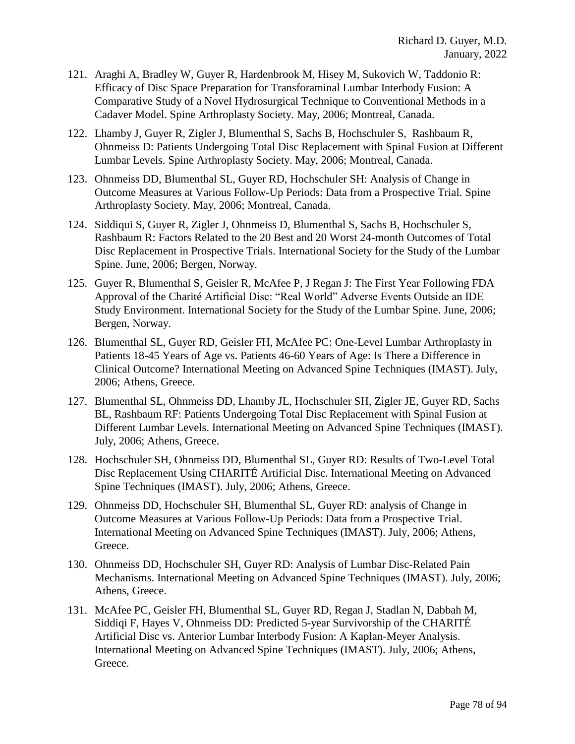121. Araghi A, Bradley W, Guyer R, Hardenbrook M, Hisey M, Sukovich W, Taddonio R: Efficacy of Disc Space Preparation for Transforaminal Lumbar Interbody Fusion: A Comparative Study of a Novel Hydrosurgical Technique to Conventional Methods in a Cadaver Model. Spine Arthroplasty Society. May, 2006; Montreal, Canada.

122. Lhamby J, Guyer R, Zigler J, Blumenthal S, Sachs B, Hochschuler S, Rashbaum R, Ohnmeiss D: Patients Undergoing Total Disc Replacement with Spinal Fusion at Different Lumbar Levels. Spine Arthroplasty Society. May, 2006; Montreal, Canada.

123. Ohnmeiss DD, Blumenthal SL, Guyer RD, Hochschuler SH: Analysis of Change in Outcome Measures at Various Follow-Up Periods: Data from a Prospective Trial. Spine Arthroplasty Society. May, 2006; Montreal, Canada.

124. Siddiqui S, Guyer R, Zigler J, Ohnmeiss D, Blumenthal S, Sachs B, Hochschuler S, Rashbaum R: Factors Related to the 20 Best and 20 Worst 24-month Outcomes of Total Disc Replacement in Prospective Trials. International Society for the Study of the Lumbar Spine. June, 2006; Bergen, Norway.

125. Guyer R, Blumenthal S, Geisler R, McAfee P, J Regan J: The First Year Following FDA Approval of the Charité Artificial Disc: "Real World" Adverse Events Outside an IDE Study Environment. International Society for the Study of the Lumbar Spine. June, 2006; Bergen, Norway.

126. Blumenthal SL, Guyer RD, Geisler FH, McAfee PC: One-Level Lumbar Arthroplasty in Patients 18-45 Years of Age vs. Patients 46-60 Years of Age: Is There a Difference in Clinical Outcome? International Meeting on Advanced Spine Techniques (IMAST). July, 2006; Athens, Greece.

127. Blumenthal SL, Ohnmeiss DD, Lhamby JL, Hochschuler SH, Zigler JE, Guyer RD, Sachs BL, Rashbaum RF: Patients Undergoing Total Disc Replacement with Spinal Fusion at Different Lumbar Levels. International Meeting on Advanced Spine Techniques (IMAST). July, 2006; Athens, Greece.

128. Hochschuler SH, Ohnmeiss DD, Blumenthal SL, Guyer RD: Results of Two-Level Total Disc Replacement Using CHARITÉ Artificial Disc. International Meeting on Advanced Spine Techniques (IMAST). July, 2006; Athens, Greece.

129. Ohnmeiss DD, Hochschuler SH, Blumenthal SL, Guyer RD: analysis of Change in Outcome Measures at Various Follow-Up Periods: Data from a Prospective Trial. International Meeting on Advanced Spine Techniques (IMAST). July, 2006; Athens, Greece.

130. Ohnmeiss DD, Hochschuler SH, Guyer RD: Analysis of Lumbar Disc-Related Pain Mechanisms. International Meeting on Advanced Spine Techniques (IMAST). July, 2006; Athens, Greece.

131. McAfee PC, Geisler FH, Blumenthal SL, Guyer RD, Regan J, Stadlan N, Dabbah M, Siddiqi F, Hayes V, Ohnmeiss DD: Predicted 5-year Survivorship of the CHARITÉ Artificial Disc vs. Anterior Lumbar Interbody Fusion: A Kaplan-Meyer Analysis. International Meeting on Advanced Spine Techniques (IMAST). July, 2006; Athens, Greece.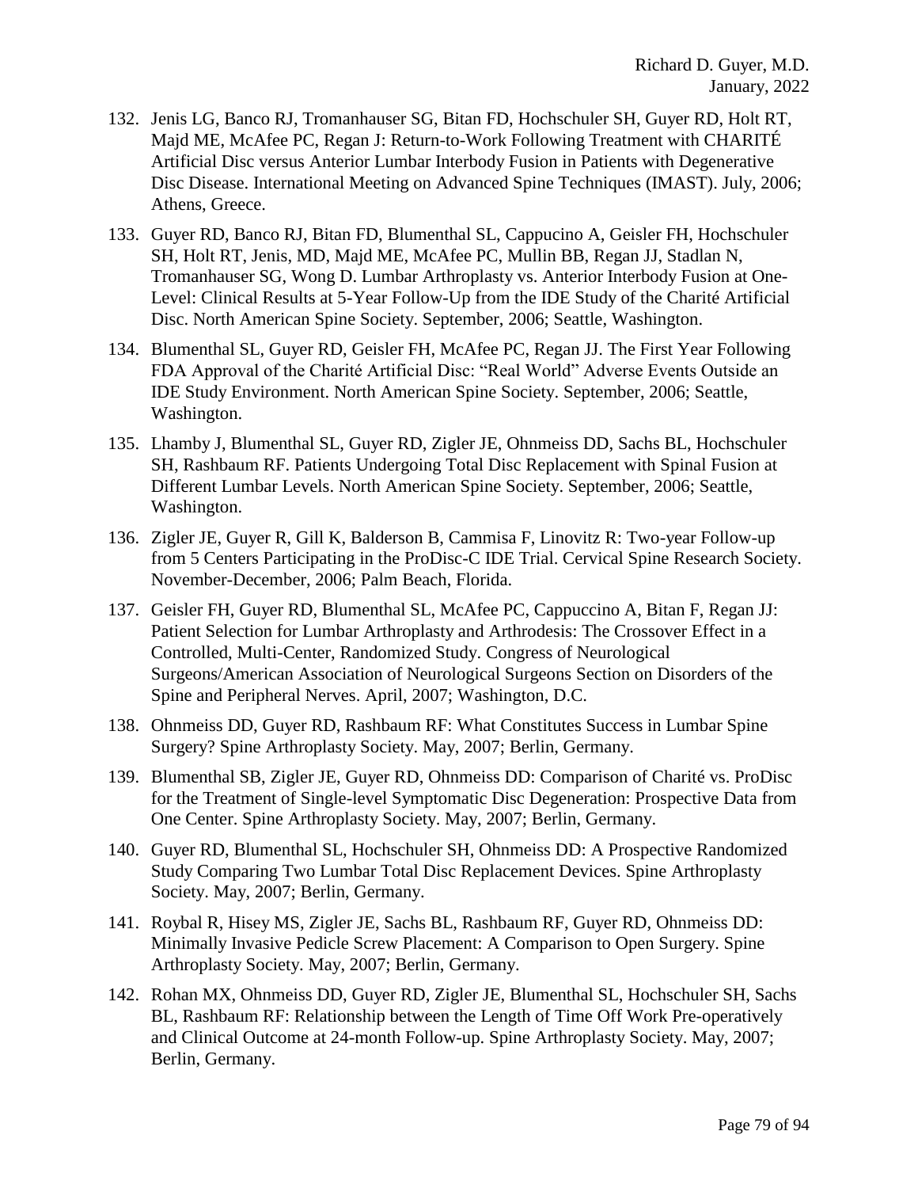132. Jenis LG, Banco RJ, Tromanhauser SG, Bitan FD, Hochschuler SH, Guyer RD, Holt RT, Majd ME, McAfee PC, Regan J: Return-to-Work Following Treatment with CHARITÉ Artificial Disc versus Anterior Lumbar Interbody Fusion in Patients with Degenerative Disc Disease. International Meeting on Advanced Spine Techniques (IMAST). July, 2006; Athens, Greece.

133. Guyer RD, Banco RJ, Bitan FD, Blumenthal SL, Cappucino A, Geisler FH, Hochschuler SH, Holt RT, Jenis, MD, Majd ME, McAfee PC, Mullin BB, Regan JJ, Stadlan N, Tromanhauser SG, Wong D. Lumbar Arthroplasty vs. Anterior Interbody Fusion at One-Level: Clinical Results at 5-Year Follow-Up from the IDE Study of the Charité Artificial Disc. North American Spine Society. September, 2006; Seattle, Washington.

134. Blumenthal SL, Guyer RD, Geisler FH, McAfee PC, Regan JJ. The First Year Following FDA Approval of the Charité Artificial Disc: "Real World" Adverse Events Outside an IDE Study Environment. North American Spine Society. September, 2006; Seattle, Washington.

135. Lhamby J, Blumenthal SL, Guyer RD, Zigler JE, Ohnmeiss DD, Sachs BL, Hochschuler SH, Rashbaum RF. Patients Undergoing Total Disc Replacement with Spinal Fusion at Different Lumbar Levels. North American Spine Society. September, 2006; Seattle, Washington.

136. Zigler JE, Guyer R, Gill K, Balderson B, Cammisa F, Linovitz R: Two-year Follow-up from 5 Centers Participating in the ProDisc-C IDE Trial. Cervical Spine Research Society. November-December, 2006; Palm Beach, Florida.

137. Geisler FH, Guyer RD, Blumenthal SL, McAfee PC, Cappuccino A, Bitan F, Regan JJ: Patient Selection for Lumbar Arthroplasty and Arthrodesis: The Crossover Effect in a Controlled, Multi-Center, Randomized Study. Congress of Neurological Surgeons/American Association of Neurological Surgeons Section on Disorders of the Spine and Peripheral Nerves. April, 2007; Washington, D.C.

138. Ohnmeiss DD, Guyer RD, Rashbaum RF: What Constitutes Success in Lumbar Spine Surgery? Spine Arthroplasty Society. May, 2007; Berlin, Germany.

139. Blumenthal SB, Zigler JE, Guyer RD, Ohnmeiss DD: Comparison of Charité vs. ProDisc for the Treatment of Single-level Symptomatic Disc Degeneration: Prospective Data from One Center. Spine Arthroplasty Society. May, 2007; Berlin, Germany.

140. Guyer RD, Blumenthal SL, Hochschuler SH, Ohnmeiss DD: A Prospective Randomized Study Comparing Two Lumbar Total Disc Replacement Devices. Spine Arthroplasty Society. May, 2007; Berlin, Germany.

141. Roybal R, Hisey MS, Zigler JE, Sachs BL, Rashbaum RF, Guyer RD, Ohnmeiss DD: Minimally Invasive Pedicle Screw Placement: A Comparison to Open Surgery. Spine Arthroplasty Society. May, 2007; Berlin, Germany.

142. Rohan MX, Ohnmeiss DD, Guyer RD, Zigler JE, Blumenthal SL, Hochschuler SH, Sachs BL, Rashbaum RF: Relationship between the Length of Time Off Work Pre-operatively and Clinical Outcome at 24-month Follow-up. Spine Arthroplasty Society. May, 2007; Berlin, Germany.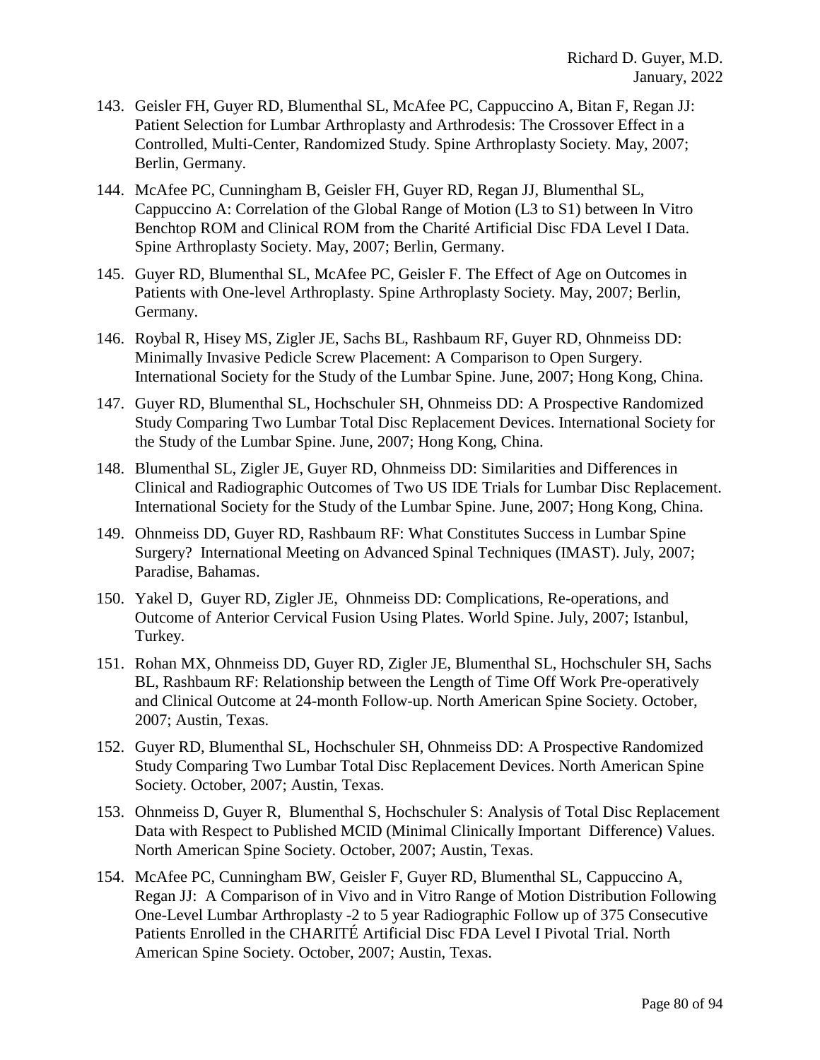143. Geisler FH, Guyer RD, Blumenthal SL, McAfee PC, Cappuccino A, Bitan F, Regan JJ: Patient Selection for Lumbar Arthroplasty and Arthrodesis: The Crossover Effect in a Controlled, Multi-Center, Randomized Study. Spine Arthroplasty Society. May, 2007; Berlin, Germany.

144. McAfee PC, Cunningham B, Geisler FH, Guyer RD, Regan JJ, Blumenthal SL, Cappuccino A: Correlation of the Global Range of Motion (L3 to S1) between In Vitro Benchtop ROM and Clinical ROM from the Charité Artificial Disc FDA Level I Data. Spine Arthroplasty Society. May, 2007; Berlin, Germany.

145. Guyer RD, Blumenthal SL, McAfee PC, Geisler F. The Effect of Age on Outcomes in Patients with One-level Arthroplasty. Spine Arthroplasty Society. May, 2007; Berlin, Germany.

146. Roybal R, Hisey MS, Zigler JE, Sachs BL, Rashbaum RF, Guyer RD, Ohnmeiss DD: Minimally Invasive Pedicle Screw Placement: A Comparison to Open Surgery. International Society for the Study of the Lumbar Spine. June, 2007; Hong Kong, China.

147. Guyer RD, Blumenthal SL, Hochschuler SH, Ohnmeiss DD: A Prospective Randomized Study Comparing Two Lumbar Total Disc Replacement Devices. International Society for the Study of the Lumbar Spine. June, 2007; Hong Kong, China.

148. Blumenthal SL, Zigler JE, Guyer RD, Ohnmeiss DD: Similarities and Differences in Clinical and Radiographic Outcomes of Two US IDE Trials for Lumbar Disc Replacement. International Society for the Study of the Lumbar Spine. June, 2007; Hong Kong, China.

149. Ohnmeiss DD, Guyer RD, Rashbaum RF: What Constitutes Success in Lumbar Spine Surgery? International Meeting on Advanced Spinal Techniques (IMAST). July, 2007; Paradise, Bahamas.

150. Yakel D, Guyer RD, Zigler JE, Ohnmeiss DD: Complications, Re-operations, and Outcome of Anterior Cervical Fusion Using Plates. World Spine. July, 2007; Istanbul, Turkey.

151. Rohan MX, Ohnmeiss DD, Guyer RD, Zigler JE, Blumenthal SL, Hochschuler SH, Sachs BL, Rashbaum RF: Relationship between the Length of Time Off Work Pre-operatively and Clinical Outcome at 24-month Follow-up. North American Spine Society. October, 2007; Austin, Texas.

152. Guyer RD, Blumenthal SL, Hochschuler SH, Ohnmeiss DD: A Prospective Randomized Study Comparing Two Lumbar Total Disc Replacement Devices. North American Spine Society. October, 2007; Austin, Texas.

153. Ohnmeiss D, Guyer R, Blumenthal S, Hochschuler S: Analysis of Total Disc Replacement Data with Respect to Published MCID (Minimal Clinically Important Difference) Values. North American Spine Society. October, 2007; Austin, Texas.

154. McAfee PC, Cunningham BW, Geisler F, Guyer RD, Blumenthal SL, Cappuccino A, Regan JJ: A Comparison of in Vivo and in Vitro Range of Motion Distribution Following One-Level Lumbar Arthroplasty -2 to 5 year Radiographic Follow up of 375 Consecutive Patients Enrolled in the CHARITÉ Artificial Disc FDA Level I Pivotal Trial. North American Spine Society. October, 2007; Austin, Texas.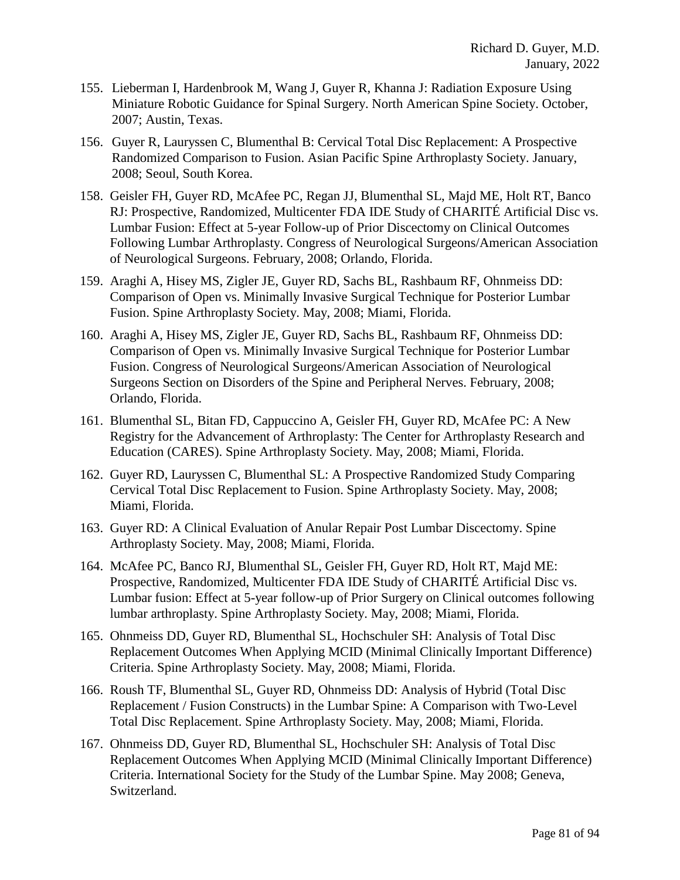155. Lieberman I, Hardenbrook M, Wang J, Guyer R, Khanna J: Radiation Exposure Using Miniature Robotic Guidance for Spinal Surgery. North American Spine Society. October, 2007; Austin, Texas.

156. Guyer R, Lauryssen C, Blumenthal B: Cervical Total Disc Replacement: A Prospective Randomized Comparison to Fusion. Asian Pacific Spine Arthroplasty Society. January, 2008; Seoul, South Korea.

158. Geisler FH, Guyer RD, McAfee PC, Regan JJ, Blumenthal SL, Majd ME, Holt RT, Banco RJ: Prospective, Randomized, Multicenter FDA IDE Study of CHARITÉ Artificial Disc vs. Lumbar Fusion: Effect at 5-year Follow-up of Prior Discectomy on Clinical Outcomes Following Lumbar Arthroplasty. Congress of Neurological Surgeons/American Association of Neurological Surgeons. February, 2008; Orlando, Florida.

159. Araghi A, Hisey MS, Zigler JE, Guyer RD, Sachs BL, Rashbaum RF, Ohnmeiss DD: Comparison of Open vs. Minimally Invasive Surgical Technique for Posterior Lumbar Fusion. Spine Arthroplasty Society. May, 2008; Miami, Florida.

160. Araghi A, Hisey MS, Zigler JE, Guyer RD, Sachs BL, Rashbaum RF, Ohnmeiss DD: Comparison of Open vs. Minimally Invasive Surgical Technique for Posterior Lumbar Fusion. Congress of Neurological Surgeons/American Association of Neurological Surgeons Section on Disorders of the Spine and Peripheral Nerves. February, 2008; Orlando, Florida.

161. Blumenthal SL, Bitan FD, Cappuccino A, Geisler FH, Guyer RD, McAfee PC: A New Registry for the Advancement of Arthroplasty: The Center for Arthroplasty Research and Education (CARES). Spine Arthroplasty Society. May, 2008; Miami, Florida.

162. Guyer RD, Lauryssen C, Blumenthal SL: A Prospective Randomized Study Comparing Cervical Total Disc Replacement to Fusion. Spine Arthroplasty Society. May, 2008; Miami, Florida.

163. Guyer RD: A Clinical Evaluation of Anular Repair Post Lumbar Discectomy. Spine Arthroplasty Society. May, 2008; Miami, Florida.

164. McAfee PC, Banco RJ, Blumenthal SL, Geisler FH, Guyer RD, Holt RT, Majd ME: Prospective, Randomized, Multicenter FDA IDE Study of CHARITÉ Artificial Disc vs. Lumbar fusion: Effect at 5-year follow-up of Prior Surgery on Clinical outcomes following lumbar arthroplasty. Spine Arthroplasty Society. May, 2008; Miami, Florida.

165. Ohnmeiss DD, Guyer RD, Blumenthal SL, Hochschuler SH: Analysis of Total Disc Replacement Outcomes When Applying MCID (Minimal Clinically Important Difference) Criteria. Spine Arthroplasty Society. May, 2008; Miami, Florida.

166. Roush TF, Blumenthal SL, Guyer RD, Ohnmeiss DD: Analysis of Hybrid (Total Disc Replacement / Fusion Constructs) in the Lumbar Spine: A Comparison with Two-Level Total Disc Replacement. Spine Arthroplasty Society. May, 2008; Miami, Florida.

167. Ohnmeiss DD, Guyer RD, Blumenthal SL, Hochschuler SH: Analysis of Total Disc Replacement Outcomes When Applying MCID (Minimal Clinically Important Difference) Criteria. International Society for the Study of the Lumbar Spine. May 2008; Geneva, Switzerland.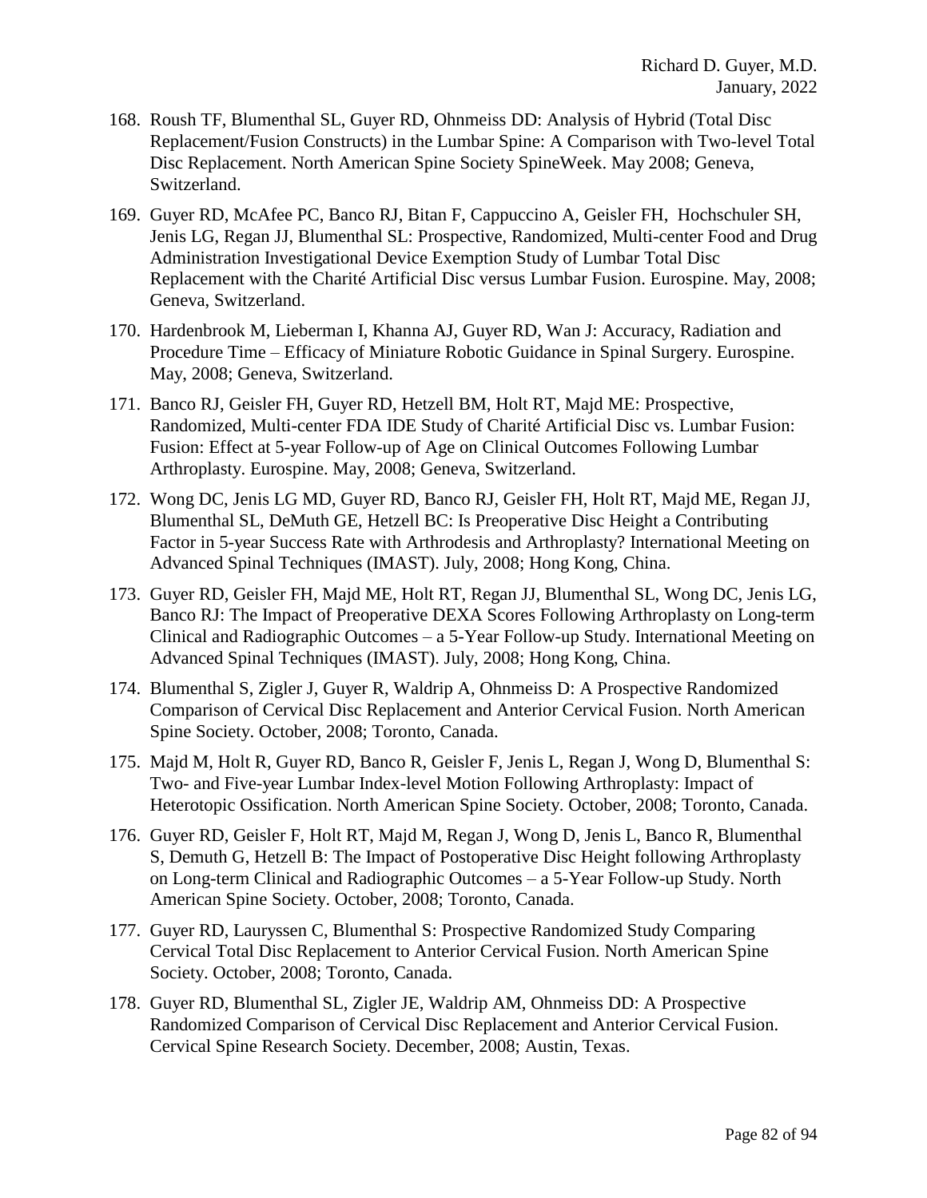168. Roush TF, Blumenthal SL, Guyer RD, Ohnmeiss DD: Analysis of Hybrid (Total Disc Replacement/Fusion Constructs) in the Lumbar Spine: A Comparison with Two-level Total Disc Replacement. North American Spine Society SpineWeek. May 2008; Geneva, Switzerland.

169. Guyer RD, McAfee PC, Banco RJ, Bitan F, Cappuccino A, Geisler FH, Hochschuler SH, Jenis LG, Regan JJ, Blumenthal SL: Prospective, Randomized, Multi-center Food and Drug Administration Investigational Device Exemption Study of Lumbar Total Disc Replacement with the Charité Artificial Disc versus Lumbar Fusion. Eurospine. May, 2008; Geneva, Switzerland.

170. Hardenbrook M, Lieberman I, Khanna AJ, Guyer RD, Wan J: Accuracy, Radiation and Procedure Time – Efficacy of Miniature Robotic Guidance in Spinal Surgery. Eurospine. May, 2008; Geneva, Switzerland.

171. Banco RJ, Geisler FH, Guyer RD, Hetzell BM, Holt RT, Majd ME: Prospective, Randomized, Multi-center FDA IDE Study of Charité Artificial Disc vs. Lumbar Fusion: Fusion: Effect at 5-year Follow-up of Age on Clinical Outcomes Following Lumbar Arthroplasty. Eurospine. May, 2008; Geneva, Switzerland.

172. Wong DC, Jenis LG MD, Guyer RD, Banco RJ, Geisler FH, Holt RT, Majd ME, Regan JJ, Blumenthal SL, DeMuth GE, Hetzell BC: Is Preoperative Disc Height a Contributing Factor in 5-year Success Rate with Arthrodesis and Arthroplasty? International Meeting on Advanced Spinal Techniques (IMAST). July, 2008; Hong Kong, China.

173. Guyer RD, Geisler FH, Majd ME, Holt RT, Regan JJ, Blumenthal SL, Wong DC, Jenis LG, Banco RJ: The Impact of Preoperative DEXA Scores Following Arthroplasty on Long-term Clinical and Radiographic Outcomes – a 5-Year Follow-up Study. International Meeting on Advanced Spinal Techniques (IMAST). July, 2008; Hong Kong, China.

174. Blumenthal S, Zigler J, Guyer R, Waldrip A, Ohnmeiss D: A Prospective Randomized Comparison of Cervical Disc Replacement and Anterior Cervical Fusion. North American Spine Society. October, 2008; Toronto, Canada.

175. Majd M, Holt R, Guyer RD, Banco R, Geisler F, Jenis L, Regan J, Wong D, Blumenthal S: Two- and Five-year Lumbar Index-level Motion Following Arthroplasty: Impact of Heterotopic Ossification. North American Spine Society. October, 2008; Toronto, Canada.

176. Guyer RD, Geisler F, Holt RT, Majd M, Regan J, Wong D, Jenis L, Banco R, Blumenthal S, Demuth G, Hetzell B: The Impact of Postoperative Disc Height following Arthroplasty on Long-term Clinical and Radiographic Outcomes – a 5-Year Follow-up Study. North American Spine Society. October, 2008; Toronto, Canada.

177. Guyer RD, Lauryssen C, Blumenthal S: Prospective Randomized Study Comparing Cervical Total Disc Replacement to Anterior Cervical Fusion. North American Spine Society. October, 2008; Toronto, Canada.

178. Guyer RD, Blumenthal SL, Zigler JE, Waldrip AM, Ohnmeiss DD: A Prospective Randomized Comparison of Cervical Disc Replacement and Anterior Cervical Fusion. Cervical Spine Research Society. December, 2008; Austin, Texas.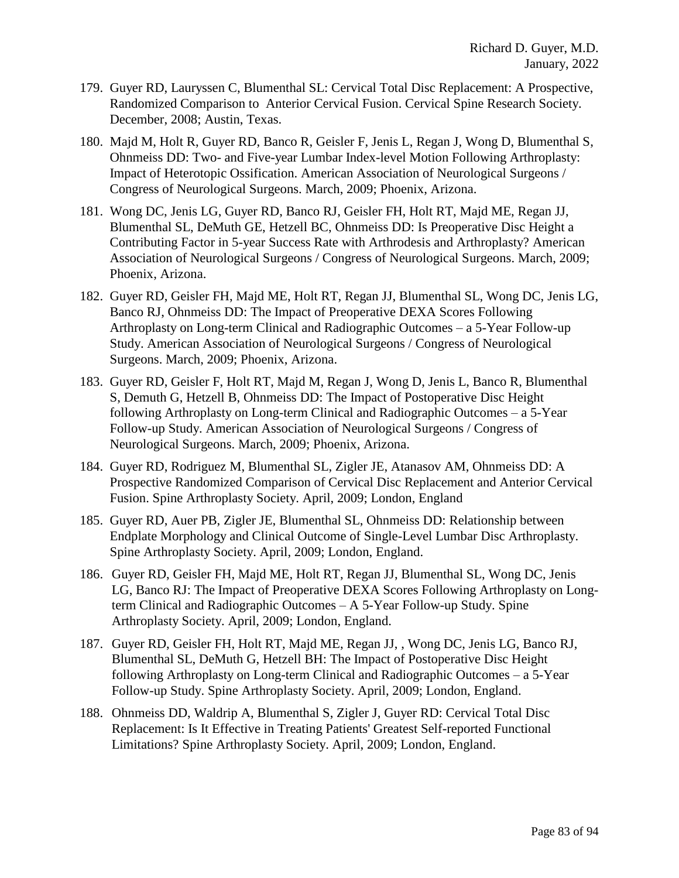179. Guyer RD, Lauryssen C, Blumenthal SL: Cervical Total Disc Replacement: A Prospective, Randomized Comparison to Anterior Cervical Fusion. Cervical Spine Research Society. December, 2008; Austin, Texas.

180. Majd M, Holt R, Guyer RD, Banco R, Geisler F, Jenis L, Regan J, Wong D, Blumenthal S, Ohnmeiss DD: Two- and Five-year Lumbar Index-level Motion Following Arthroplasty: Impact of Heterotopic Ossification. American Association of Neurological Surgeons / Congress of Neurological Surgeons. March, 2009; Phoenix, Arizona.

181. Wong DC, Jenis LG, Guyer RD, Banco RJ, Geisler FH, Holt RT, Majd ME, Regan JJ, Blumenthal SL, DeMuth GE, Hetzell BC, Ohnmeiss DD: Is Preoperative Disc Height a Contributing Factor in 5-year Success Rate with Arthrodesis and Arthroplasty? American Association of Neurological Surgeons / Congress of Neurological Surgeons. March, 2009; Phoenix, Arizona.

182. Guyer RD, Geisler FH, Majd ME, Holt RT, Regan JJ, Blumenthal SL, Wong DC, Jenis LG, Banco RJ, Ohnmeiss DD: The Impact of Preoperative DEXA Scores Following Arthroplasty on Long-term Clinical and Radiographic Outcomes – a 5-Year Follow-up Study. American Association of Neurological Surgeons / Congress of Neurological Surgeons. March, 2009; Phoenix, Arizona.

183. Guyer RD, Geisler F, Holt RT, Majd M, Regan J, Wong D, Jenis L, Banco R, Blumenthal S, Demuth G, Hetzell B, Ohnmeiss DD: The Impact of Postoperative Disc Height following Arthroplasty on Long-term Clinical and Radiographic Outcomes – a 5-Year Follow-up Study. American Association of Neurological Surgeons / Congress of Neurological Surgeons. March, 2009; Phoenix, Arizona.

184. Guyer RD, Rodriguez M, Blumenthal SL, Zigler JE, Atanasov AM, Ohnmeiss DD: A Prospective Randomized Comparison of Cervical Disc Replacement and Anterior Cervical Fusion. Spine Arthroplasty Society. April, 2009; London, England

185. Guyer RD, Auer PB, Zigler JE, Blumenthal SL, Ohnmeiss DD: Relationship between Endplate Morphology and Clinical Outcome of Single-Level Lumbar Disc Arthroplasty. Spine Arthroplasty Society. April, 2009; London, England.

186. Guyer RD, Geisler FH, Majd ME, Holt RT, Regan JJ, Blumenthal SL, Wong DC, Jenis LG, Banco RJ: The Impact of Preoperative DEXA Scores Following Arthroplasty on Long-term Clinical and Radiographic Outcomes – A 5-Year Follow-up Study. Spine Arthroplasty Society. April, 2009; London, England.

187. Guyer RD, Geisler FH, Holt RT, Majd ME, Regan JJ, , Wong DC, Jenis LG, Banco RJ, Blumenthal SL, DeMuth G, Hetzell BH: The Impact of Postoperative Disc Height following Arthroplasty on Long-term Clinical and Radiographic Outcomes – a 5-Year Follow-up Study. Spine Arthroplasty Society. April, 2009; London, England.

188. Ohnmeiss DD, Waldrip A, Blumenthal S, Zigler J, Guyer RD: Cervical Total Disc Replacement: Is It Effective in Treating Patients' Greatest Self-reported Functional Limitations? Spine Arthroplasty Society. April, 2009; London, England.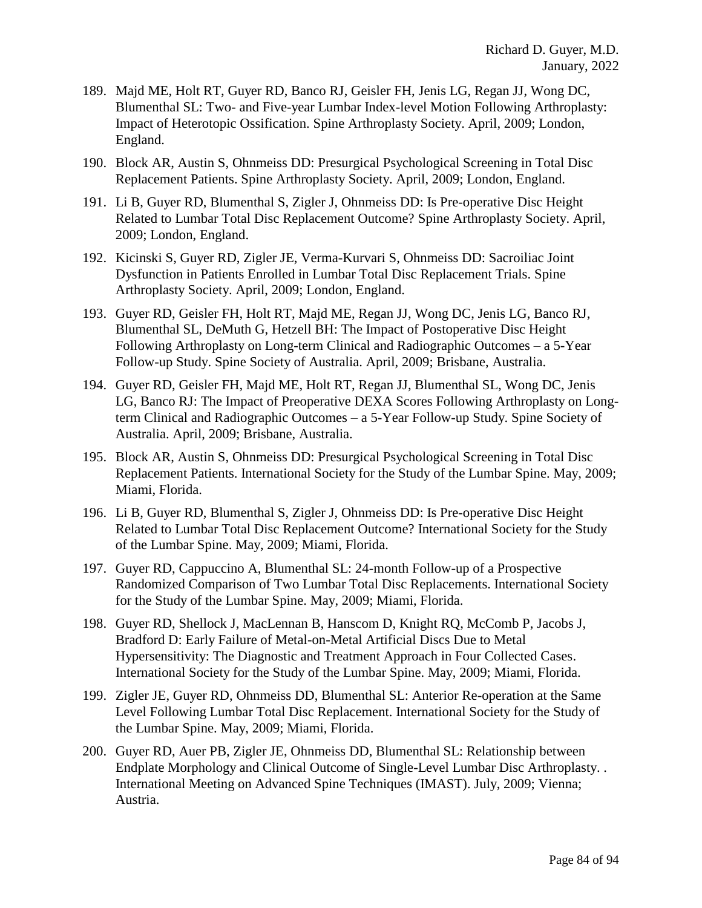189. Majd ME, Holt RT, Guyer RD, Banco RJ, Geisler FH, Jenis LG, Regan JJ, Wong DC, Blumenthal SL: Two- and Five-year Lumbar Index-level Motion Following Arthroplasty: Impact of Heterotopic Ossification. Spine Arthroplasty Society. April, 2009; London, England.

190. Block AR, Austin S, Ohnmeiss DD: Presurgical Psychological Screening in Total Disc Replacement Patients. Spine Arthroplasty Society. April, 2009; London, England.

191. Li B, Guyer RD, Blumenthal S, Zigler J, Ohnmeiss DD: Is Pre-operative Disc Height Related to Lumbar Total Disc Replacement Outcome? Spine Arthroplasty Society. April, 2009; London, England.

192. Kicinski S, Guyer RD, Zigler JE, Verma-Kurvari S, Ohnmeiss DD: Sacroiliac Joint Dysfunction in Patients Enrolled in Lumbar Total Disc Replacement Trials. Spine Arthroplasty Society. April, 2009; London, England.

193. Guyer RD, Geisler FH, Holt RT, Majd ME, Regan JJ, Wong DC, Jenis LG, Banco RJ, Blumenthal SL, DeMuth G, Hetzell BH: The Impact of Postoperative Disc Height Following Arthroplasty on Long-term Clinical and Radiographic Outcomes – a 5-Year Follow-up Study. Spine Society of Australia. April, 2009; Brisbane, Australia.

194. Guyer RD, Geisler FH, Majd ME, Holt RT, Regan JJ, Blumenthal SL, Wong DC, Jenis LG, Banco RJ: The Impact of Preoperative DEXA Scores Following Arthroplasty on Long-term Clinical and Radiographic Outcomes – a 5-Year Follow-up Study. Spine Society of Australia. April, 2009; Brisbane, Australia.

195. Block AR, Austin S, Ohnmeiss DD: Presurgical Psychological Screening in Total Disc Replacement Patients. International Society for the Study of the Lumbar Spine. May, 2009; Miami, Florida.

196. Li B, Guyer RD, Blumenthal S, Zigler J, Ohnmeiss DD: Is Pre-operative Disc Height Related to Lumbar Total Disc Replacement Outcome? International Society for the Study of the Lumbar Spine. May, 2009; Miami, Florida.

197. Guyer RD, Cappuccino A, Blumenthal SL: 24-month Follow-up of a Prospective Randomized Comparison of Two Lumbar Total Disc Replacements. International Society for the Study of the Lumbar Spine. May, 2009; Miami, Florida.

198. Guyer RD, Shellock J, MacLennan B, Hanscom D, Knight RQ, McComb P, Jacobs J, Bradford D: Early Failure of Metal-on-Metal Artificial Discs Due to Metal Hypersensitivity: The Diagnostic and Treatment Approach in Four Collected Cases. International Society for the Study of the Lumbar Spine. May, 2009; Miami, Florida.

199. Zigler JE, Guyer RD, Ohnmeiss DD, Blumenthal SL: Anterior Re-operation at the Same Level Following Lumbar Total Disc Replacement. International Society for the Study of the Lumbar Spine. May, 2009; Miami, Florida.

200. Guyer RD, Auer PB, Zigler JE, Ohnmeiss DD, Blumenthal SL: Relationship between Endplate Morphology and Clinical Outcome of Single-Level Lumbar Disc Arthroplasty. . International Meeting on Advanced Spine Techniques (IMAST). July, 2009; Vienna; Austria.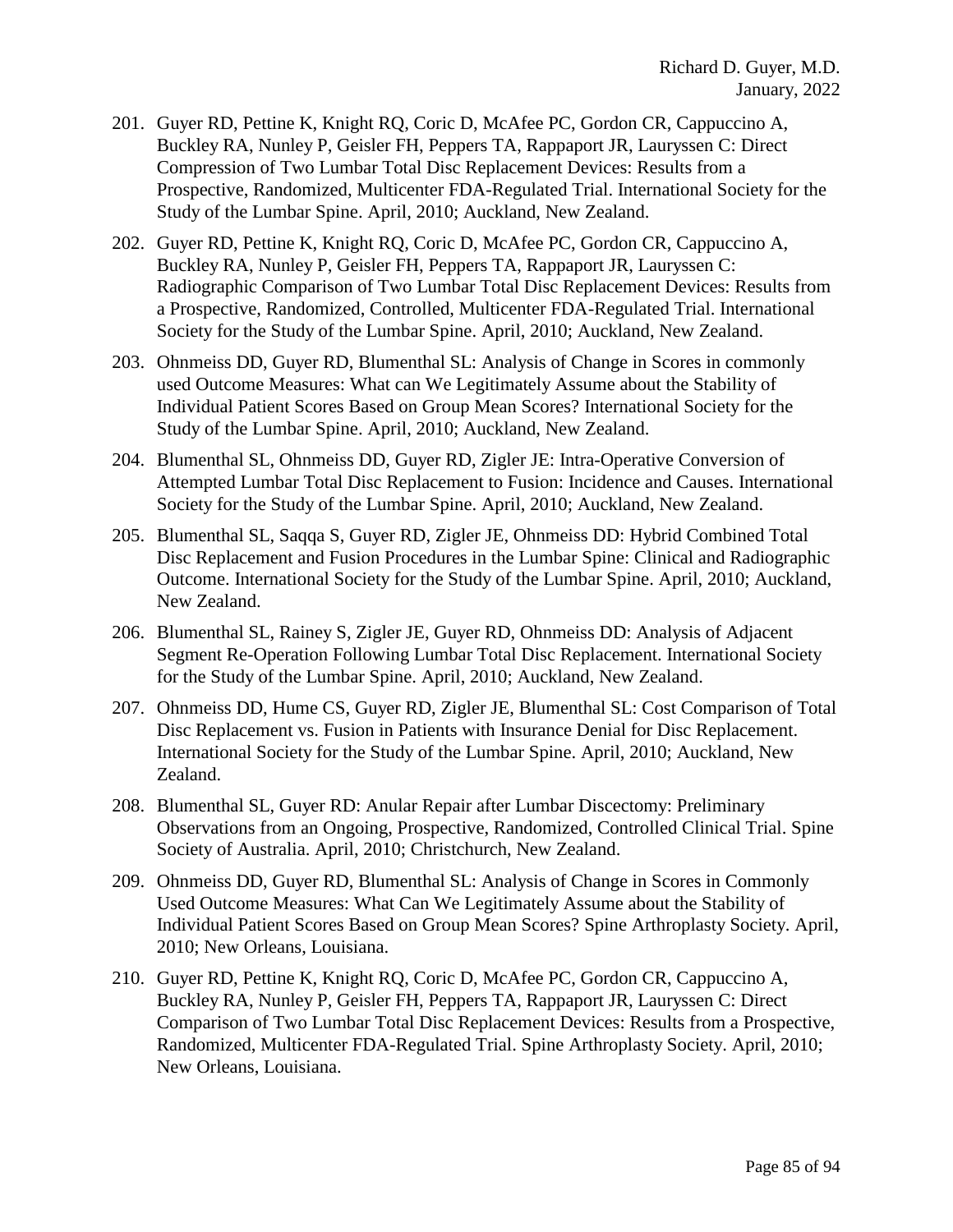201. Guyer RD, Pettine K, Knight RQ, Coric D, McAfee PC, Gordon CR, Cappuccino A, Buckley RA, Nunley P, Geisler FH, Peppers TA, Rappaport JR, Lauryssen C: Direct Compression of Two Lumbar Total Disc Replacement Devices: Results from a Prospective, Randomized, Multicenter FDA-Regulated Trial. International Society for the Study of the Lumbar Spine. April, 2010; Auckland, New Zealand.

202. Guyer RD, Pettine K, Knight RQ, Coric D, McAfee PC, Gordon CR, Cappuccino A, Buckley RA, Nunley P, Geisler FH, Peppers TA, Rappaport JR, Lauryssen C: Radiographic Comparison of Two Lumbar Total Disc Replacement Devices: Results from a Prospective, Randomized, Controlled, Multicenter FDA-Regulated Trial. International Society for the Study of the Lumbar Spine. April, 2010; Auckland, New Zealand.

203. Ohnmeiss DD, Guyer RD, Blumenthal SL: Analysis of Change in Scores in commonly used Outcome Measures: What can We Legitimately Assume about the Stability of Individual Patient Scores Based on Group Mean Scores? International Society for the Study of the Lumbar Spine. April, 2010; Auckland, New Zealand.

204. Blumenthal SL, Ohnmeiss DD, Guyer RD, Zigler JE: Intra-Operative Conversion of Attempted Lumbar Total Disc Replacement to Fusion: Incidence and Causes. International Society for the Study of the Lumbar Spine. April, 2010; Auckland, New Zealand.

205. Blumenthal SL, Saqqa S, Guyer RD, Zigler JE, Ohnmeiss DD: Hybrid Combined Total Disc Replacement and Fusion Procedures in the Lumbar Spine: Clinical and Radiographic Outcome. International Society for the Study of the Lumbar Spine. April, 2010; Auckland, New Zealand.

206. Blumenthal SL, Rainey S, Zigler JE, Guyer RD, Ohnmeiss DD: Analysis of Adjacent Segment Re-Operation Following Lumbar Total Disc Replacement. International Society for the Study of the Lumbar Spine. April, 2010; Auckland, New Zealand.

207. Ohnmeiss DD, Hume CS, Guyer RD, Zigler JE, Blumenthal SL: Cost Comparison of Total Disc Replacement vs. Fusion in Patients with Insurance Denial for Disc Replacement. International Society for the Study of the Lumbar Spine. April, 2010; Auckland, New Zealand.

208. Blumenthal SL, Guyer RD: Anular Repair after Lumbar Discectomy: Preliminary Observations from an Ongoing, Prospective, Randomized, Controlled Clinical Trial. Spine Society of Australia. April, 2010; Christchurch, New Zealand.

209. Ohnmeiss DD, Guyer RD, Blumenthal SL: Analysis of Change in Scores in Commonly Used Outcome Measures: What Can We Legitimately Assume about the Stability of Individual Patient Scores Based on Group Mean Scores? Spine Arthroplasty Society. April, 2010; New Orleans, Louisiana.

210. Guyer RD, Pettine K, Knight RQ, Coric D, McAfee PC, Gordon CR, Cappuccino A, Buckley RA, Nunley P, Geisler FH, Peppers TA, Rappaport JR, Lauryssen C: Direct Comparison of Two Lumbar Total Disc Replacement Devices: Results from a Prospective, Randomized, Multicenter FDA-Regulated Trial. Spine Arthroplasty Society. April, 2010; New Orleans, Louisiana.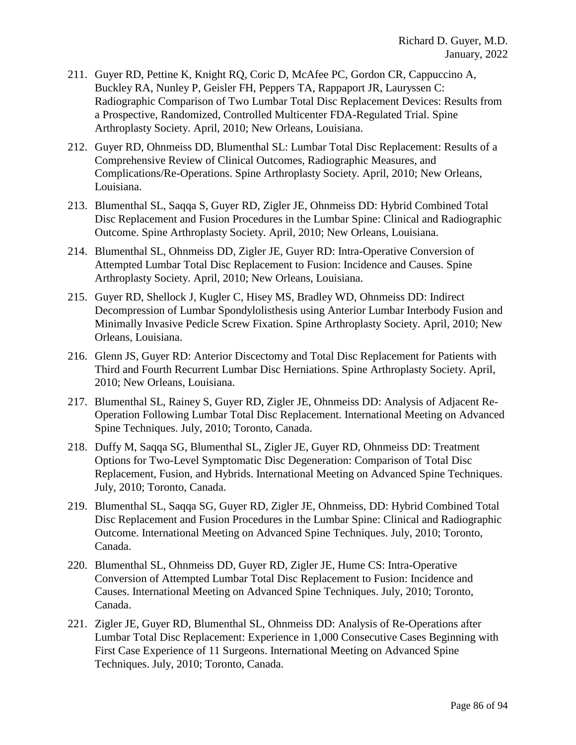211. Guyer RD, Pettine K, Knight RQ, Coric D, McAfee PC, Gordon CR, Cappuccino A, Buckley RA, Nunley P, Geisler FH, Peppers TA, Rappaport JR, Lauryssen C: Radiographic Comparison of Two Lumbar Total Disc Replacement Devices: Results from a Prospective, Randomized, Controlled Multicenter FDA-Regulated Trial. Spine Arthroplasty Society. April, 2010; New Orleans, Louisiana.

212. Guyer RD, Ohnmeiss DD, Blumenthal SL: Lumbar Total Disc Replacement: Results of a Comprehensive Review of Clinical Outcomes, Radiographic Measures, and Complications/Re-Operations. Spine Arthroplasty Society. April, 2010; New Orleans, Louisiana.

213. Blumenthal SL, Saqqa S, Guyer RD, Zigler JE, Ohnmeiss DD: Hybrid Combined Total Disc Replacement and Fusion Procedures in the Lumbar Spine: Clinical and Radiographic Outcome. Spine Arthroplasty Society. April, 2010; New Orleans, Louisiana.

214. Blumenthal SL, Ohnmeiss DD, Zigler JE, Guyer RD: Intra-Operative Conversion of Attempted Lumbar Total Disc Replacement to Fusion: Incidence and Causes. Spine Arthroplasty Society. April, 2010; New Orleans, Louisiana.

215. Guyer RD, Shellock J, Kugler C, Hisey MS, Bradley WD, Ohnmeiss DD: Indirect Decompression of Lumbar Spondylolisthesis using Anterior Lumbar Interbody Fusion and Minimally Invasive Pedicle Screw Fixation. Spine Arthroplasty Society. April, 2010; New Orleans, Louisiana.

216. Glenn JS, Guyer RD: Anterior Discectomy and Total Disc Replacement for Patients with Third and Fourth Recurrent Lumbar Disc Herniations. Spine Arthroplasty Society. April, 2010; New Orleans, Louisiana.

217. Blumenthal SL, Rainey S, Guyer RD, Zigler JE, Ohnmeiss DD: Analysis of Adjacent Re-Operation Following Lumbar Total Disc Replacement. International Meeting on Advanced Spine Techniques. July, 2010; Toronto, Canada.

218. Duffy M, Saqqa SG, Blumenthal SL, Zigler JE, Guyer RD, Ohnmeiss DD: Treatment Options for Two-Level Symptomatic Disc Degeneration: Comparison of Total Disc Replacement, Fusion, and Hybrids. International Meeting on Advanced Spine Techniques. July, 2010; Toronto, Canada.

219. Blumenthal SL, Saqqa SG, Guyer RD, Zigler JE, Ohnmeiss, DD: Hybrid Combined Total Disc Replacement and Fusion Procedures in the Lumbar Spine: Clinical and Radiographic Outcome. International Meeting on Advanced Spine Techniques. July, 2010; Toronto, Canada.

220. Blumenthal SL, Ohnmeiss DD, Guyer RD, Zigler JE, Hume CS: Intra-Operative Conversion of Attempted Lumbar Total Disc Replacement to Fusion: Incidence and Causes. International Meeting on Advanced Spine Techniques. July, 2010; Toronto, Canada.

221. Zigler JE, Guyer RD, Blumenthal SL, Ohnmeiss DD: Analysis of Re-Operations after Lumbar Total Disc Replacement: Experience in 1,000 Consecutive Cases Beginning with First Case Experience of 11 Surgeons. International Meeting on Advanced Spine Techniques. July, 2010; Toronto, Canada.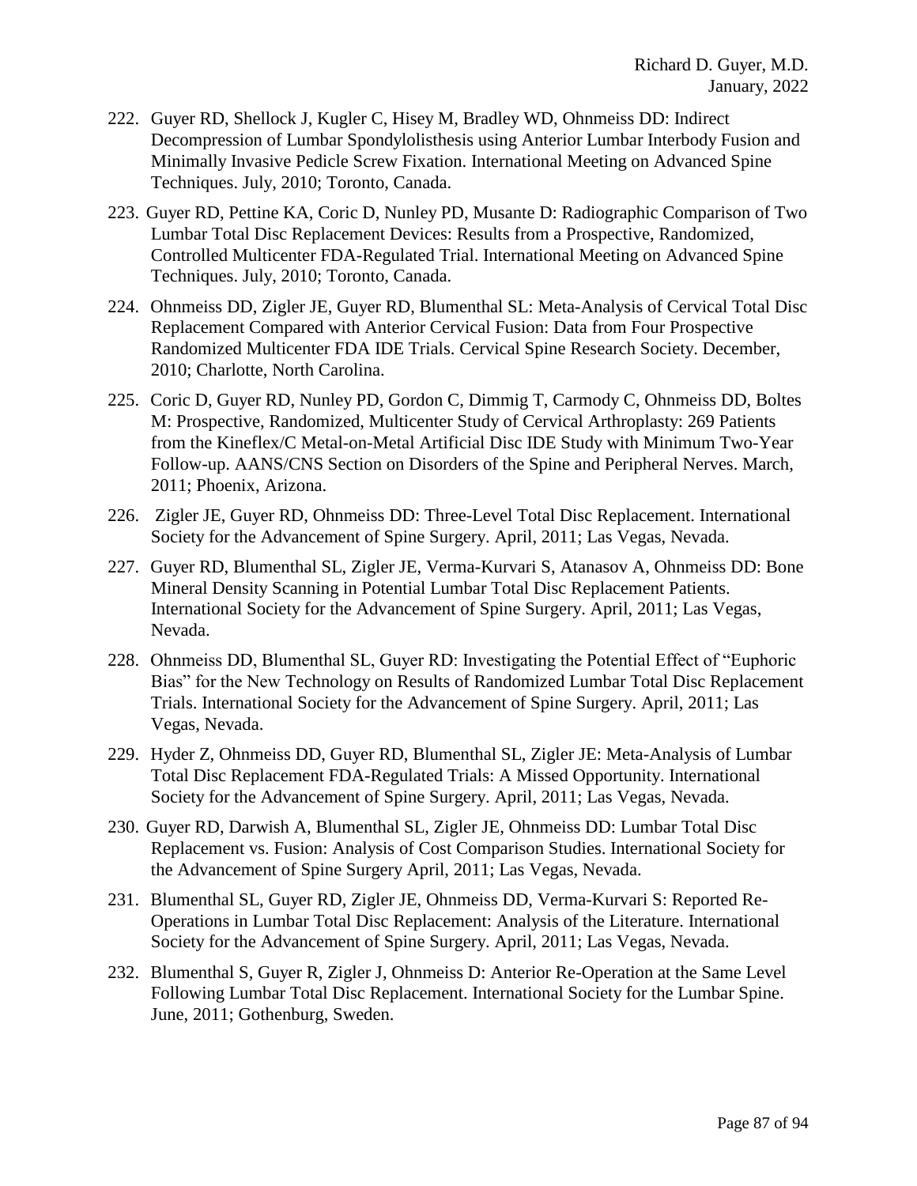222. Guyer RD, Shellock J, Kugler C, Hisey M, Bradley WD, Ohnmeiss DD: Indirect Decompression of Lumbar Spondylolisthesis using Anterior Lumbar Interbody Fusion and Minimally Invasive Pedicle Screw Fixation. International Meeting on Advanced Spine Techniques. July, 2010; Toronto, Canada.

223. Guyer RD, Pettine KA, Coric D, Nunley PD, Musante D: Radiographic Comparison of Two Lumbar Total Disc Replacement Devices: Results from a Prospective, Randomized, Controlled Multicenter FDA-Regulated Trial. International Meeting on Advanced Spine Techniques. July, 2010; Toronto, Canada.

224. Ohnmeiss DD, Zigler JE, Guyer RD, Blumenthal SL: Meta-Analysis of Cervical Total Disc Replacement Compared with Anterior Cervical Fusion: Data from Four Prospective Randomized Multicenter FDA IDE Trials. Cervical Spine Research Society. December, 2010; Charlotte, North Carolina.

225. Coric D, Guyer RD, Nunley PD, Gordon C, Dimmig T, Carmody C, Ohnmeiss DD, Boltes M: Prospective, Randomized, Multicenter Study of Cervical Arthroplasty: 269 Patients from the Kineflex/C Metal-on-Metal Artificial Disc IDE Study with Minimum Two-Year Follow-up. AANS/CNS Section on Disorders of the Spine and Peripheral Nerves. March, 2011; Phoenix, Arizona.

226. Zigler JE, Guyer RD, Ohnmeiss DD: Three-Level Total Disc Replacement. International Society for the Advancement of Spine Surgery. April, 2011; Las Vegas, Nevada.

227. Guyer RD, Blumenthal SL, Zigler JE, Verma-Kurvari S, Atanasov A, Ohnmeiss DD: Bone Mineral Density Scanning in Potential Lumbar Total Disc Replacement Patients. International Society for the Advancement of Spine Surgery. April, 2011; Las Vegas, Nevada.

228. Ohnmeiss DD, Blumenthal SL, Guyer RD: Investigating the Potential Effect of "Euphoric Bias" for the New Technology on Results of Randomized Lumbar Total Disc Replacement Trials. International Society for the Advancement of Spine Surgery. April, 2011; Las Vegas, Nevada.

229. Hyder Z, Ohnmeiss DD, Guyer RD, Blumenthal SL, Zigler JE: Meta-Analysis of Lumbar Total Disc Replacement FDA-Regulated Trials: A Missed Opportunity. International Society for the Advancement of Spine Surgery. April, 2011; Las Vegas, Nevada.

230. Guyer RD, Darwish A, Blumenthal SL, Zigler JE, Ohnmeiss DD: Lumbar Total Disc Replacement vs. Fusion: Analysis of Cost Comparison Studies. International Society for the Advancement of Spine Surgery April, 2011; Las Vegas, Nevada.

231. Blumenthal SL, Guyer RD, Zigler JE, Ohnmeiss DD, Verma-Kurvari S: Reported Re-Operations in Lumbar Total Disc Replacement: Analysis of the Literature. International Society for the Advancement of Spine Surgery. April, 2011; Las Vegas, Nevada.

232. Blumenthal S, Guyer R, Zigler J, Ohnmeiss D: Anterior Re-Operation at the Same Level Following Lumbar Total Disc Replacement. International Society for the Lumbar Spine. June, 2011; Gothenburg, Sweden.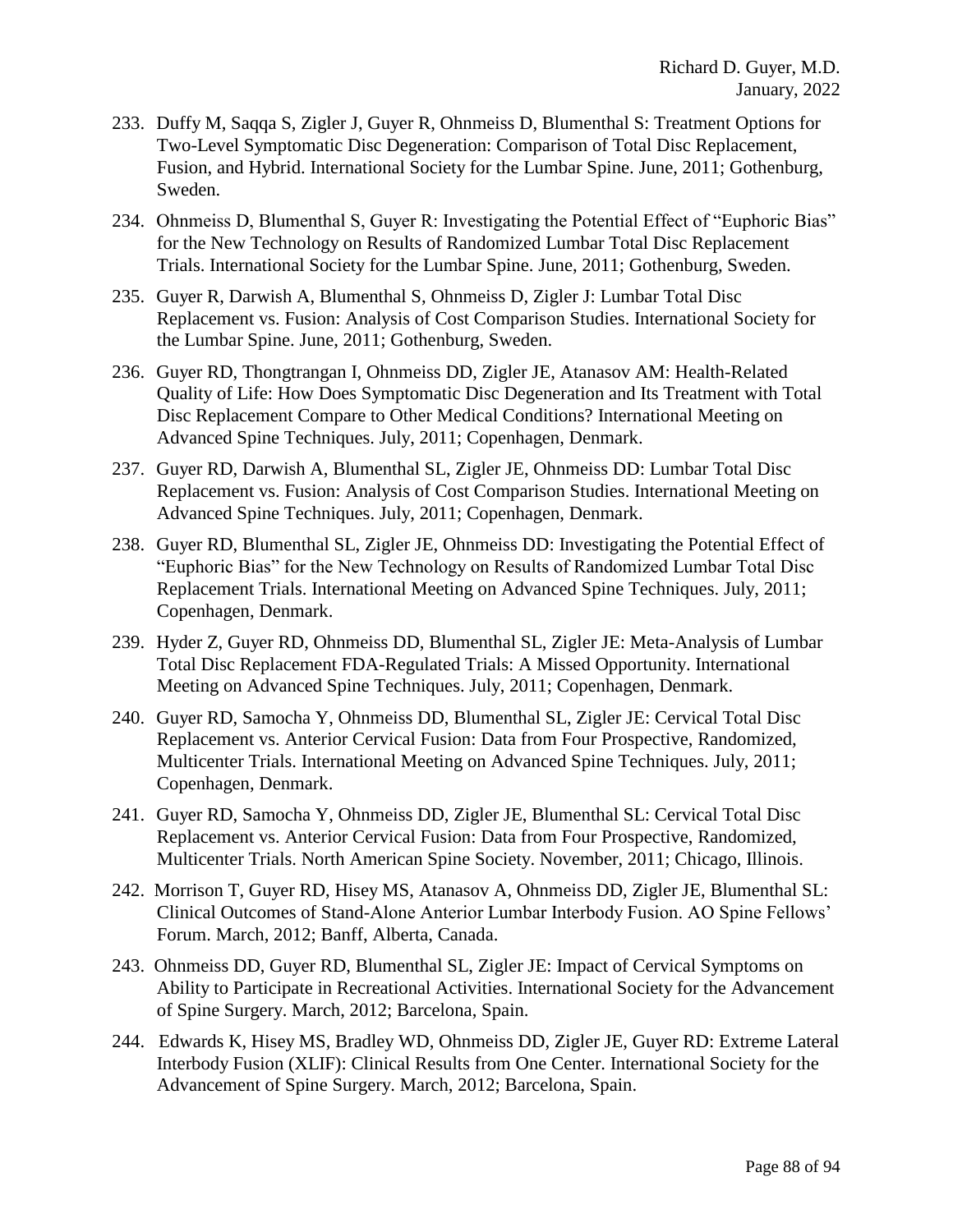233. Duffy M, Saqqa S, Zigler J, Guyer R, Ohnmeiss D, Blumenthal S: Treatment Options for Two-Level Symptomatic Disc Degeneration: Comparison of Total Disc Replacement, Fusion, and Hybrid. International Society for the Lumbar Spine. June, 2011; Gothenburg, Sweden.

234. Ohnmeiss D, Blumenthal S, Guyer R: Investigating the Potential Effect of "Euphoric Bias" for the New Technology on Results of Randomized Lumbar Total Disc Replacement Trials. International Society for the Lumbar Spine. June, 2011; Gothenburg, Sweden.

235. Guyer R, Darwish A, Blumenthal S, Ohnmeiss D, Zigler J: Lumbar Total Disc Replacement vs. Fusion: Analysis of Cost Comparison Studies. International Society for the Lumbar Spine. June, 2011; Gothenburg, Sweden.

236. Guyer RD, Thongtrangan I, Ohnmeiss DD, Zigler JE, Atanasov AM: Health-Related Quality of Life: How Does Symptomatic Disc Degeneration and Its Treatment with Total Disc Replacement Compare to Other Medical Conditions? International Meeting on Advanced Spine Techniques. July, 2011; Copenhagen, Denmark.

237. Guyer RD, Darwish A, Blumenthal SL, Zigler JE, Ohnmeiss DD: Lumbar Total Disc Replacement vs. Fusion: Analysis of Cost Comparison Studies. International Meeting on Advanced Spine Techniques. July, 2011; Copenhagen, Denmark.

238. Guyer RD, Blumenthal SL, Zigler JE, Ohnmeiss DD: Investigating the Potential Effect of "Euphoric Bias" for the New Technology on Results of Randomized Lumbar Total Disc Replacement Trials. International Meeting on Advanced Spine Techniques. July, 2011; Copenhagen, Denmark.

239. Hyder Z, Guyer RD, Ohnmeiss DD, Blumenthal SL, Zigler JE: Meta-Analysis of Lumbar Total Disc Replacement FDA-Regulated Trials: A Missed Opportunity. International Meeting on Advanced Spine Techniques. July, 2011; Copenhagen, Denmark.

240. Guyer RD, Samocha Y, Ohnmeiss DD, Blumenthal SL, Zigler JE: Cervical Total Disc Replacement vs. Anterior Cervical Fusion: Data from Four Prospective, Randomized, Multicenter Trials. International Meeting on Advanced Spine Techniques. July, 2011; Copenhagen, Denmark.

241. Guyer RD, Samocha Y, Ohnmeiss DD, Zigler JE, Blumenthal SL: Cervical Total Disc Replacement vs. Anterior Cervical Fusion: Data from Four Prospective, Randomized, Multicenter Trials. North American Spine Society. November, 2011; Chicago, Illinois.

242. Morrison T, Guyer RD, Hisey MS, Atanasov A, Ohnmeiss DD, Zigler JE, Blumenthal SL: Clinical Outcomes of Stand-Alone Anterior Lumbar Interbody Fusion. AO Spine Fellows' Forum. March, 2012; Banff, Alberta, Canada.

243. Ohnmeiss DD, Guyer RD, Blumenthal SL, Zigler JE: Impact of Cervical Symptoms on Ability to Participate in Recreational Activities. International Society for the Advancement of Spine Surgery. March, 2012; Barcelona, Spain.

244. Edwards K, Hisey MS, Bradley WD, Ohnmeiss DD, Zigler JE, Guyer RD: Extreme Lateral Interbody Fusion (XLIF): Clinical Results from One Center. International Society for the Advancement of Spine Surgery. March, 2012; Barcelona, Spain.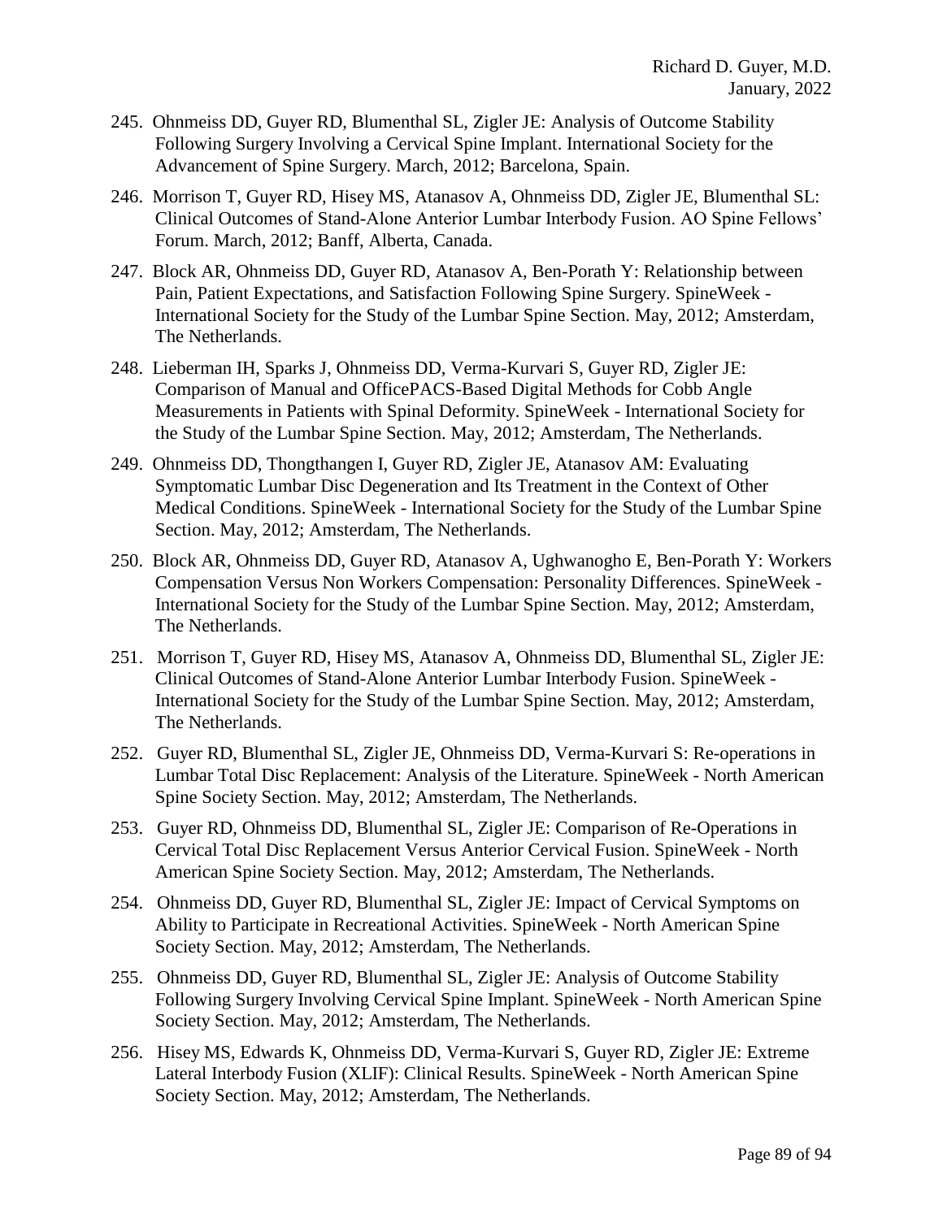245. Ohnmeiss DD, Guyer RD, Blumenthal SL, Zigler JE: Analysis of Outcome Stability Following Surgery Involving a Cervical Spine Implant. International Society for the Advancement of Spine Surgery. March, 2012; Barcelona, Spain.

246. Morrison T, Guyer RD, Hisey MS, Atanasov A, Ohnmeiss DD, Zigler JE, Blumenthal SL: Clinical Outcomes of Stand-Alone Anterior Lumbar Interbody Fusion. AO Spine Fellows' Forum. March, 2012; Banff, Alberta, Canada.

247. Block AR, Ohnmeiss DD, Guyer RD, Atanasov A, Ben-Porath Y: Relationship between Pain, Patient Expectations, and Satisfaction Following Spine Surgery. SpineWeek - International Society for the Study of the Lumbar Spine Section. May, 2012; Amsterdam, The Netherlands.

248. Lieberman IH, Sparks J, Ohnmeiss DD, Verma-Kurvari S, Guyer RD, Zigler JE: Comparison of Manual and OfficePACS-Based Digital Methods for Cobb Angle Measurements in Patients with Spinal Deformity. SpineWeek - International Society for the Study of the Lumbar Spine Section. May, 2012; Amsterdam, The Netherlands.

249. Ohnmeiss DD, Thongthangen I, Guyer RD, Zigler JE, Atanasov AM: Evaluating Symptomatic Lumbar Disc Degeneration and Its Treatment in the Context of Other Medical Conditions. SpineWeek - International Society for the Study of the Lumbar Spine Section. May, 2012; Amsterdam, The Netherlands.

250. Block AR, Ohnmeiss DD, Guyer RD, Atanasov A, Ughwanogho E, Ben-Porath Y: Workers Compensation Versus Non Workers Compensation: Personality Differences. SpineWeek - International Society for the Study of the Lumbar Spine Section. May, 2012; Amsterdam, The Netherlands.

251. Morrison T, Guyer RD, Hisey MS, Atanasov A, Ohnmeiss DD, Blumenthal SL, Zigler JE: Clinical Outcomes of Stand-Alone Anterior Lumbar Interbody Fusion. SpineWeek - International Society for the Study of the Lumbar Spine Section. May, 2012; Amsterdam, The Netherlands.

252. Guyer RD, Blumenthal SL, Zigler JE, Ohnmeiss DD, Verma-Kurvari S: Re-operations in Lumbar Total Disc Replacement: Analysis of the Literature. SpineWeek - North American Spine Society Section. May, 2012; Amsterdam, The Netherlands.

253. Guyer RD, Ohnmeiss DD, Blumenthal SL, Zigler JE: Comparison of Re-Operations in Cervical Total Disc Replacement Versus Anterior Cervical Fusion. SpineWeek - North American Spine Society Section. May, 2012; Amsterdam, The Netherlands.

254. Ohnmeiss DD, Guyer RD, Blumenthal SL, Zigler JE: Impact of Cervical Symptoms on Ability to Participate in Recreational Activities. SpineWeek - North American Spine Society Section. May, 2012; Amsterdam, The Netherlands.

255. Ohnmeiss DD, Guyer RD, Blumenthal SL, Zigler JE: Analysis of Outcome Stability Following Surgery Involving Cervical Spine Implant. SpineWeek - North American Spine Society Section. May, 2012; Amsterdam, The Netherlands.

256. Hisey MS, Edwards K, Ohnmeiss DD, Verma-Kurvari S, Guyer RD, Zigler JE: Extreme Lateral Interbody Fusion (XLIF): Clinical Results. SpineWeek - North American Spine Society Section. May, 2012; Amsterdam, The Netherlands.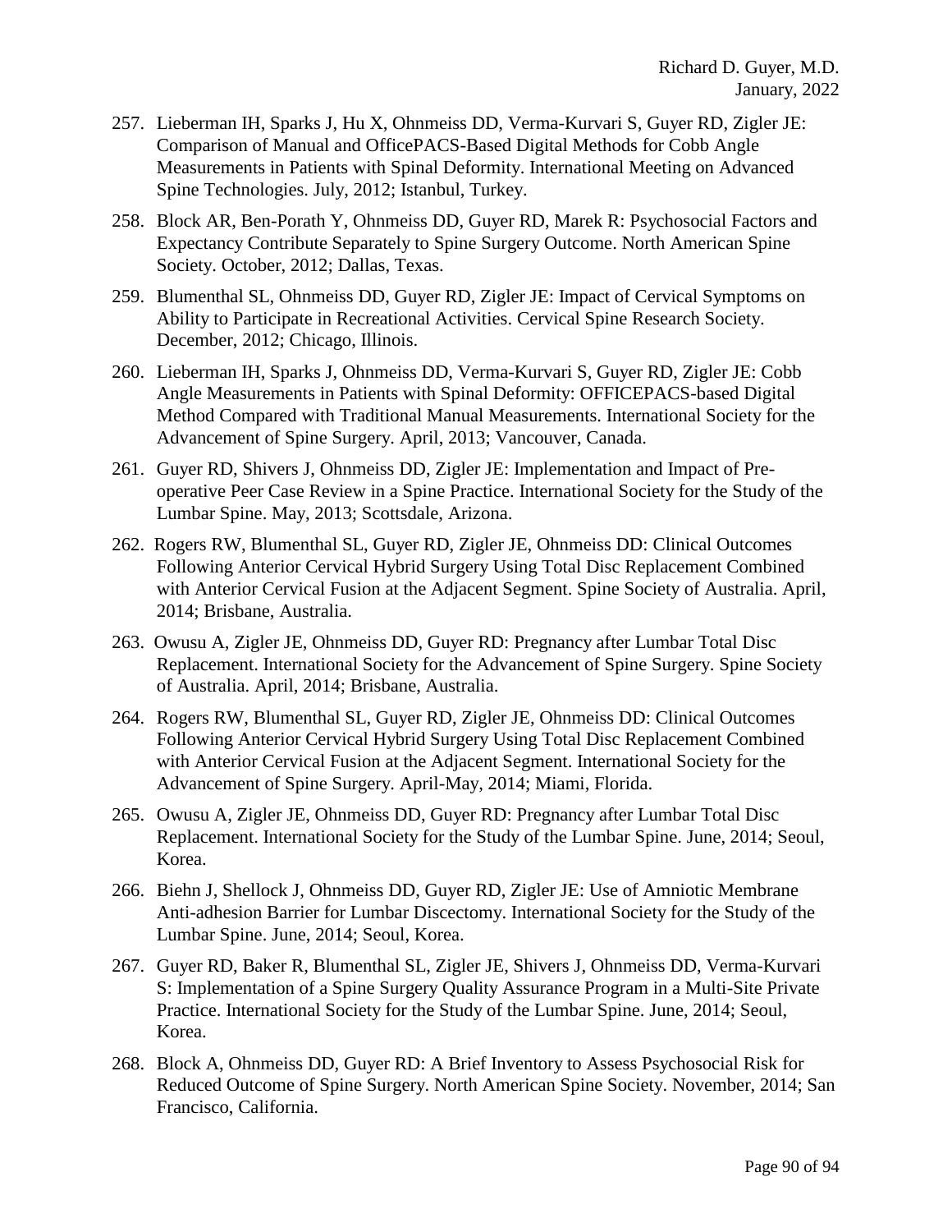257. Lieberman IH, Sparks J, Hu X, Ohnmeiss DD, Verma-Kurvari S, Guyer RD, Zigler JE: Comparison of Manual and OfficePACS-Based Digital Methods for Cobb Angle Measurements in Patients with Spinal Deformity. International Meeting on Advanced Spine Technologies. July, 2012; Istanbul, Turkey.

258. Block AR, Ben-Porath Y, Ohnmeiss DD, Guyer RD, Marek R: Psychosocial Factors and Expectancy Contribute Separately to Spine Surgery Outcome. North American Spine Society. October, 2012; Dallas, Texas.

259. Blumenthal SL, Ohnmeiss DD, Guyer RD, Zigler JE: Impact of Cervical Symptoms on Ability to Participate in Recreational Activities. Cervical Spine Research Society. December, 2012; Chicago, Illinois.

260. Lieberman IH, Sparks J, Ohnmeiss DD, Verma-Kurvari S, Guyer RD, Zigler JE: Cobb Angle Measurements in Patients with Spinal Deformity: OFFICEPACS-based Digital Method Compared with Traditional Manual Measurements. International Society for the Advancement of Spine Surgery. April, 2013; Vancouver, Canada.

261. Guyer RD, Shivers J, Ohnmeiss DD, Zigler JE: Implementation and Impact of Pre-operative Peer Case Review in a Spine Practice. International Society for the Study of the Lumbar Spine. May, 2013; Scottsdale, Arizona.

262. Rogers RW, Blumenthal SL, Guyer RD, Zigler JE, Ohnmeiss DD: Clinical Outcomes Following Anterior Cervical Hybrid Surgery Using Total Disc Replacement Combined with Anterior Cervical Fusion at the Adjacent Segment. Spine Society of Australia. April, 2014; Brisbane, Australia.

263. Owusu A, Zigler JE, Ohnmeiss DD, Guyer RD: Pregnancy after Lumbar Total Disc Replacement. International Society for the Advancement of Spine Surgery. Spine Society of Australia. April, 2014; Brisbane, Australia.

264. Rogers RW, Blumenthal SL, Guyer RD, Zigler JE, Ohnmeiss DD: Clinical Outcomes Following Anterior Cervical Hybrid Surgery Using Total Disc Replacement Combined with Anterior Cervical Fusion at the Adjacent Segment. International Society for the Advancement of Spine Surgery. April-May, 2014; Miami, Florida.

265. Owusu A, Zigler JE, Ohnmeiss DD, Guyer RD: Pregnancy after Lumbar Total Disc Replacement. International Society for the Study of the Lumbar Spine. June, 2014; Seoul, Korea.

266. Biehn J, Shellock J, Ohnmeiss DD, Guyer RD, Zigler JE: Use of Amniotic Membrane Anti-adhesion Barrier for Lumbar Discectomy. International Society for the Study of the Lumbar Spine. June, 2014; Seoul, Korea.

267. Guyer RD, Baker R, Blumenthal SL, Zigler JE, Shivers J, Ohnmeiss DD, Verma-Kurvari S: Implementation of a Spine Surgery Quality Assurance Program in a Multi-Site Private Practice. International Society for the Study of the Lumbar Spine. June, 2014; Seoul, Korea.

268. Block A, Ohnmeiss DD, Guyer RD: A Brief Inventory to Assess Psychosocial Risk for Reduced Outcome of Spine Surgery. North American Spine Society. November, 2014; San Francisco, California.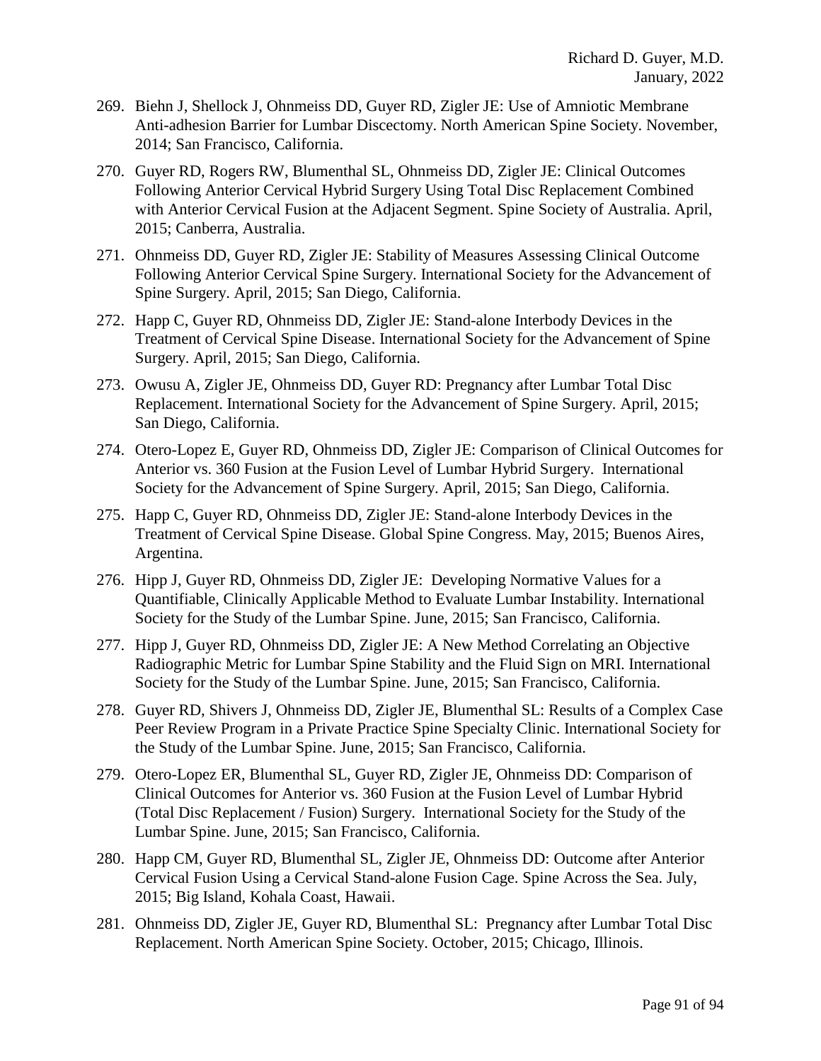269. Biehn J, Shellock J, Ohnmeiss DD, Guyer RD, Zigler JE: Use of Amniotic Membrane Anti-adhesion Barrier for Lumbar Discectomy. North American Spine Society. November, 2014; San Francisco, California.

270. Guyer RD, Rogers RW, Blumenthal SL, Ohnmeiss DD, Zigler JE: Clinical Outcomes Following Anterior Cervical Hybrid Surgery Using Total Disc Replacement Combined with Anterior Cervical Fusion at the Adjacent Segment. Spine Society of Australia. April, 2015; Canberra, Australia.

271. Ohnmeiss DD, Guyer RD, Zigler JE: Stability of Measures Assessing Clinical Outcome Following Anterior Cervical Spine Surgery. International Society for the Advancement of Spine Surgery. April, 2015; San Diego, California.

272. Happ C, Guyer RD, Ohnmeiss DD, Zigler JE: Stand-alone Interbody Devices in the Treatment of Cervical Spine Disease. International Society for the Advancement of Spine Surgery. April, 2015; San Diego, California.

273. Owusu A, Zigler JE, Ohnmeiss DD, Guyer RD: Pregnancy after Lumbar Total Disc Replacement. International Society for the Advancement of Spine Surgery. April, 2015; San Diego, California.

274. Otero-Lopez E, Guyer RD, Ohnmeiss DD, Zigler JE: Comparison of Clinical Outcomes for Anterior vs. 360 Fusion at the Fusion Level of Lumbar Hybrid Surgery. International Society for the Advancement of Spine Surgery. April, 2015; San Diego, California.

275. Happ C, Guyer RD, Ohnmeiss DD, Zigler JE: Stand-alone Interbody Devices in the Treatment of Cervical Spine Disease. Global Spine Congress. May, 2015; Buenos Aires, Argentina.

276. Hipp J, Guyer RD, Ohnmeiss DD, Zigler JE: Developing Normative Values for a Quantifiable, Clinically Applicable Method to Evaluate Lumbar Instability. International Society for the Study of the Lumbar Spine. June, 2015; San Francisco, California.

277. Hipp J, Guyer RD, Ohnmeiss DD, Zigler JE: A New Method Correlating an Objective Radiographic Metric for Lumbar Spine Stability and the Fluid Sign on MRI. International Society for the Study of the Lumbar Spine. June, 2015; San Francisco, California.

278. Guyer RD, Shivers J, Ohnmeiss DD, Zigler JE, Blumenthal SL: Results of a Complex Case Peer Review Program in a Private Practice Spine Specialty Clinic. International Society for the Study of the Lumbar Spine. June, 2015; San Francisco, California.

279. Otero-Lopez ER, Blumenthal SL, Guyer RD, Zigler JE, Ohnmeiss DD: Comparison of Clinical Outcomes for Anterior vs. 360 Fusion at the Fusion Level of Lumbar Hybrid (Total Disc Replacement / Fusion) Surgery. International Society for the Study of the Lumbar Spine. June, 2015; San Francisco, California.

280. Happ CM, Guyer RD, Blumenthal SL, Zigler JE, Ohnmeiss DD: Outcome after Anterior Cervical Fusion Using a Cervical Stand-alone Fusion Cage. Spine Across the Sea. July, 2015; Big Island, Kohala Coast, Hawaii.

281. Ohnmeiss DD, Zigler JE, Guyer RD, Blumenthal SL: Pregnancy after Lumbar Total Disc Replacement. North American Spine Society. October, 2015; Chicago, Illinois.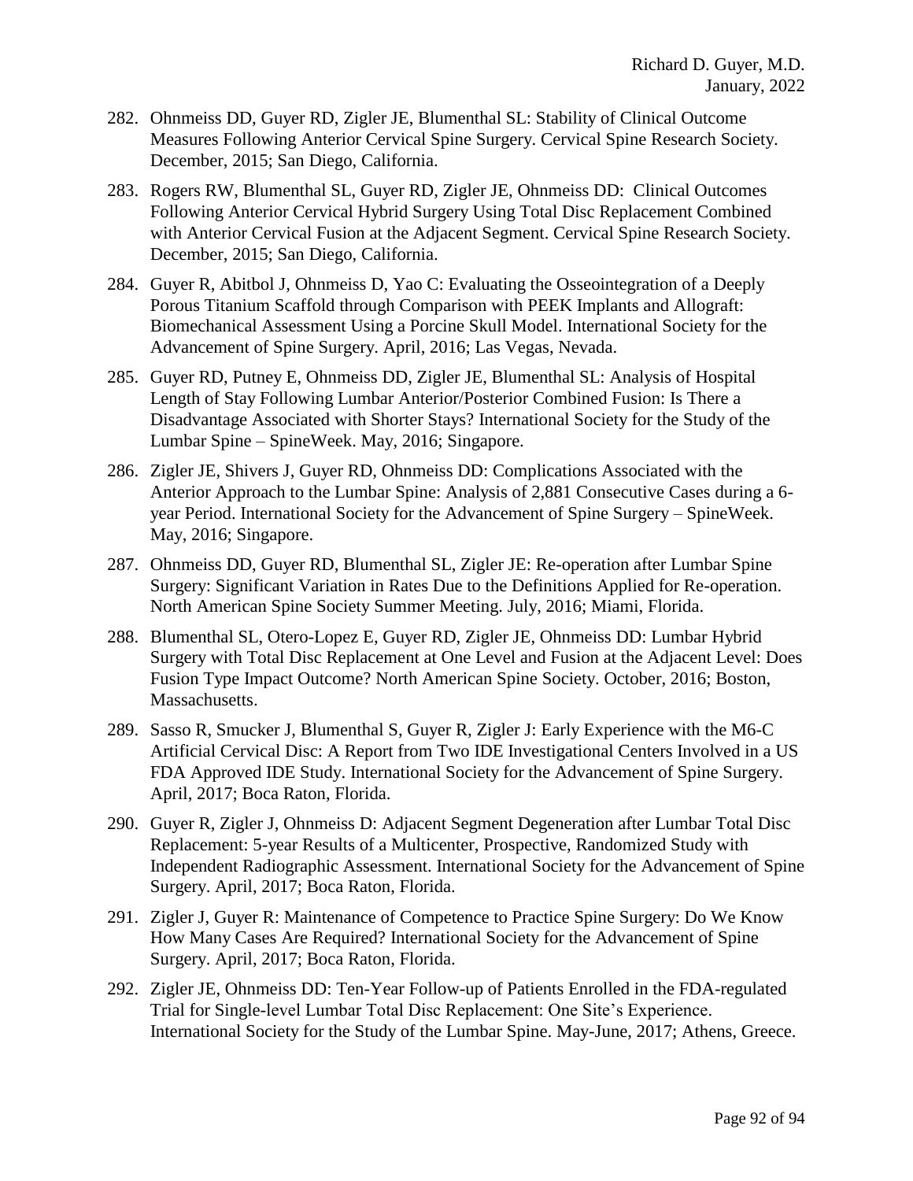282. Ohnmeiss DD, Guyer RD, Zigler JE, Blumenthal SL: Stability of Clinical Outcome Measures Following Anterior Cervical Spine Surgery. Cervical Spine Research Society. December, 2015; San Diego, California.

283. Rogers RW, Blumenthal SL, Guyer RD, Zigler JE, Ohnmeiss DD: Clinical Outcomes Following Anterior Cervical Hybrid Surgery Using Total Disc Replacement Combined with Anterior Cervical Fusion at the Adjacent Segment. Cervical Spine Research Society. December, 2015; San Diego, California.

284. Guyer R, Abitbol J, Ohnmeiss D, Yao C: Evaluating the Osseointegration of a Deeply Porous Titanium Scaffold through Comparison with PEEK Implants and Allograft: Biomechanical Assessment Using a Porcine Skull Model. International Society for the Advancement of Spine Surgery. April, 2016; Las Vegas, Nevada.

285. Guyer RD, Putney E, Ohnmeiss DD, Zigler JE, Blumenthal SL: Analysis of Hospital Length of Stay Following Lumbar Anterior/Posterior Combined Fusion: Is There a Disadvantage Associated with Shorter Stays? International Society for the Study of the Lumbar Spine – SpineWeek. May, 2016; Singapore.

286. Zigler JE, Shivers J, Guyer RD, Ohnmeiss DD: Complications Associated with the Anterior Approach to the Lumbar Spine: Analysis of 2,881 Consecutive Cases during a 6-year Period. International Society for the Advancement of Spine Surgery – SpineWeek. May, 2016; Singapore.

287. Ohnmeiss DD, Guyer RD, Blumenthal SL, Zigler JE: Re-operation after Lumbar Spine Surgery: Significant Variation in Rates Due to the Definitions Applied for Re-operation. North American Spine Society Summer Meeting. July, 2016; Miami, Florida.

288. Blumenthal SL, Otero-Lopez E, Guyer RD, Zigler JE, Ohnmeiss DD: Lumbar Hybrid Surgery with Total Disc Replacement at One Level and Fusion at the Adjacent Level: Does Fusion Type Impact Outcome? North American Spine Society. October, 2016; Boston, Massachusetts.

289. Sasso R, Smucker J, Blumenthal S, Guyer R, Zigler J: Early Experience with the M6-C Artificial Cervical Disc: A Report from Two IDE Investigational Centers Involved in a US FDA Approved IDE Study. International Society for the Advancement of Spine Surgery. April, 2017; Boca Raton, Florida.

290. Guyer R, Zigler J, Ohnmeiss D: Adjacent Segment Degeneration after Lumbar Total Disc Replacement: 5-year Results of a Multicenter, Prospective, Randomized Study with Independent Radiographic Assessment. International Society for the Advancement of Spine Surgery. April, 2017; Boca Raton, Florida.

291. Zigler J, Guyer R: Maintenance of Competence to Practice Spine Surgery: Do We Know How Many Cases Are Required? International Society for the Advancement of Spine Surgery. April, 2017; Boca Raton, Florida.

292. Zigler JE, Ohnmeiss DD: Ten-Year Follow-up of Patients Enrolled in the FDA-regulated Trial for Single-level Lumbar Total Disc Replacement: One Site's Experience. International Society for the Study of the Lumbar Spine. May-June, 2017; Athens, Greece.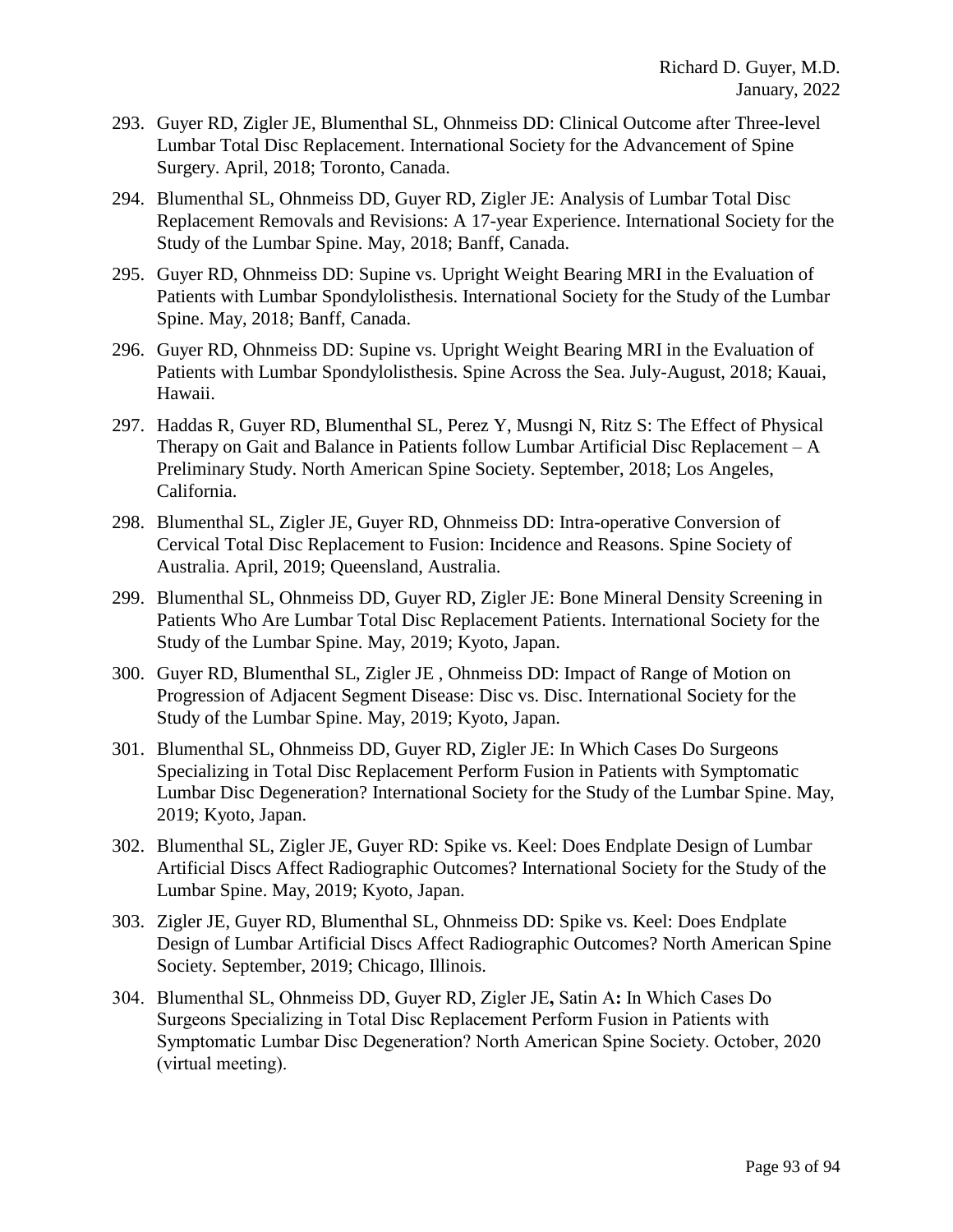293. Guyer RD, Zigler JE, Blumenthal SL, Ohnmeiss DD: Clinical Outcome after Three-level Lumbar Total Disc Replacement. International Society for the Advancement of Spine Surgery. April, 2018; Toronto, Canada.

294. Blumenthal SL, Ohnmeiss DD, Guyer RD, Zigler JE: Analysis of Lumbar Total Disc Replacement Removals and Revisions: A 17-year Experience. International Society for the Study of the Lumbar Spine. May, 2018; Banff, Canada.

295. Guyer RD, Ohnmeiss DD: Supine vs. Upright Weight Bearing MRI in the Evaluation of Patients with Lumbar Spondylolisthesis. International Society for the Study of the Lumbar Spine. May, 2018; Banff, Canada.

296. Guyer RD, Ohnmeiss DD: Supine vs. Upright Weight Bearing MRI in the Evaluation of Patients with Lumbar Spondylolisthesis. Spine Across the Sea. July-August, 2018; Kauai, Hawaii.

297. Haddas R, Guyer RD, Blumenthal SL, Perez Y, Musngi N, Ritz S: The Effect of Physical Therapy on Gait and Balance in Patients follow Lumbar Artificial Disc Replacement – A Preliminary Study. North American Spine Society. September, 2018; Los Angeles, California.

298. Blumenthal SL, Zigler JE, Guyer RD, Ohnmeiss DD: Intra-operative Conversion of Cervical Total Disc Replacement to Fusion: Incidence and Reasons. Spine Society of Australia. April, 2019; Queensland, Australia.

299. Blumenthal SL, Ohnmeiss DD, Guyer RD, Zigler JE: Bone Mineral Density Screening in Patients Who Are Lumbar Total Disc Replacement Patients. International Society for the Study of the Lumbar Spine. May, 2019; Kyoto, Japan.

300. Guyer RD, Blumenthal SL, Zigler JE , Ohnmeiss DD: Impact of Range of Motion on Progression of Adjacent Segment Disease: Disc vs. Disc. International Society for the Study of the Lumbar Spine. May, 2019; Kyoto, Japan.

301. Blumenthal SL, Ohnmeiss DD, Guyer RD, Zigler JE: In Which Cases Do Surgeons Specializing in Total Disc Replacement Perform Fusion in Patients with Symptomatic Lumbar Disc Degeneration? International Society for the Study of the Lumbar Spine. May, 2019; Kyoto, Japan.

302. Blumenthal SL, Zigler JE, Guyer RD: Spike vs. Keel: Does Endplate Design of Lumbar Artificial Discs Affect Radiographic Outcomes? International Society for the Study of the Lumbar Spine. May, 2019; Kyoto, Japan.

303. Zigler JE, Guyer RD, Blumenthal SL, Ohnmeiss DD: Spike vs. Keel: Does Endplate Design of Lumbar Artificial Discs Affect Radiographic Outcomes? North American Spine Society. September, 2019; Chicago, Illinois.

304. Blumenthal SL, Ohnmeiss DD, Guyer RD, Zigler JE**,** Satin A**:** In Which Cases Do Surgeons Specializing in Total Disc Replacement Perform Fusion in Patients with Symptomatic Lumbar Disc Degeneration? North American Spine Society. October, 2020 (virtual meeting).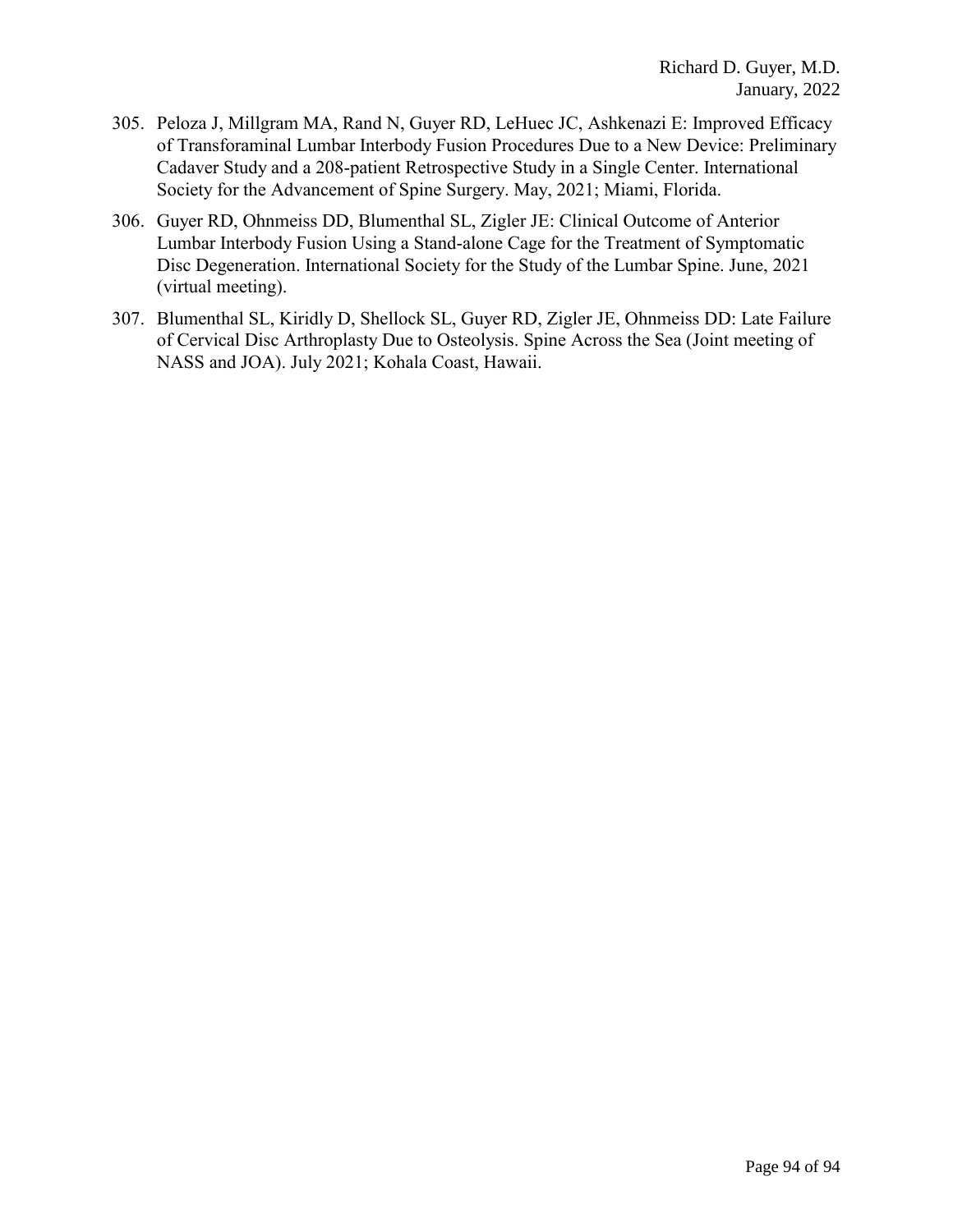305. Peloza J, Millgram MA, Rand N, Guyer RD, LeHuec JC, Ashkenazi E: Improved Efficacy of Transforaminal Lumbar Interbody Fusion Procedures Due to a New Device: Preliminary Cadaver Study and a 208-patient Retrospective Study in a Single Center. International Society for the Advancement of Spine Surgery. May, 2021; Miami, Florida.

306. Guyer RD, Ohnmeiss DD, Blumenthal SL, Zigler JE: Clinical Outcome of Anterior Lumbar Interbody Fusion Using a Stand-alone Cage for the Treatment of Symptomatic Disc Degeneration. International Society for the Study of the Lumbar Spine. June, 2021 (virtual meeting).

307. Blumenthal SL, Kiridly D, Shellock SL, Guyer RD, Zigler JE, Ohnmeiss DD: Late Failure of Cervical Disc Arthroplasty Due to Osteolysis. Spine Across the Sea (Joint meeting of NASS and JOA). July 2021; Kohala Coast, Hawaii.